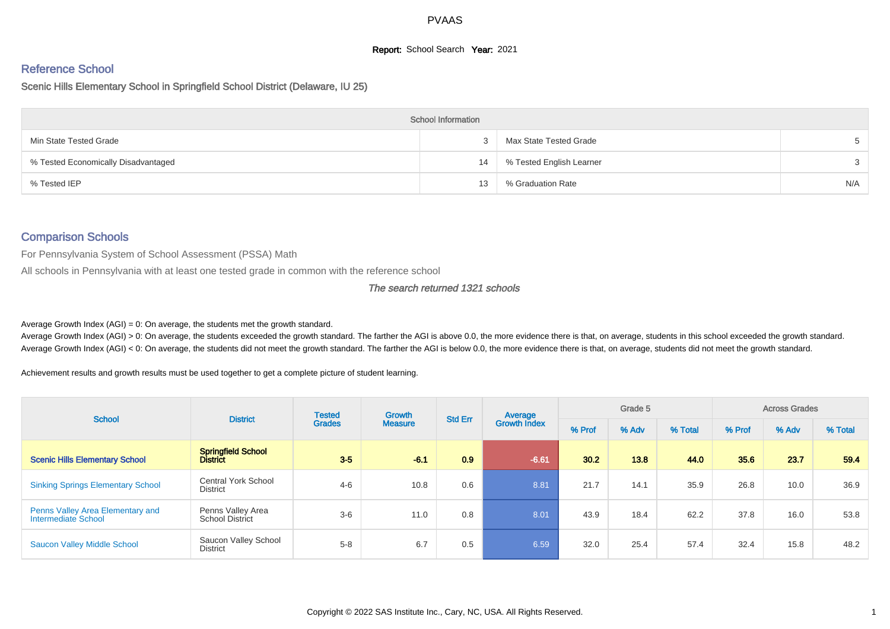PVAAS

**Report:** School Search **Year:** 2021

## Reference School

### Scenic Hills Elementary School in Springfield School District (Delaware, IU 25)

| School Information | | | |
|---|---|---|---|
| Min State Tested Grade | 3 | Max State Tested Grade | 5 |
| % Tested Economically Disadvantaged | 14 | % Tested English Learner | 3 |
| % Tested IEP | 13 | % Graduation Rate | N/A |

## Comparison Schools

For Pennsylvania System of School Assessment (PSSA) Math

All schools in Pennsylvania with at least one tested grade in common with the reference school

*The search returned 1321 schools*

Average Growth Index (AGI) = 0: On average, the students met the growth standard.
Average Growth Index (AGI) > 0: On average, the students exceeded the growth standard. The farther the AGI is above 0.0, the more evidence there is that, on average, students in this school exceeded the growth standard.
Average Growth Index (AGI) < 0: On average, the students did not meet the growth standard. The farther the AGI is below 0.0, the more evidence there is that, on average, students did not meet the growth standard.

Achievement results and growth results must be used together to get a complete picture of student learning.

| School | District | Tested Grades | Growth Measure | Std Err | Average Growth Index | Grade 5 | | | Across Grades | | |
|---|---|---|---|---|---|---|---|---|---|---|---|
| | | | | | | % Prof | % Adv | % Total | % Prof | % Adv | % Total |
| **Scenic Hills Elementary School** | **Springfield School District** | **3-5** | **-6.1** | **0.9** | **-6.61** | **30.2** | **13.8** | **44.0** | **35.6** | **23.7** | **59.4** |
| Sinking Springs Elementary School | Central York School District | 4-6 | 10.8 | 0.6 | 8.81 | 21.7 | 14.1 | 35.9 | 26.8 | 10.0 | 36.9 |
| Penns Valley Area Elementary and Intermediate School | Penns Valley Area School District | 3-6 | 11.0 | 0.8 | 8.01 | 43.9 | 18.4 | 62.2 | 37.8 | 16.0 | 53.8 |
| Saucon Valley Middle School | Saucon Valley School District | 5-8 | 6.7 | 0.5 | 6.59 | 32.0 | 25.4 | 57.4 | 32.4 | 15.8 | 48.2 |

Copyright © 2022 SAS Institute Inc., Cary, NC, USA. All Rights Reserved.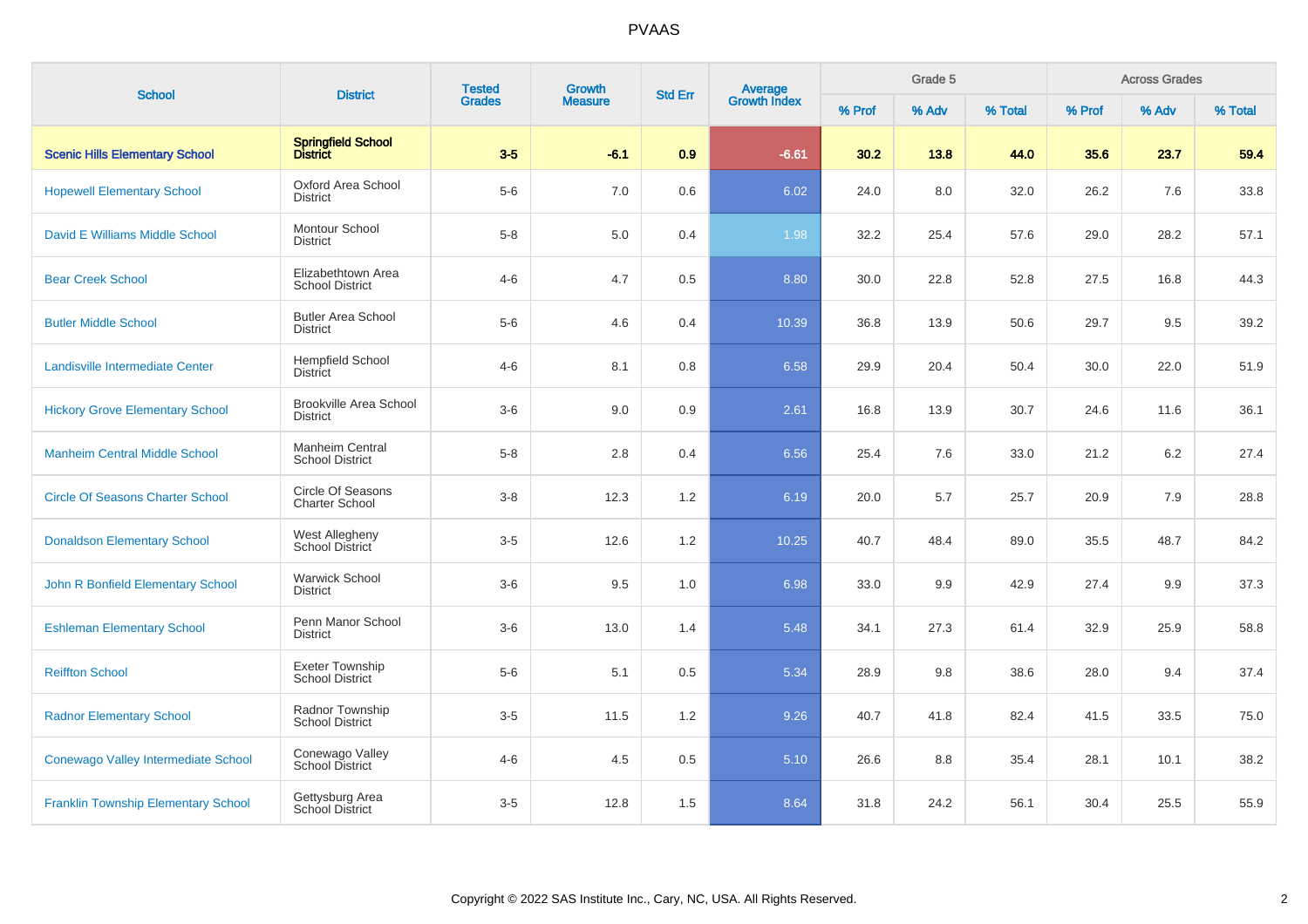| School | District | Tested Grades | Growth Measure | Std Err | Average Growth Index | Grade 5 | | | Across Grades | | |
|---|---|---|---|---|---|---|---|---|---|---|---|
| | | | | | | % Prof | % Adv | % Total | % Prof | % Adv | % Total |
| **Scenic Hills Elementary School** | **Springfield School District** | **3-5** | **-6.1** | **0.9** | **-6.61** | **30.2** | **13.8** | **44.0** | **35.6** | **23.7** | **59.4** |
| Hopewell Elementary School | Oxford Area School District | 5-6 | 7.0 | 0.6 | 6.02 | 24.0 | 8.0 | 32.0 | 26.2 | 7.6 | 33.8 |
| David E Williams Middle School | Montour School District | 5-8 | 5.0 | 0.4 | 1.98 | 32.2 | 25.4 | 57.6 | 29.0 | 28.2 | 57.1 |
| Bear Creek School | Elizabethtown Area School District | 4-6 | 4.7 | 0.5 | 8.80 | 30.0 | 22.8 | 52.8 | 27.5 | 16.8 | 44.3 |
| Butler Middle School | Butler Area School District | 5-6 | 4.6 | 0.4 | 10.39 | 36.8 | 13.9 | 50.6 | 29.7 | 9.5 | 39.2 |
| Landisville Intermediate Center | Hempfield School District | 4-6 | 8.1 | 0.8 | 6.58 | 29.9 | 20.4 | 50.4 | 30.0 | 22.0 | 51.9 |
| Hickory Grove Elementary School | Brookville Area School District | 3-6 | 9.0 | 0.9 | 2.61 | 16.8 | 13.9 | 30.7 | 24.6 | 11.6 | 36.1 |
| Manheim Central Middle School | Manheim Central School District | 5-8 | 2.8 | 0.4 | 6.56 | 25.4 | 7.6 | 33.0 | 21.2 | 6.2 | 27.4 |
| Circle Of Seasons Charter School | Circle Of Seasons Charter School | 3-8 | 12.3 | 1.2 | 6.19 | 20.0 | 5.7 | 25.7 | 20.9 | 7.9 | 28.8 |
| Donaldson Elementary School | West Allegheny School District | 3-5 | 12.6 | 1.2 | 10.25 | 40.7 | 48.4 | 89.0 | 35.5 | 48.7 | 84.2 |
| John R Bonfield Elementary School | Warwick School District | 3-6 | 9.5 | 1.0 | 6.98 | 33.0 | 9.9 | 42.9 | 27.4 | 9.9 | 37.3 |
| Eshleman Elementary School | Penn Manor School District | 3-6 | 13.0 | 1.4 | 5.48 | 34.1 | 27.3 | 61.4 | 32.9 | 25.9 | 58.8 |
| Reiffton School | Exeter Township School District | 5-6 | 5.1 | 0.5 | 5.34 | 28.9 | 9.8 | 38.6 | 28.0 | 9.4 | 37.4 |
| Radnor Elementary School | Radnor Township School District | 3-5 | 11.5 | 1.2 | 9.26 | 40.7 | 41.8 | 82.4 | 41.5 | 33.5 | 75.0 |
| Conewago Valley Intermediate School | Conewago Valley School District | 4-6 | 4.5 | 0.5 | 5.10 | 26.6 | 8.8 | 35.4 | 28.1 | 10.1 | 38.2 |
| Franklin Township Elementary School | Gettysburg Area School District | 3-5 | 12.8 | 1.5 | 8.64 | 31.8 | 24.2 | 56.1 | 30.4 | 25.5 | 55.9 |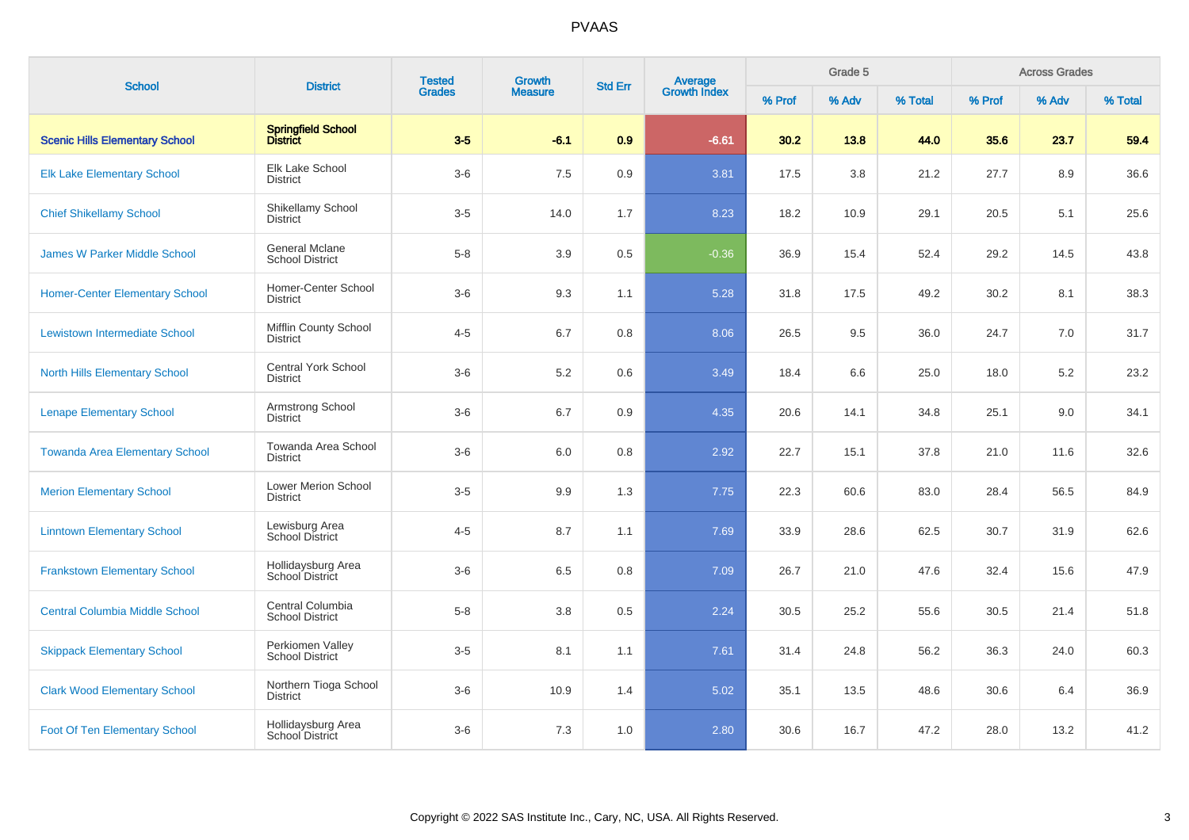# PVAAS

| School | District | Tested Grades | Growth Measure | Std Err | Average Growth Index | Grade 5 | | | Across Grades | | |
|---|---|---|---|---|---|---|---|---|---|---|---|
| | | | | | | % Prof | % Adv | % Total | % Prof | % Adv | % Total |
| **Scenic Hills Elementary School** | **Springfield School District** | **3-5** | **-6.1** | **0.9** | **-6.61** | **30.2** | **13.8** | **44.0** | **35.6** | **23.7** | **59.4** |
| Elk Lake Elementary School | Elk Lake School District | 3-6 | 7.5 | 0.9 | 3.81 | 17.5 | 3.8 | 21.2 | 27.7 | 8.9 | 36.6 |
| Chief Shikellamy School | Shikellamy School District | 3-5 | 14.0 | 1.7 | 8.23 | 18.2 | 10.9 | 29.1 | 20.5 | 5.1 | 25.6 |
| James W Parker Middle School | General Mclane School District | 5-8 | 3.9 | 0.5 | -0.36 | 36.9 | 15.4 | 52.4 | 29.2 | 14.5 | 43.8 |
| Homer-Center Elementary School | Homer-Center School District | 3-6 | 9.3 | 1.1 | 5.28 | 31.8 | 17.5 | 49.2 | 30.2 | 8.1 | 38.3 |
| Lewistown Intermediate School | Mifflin County School District | 4-5 | 6.7 | 0.8 | 8.06 | 26.5 | 9.5 | 36.0 | 24.7 | 7.0 | 31.7 |
| North Hills Elementary School | Central York School District | 3-6 | 5.2 | 0.6 | 3.49 | 18.4 | 6.6 | 25.0 | 18.0 | 5.2 | 23.2 |
| Lenape Elementary School | Armstrong School District | 3-6 | 6.7 | 0.9 | 4.35 | 20.6 | 14.1 | 34.8 | 25.1 | 9.0 | 34.1 |
| Towanda Area Elementary School | Towanda Area School District | 3-6 | 6.0 | 0.8 | 2.92 | 22.7 | 15.1 | 37.8 | 21.0 | 11.6 | 32.6 |
| Merion Elementary School | Lower Merion School District | 3-5 | 9.9 | 1.3 | 7.75 | 22.3 | 60.6 | 83.0 | 28.4 | 56.5 | 84.9 |
| Linntown Elementary School | Lewisburg Area School District | 4-5 | 8.7 | 1.1 | 7.69 | 33.9 | 28.6 | 62.5 | 30.7 | 31.9 | 62.6 |
| Frankstown Elementary School | Hollidaysburg Area School District | 3-6 | 6.5 | 0.8 | 7.09 | 26.7 | 21.0 | 47.6 | 32.4 | 15.6 | 47.9 |
| Central Columbia Middle School | Central Columbia School District | 5-8 | 3.8 | 0.5 | 2.24 | 30.5 | 25.2 | 55.6 | 30.5 | 21.4 | 51.8 |
| Skippack Elementary School | Perkiomen Valley School District | 3-5 | 8.1 | 1.1 | 7.61 | 31.4 | 24.8 | 56.2 | 36.3 | 24.0 | 60.3 |
| Clark Wood Elementary School | Northern Tioga School District | 3-6 | 10.9 | 1.4 | 5.02 | 35.1 | 13.5 | 48.6 | 30.6 | 6.4 | 36.9 |
| Foot Of Ten Elementary School | Hollidaysburg Area School District | 3-6 | 7.3 | 1.0 | 2.80 | 30.6 | 16.7 | 47.2 | 28.0 | 13.2 | 41.2 |

Copyright © 2022 SAS Institute Inc., Cary, NC, USA. All Rights Reserved.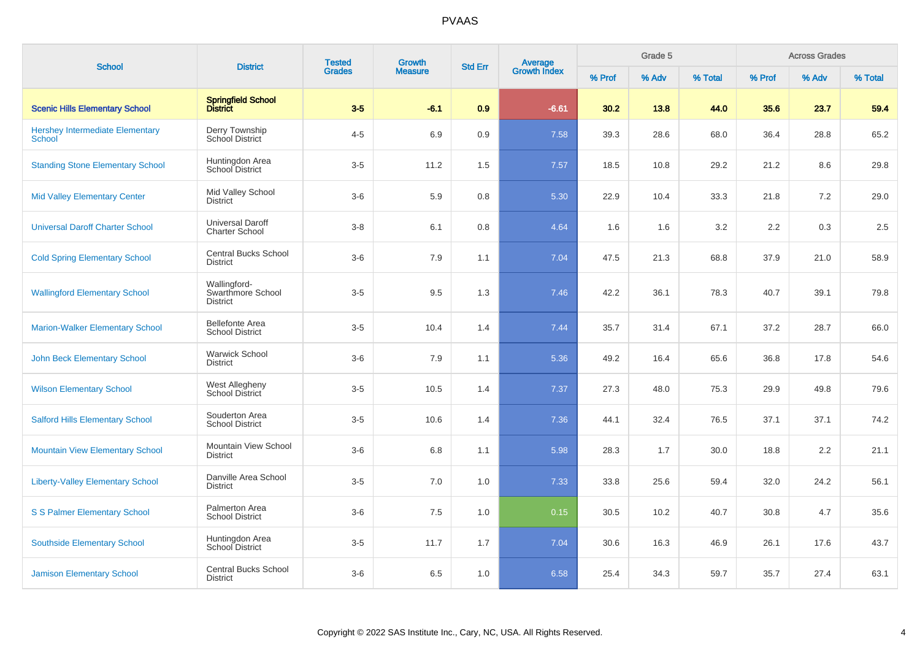# PVAAS

| School | District | Tested Grades | Growth Measure | Std Err | Average Growth Index | Grade 5 | | | Across Grades | | |
|---|---|---|---|---|---|---|---|---|---|---|---|
| | | | | | | % Prof | % Adv | % Total | % Prof | % Adv | % Total |
| **Scenic Hills Elementary School** | **Springfield School District** | **3-5** | **-6.1** | **0.9** | **-6.61** | **30.2** | **13.8** | **44.0** | **35.6** | **23.7** | **59.4** |
| Hershey Intermediate Elementary School | Derry Township School District | 4-5 | 6.9 | 0.9 | 7.58 | 39.3 | 28.6 | 68.0 | 36.4 | 28.8 | 65.2 |
| Standing Stone Elementary School | Huntingdon Area School District | 3-5 | 11.2 | 1.5 | 7.57 | 18.5 | 10.8 | 29.2 | 21.2 | 8.6 | 29.8 |
| Mid Valley Elementary Center | Mid Valley School District | 3-6 | 5.9 | 0.8 | 5.30 | 22.9 | 10.4 | 33.3 | 21.8 | 7.2 | 29.0 |
| Universal Daroff Charter School | Universal Daroff Charter School | 3-8 | 6.1 | 0.8 | 4.64 | 1.6 | 1.6 | 3.2 | 2.2 | 0.3 | 2.5 |
| Cold Spring Elementary School | Central Bucks School District | 3-6 | 7.9 | 1.1 | 7.04 | 47.5 | 21.3 | 68.8 | 37.9 | 21.0 | 58.9 |
| Wallingford Elementary School | Wallingford-Swarthmore School District | 3-5 | 9.5 | 1.3 | 7.46 | 42.2 | 36.1 | 78.3 | 40.7 | 39.1 | 79.8 |
| Marion-Walker Elementary School | Bellefonte Area School District | 3-5 | 10.4 | 1.4 | 7.44 | 35.7 | 31.4 | 67.1 | 37.2 | 28.7 | 66.0 |
| John Beck Elementary School | Warwick School District | 3-6 | 7.9 | 1.1 | 5.36 | 49.2 | 16.4 | 65.6 | 36.8 | 17.8 | 54.6 |
| Wilson Elementary School | West Allegheny School District | 3-5 | 10.5 | 1.4 | 7.37 | 27.3 | 48.0 | 75.3 | 29.9 | 49.8 | 79.6 |
| Salford Hills Elementary School | Souderton Area School District | 3-5 | 10.6 | 1.4 | 7.36 | 44.1 | 32.4 | 76.5 | 37.1 | 37.1 | 74.2 |
| Mountain View Elementary School | Mountain View School District | 3-6 | 6.8 | 1.1 | 5.98 | 28.3 | 1.7 | 30.0 | 18.8 | 2.2 | 21.1 |
| Liberty-Valley Elementary School | Danville Area School District | 3-5 | 7.0 | 1.0 | 7.33 | 33.8 | 25.6 | 59.4 | 32.0 | 24.2 | 56.1 |
| S S Palmer Elementary School | Palmerton Area School District | 3-6 | 7.5 | 1.0 | 0.15 | 30.5 | 10.2 | 40.7 | 30.8 | 4.7 | 35.6 |
| Southside Elementary School | Huntingdon Area School District | 3-5 | 11.7 | 1.7 | 7.04 | 30.6 | 16.3 | 46.9 | 26.1 | 17.6 | 43.7 |
| Jamison Elementary School | Central Bucks School District | 3-6 | 6.5 | 1.0 | 6.58 | 25.4 | 34.3 | 59.7 | 35.7 | 27.4 | 63.1 |

Copyright © 2022 SAS Institute Inc., Cary, NC, USA. All Rights Reserved.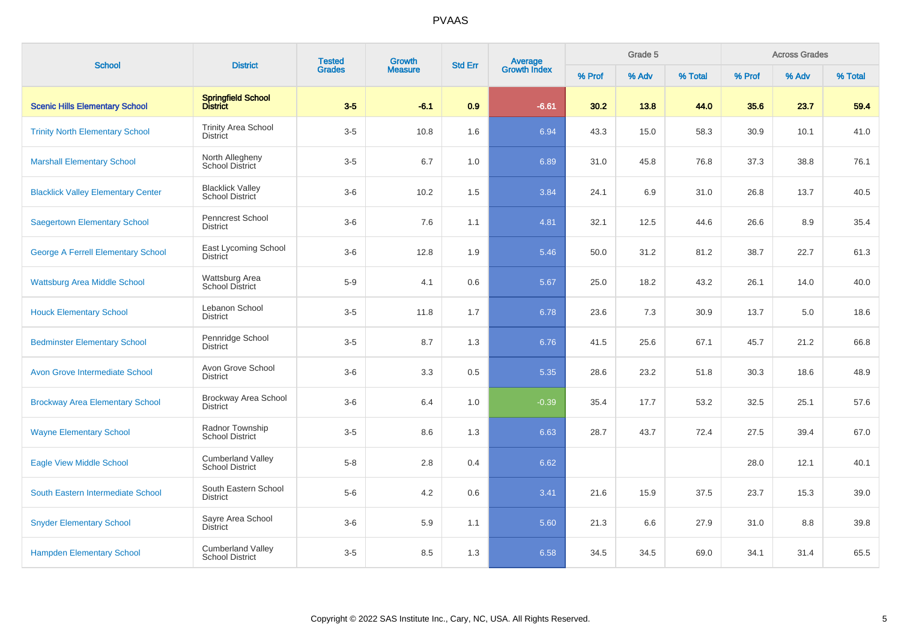# PVAAS

| School | District | Tested Grades | Growth Measure | Std Err | Average Growth Index | Grade 5 | | | Across Grades | | |
|---|---|---|---|---|---|---|---|---|---|---|---|
| | | | | | | % Prof | % Adv | % Total | % Prof | % Adv | % Total |
| **Scenic Hills Elementary School** | **Springfield School District** | **3-5** | **-6.1** | **0.9** | **-6.61** | **30.2** | **13.8** | **44.0** | **35.6** | **23.7** | **59.4** |
| Trinity North Elementary School | Trinity Area School District | 3-5 | 10.8 | 1.6 | 6.94 | 43.3 | 15.0 | 58.3 | 30.9 | 10.1 | 41.0 |
| Marshall Elementary School | North Allegheny School District | 3-5 | 6.7 | 1.0 | 6.89 | 31.0 | 45.8 | 76.8 | 37.3 | 38.8 | 76.1 |
| Blacklick Valley Elementary Center | Blacklick Valley School District | 3-6 | 10.2 | 1.5 | 3.84 | 24.1 | 6.9 | 31.0 | 26.8 | 13.7 | 40.5 |
| Saegertown Elementary School | Penncrest School District | 3-6 | 7.6 | 1.1 | 4.81 | 32.1 | 12.5 | 44.6 | 26.6 | 8.9 | 35.4 |
| George A Ferrell Elementary School | East Lycoming School District | 3-6 | 12.8 | 1.9 | 5.46 | 50.0 | 31.2 | 81.2 | 38.7 | 22.7 | 61.3 |
| Wattsburg Area Middle School | Wattsburg Area School District | 5-9 | 4.1 | 0.6 | 5.67 | 25.0 | 18.2 | 43.2 | 26.1 | 14.0 | 40.0 |
| Houck Elementary School | Lebanon School District | 3-5 | 11.8 | 1.7 | 6.78 | 23.6 | 7.3 | 30.9 | 13.7 | 5.0 | 18.6 |
| Bedminster Elementary School | Pennridge School District | 3-5 | 8.7 | 1.3 | 6.76 | 41.5 | 25.6 | 67.1 | 45.7 | 21.2 | 66.8 |
| Avon Grove Intermediate School | Avon Grove School District | 3-6 | 3.3 | 0.5 | 5.35 | 28.6 | 23.2 | 51.8 | 30.3 | 18.6 | 48.9 |
| Brockway Area Elementary School | Brockway Area School District | 3-6 | 6.4 | 1.0 | -0.39 | 35.4 | 17.7 | 53.2 | 32.5 | 25.1 | 57.6 |
| Wayne Elementary School | Radnor Township School District | 3-5 | 8.6 | 1.3 | 6.63 | 28.7 | 43.7 | 72.4 | 27.5 | 39.4 | 67.0 |
| Eagle View Middle School | Cumberland Valley School District | 5-8 | 2.8 | 0.4 | 6.62 | | | | 28.0 | 12.1 | 40.1 |
| South Eastern Intermediate School | South Eastern School District | 5-6 | 4.2 | 0.6 | 3.41 | 21.6 | 15.9 | 37.5 | 23.7 | 15.3 | 39.0 |
| Snyder Elementary School | Sayre Area School District | 3-6 | 5.9 | 1.1 | 5.60 | 21.3 | 6.6 | 27.9 | 31.0 | 8.8 | 39.8 |
| Hampden Elementary School | Cumberland Valley School District | 3-5 | 8.5 | 1.3 | 6.58 | 34.5 | 34.5 | 69.0 | 34.1 | 31.4 | 65.5 |

Copyright © 2022 SAS Institute Inc., Cary, NC, USA. All Rights Reserved.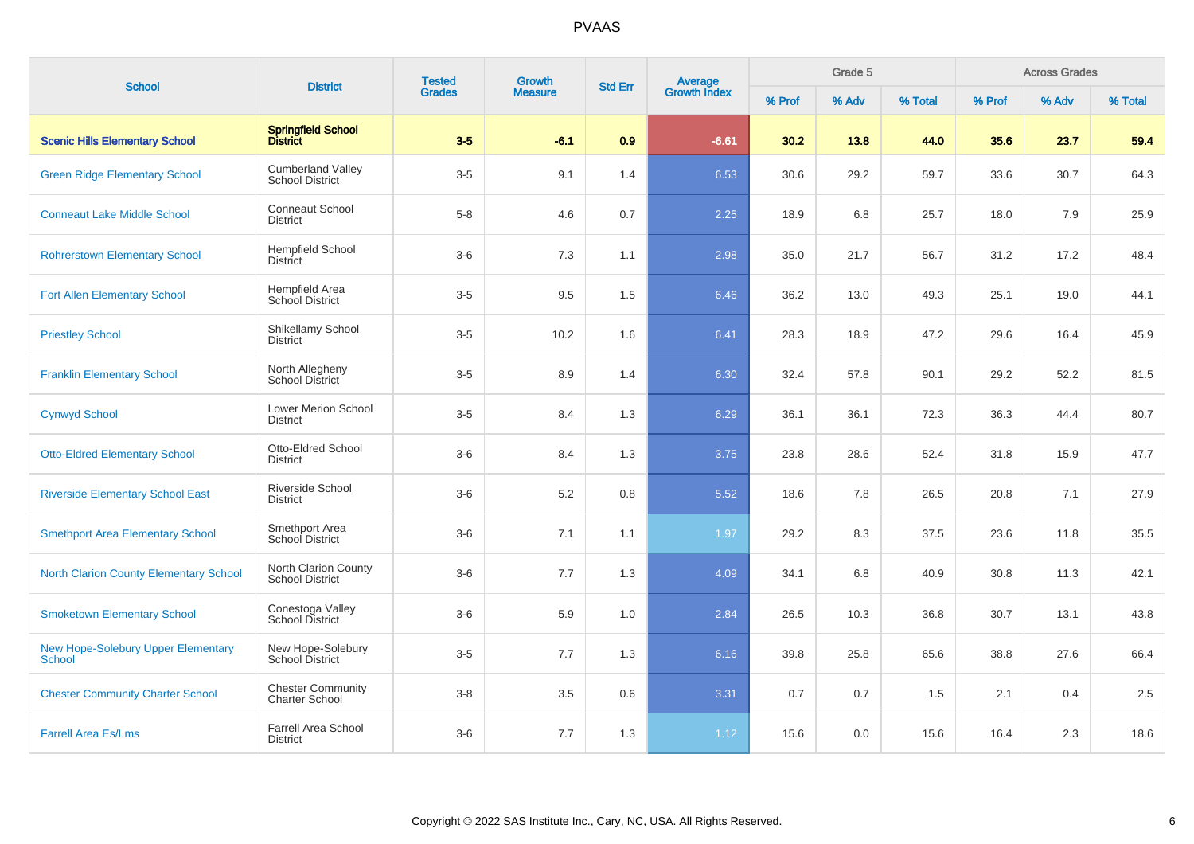# PVAAS

| School | District | Tested Grades | Growth Measure | Std Err | Average Growth Index | Grade 5 | | | Across Grades | | |
|---|---|---|---|---|---|---|---|---|---|---|---|
| | | | | | | % Prof | % Adv | % Total | % Prof | % Adv | % Total |
| **Scenic Hills Elementary School** | **Springfield School District** | **3-5** | **-6.1** | **0.9** | **-6.61** | **30.2** | **13.8** | **44.0** | **35.6** | **23.7** | **59.4** |
| Green Ridge Elementary School | Cumberland Valley School District | 3-5 | 9.1 | 1.4 | 6.53 | 30.6 | 29.2 | 59.7 | 33.6 | 30.7 | 64.3 |
| Conneaut Lake Middle School | Conneaut School District | 5-8 | 4.6 | 0.7 | 2.25 | 18.9 | 6.8 | 25.7 | 18.0 | 7.9 | 25.9 |
| Rohrerstown Elementary School | Hempfield School District | 3-6 | 7.3 | 1.1 | 2.98 | 35.0 | 21.7 | 56.7 | 31.2 | 17.2 | 48.4 |
| Fort Allen Elementary School | Hempfield Area School District | 3-5 | 9.5 | 1.5 | 6.46 | 36.2 | 13.0 | 49.3 | 25.1 | 19.0 | 44.1 |
| Priestley School | Shikellamy School District | 3-5 | 10.2 | 1.6 | 6.41 | 28.3 | 18.9 | 47.2 | 29.6 | 16.4 | 45.9 |
| Franklin Elementary School | North Allegheny School District | 3-5 | 8.9 | 1.4 | 6.30 | 32.4 | 57.8 | 90.1 | 29.2 | 52.2 | 81.5 |
| Cynwyd School | Lower Merion School District | 3-5 | 8.4 | 1.3 | 6.29 | 36.1 | 36.1 | 72.3 | 36.3 | 44.4 | 80.7 |
| Otto-Eldred Elementary School | Otto-Eldred School District | 3-6 | 8.4 | 1.3 | 3.75 | 23.8 | 28.6 | 52.4 | 31.8 | 15.9 | 47.7 |
| Riverside Elementary School East | Riverside School District | 3-6 | 5.2 | 0.8 | 5.52 | 18.6 | 7.8 | 26.5 | 20.8 | 7.1 | 27.9 |
| Smethport Area Elementary School | Smethport Area School District | 3-6 | 7.1 | 1.1 | 1.97 | 29.2 | 8.3 | 37.5 | 23.6 | 11.8 | 35.5 |
| North Clarion County Elementary School | North Clarion County School District | 3-6 | 7.7 | 1.3 | 4.09 | 34.1 | 6.8 | 40.9 | 30.8 | 11.3 | 42.1 |
| Smoketown Elementary School | Conestoga Valley School District | 3-6 | 5.9 | 1.0 | 2.84 | 26.5 | 10.3 | 36.8 | 30.7 | 13.1 | 43.8 |
| New Hope-Solebury Upper Elementary School | New Hope-Solebury School District | 3-5 | 7.7 | 1.3 | 6.16 | 39.8 | 25.8 | 65.6 | 38.8 | 27.6 | 66.4 |
| Chester Community Charter School | Chester Community Charter School | 3-8 | 3.5 | 0.6 | 3.31 | 0.7 | 0.7 | 1.5 | 2.1 | 0.4 | 2.5 |
| Farrell Area Es/Lms | Farrell Area School District | 3-6 | 7.7 | 1.3 | 1.12 | 15.6 | 0.0 | 15.6 | 16.4 | 2.3 | 18.6 |

Copyright © 2022 SAS Institute Inc., Cary, NC, USA. All Rights Reserved.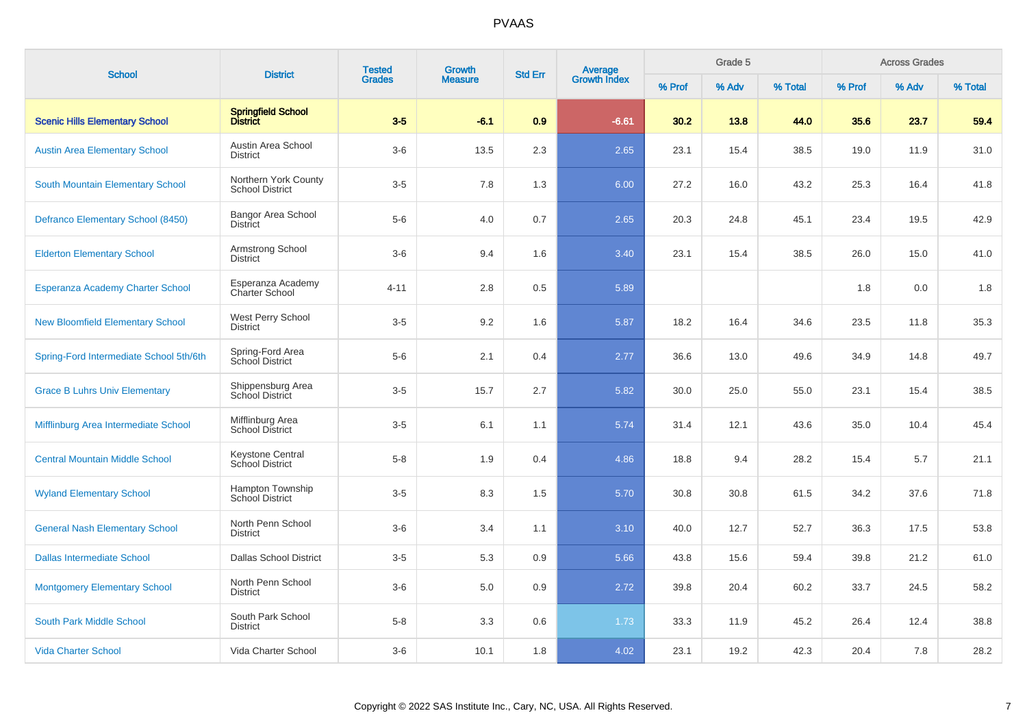# PVAAS

| School | District | Tested Grades | Growth Measure | Std Err | Average Growth Index | Grade 5 | | | Across Grades | | |
|---|---|---|---|---|---|---|---|---|---|---|---|
| | | | | | | % Prof | % Adv | % Total | % Prof | % Adv | % Total |
| **Scenic Hills Elementary School** | **Springfield School District** | **3-5** | **-6.1** | **0.9** | **-6.61** | **30.2** | **13.8** | **44.0** | **35.6** | **23.7** | **59.4** |
| Austin Area Elementary School | Austin Area School District | 3-6 | 13.5 | 2.3 | 2.65 | 23.1 | 15.4 | 38.5 | 19.0 | 11.9 | 31.0 |
| South Mountain Elementary School | Northern York County School District | 3-5 | 7.8 | 1.3 | 6.00 | 27.2 | 16.0 | 43.2 | 25.3 | 16.4 | 41.8 |
| Defranco Elementary School (8450) | Bangor Area School District | 5-6 | 4.0 | 0.7 | 2.65 | 20.3 | 24.8 | 45.1 | 23.4 | 19.5 | 42.9 |
| Elderton Elementary School | Armstrong School District | 3-6 | 9.4 | 1.6 | 3.40 | 23.1 | 15.4 | 38.5 | 26.0 | 15.0 | 41.0 |
| Esperanza Academy Charter School | Esperanza Academy Charter School | 4-11 | 2.8 | 0.5 | 5.89 | | | | 1.8 | 0.0 | 1.8 |
| New Bloomfield Elementary School | West Perry School District | 3-5 | 9.2 | 1.6 | 5.87 | 18.2 | 16.4 | 34.6 | 23.5 | 11.8 | 35.3 |
| Spring-Ford Intermediate School 5th/6th | Spring-Ford Area School District | 5-6 | 2.1 | 0.4 | 2.77 | 36.6 | 13.0 | 49.6 | 34.9 | 14.8 | 49.7 |
| Grace B Luhrs Univ Elementary | Shippensburg Area School District | 3-5 | 15.7 | 2.7 | 5.82 | 30.0 | 25.0 | 55.0 | 23.1 | 15.4 | 38.5 |
| Mifflinburg Area Intermediate School | Mifflinburg Area School District | 3-5 | 6.1 | 1.1 | 5.74 | 31.4 | 12.1 | 43.6 | 35.0 | 10.4 | 45.4 |
| Central Mountain Middle School | Keystone Central School District | 5-8 | 1.9 | 0.4 | 4.86 | 18.8 | 9.4 | 28.2 | 15.4 | 5.7 | 21.1 |
| Wyland Elementary School | Hampton Township School District | 3-5 | 8.3 | 1.5 | 5.70 | 30.8 | 30.8 | 61.5 | 34.2 | 37.6 | 71.8 |
| General Nash Elementary School | North Penn School District | 3-6 | 3.4 | 1.1 | 3.10 | 40.0 | 12.7 | 52.7 | 36.3 | 17.5 | 53.8 |
| Dallas Intermediate School | Dallas School District | 3-5 | 5.3 | 0.9 | 5.66 | 43.8 | 15.6 | 59.4 | 39.8 | 21.2 | 61.0 |
| Montgomery Elementary School | North Penn School District | 3-6 | 5.0 | 0.9 | 2.72 | 39.8 | 20.4 | 60.2 | 33.7 | 24.5 | 58.2 |
| South Park Middle School | South Park School District | 5-8 | 3.3 | 0.6 | 1.73 | 33.3 | 11.9 | 45.2 | 26.4 | 12.4 | 38.8 |
| Vida Charter School | Vida Charter School | 3-6 | 10.1 | 1.8 | 4.02 | 23.1 | 19.2 | 42.3 | 20.4 | 7.8 | 28.2 |

Copyright © 2022 SAS Institute Inc., Cary, NC, USA. All Rights Reserved.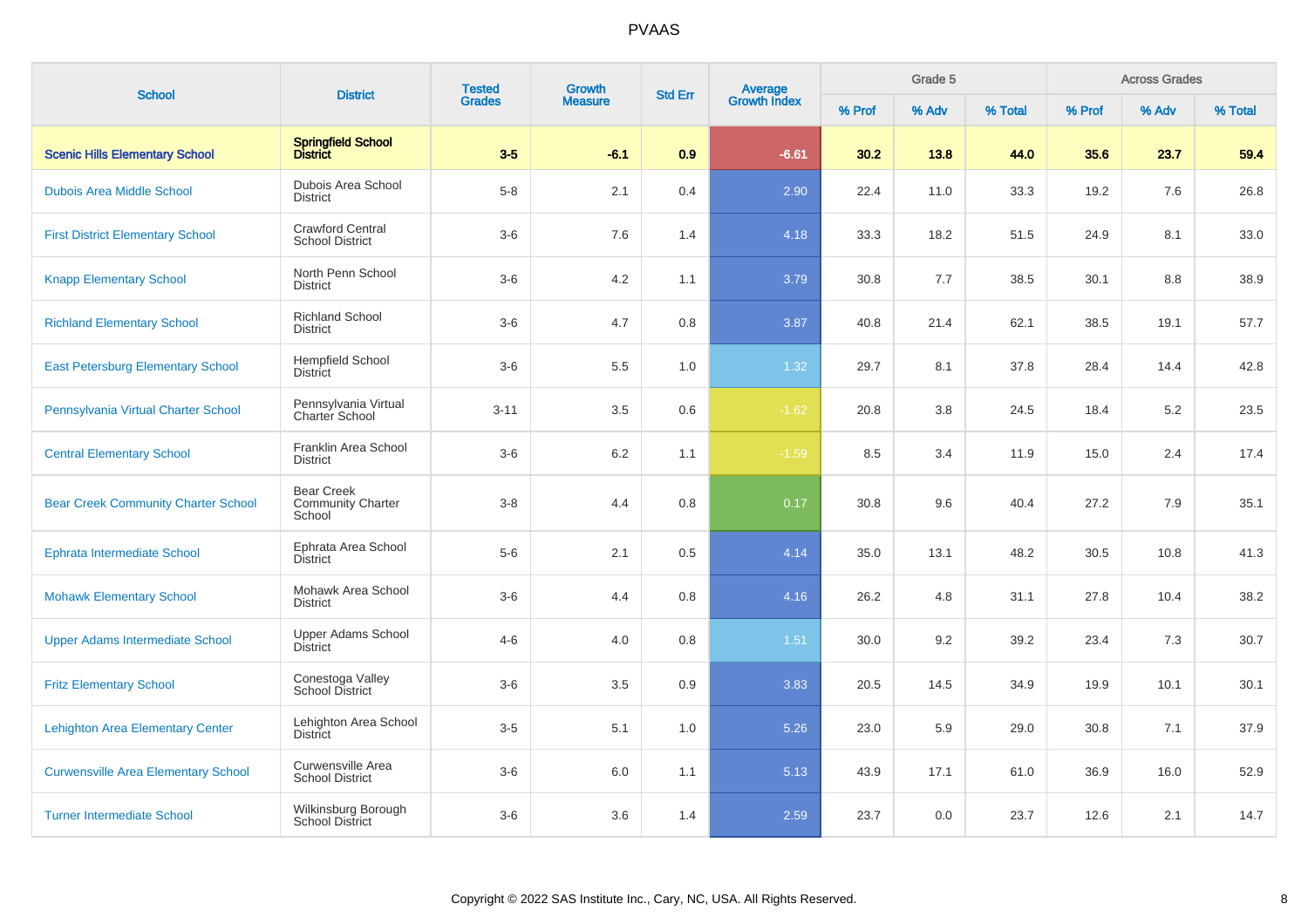# PVAAS

| School | District | Tested Grades | Growth Measure | Std Err | Average Growth Index | Grade 5 | | | Across Grades | | |
|---|---|---|---|---|---|---|---|---|---|---|---|
| | | | | | | % Prof | % Adv | % Total | % Prof | % Adv | % Total |
| **Scenic Hills Elementary School** | **Springfield School District** | **3-5** | **-6.1** | **0.9** | **-6.61** | **30.2** | **13.8** | **44.0** | **35.6** | **23.7** | **59.4** |
| Dubois Area Middle School | Dubois Area School District | 5-8 | 2.1 | 0.4 | 2.90 | 22.4 | 11.0 | 33.3 | 19.2 | 7.6 | 26.8 |
| First District Elementary School | Crawford Central School District | 3-6 | 7.6 | 1.4 | 4.18 | 33.3 | 18.2 | 51.5 | 24.9 | 8.1 | 33.0 |
| Knapp Elementary School | North Penn School District | 3-6 | 4.2 | 1.1 | 3.79 | 30.8 | 7.7 | 38.5 | 30.1 | 8.8 | 38.9 |
| Richland Elementary School | Richland School District | 3-6 | 4.7 | 0.8 | 3.87 | 40.8 | 21.4 | 62.1 | 38.5 | 19.1 | 57.7 |
| East Petersburg Elementary School | Hempfield School District | 3-6 | 5.5 | 1.0 | 1.32 | 29.7 | 8.1 | 37.8 | 28.4 | 14.4 | 42.8 |
| Pennsylvania Virtual Charter School | Pennsylvania Virtual Charter School | 3-11 | 3.5 | 0.6 | -1.62 | 20.8 | 3.8 | 24.5 | 18.4 | 5.2 | 23.5 |
| Central Elementary School | Franklin Area School District | 3-6 | 6.2 | 1.1 | -1.59 | 8.5 | 3.4 | 11.9 | 15.0 | 2.4 | 17.4 |
| Bear Creek Community Charter School | Bear Creek Community Charter School | 3-8 | 4.4 | 0.8 | 0.17 | 30.8 | 9.6 | 40.4 | 27.2 | 7.9 | 35.1 |
| Ephrata Intermediate School | Ephrata Area School District | 5-6 | 2.1 | 0.5 | 4.14 | 35.0 | 13.1 | 48.2 | 30.5 | 10.8 | 41.3 |
| Mohawk Elementary School | Mohawk Area School District | 3-6 | 4.4 | 0.8 | 4.16 | 26.2 | 4.8 | 31.1 | 27.8 | 10.4 | 38.2 |
| Upper Adams Intermediate School | Upper Adams School District | 4-6 | 4.0 | 0.8 | 1.51 | 30.0 | 9.2 | 39.2 | 23.4 | 7.3 | 30.7 |
| Fritz Elementary School | Conestoga Valley School District | 3-6 | 3.5 | 0.9 | 3.83 | 20.5 | 14.5 | 34.9 | 19.9 | 10.1 | 30.1 |
| Lehighton Area Elementary Center | Lehighton Area School District | 3-5 | 5.1 | 1.0 | 5.26 | 23.0 | 5.9 | 29.0 | 30.8 | 7.1 | 37.9 |
| Curwensville Area Elementary School | Curwensville Area School District | 3-6 | 6.0 | 1.1 | 5.13 | 43.9 | 17.1 | 61.0 | 36.9 | 16.0 | 52.9 |
| Turner Intermediate School | Wilkinsburg Borough School District | 3-6 | 3.6 | 1.4 | 2.59 | 23.7 | 0.0 | 23.7 | 12.6 | 2.1 | 14.7 |

Copyright © 2022 SAS Institute Inc., Cary, NC, USA. All Rights Reserved.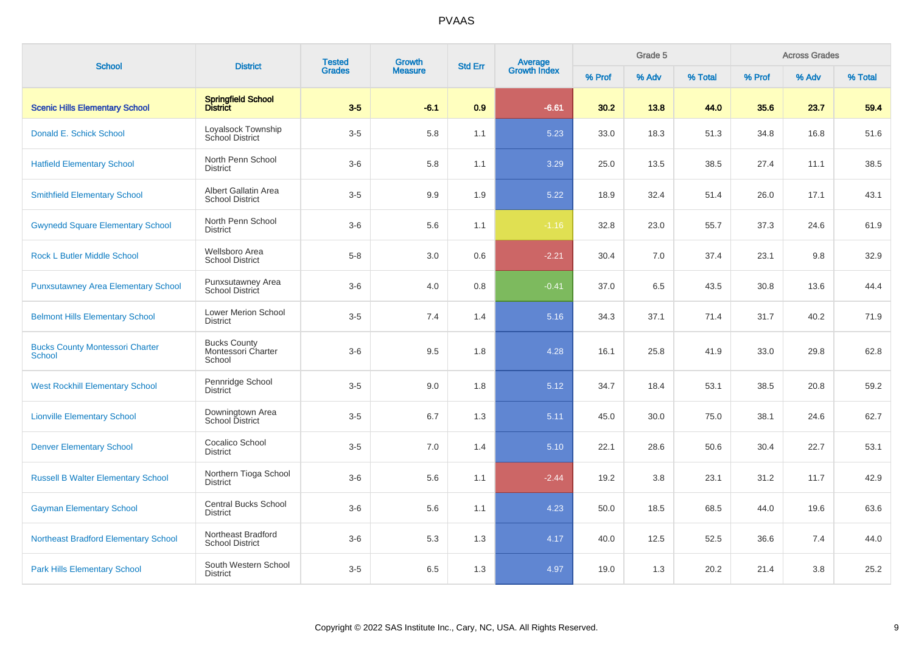# PVAAS

| School | District | Tested Grades | Growth Measure | Std Err | Average Growth Index | Grade 5 | | | Across Grades | | |
|---|---|---|---|---|---|---|---|---|---|---|---|
| | | | | | | % Prof | % Adv | % Total | % Prof | % Adv | % Total |
| **Scenic Hills Elementary School** | **Springfield School District** | **3-5** | **-6.1** | **0.9** | **-6.61** | **30.2** | **13.8** | **44.0** | **35.6** | **23.7** | **59.4** |
| Donald E. Schick School | Loyalsock Township School District | 3-5 | 5.8 | 1.1 | 5.23 | 33.0 | 18.3 | 51.3 | 34.8 | 16.8 | 51.6 |
| Hatfield Elementary School | North Penn School District | 3-6 | 5.8 | 1.1 | 3.29 | 25.0 | 13.5 | 38.5 | 27.4 | 11.1 | 38.5 |
| Smithfield Elementary School | Albert Gallatin Area School District | 3-5 | 9.9 | 1.9 | 5.22 | 18.9 | 32.4 | 51.4 | 26.0 | 17.1 | 43.1 |
| Gwynedd Square Elementary School | North Penn School District | 3-6 | 5.6 | 1.1 | -1.16 | 32.8 | 23.0 | 55.7 | 37.3 | 24.6 | 61.9 |
| Rock L Butler Middle School | Wellsboro Area School District | 5-8 | 3.0 | 0.6 | -2.21 | 30.4 | 7.0 | 37.4 | 23.1 | 9.8 | 32.9 |
| Punxsutawney Area Elementary School | Punxsutawney Area School District | 3-6 | 4.0 | 0.8 | -0.41 | 37.0 | 6.5 | 43.5 | 30.8 | 13.6 | 44.4 |
| Belmont Hills Elementary School | Lower Merion School District | 3-5 | 7.4 | 1.4 | 5.16 | 34.3 | 37.1 | 71.4 | 31.7 | 40.2 | 71.9 |
| Bucks County Montessori Charter School | Bucks County Montessori Charter School | 3-6 | 9.5 | 1.8 | 4.28 | 16.1 | 25.8 | 41.9 | 33.0 | 29.8 | 62.8 |
| West Rockhill Elementary School | Pennridge School District | 3-5 | 9.0 | 1.8 | 5.12 | 34.7 | 18.4 | 53.1 | 38.5 | 20.8 | 59.2 |
| Lionville Elementary School | Downingtown Area School District | 3-5 | 6.7 | 1.3 | 5.11 | 45.0 | 30.0 | 75.0 | 38.1 | 24.6 | 62.7 |
| Denver Elementary School | Cocalico School District | 3-5 | 7.0 | 1.4 | 5.10 | 22.1 | 28.6 | 50.6 | 30.4 | 22.7 | 53.1 |
| Russell B Walter Elementary School | Northern Tioga School District | 3-6 | 5.6 | 1.1 | -2.44 | 19.2 | 3.8 | 23.1 | 31.2 | 11.7 | 42.9 |
| Gayman Elementary School | Central Bucks School District | 3-6 | 5.6 | 1.1 | 4.23 | 50.0 | 18.5 | 68.5 | 44.0 | 19.6 | 63.6 |
| Northeast Bradford Elementary School | Northeast Bradford School District | 3-6 | 5.3 | 1.3 | 4.17 | 40.0 | 12.5 | 52.5 | 36.6 | 7.4 | 44.0 |
| Park Hills Elementary School | South Western School District | 3-5 | 6.5 | 1.3 | 4.97 | 19.0 | 1.3 | 20.2 | 21.4 | 3.8 | 25.2 |

Copyright © 2022 SAS Institute Inc., Cary, NC, USA. All Rights Reserved.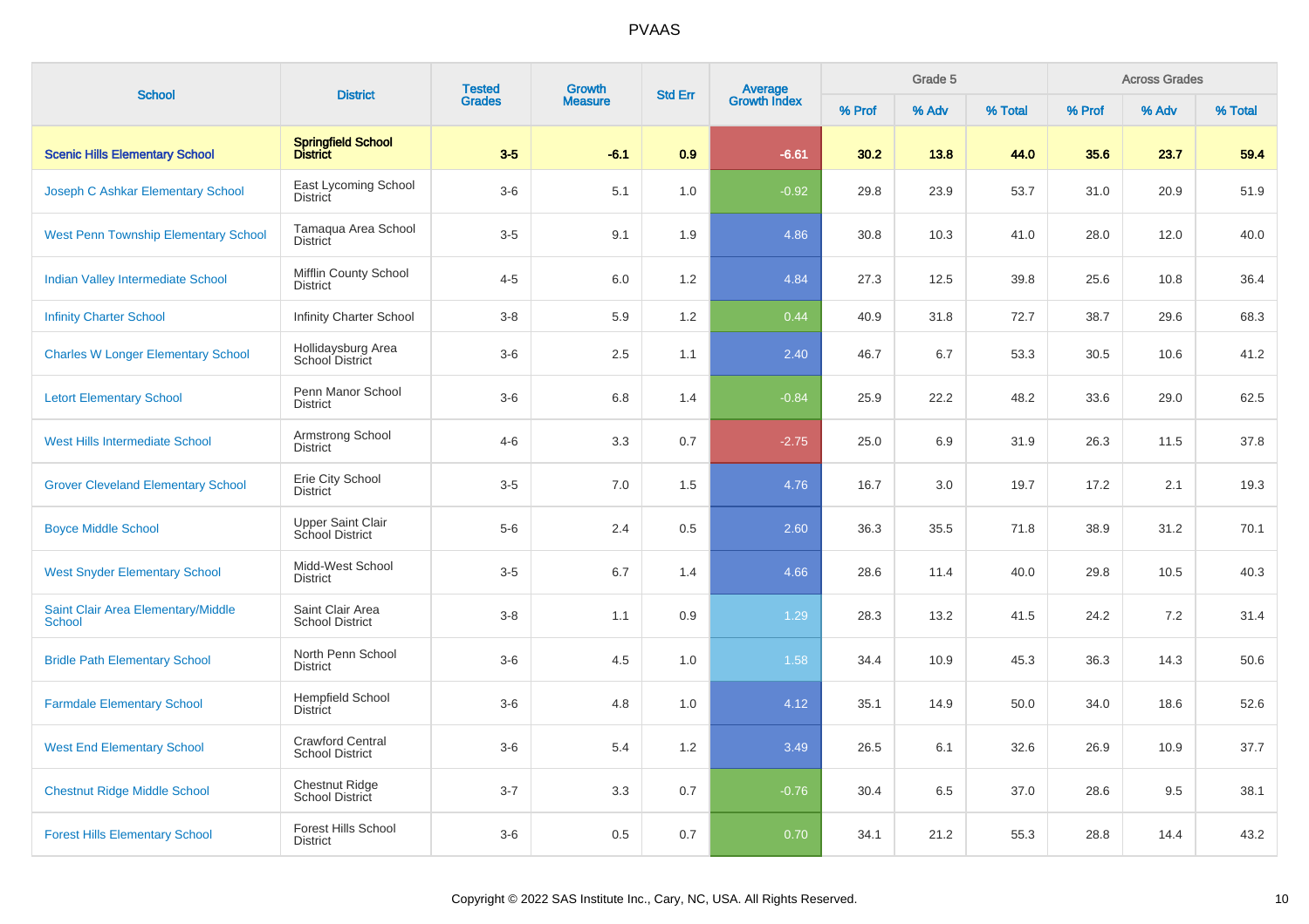# PVAAS

| School | District | Tested Grades | Growth Measure | Std Err | Average Growth Index | Grade 5 | | | Across Grades | | |
|---|---|---|---|---|---|---|---|---|---|---|---|
| | | | | | | % Prof | % Adv | % Total | % Prof | % Adv | % Total |
| **Scenic Hills Elementary School** | **Springfield School District** | **3-5** | **-6.1** | **0.9** | **-6.61** | **30.2** | **13.8** | **44.0** | **35.6** | **23.7** | **59.4** |
| Joseph C Ashkar Elementary School | East Lycoming School District | 3-6 | 5.1 | 1.0 | -0.92 | 29.8 | 23.9 | 53.7 | 31.0 | 20.9 | 51.9 |
| West Penn Township Elementary School | Tamaqua Area School District | 3-5 | 9.1 | 1.9 | 4.86 | 30.8 | 10.3 | 41.0 | 28.0 | 12.0 | 40.0 |
| Indian Valley Intermediate School | Mifflin County School District | 4-5 | 6.0 | 1.2 | 4.84 | 27.3 | 12.5 | 39.8 | 25.6 | 10.8 | 36.4 |
| Infinity Charter School | Infinity Charter School | 3-8 | 5.9 | 1.2 | 0.44 | 40.9 | 31.8 | 72.7 | 38.7 | 29.6 | 68.3 |
| Charles W Longer Elementary School | Hollidaysburg Area School District | 3-6 | 2.5 | 1.1 | 2.40 | 46.7 | 6.7 | 53.3 | 30.5 | 10.6 | 41.2 |
| Letort Elementary School | Penn Manor School District | 3-6 | 6.8 | 1.4 | -0.84 | 25.9 | 22.2 | 48.2 | 33.6 | 29.0 | 62.5 |
| West Hills Intermediate School | Armstrong School District | 4-6 | 3.3 | 0.7 | -2.75 | 25.0 | 6.9 | 31.9 | 26.3 | 11.5 | 37.8 |
| Grover Cleveland Elementary School | Erie City School District | 3-5 | 7.0 | 1.5 | 4.76 | 16.7 | 3.0 | 19.7 | 17.2 | 2.1 | 19.3 |
| Boyce Middle School | Upper Saint Clair School District | 5-6 | 2.4 | 0.5 | 2.60 | 36.3 | 35.5 | 71.8 | 38.9 | 31.2 | 70.1 |
| West Snyder Elementary School | Midd-West School District | 3-5 | 6.7 | 1.4 | 4.66 | 28.6 | 11.4 | 40.0 | 29.8 | 10.5 | 40.3 |
| Saint Clair Area Elementary/Middle School | Saint Clair Area School District | 3-8 | 1.1 | 0.9 | 1.29 | 28.3 | 13.2 | 41.5 | 24.2 | 7.2 | 31.4 |
| Bridle Path Elementary School | North Penn School District | 3-6 | 4.5 | 1.0 | 1.58 | 34.4 | 10.9 | 45.3 | 36.3 | 14.3 | 50.6 |
| Farmdale Elementary School | Hempfield School District | 3-6 | 4.8 | 1.0 | 4.12 | 35.1 | 14.9 | 50.0 | 34.0 | 18.6 | 52.6 |
| West End Elementary School | Crawford Central School District | 3-6 | 5.4 | 1.2 | 3.49 | 26.5 | 6.1 | 32.6 | 26.9 | 10.9 | 37.7 |
| Chestnut Ridge Middle School | Chestnut Ridge School District | 3-7 | 3.3 | 0.7 | -0.76 | 30.4 | 6.5 | 37.0 | 28.6 | 9.5 | 38.1 |
| Forest Hills Elementary School | Forest Hills School District | 3-6 | 0.5 | 0.7 | 0.70 | 34.1 | 21.2 | 55.3 | 28.8 | 14.4 | 43.2 |

Copyright © 2022 SAS Institute Inc., Cary, NC, USA. All Rights Reserved.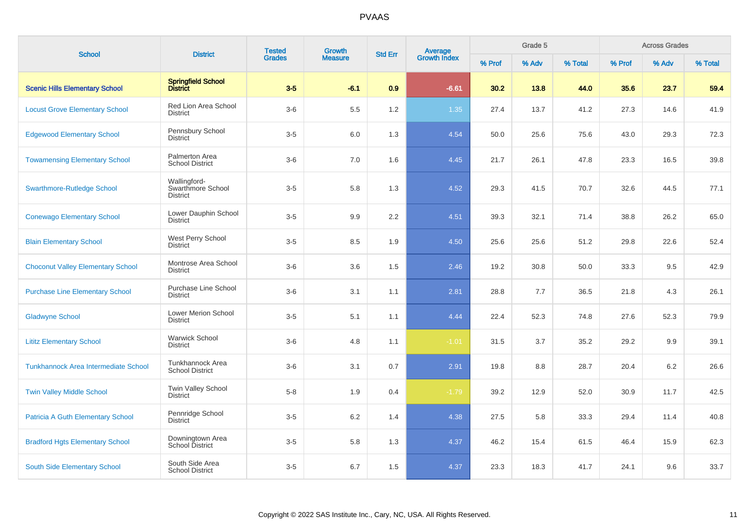# PVAAS

| School | District | Tested Grades | Growth Measure | Std Err | Average Growth Index | Grade 5 | | | Across Grades | | |
|---|---|---|---|---|---|---|---|---|---|---|---|
| | | | | | | % Prof | % Adv | % Total | % Prof | % Adv | % Total |
| **Scenic Hills Elementary School** | **Springfield School District** | **3-5** | **-6.1** | **0.9** | **-6.61** | **30.2** | **13.8** | **44.0** | **35.6** | **23.7** | **59.4** |
| Locust Grove Elementary School | Red Lion Area School District | 3-6 | 5.5 | 1.2 | 1.35 | 27.4 | 13.7 | 41.2 | 27.3 | 14.6 | 41.9 |
| Edgewood Elementary School | Pennsbury School District | 3-5 | 6.0 | 1.3 | 4.54 | 50.0 | 25.6 | 75.6 | 43.0 | 29.3 | 72.3 |
| Towamensing Elementary School | Palmerton Area School District | 3-6 | 7.0 | 1.6 | 4.45 | 21.7 | 26.1 | 47.8 | 23.3 | 16.5 | 39.8 |
| Swarthmore-Rutledge School | Wallingford-Swarthmore School District | 3-5 | 5.8 | 1.3 | 4.52 | 29.3 | 41.5 | 70.7 | 32.6 | 44.5 | 77.1 |
| Conewago Elementary School | Lower Dauphin School District | 3-5 | 9.9 | 2.2 | 4.51 | 39.3 | 32.1 | 71.4 | 38.8 | 26.2 | 65.0 |
| Blain Elementary School | West Perry School District | 3-5 | 8.5 | 1.9 | 4.50 | 25.6 | 25.6 | 51.2 | 29.8 | 22.6 | 52.4 |
| Choconut Valley Elementary School | Montrose Area School District | 3-6 | 3.6 | 1.5 | 2.46 | 19.2 | 30.8 | 50.0 | 33.3 | 9.5 | 42.9 |
| Purchase Line Elementary School | Purchase Line School District | 3-6 | 3.1 | 1.1 | 2.81 | 28.8 | 7.7 | 36.5 | 21.8 | 4.3 | 26.1 |
| Gladwyne School | Lower Merion School District | 3-5 | 5.1 | 1.1 | 4.44 | 22.4 | 52.3 | 74.8 | 27.6 | 52.3 | 79.9 |
| Lititz Elementary School | Warwick School District | 3-6 | 4.8 | 1.1 | -1.01 | 31.5 | 3.7 | 35.2 | 29.2 | 9.9 | 39.1 |
| Tunkhannock Area Intermediate School | Tunkhannock Area School District | 3-6 | 3.1 | 0.7 | 2.91 | 19.8 | 8.8 | 28.7 | 20.4 | 6.2 | 26.6 |
| Twin Valley Middle School | Twin Valley School District | 5-8 | 1.9 | 0.4 | -1.79 | 39.2 | 12.9 | 52.0 | 30.9 | 11.7 | 42.5 |
| Patricia A Guth Elementary School | Pennridge School District | 3-5 | 6.2 | 1.4 | 4.38 | 27.5 | 5.8 | 33.3 | 29.4 | 11.4 | 40.8 |
| Bradford Hgts Elementary School | Downingtown Area School District | 3-5 | 5.8 | 1.3 | 4.37 | 46.2 | 15.4 | 61.5 | 46.4 | 15.9 | 62.3 |
| South Side Elementary School | South Side Area School District | 3-5 | 6.7 | 1.5 | 4.37 | 23.3 | 18.3 | 41.7 | 24.1 | 9.6 | 33.7 |

Copyright © 2022 SAS Institute Inc., Cary, NC, USA. All Rights Reserved.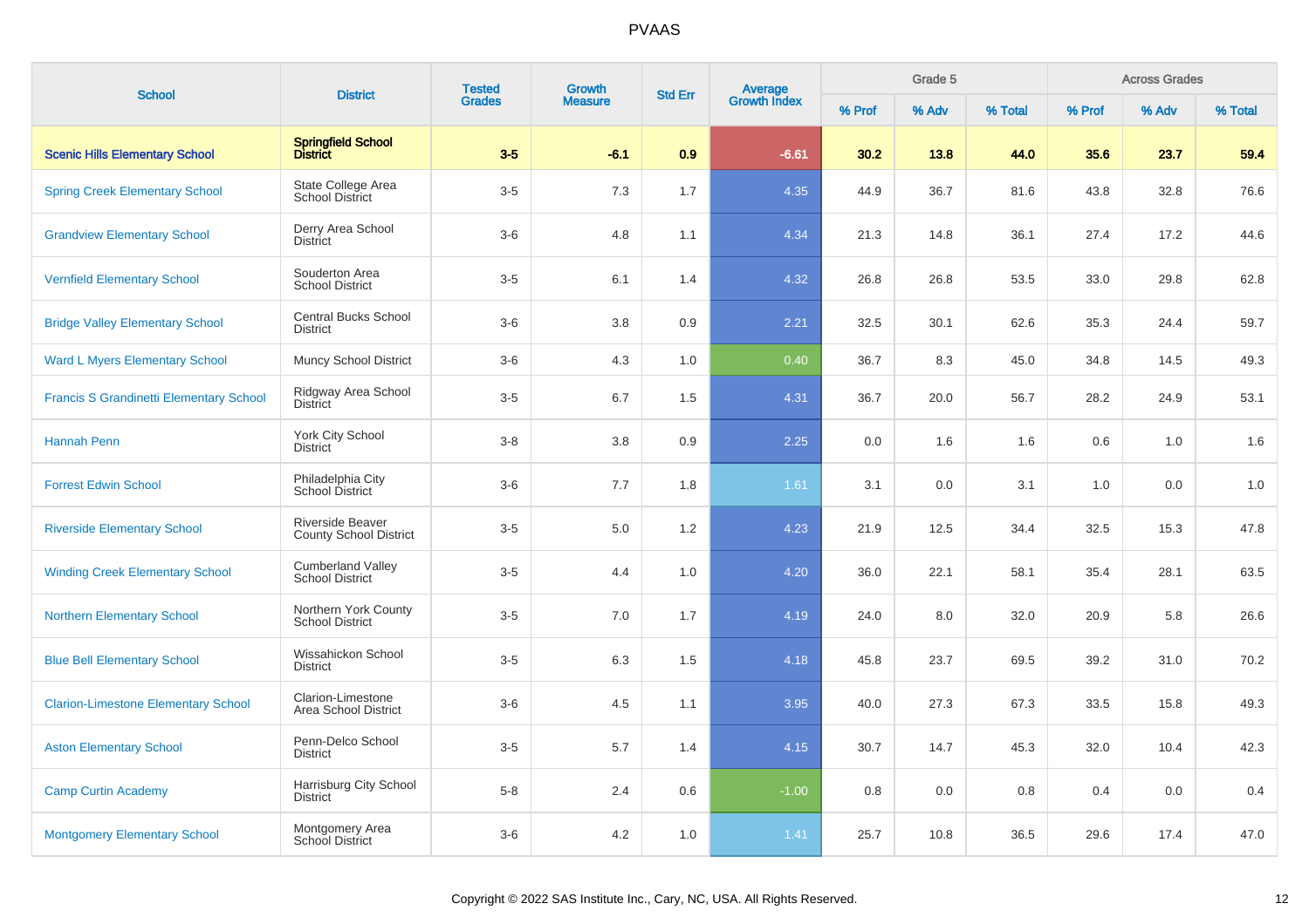# PVAAS

| School | District | Tested Grades | Growth Measure | Std Err | Average Growth Index | Grade 5 | | | Across Grades | | |
|---|---|---|---|---|---|---|---|---|---|---|---|
| | | | | | | % Prof | % Adv | % Total | % Prof | % Adv | % Total |
| **Scenic Hills Elementary School** | **Springfield School District** | **3-5** | **-6.1** | **0.9** | **-6.61** | **30.2** | **13.8** | **44.0** | **35.6** | **23.7** | **59.4** |
| Spring Creek Elementary School | State College Area School District | 3-5 | 7.3 | 1.7 | 4.35 | 44.9 | 36.7 | 81.6 | 43.8 | 32.8 | 76.6 |
| Grandview Elementary School | Derry Area School District | 3-6 | 4.8 | 1.1 | 4.34 | 21.3 | 14.8 | 36.1 | 27.4 | 17.2 | 44.6 |
| Vernfield Elementary School | Souderton Area School District | 3-5 | 6.1 | 1.4 | 4.32 | 26.8 | 26.8 | 53.5 | 33.0 | 29.8 | 62.8 |
| Bridge Valley Elementary School | Central Bucks School District | 3-6 | 3.8 | 0.9 | 2.21 | 32.5 | 30.1 | 62.6 | 35.3 | 24.4 | 59.7 |
| Ward L Myers Elementary School | Muncy School District | 3-6 | 4.3 | 1.0 | 0.40 | 36.7 | 8.3 | 45.0 | 34.8 | 14.5 | 49.3 |
| Francis S Grandinetti Elementary School | Ridgway Area School District | 3-5 | 6.7 | 1.5 | 4.31 | 36.7 | 20.0 | 56.7 | 28.2 | 24.9 | 53.1 |
| Hannah Penn | York City School District | 3-8 | 3.8 | 0.9 | 2.25 | 0.0 | 1.6 | 1.6 | 0.6 | 1.0 | 1.6 |
| Forrest Edwin School | Philadelphia City School District | 3-6 | 7.7 | 1.8 | 1.61 | 3.1 | 0.0 | 3.1 | 1.0 | 0.0 | 1.0 |
| Riverside Elementary School | Riverside Beaver County School District | 3-5 | 5.0 | 1.2 | 4.23 | 21.9 | 12.5 | 34.4 | 32.5 | 15.3 | 47.8 |
| Winding Creek Elementary School | Cumberland Valley School District | 3-5 | 4.4 | 1.0 | 4.20 | 36.0 | 22.1 | 58.1 | 35.4 | 28.1 | 63.5 |
| Northern Elementary School | Northern York County School District | 3-5 | 7.0 | 1.7 | 4.19 | 24.0 | 8.0 | 32.0 | 20.9 | 5.8 | 26.6 |
| Blue Bell Elementary School | Wissahickon School District | 3-5 | 6.3 | 1.5 | 4.18 | 45.8 | 23.7 | 69.5 | 39.2 | 31.0 | 70.2 |
| Clarion-Limestone Elementary School | Clarion-Limestone Area School District | 3-6 | 4.5 | 1.1 | 3.95 | 40.0 | 27.3 | 67.3 | 33.5 | 15.8 | 49.3 |
| Aston Elementary School | Penn-Delco School District | 3-5 | 5.7 | 1.4 | 4.15 | 30.7 | 14.7 | 45.3 | 32.0 | 10.4 | 42.3 |
| Camp Curtin Academy | Harrisburg City School District | 5-8 | 2.4 | 0.6 | -1.00 | 0.8 | 0.0 | 0.8 | 0.4 | 0.0 | 0.4 |
| Montgomery Elementary School | Montgomery Area School District | 3-6 | 4.2 | 1.0 | 1.41 | 25.7 | 10.8 | 36.5 | 29.6 | 17.4 | 47.0 |

Copyright © 2022 SAS Institute Inc., Cary, NC, USA. All Rights Reserved.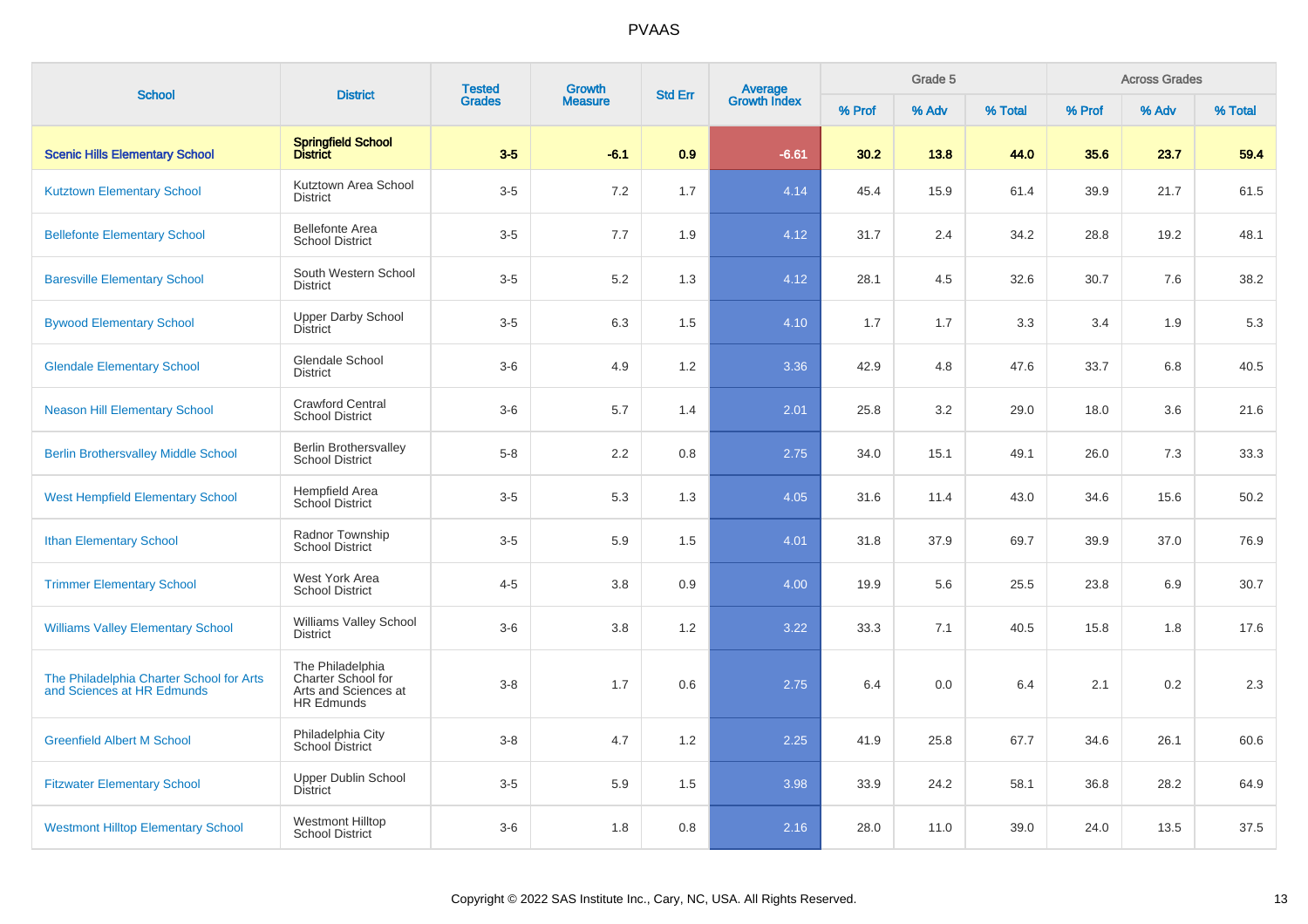| School | District | Tested Grades | Growth Measure | Std Err | Average Growth Index | Grade 5 | | | Across Grades | | |
|---|---|---|---|---|---|---|---|---|---|---|---|
| | | | | | | % Prof | % Adv | % Total | % Prof | % Adv | % Total |
| **Scenic Hills Elementary School** | **Springfield School District** | **3-5** | **-6.1** | **0.9** | **-6.61** | **30.2** | **13.8** | **44.0** | **35.6** | **23.7** | **59.4** |
| Kutztown Elementary School | Kutztown Area School District | 3-5 | 7.2 | 1.7 | 4.14 | 45.4 | 15.9 | 61.4 | 39.9 | 21.7 | 61.5 |
| Bellefonte Elementary School | Bellefonte Area School District | 3-5 | 7.7 | 1.9 | 4.12 | 31.7 | 2.4 | 34.2 | 28.8 | 19.2 | 48.1 |
| Baresville Elementary School | South Western School District | 3-5 | 5.2 | 1.3 | 4.12 | 28.1 | 4.5 | 32.6 | 30.7 | 7.6 | 38.2 |
| Bywood Elementary School | Upper Darby School District | 3-5 | 6.3 | 1.5 | 4.10 | 1.7 | 1.7 | 3.3 | 3.4 | 1.9 | 5.3 |
| Glendale Elementary School | Glendale School District | 3-6 | 4.9 | 1.2 | 3.36 | 42.9 | 4.8 | 47.6 | 33.7 | 6.8 | 40.5 |
| Neason Hill Elementary School | Crawford Central School District | 3-6 | 5.7 | 1.4 | 2.01 | 25.8 | 3.2 | 29.0 | 18.0 | 3.6 | 21.6 |
| Berlin Brothersvalley Middle School | Berlin Brothersvalley School District | 5-8 | 2.2 | 0.8 | 2.75 | 34.0 | 15.1 | 49.1 | 26.0 | 7.3 | 33.3 |
| West Hempfield Elementary School | Hempfield Area School District | 3-5 | 5.3 | 1.3 | 4.05 | 31.6 | 11.4 | 43.0 | 34.6 | 15.6 | 50.2 |
| Ithan Elementary School | Radnor Township School District | 3-5 | 5.9 | 1.5 | 4.01 | 31.8 | 37.9 | 69.7 | 39.9 | 37.0 | 76.9 |
| Trimmer Elementary School | West York Area School District | 4-5 | 3.8 | 0.9 | 4.00 | 19.9 | 5.6 | 25.5 | 23.8 | 6.9 | 30.7 |
| Williams Valley Elementary School | Williams Valley School District | 3-6 | 3.8 | 1.2 | 3.22 | 33.3 | 7.1 | 40.5 | 15.8 | 1.8 | 17.6 |
| The Philadelphia Charter School for Arts and Sciences at HR Edmunds | The Philadelphia Charter School for Arts and Sciences at HR Edmunds | 3-8 | 1.7 | 0.6 | 2.75 | 6.4 | 0.0 | 6.4 | 2.1 | 0.2 | 2.3 |
| Greenfield Albert M School | Philadelphia City School District | 3-8 | 4.7 | 1.2 | 2.25 | 41.9 | 25.8 | 67.7 | 34.6 | 26.1 | 60.6 |
| Fitzwater Elementary School | Upper Dublin School District | 3-5 | 5.9 | 1.5 | 3.98 | 33.9 | 24.2 | 58.1 | 36.8 | 28.2 | 64.9 |
| Westmont Hilltop Elementary School | Westmont Hilltop School District | 3-6 | 1.8 | 0.8 | 2.16 | 28.0 | 11.0 | 39.0 | 24.0 | 13.5 | 37.5 |

Copyright © 2022 SAS Institute Inc., Cary, NC, USA. All Rights Reserved.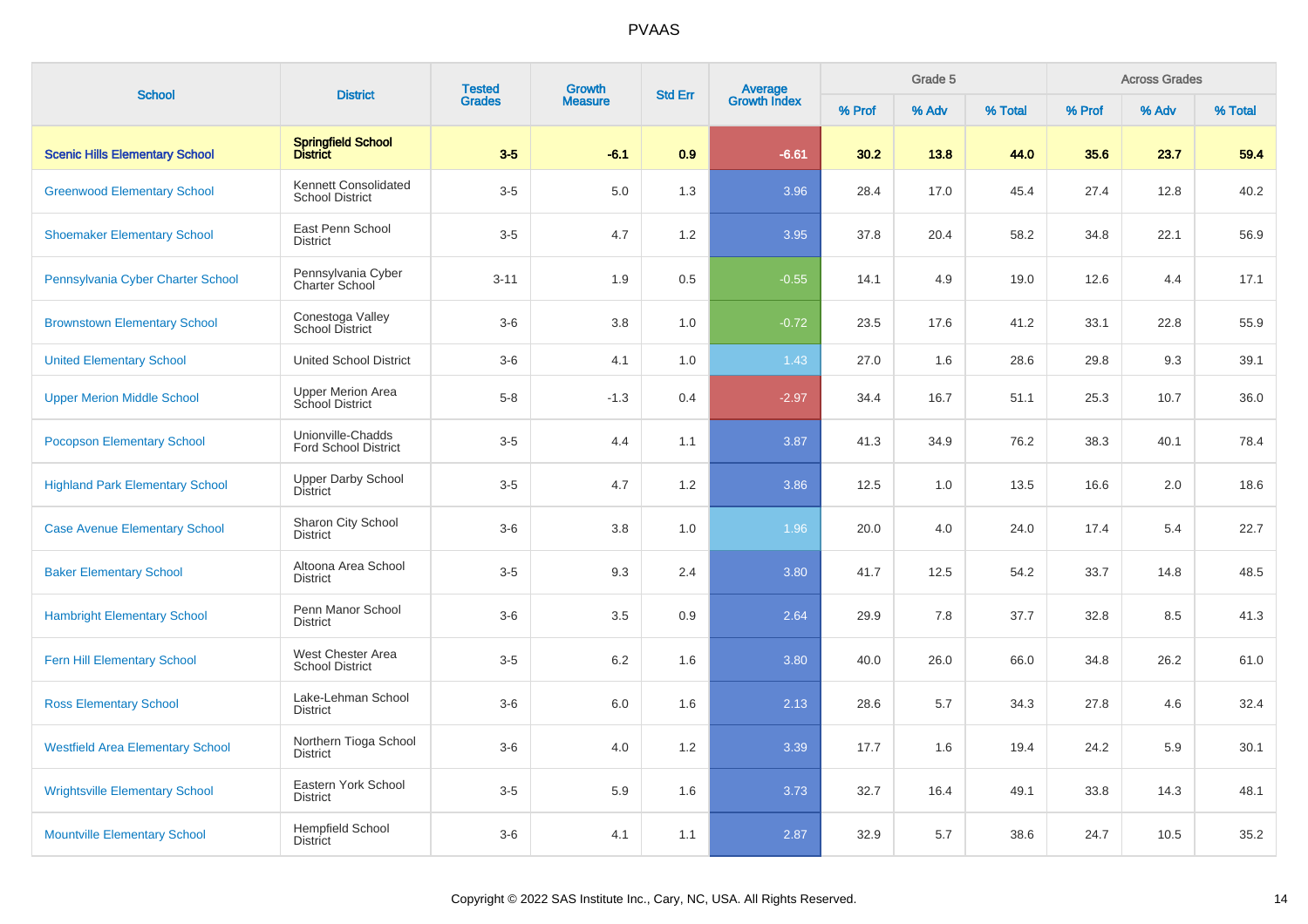# PVAAS

| School | District | Tested Grades | Growth Measure | Std Err | Average Growth Index | Grade 5 | | | Across Grades | | |
|---|---|---|---|---|---|---|---|---|---|---|---|
| | | | | | | % Prof | % Adv | % Total | % Prof | % Adv | % Total |
| **Scenic Hills Elementary School** | **Springfield School District** | **3-5** | **-6.1** | **0.9** | **-6.61** | **30.2** | **13.8** | **44.0** | **35.6** | **23.7** | **59.4** |
| Greenwood Elementary School | Kennett Consolidated School District | 3-5 | 5.0 | 1.3 | 3.96 | 28.4 | 17.0 | 45.4 | 27.4 | 12.8 | 40.2 |
| Shoemaker Elementary School | East Penn School District | 3-5 | 4.7 | 1.2 | 3.95 | 37.8 | 20.4 | 58.2 | 34.8 | 22.1 | 56.9 |
| Pennsylvania Cyber Charter School | Pennsylvania Cyber Charter School | 3-11 | 1.9 | 0.5 | -0.55 | 14.1 | 4.9 | 19.0 | 12.6 | 4.4 | 17.1 |
| Brownstown Elementary School | Conestoga Valley School District | 3-6 | 3.8 | 1.0 | -0.72 | 23.5 | 17.6 | 41.2 | 33.1 | 22.8 | 55.9 |
| United Elementary School | United School District | 3-6 | 4.1 | 1.0 | 1.43 | 27.0 | 1.6 | 28.6 | 29.8 | 9.3 | 39.1 |
| Upper Merion Middle School | Upper Merion Area School District | 5-8 | -1.3 | 0.4 | -2.97 | 34.4 | 16.7 | 51.1 | 25.3 | 10.7 | 36.0 |
| Pocopson Elementary School | Unionville-Chadds Ford School District | 3-5 | 4.4 | 1.1 | 3.87 | 41.3 | 34.9 | 76.2 | 38.3 | 40.1 | 78.4 |
| Highland Park Elementary School | Upper Darby School District | 3-5 | 4.7 | 1.2 | 3.86 | 12.5 | 1.0 | 13.5 | 16.6 | 2.0 | 18.6 |
| Case Avenue Elementary School | Sharon City School District | 3-6 | 3.8 | 1.0 | 1.96 | 20.0 | 4.0 | 24.0 | 17.4 | 5.4 | 22.7 |
| Baker Elementary School | Altoona Area School District | 3-5 | 9.3 | 2.4 | 3.80 | 41.7 | 12.5 | 54.2 | 33.7 | 14.8 | 48.5 |
| Hambright Elementary School | Penn Manor School District | 3-6 | 3.5 | 0.9 | 2.64 | 29.9 | 7.8 | 37.7 | 32.8 | 8.5 | 41.3 |
| Fern Hill Elementary School | West Chester Area School District | 3-5 | 6.2 | 1.6 | 3.80 | 40.0 | 26.0 | 66.0 | 34.8 | 26.2 | 61.0 |
| Ross Elementary School | Lake-Lehman School District | 3-6 | 6.0 | 1.6 | 2.13 | 28.6 | 5.7 | 34.3 | 27.8 | 4.6 | 32.4 |
| Westfield Area Elementary School | Northern Tioga School District | 3-6 | 4.0 | 1.2 | 3.39 | 17.7 | 1.6 | 19.4 | 24.2 | 5.9 | 30.1 |
| Wrightsville Elementary School | Eastern York School District | 3-5 | 5.9 | 1.6 | 3.73 | 32.7 | 16.4 | 49.1 | 33.8 | 14.3 | 48.1 |
| Mountville Elementary School | Hempfield School District | 3-6 | 4.1 | 1.1 | 2.87 | 32.9 | 5.7 | 38.6 | 24.7 | 10.5 | 35.2 |

Copyright © 2022 SAS Institute Inc., Cary, NC, USA. All Rights Reserved.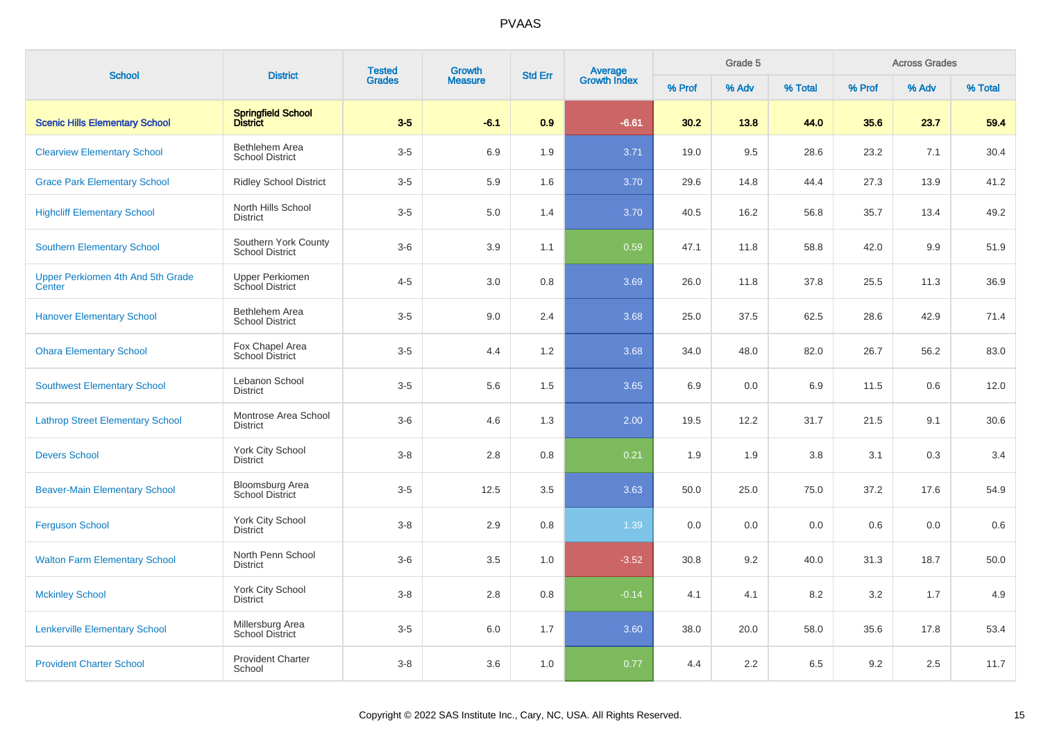# PVAAS

| School | District | Tested Grades | Growth Measure | Std Err | Average Growth Index | Grade 5 | | | Across Grades | | |
|---|---|---|---|---|---|---|---|---|---|---|---|
| | | | | | | % Prof | % Adv | % Total | % Prof | % Adv | % Total |
| **Scenic Hills Elementary School** | **Springfield School District** | **3-5** | **-6.1** | **0.9** | **-6.61** | **30.2** | **13.8** | **44.0** | **35.6** | **23.7** | **59.4** |
| Clearview Elementary School | Bethlehem Area School District | 3-5 | 6.9 | 1.9 | 3.71 | 19.0 | 9.5 | 28.6 | 23.2 | 7.1 | 30.4 |
| Grace Park Elementary School | Ridley School District | 3-5 | 5.9 | 1.6 | 3.70 | 29.6 | 14.8 | 44.4 | 27.3 | 13.9 | 41.2 |
| Highcliff Elementary School | North Hills School District | 3-5 | 5.0 | 1.4 | 3.70 | 40.5 | 16.2 | 56.8 | 35.7 | 13.4 | 49.2 |
| Southern Elementary School | Southern York County School District | 3-6 | 3.9 | 1.1 | 0.59 | 47.1 | 11.8 | 58.8 | 42.0 | 9.9 | 51.9 |
| Upper Perkiomen 4th And 5th Grade Center | Upper Perkiomen School District | 4-5 | 3.0 | 0.8 | 3.69 | 26.0 | 11.8 | 37.8 | 25.5 | 11.3 | 36.9 |
| Hanover Elementary School | Bethlehem Area School District | 3-5 | 9.0 | 2.4 | 3.68 | 25.0 | 37.5 | 62.5 | 28.6 | 42.9 | 71.4 |
| Ohara Elementary School | Fox Chapel Area School District | 3-5 | 4.4 | 1.2 | 3.68 | 34.0 | 48.0 | 82.0 | 26.7 | 56.2 | 83.0 |
| Southwest Elementary School | Lebanon School District | 3-5 | 5.6 | 1.5 | 3.65 | 6.9 | 0.0 | 6.9 | 11.5 | 0.6 | 12.0 |
| Lathrop Street Elementary School | Montrose Area School District | 3-6 | 4.6 | 1.3 | 2.00 | 19.5 | 12.2 | 31.7 | 21.5 | 9.1 | 30.6 |
| Devers School | York City School District | 3-8 | 2.8 | 0.8 | 0.21 | 1.9 | 1.9 | 3.8 | 3.1 | 0.3 | 3.4 |
| Beaver-Main Elementary School | Bloomsburg Area School District | 3-5 | 12.5 | 3.5 | 3.63 | 50.0 | 25.0 | 75.0 | 37.2 | 17.6 | 54.9 |
| Ferguson School | York City School District | 3-8 | 2.9 | 0.8 | 1.39 | 0.0 | 0.0 | 0.0 | 0.6 | 0.0 | 0.6 |
| Walton Farm Elementary School | North Penn School District | 3-6 | 3.5 | 1.0 | -3.52 | 30.8 | 9.2 | 40.0 | 31.3 | 18.7 | 50.0 |
| Mckinley School | York City School District | 3-8 | 2.8 | 0.8 | -0.14 | 4.1 | 4.1 | 8.2 | 3.2 | 1.7 | 4.9 |
| Lenkerville Elementary School | Millersburg Area School District | 3-5 | 6.0 | 1.7 | 3.60 | 38.0 | 20.0 | 58.0 | 35.6 | 17.8 | 53.4 |
| Provident Charter School | Provident Charter School | 3-8 | 3.6 | 1.0 | 0.77 | 4.4 | 2.2 | 6.5 | 9.2 | 2.5 | 11.7 |

Copyright © 2022 SAS Institute Inc., Cary, NC, USA. All Rights Reserved.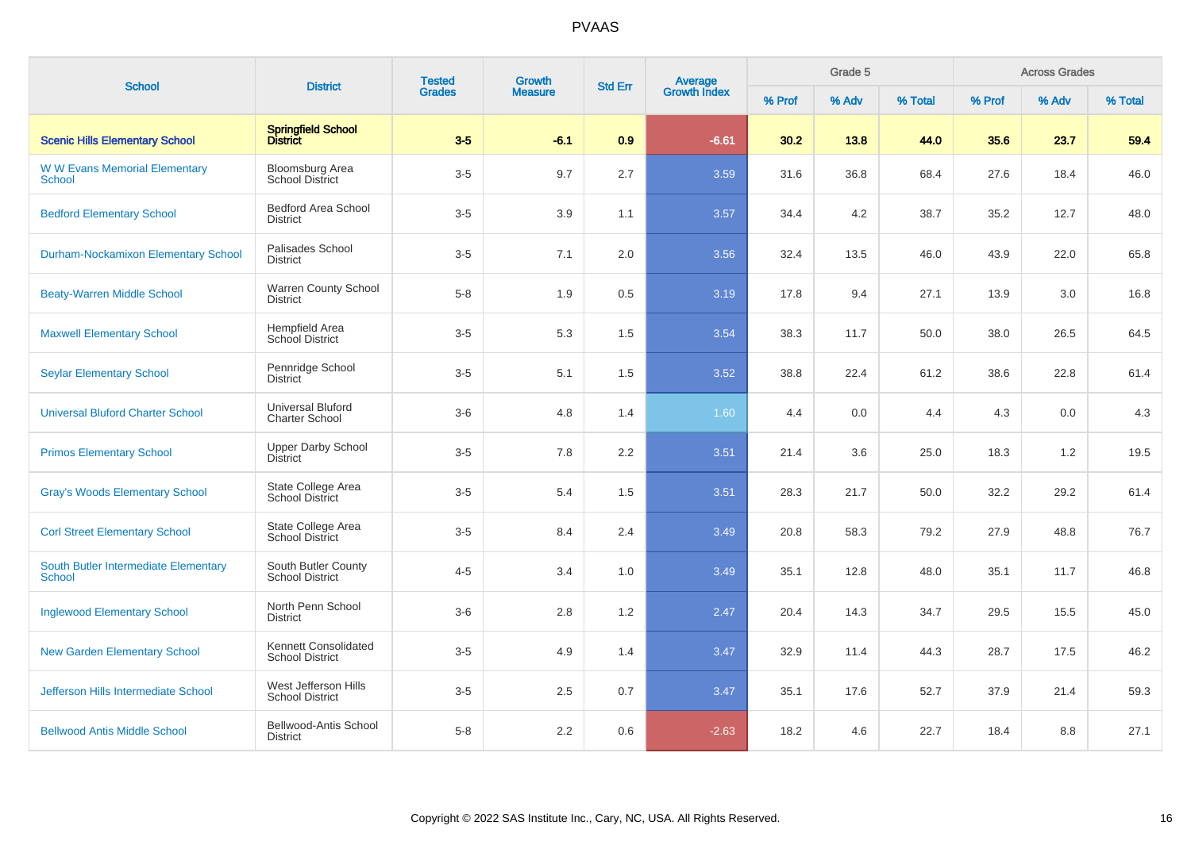# PVAAS

| School | District | Tested Grades | Growth Measure | Std Err | Average Growth Index | Grade 5 | | | Across Grades | | |
|---|---|---|---|---|---|---|---|---|---|---|---|
| | | | | | | % Prof | % Adv | % Total | % Prof | % Adv | % Total |
| **Scenic Hills Elementary School** | **Springfield School District** | **3-5** | **-6.1** | **0.9** | **-6.61** | **30.2** | **13.8** | **44.0** | **35.6** | **23.7** | **59.4** |
| W W Evans Memorial Elementary School | Bloomsburg Area School District | 3-5 | 9.7 | 2.7 | 3.59 | 31.6 | 36.8 | 68.4 | 27.6 | 18.4 | 46.0 |
| Bedford Elementary School | Bedford Area School District | 3-5 | 3.9 | 1.1 | 3.57 | 34.4 | 4.2 | 38.7 | 35.2 | 12.7 | 48.0 |
| Durham-Nockamixon Elementary School | Palisades School District | 3-5 | 7.1 | 2.0 | 3.56 | 32.4 | 13.5 | 46.0 | 43.9 | 22.0 | 65.8 |
| Beaty-Warren Middle School | Warren County School District | 5-8 | 1.9 | 0.5 | 3.19 | 17.8 | 9.4 | 27.1 | 13.9 | 3.0 | 16.8 |
| Maxwell Elementary School | Hempfield Area School District | 3-5 | 5.3 | 1.5 | 3.54 | 38.3 | 11.7 | 50.0 | 38.0 | 26.5 | 64.5 |
| Seylar Elementary School | Pennridge School District | 3-5 | 5.1 | 1.5 | 3.52 | 38.8 | 22.4 | 61.2 | 38.6 | 22.8 | 61.4 |
| Universal Bluford Charter School | Universal Bluford Charter School | 3-6 | 4.8 | 1.4 | 1.60 | 4.4 | 0.0 | 4.4 | 4.3 | 0.0 | 4.3 |
| Primos Elementary School | Upper Darby School District | 3-5 | 7.8 | 2.2 | 3.51 | 21.4 | 3.6 | 25.0 | 18.3 | 1.2 | 19.5 |
| Gray's Woods Elementary School | State College Area School District | 3-5 | 5.4 | 1.5 | 3.51 | 28.3 | 21.7 | 50.0 | 32.2 | 29.2 | 61.4 |
| Corl Street Elementary School | State College Area School District | 3-5 | 8.4 | 2.4 | 3.49 | 20.8 | 58.3 | 79.2 | 27.9 | 48.8 | 76.7 |
| South Butler Intermediate Elementary School | South Butler County School District | 4-5 | 3.4 | 1.0 | 3.49 | 35.1 | 12.8 | 48.0 | 35.1 | 11.7 | 46.8 |
| Inglewood Elementary School | North Penn School District | 3-6 | 2.8 | 1.2 | 2.47 | 20.4 | 14.3 | 34.7 | 29.5 | 15.5 | 45.0 |
| New Garden Elementary School | Kennett Consolidated School District | 3-5 | 4.9 | 1.4 | 3.47 | 32.9 | 11.4 | 44.3 | 28.7 | 17.5 | 46.2 |
| Jefferson Hills Intermediate School | West Jefferson Hills School District | 3-5 | 2.5 | 0.7 | 3.47 | 35.1 | 17.6 | 52.7 | 37.9 | 21.4 | 59.3 |
| Bellwood Antis Middle School | Bellwood-Antis School District | 5-8 | 2.2 | 0.6 | -2.63 | 18.2 | 4.6 | 22.7 | 18.4 | 8.8 | 27.1 |

Copyright © 2022 SAS Institute Inc., Cary, NC, USA. All Rights Reserved.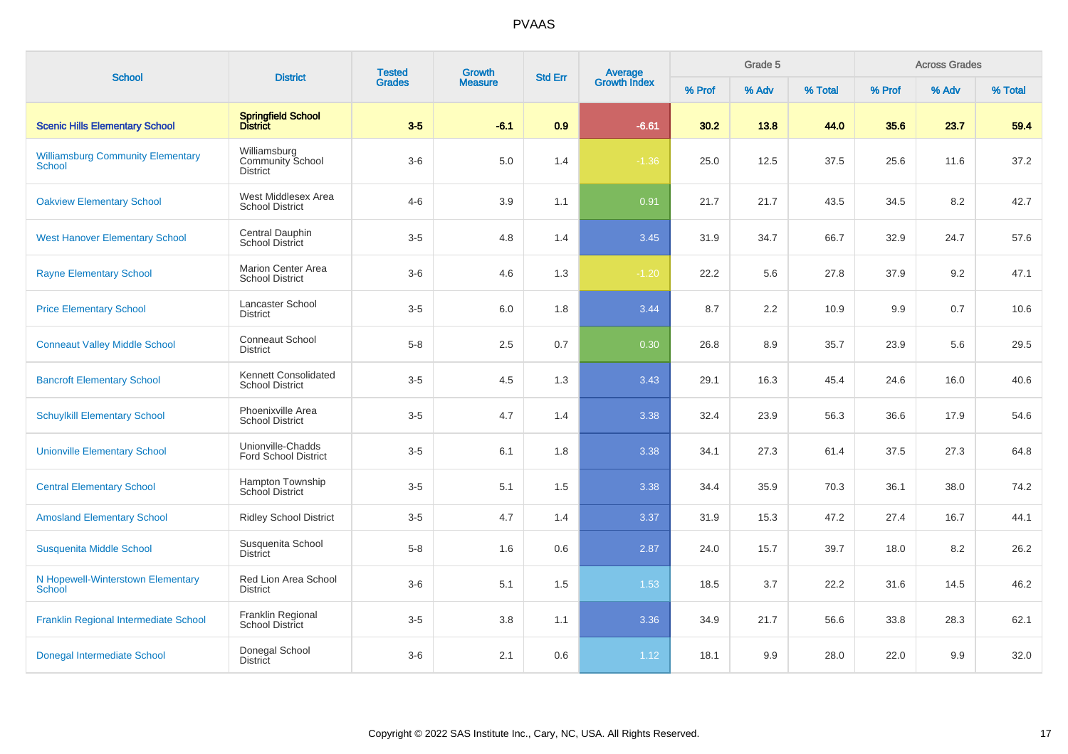# PVAAS

| School | District | Tested Grades | Growth Measure | Std Err | Average Growth Index | Grade 5 | | | Across Grades | | |
|---|---|---|---|---|---|---|---|---|---|---|---|
| | | | | | | % Prof | % Adv | % Total | % Prof | % Adv | % Total |
| **Scenic Hills Elementary School** | **Springfield School District** | **3-5** | **-6.1** | **0.9** | **-6.61** | **30.2** | **13.8** | **44.0** | **35.6** | **23.7** | **59.4** |
| Williamsburg Community Elementary School | Williamsburg Community School District | 3-6 | 5.0 | 1.4 | -1.36 | 25.0 | 12.5 | 37.5 | 25.6 | 11.6 | 37.2 |
| Oakview Elementary School | West Middlesex Area School District | 4-6 | 3.9 | 1.1 | 0.91 | 21.7 | 21.7 | 43.5 | 34.5 | 8.2 | 42.7 |
| West Hanover Elementary School | Central Dauphin School District | 3-5 | 4.8 | 1.4 | 3.45 | 31.9 | 34.7 | 66.7 | 32.9 | 24.7 | 57.6 |
| Rayne Elementary School | Marion Center Area School District | 3-6 | 4.6 | 1.3 | -1.20 | 22.2 | 5.6 | 27.8 | 37.9 | 9.2 | 47.1 |
| Price Elementary School | Lancaster School District | 3-5 | 6.0 | 1.8 | 3.44 | 8.7 | 2.2 | 10.9 | 9.9 | 0.7 | 10.6 |
| Conneaut Valley Middle School | Conneaut School District | 5-8 | 2.5 | 0.7 | 0.30 | 26.8 | 8.9 | 35.7 | 23.9 | 5.6 | 29.5 |
| Bancroft Elementary School | Kennett Consolidated School District | 3-5 | 4.5 | 1.3 | 3.43 | 29.1 | 16.3 | 45.4 | 24.6 | 16.0 | 40.6 |
| Schuylkill Elementary School | Phoenixville Area School District | 3-5 | 4.7 | 1.4 | 3.38 | 32.4 | 23.9 | 56.3 | 36.6 | 17.9 | 54.6 |
| Unionville Elementary School | Unionville-Chadds Ford School District | 3-5 | 6.1 | 1.8 | 3.38 | 34.1 | 27.3 | 61.4 | 37.5 | 27.3 | 64.8 |
| Central Elementary School | Hampton Township School District | 3-5 | 5.1 | 1.5 | 3.38 | 34.4 | 35.9 | 70.3 | 36.1 | 38.0 | 74.2 |
| Amosland Elementary School | Ridley School District | 3-5 | 4.7 | 1.4 | 3.37 | 31.9 | 15.3 | 47.2 | 27.4 | 16.7 | 44.1 |
| Susquenita Middle School | Susquenita School District | 5-8 | 1.6 | 0.6 | 2.87 | 24.0 | 15.7 | 39.7 | 18.0 | 8.2 | 26.2 |
| N Hopewell-Winterstown Elementary School | Red Lion Area School District | 3-6 | 5.1 | 1.5 | 1.53 | 18.5 | 3.7 | 22.2 | 31.6 | 14.5 | 46.2 |
| Franklin Regional Intermediate School | Franklin Regional School District | 3-5 | 3.8 | 1.1 | 3.36 | 34.9 | 21.7 | 56.6 | 33.8 | 28.3 | 62.1 |
| Donegal Intermediate School | Donegal School District | 3-6 | 2.1 | 0.6 | 1.12 | 18.1 | 9.9 | 28.0 | 22.0 | 9.9 | 32.0 |

Copyright © 2022 SAS Institute Inc., Cary, NC, USA. All Rights Reserved.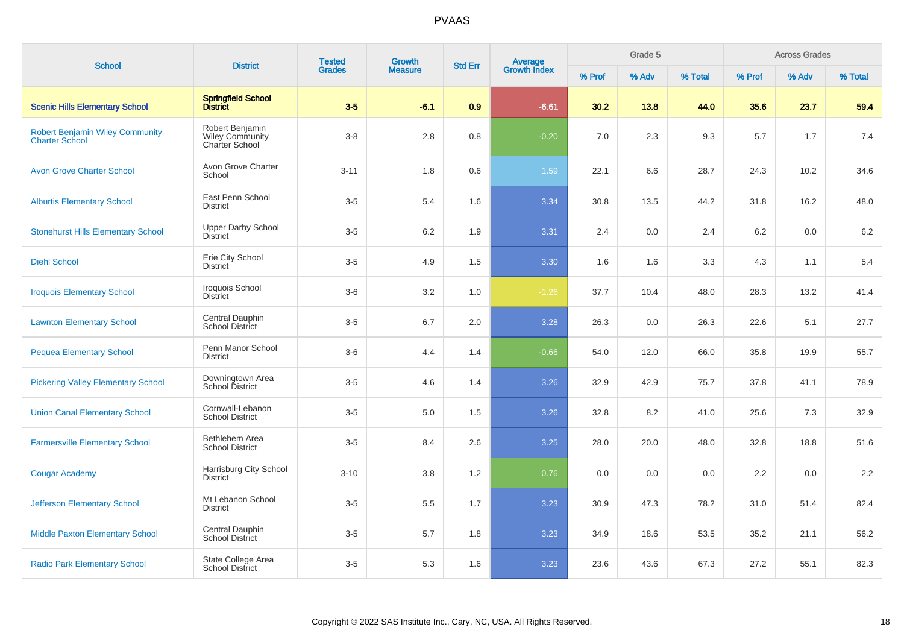# PVAAS

| School | District | Tested Grades | Growth Measure | Std Err | Average Growth Index | Grade 5 | | | Across Grades | | |
|---|---|---|---|---|---|---|---|---|---|---|---|
| | | | | | | % Prof | % Adv | % Total | % Prof | % Adv | % Total |
| **Scenic Hills Elementary School** | **Springfield School District** | **3-5** | **-6.1** | **0.9** | **-6.61** | **30.2** | **13.8** | **44.0** | **35.6** | **23.7** | **59.4** |
| Robert Benjamin Wiley Community Charter School | Robert Benjamin Wiley Community Charter School | 3-8 | 2.8 | 0.8 | -0.20 | 7.0 | 2.3 | 9.3 | 5.7 | 1.7 | 7.4 |
| Avon Grove Charter School | Avon Grove Charter School | 3-11 | 1.8 | 0.6 | 1.59 | 22.1 | 6.6 | 28.7 | 24.3 | 10.2 | 34.6 |
| Alburtis Elementary School | East Penn School District | 3-5 | 5.4 | 1.6 | 3.34 | 30.8 | 13.5 | 44.2 | 31.8 | 16.2 | 48.0 |
| Stonehurst Hills Elementary School | Upper Darby School District | 3-5 | 6.2 | 1.9 | 3.31 | 2.4 | 0.0 | 2.4 | 6.2 | 0.0 | 6.2 |
| Diehl School | Erie City School District | 3-5 | 4.9 | 1.5 | 3.30 | 1.6 | 1.6 | 3.3 | 4.3 | 1.1 | 5.4 |
| Iroquois Elementary School | Iroquois School District | 3-6 | 3.2 | 1.0 | -1.26 | 37.7 | 10.4 | 48.0 | 28.3 | 13.2 | 41.4 |
| Lawnton Elementary School | Central Dauphin School District | 3-5 | 6.7 | 2.0 | 3.28 | 26.3 | 0.0 | 26.3 | 22.6 | 5.1 | 27.7 |
| Pequea Elementary School | Penn Manor School District | 3-6 | 4.4 | 1.4 | -0.66 | 54.0 | 12.0 | 66.0 | 35.8 | 19.9 | 55.7 |
| Pickering Valley Elementary School | Downingtown Area School District | 3-5 | 4.6 | 1.4 | 3.26 | 32.9 | 42.9 | 75.7 | 37.8 | 41.1 | 78.9 |
| Union Canal Elementary School | Cornwall-Lebanon School District | 3-5 | 5.0 | 1.5 | 3.26 | 32.8 | 8.2 | 41.0 | 25.6 | 7.3 | 32.9 |
| Farmersville Elementary School | Bethlehem Area School District | 3-5 | 8.4 | 2.6 | 3.25 | 28.0 | 20.0 | 48.0 | 32.8 | 18.8 | 51.6 |
| Cougar Academy | Harrisburg City School District | 3-10 | 3.8 | 1.2 | 0.76 | 0.0 | 0.0 | 0.0 | 2.2 | 0.0 | 2.2 |
| Jefferson Elementary School | Mt Lebanon School District | 3-5 | 5.5 | 1.7 | 3.23 | 30.9 | 47.3 | 78.2 | 31.0 | 51.4 | 82.4 |
| Middle Paxton Elementary School | Central Dauphin School District | 3-5 | 5.7 | 1.8 | 3.23 | 34.9 | 18.6 | 53.5 | 35.2 | 21.1 | 56.2 |
| Radio Park Elementary School | State College Area School District | 3-5 | 5.3 | 1.6 | 3.23 | 23.6 | 43.6 | 67.3 | 27.2 | 55.1 | 82.3 |

Copyright © 2022 SAS Institute Inc., Cary, NC, USA. All Rights Reserved.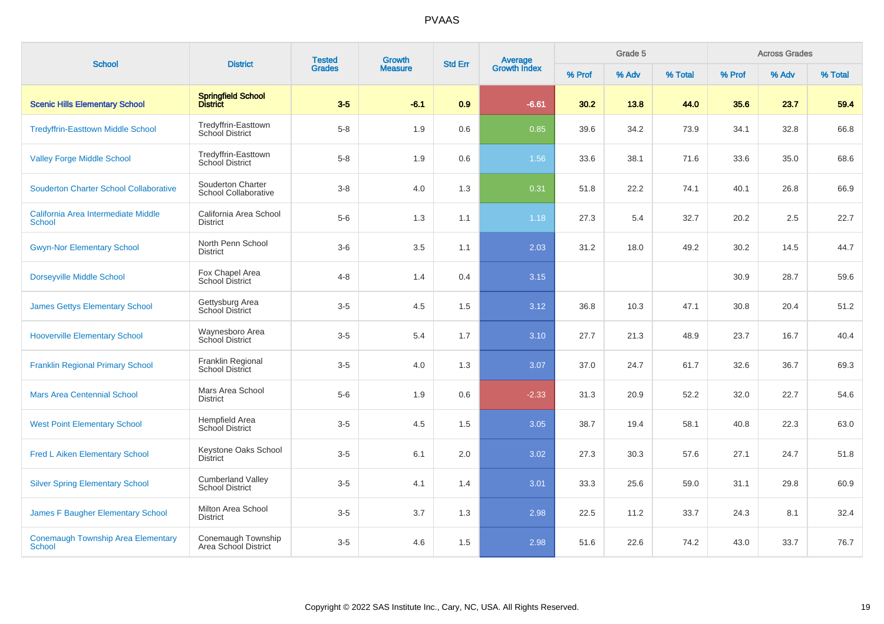# PVAAS

| School | District | Tested Grades | Growth Measure | Std Err | Average Growth Index | Grade 5 | | | Across Grades | | |
|---|---|---|---|---|---|---|---|---|---|---|---|
| | | | | | | % Prof | % Adv | % Total | % Prof | % Adv | % Total |
| **Scenic Hills Elementary School** | **Springfield School District** | **3-5** | **-6.1** | **0.9** | **-6.61** | **30.2** | **13.8** | **44.0** | **35.6** | **23.7** | **59.4** |
| Tredyffrin-Easttown Middle School | Tredyffrin-Easttown School District | 5-8 | 1.9 | 0.6 | 0.85 | 39.6 | 34.2 | 73.9 | 34.1 | 32.8 | 66.8 |
| Valley Forge Middle School | Tredyffrin-Easttown School District | 5-8 | 1.9 | 0.6 | 1.56 | 33.6 | 38.1 | 71.6 | 33.6 | 35.0 | 68.6 |
| Souderton Charter School Collaborative | Souderton Charter School Collaborative | 3-8 | 4.0 | 1.3 | 0.31 | 51.8 | 22.2 | 74.1 | 40.1 | 26.8 | 66.9 |
| California Area Intermediate Middle School | California Area School District | 5-6 | 1.3 | 1.1 | 1.18 | 27.3 | 5.4 | 32.7 | 20.2 | 2.5 | 22.7 |
| Gwyn-Nor Elementary School | North Penn School District | 3-6 | 3.5 | 1.1 | 2.03 | 31.2 | 18.0 | 49.2 | 30.2 | 14.5 | 44.7 |
| Dorseyville Middle School | Fox Chapel Area School District | 4-8 | 1.4 | 0.4 | 3.15 | | | | 30.9 | 28.7 | 59.6 |
| James Gettys Elementary School | Gettysburg Area School District | 3-5 | 4.5 | 1.5 | 3.12 | 36.8 | 10.3 | 47.1 | 30.8 | 20.4 | 51.2 |
| Hooverville Elementary School | Waynesboro Area School District | 3-5 | 5.4 | 1.7 | 3.10 | 27.7 | 21.3 | 48.9 | 23.7 | 16.7 | 40.4 |
| Franklin Regional Primary School | Franklin Regional School District | 3-5 | 4.0 | 1.3 | 3.07 | 37.0 | 24.7 | 61.7 | 32.6 | 36.7 | 69.3 |
| Mars Area Centennial School | Mars Area School District | 5-6 | 1.9 | 0.6 | -2.33 | 31.3 | 20.9 | 52.2 | 32.0 | 22.7 | 54.6 |
| West Point Elementary School | Hempfield Area School District | 3-5 | 4.5 | 1.5 | 3.05 | 38.7 | 19.4 | 58.1 | 40.8 | 22.3 | 63.0 |
| Fred L Aiken Elementary School | Keystone Oaks School District | 3-5 | 6.1 | 2.0 | 3.02 | 27.3 | 30.3 | 57.6 | 27.1 | 24.7 | 51.8 |
| Silver Spring Elementary School | Cumberland Valley School District | 3-5 | 4.1 | 1.4 | 3.01 | 33.3 | 25.6 | 59.0 | 31.1 | 29.8 | 60.9 |
| James F Baugher Elementary School | Milton Area School District | 3-5 | 3.7 | 1.3 | 2.98 | 22.5 | 11.2 | 33.7 | 24.3 | 8.1 | 32.4 |
| Conemaugh Township Area Elementary School | Conemaugh Township Area School District | 3-5 | 4.6 | 1.5 | 2.98 | 51.6 | 22.6 | 74.2 | 43.0 | 33.7 | 76.7 |

Copyright © 2022 SAS Institute Inc., Cary, NC, USA. All Rights Reserved.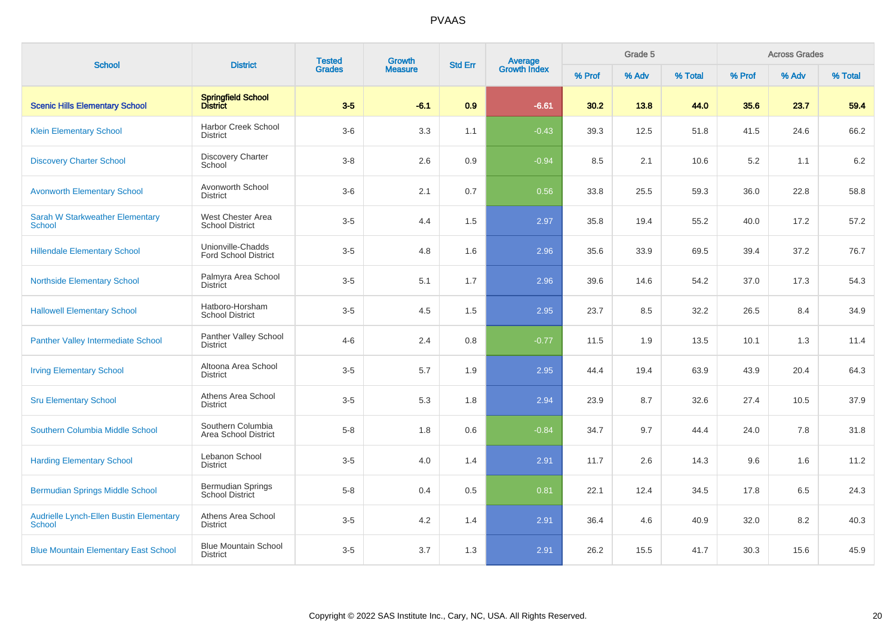PVAAS

| School | District | Tested Grades | Growth Measure | Std Err | Average Growth Index | Grade 5 | | | Across Grades | | |
|---|---|---|---|---|---|---|---|---|---|---|---|
| | | | | | | % Prof | % Adv | % Total | % Prof | % Adv | % Total |
| **Scenic Hills Elementary School** | **Springfield School District** | **3-5** | **-6.1** | **0.9** | **-6.61** | **30.2** | **13.8** | **44.0** | **35.6** | **23.7** | **59.4** |
| Klein Elementary School | Harbor Creek School District | 3-6 | 3.3 | 1.1 | -0.43 | 39.3 | 12.5 | 51.8 | 41.5 | 24.6 | 66.2 |
| Discovery Charter School | Discovery Charter School | 3-8 | 2.6 | 0.9 | -0.94 | 8.5 | 2.1 | 10.6 | 5.2 | 1.1 | 6.2 |
| Avonworth Elementary School | Avonworth School District | 3-6 | 2.1 | 0.7 | 0.56 | 33.8 | 25.5 | 59.3 | 36.0 | 22.8 | 58.8 |
| Sarah W Starkweather Elementary School | West Chester Area School District | 3-5 | 4.4 | 1.5 | 2.97 | 35.8 | 19.4 | 55.2 | 40.0 | 17.2 | 57.2 |
| Hillendale Elementary School | Unionville-Chadds Ford School District | 3-5 | 4.8 | 1.6 | 2.96 | 35.6 | 33.9 | 69.5 | 39.4 | 37.2 | 76.7 |
| Northside Elementary School | Palmyra Area School District | 3-5 | 5.1 | 1.7 | 2.96 | 39.6 | 14.6 | 54.2 | 37.0 | 17.3 | 54.3 |
| Hallowell Elementary School | Hatboro-Horsham School District | 3-5 | 4.5 | 1.5 | 2.95 | 23.7 | 8.5 | 32.2 | 26.5 | 8.4 | 34.9 |
| Panther Valley Intermediate School | Panther Valley School District | 4-6 | 2.4 | 0.8 | -0.77 | 11.5 | 1.9 | 13.5 | 10.1 | 1.3 | 11.4 |
| Irving Elementary School | Altoona Area School District | 3-5 | 5.7 | 1.9 | 2.95 | 44.4 | 19.4 | 63.9 | 43.9 | 20.4 | 64.3 |
| Sru Elementary School | Athens Area School District | 3-5 | 5.3 | 1.8 | 2.94 | 23.9 | 8.7 | 32.6 | 27.4 | 10.5 | 37.9 |
| Southern Columbia Middle School | Southern Columbia Area School District | 5-8 | 1.8 | 0.6 | -0.84 | 34.7 | 9.7 | 44.4 | 24.0 | 7.8 | 31.8 |
| Harding Elementary School | Lebanon School District | 3-5 | 4.0 | 1.4 | 2.91 | 11.7 | 2.6 | 14.3 | 9.6 | 1.6 | 11.2 |
| Bermudian Springs Middle School | Bermudian Springs School District | 5-8 | 0.4 | 0.5 | 0.81 | 22.1 | 12.4 | 34.5 | 17.8 | 6.5 | 24.3 |
| Audrielle Lynch-Ellen Bustin Elementary School | Athens Area School District | 3-5 | 4.2 | 1.4 | 2.91 | 36.4 | 4.6 | 40.9 | 32.0 | 8.2 | 40.3 |
| Blue Mountain Elementary East School | Blue Mountain School District | 3-5 | 3.7 | 1.3 | 2.91 | 26.2 | 15.5 | 41.7 | 30.3 | 15.6 | 45.9 |

Copyright © 2022 SAS Institute Inc., Cary, NC, USA. All Rights Reserved.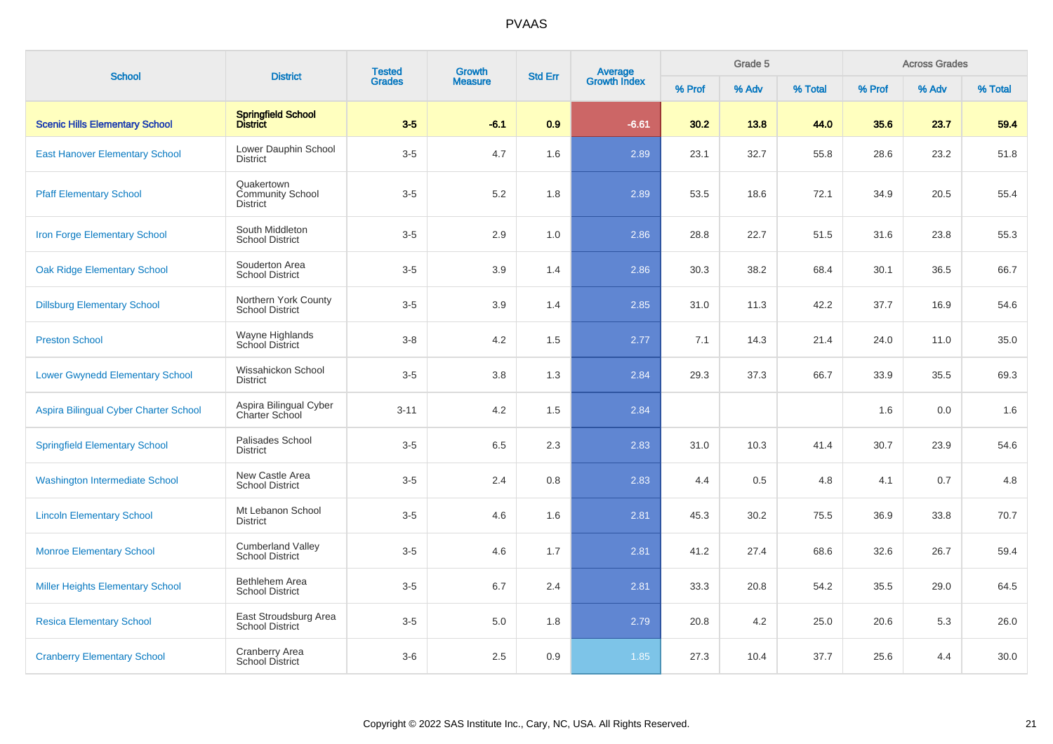# PVAAS

| School | District | Tested Grades | Growth Measure | Std Err | Average Growth Index | Grade 5 | | | Across Grades | | |
|---|---|---|---|---|---|---|---|---|---|---|---|
| | | | | | | % Prof | % Adv | % Total | % Prof | % Adv | % Total |
| **Scenic Hills Elementary School** | **Springfield School District** | **3-5** | **-6.1** | **0.9** | **-6.61** | **30.2** | **13.8** | **44.0** | **35.6** | **23.7** | **59.4** |
| East Hanover Elementary School | Lower Dauphin School District | 3-5 | 4.7 | 1.6 | 2.89 | 23.1 | 32.7 | 55.8 | 28.6 | 23.2 | 51.8 |
| Pfaff Elementary School | Quakertown Community School District | 3-5 | 5.2 | 1.8 | 2.89 | 53.5 | 18.6 | 72.1 | 34.9 | 20.5 | 55.4 |
| Iron Forge Elementary School | South Middleton School District | 3-5 | 2.9 | 1.0 | 2.86 | 28.8 | 22.7 | 51.5 | 31.6 | 23.8 | 55.3 |
| Oak Ridge Elementary School | Souderton Area School District | 3-5 | 3.9 | 1.4 | 2.86 | 30.3 | 38.2 | 68.4 | 30.1 | 36.5 | 66.7 |
| Dillsburg Elementary School | Northern York County School District | 3-5 | 3.9 | 1.4 | 2.85 | 31.0 | 11.3 | 42.2 | 37.7 | 16.9 | 54.6 |
| Preston School | Wayne Highlands School District | 3-8 | 4.2 | 1.5 | 2.77 | 7.1 | 14.3 | 21.4 | 24.0 | 11.0 | 35.0 |
| Lower Gwynedd Elementary School | Wissahickon School District | 3-5 | 3.8 | 1.3 | 2.84 | 29.3 | 37.3 | 66.7 | 33.9 | 35.5 | 69.3 |
| Aspira Bilingual Cyber Charter School | Aspira Bilingual Cyber Charter School | 3-11 | 4.2 | 1.5 | 2.84 | | | | 1.6 | 0.0 | 1.6 |
| Springfield Elementary School | Palisades School District | 3-5 | 6.5 | 2.3 | 2.83 | 31.0 | 10.3 | 41.4 | 30.7 | 23.9 | 54.6 |
| Washington Intermediate School | New Castle Area School District | 3-5 | 2.4 | 0.8 | 2.83 | 4.4 | 0.5 | 4.8 | 4.1 | 0.7 | 4.8 |
| Lincoln Elementary School | Mt Lebanon School District | 3-5 | 4.6 | 1.6 | 2.81 | 45.3 | 30.2 | 75.5 | 36.9 | 33.8 | 70.7 |
| Monroe Elementary School | Cumberland Valley School District | 3-5 | 4.6 | 1.7 | 2.81 | 41.2 | 27.4 | 68.6 | 32.6 | 26.7 | 59.4 |
| Miller Heights Elementary School | Bethlehem Area School District | 3-5 | 6.7 | 2.4 | 2.81 | 33.3 | 20.8 | 54.2 | 35.5 | 29.0 | 64.5 |
| Resica Elementary School | East Stroudsburg Area School District | 3-5 | 5.0 | 1.8 | 2.79 | 20.8 | 4.2 | 25.0 | 20.6 | 5.3 | 26.0 |
| Cranberry Elementary School | Cranberry Area School District | 3-6 | 2.5 | 0.9 | 1.85 | 27.3 | 10.4 | 37.7 | 25.6 | 4.4 | 30.0 |

Copyright © 2022 SAS Institute Inc., Cary, NC, USA. All Rights Reserved.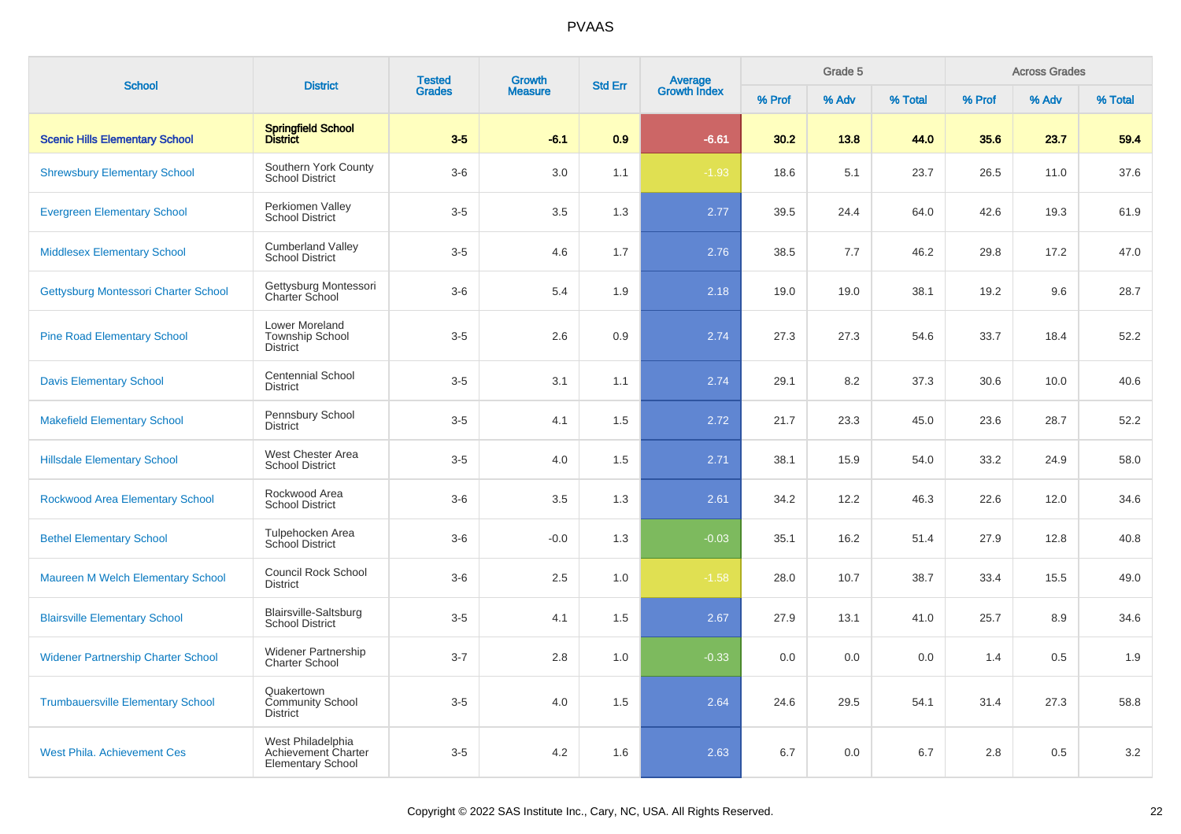# PVAAS

| School | District | Tested Grades | Growth Measure | Std Err | Average Growth Index | Grade 5 | | | Across Grades | | |
|---|---|---|---|---|---|---|---|---|---|---|---|
| | | | | | | % Prof | % Adv | % Total | % Prof | % Adv | % Total |
| **Scenic Hills Elementary School** | **Springfield School District** | **3-5** | **-6.1** | **0.9** | **-6.61** | **30.2** | **13.8** | **44.0** | **35.6** | **23.7** | **59.4** |
| Shrewsbury Elementary School | Southern York County School District | 3-6 | 3.0 | 1.1 | -1.93 | 18.6 | 5.1 | 23.7 | 26.5 | 11.0 | 37.6 |
| Evergreen Elementary School | Perkiomen Valley School District | 3-5 | 3.5 | 1.3 | 2.77 | 39.5 | 24.4 | 64.0 | 42.6 | 19.3 | 61.9 |
| Middlesex Elementary School | Cumberland Valley School District | 3-5 | 4.6 | 1.7 | 2.76 | 38.5 | 7.7 | 46.2 | 29.8 | 17.2 | 47.0 |
| Gettysburg Montessori Charter School | Gettysburg Montessori Charter School | 3-6 | 5.4 | 1.9 | 2.18 | 19.0 | 19.0 | 38.1 | 19.2 | 9.6 | 28.7 |
| Pine Road Elementary School | Lower Moreland Township School District | 3-5 | 2.6 | 0.9 | 2.74 | 27.3 | 27.3 | 54.6 | 33.7 | 18.4 | 52.2 |
| Davis Elementary School | Centennial School District | 3-5 | 3.1 | 1.1 | 2.74 | 29.1 | 8.2 | 37.3 | 30.6 | 10.0 | 40.6 |
| Makefield Elementary School | Pennsbury School District | 3-5 | 4.1 | 1.5 | 2.72 | 21.7 | 23.3 | 45.0 | 23.6 | 28.7 | 52.2 |
| Hillsdale Elementary School | West Chester Area School District | 3-5 | 4.0 | 1.5 | 2.71 | 38.1 | 15.9 | 54.0 | 33.2 | 24.9 | 58.0 |
| Rockwood Area Elementary School | Rockwood Area School District | 3-6 | 3.5 | 1.3 | 2.61 | 34.2 | 12.2 | 46.3 | 22.6 | 12.0 | 34.6 |
| Bethel Elementary School | Tulpehocken Area School District | 3-6 | -0.0 | 1.3 | -0.03 | 35.1 | 16.2 | 51.4 | 27.9 | 12.8 | 40.8 |
| Maureen M Welch Elementary School | Council Rock School District | 3-6 | 2.5 | 1.0 | -1.58 | 28.0 | 10.7 | 38.7 | 33.4 | 15.5 | 49.0 |
| Blairsville Elementary School | Blairsville-Saltsburg School District | 3-5 | 4.1 | 1.5 | 2.67 | 27.9 | 13.1 | 41.0 | 25.7 | 8.9 | 34.6 |
| Widener Partnership Charter School | Widener Partnership Charter School | 3-7 | 2.8 | 1.0 | -0.33 | 0.0 | 0.0 | 0.0 | 1.4 | 0.5 | 1.9 |
| Trumbauersville Elementary School | Quakertown Community School District | 3-5 | 4.0 | 1.5 | 2.64 | 24.6 | 29.5 | 54.1 | 31.4 | 27.3 | 58.8 |
| West Phila. Achievement Ces | West Philadelphia Achievement Charter Elementary School | 3-5 | 4.2 | 1.6 | 2.63 | 6.7 | 0.0 | 6.7 | 2.8 | 0.5 | 3.2 |

Copyright © 2022 SAS Institute Inc., Cary, NC, USA. All Rights Reserved.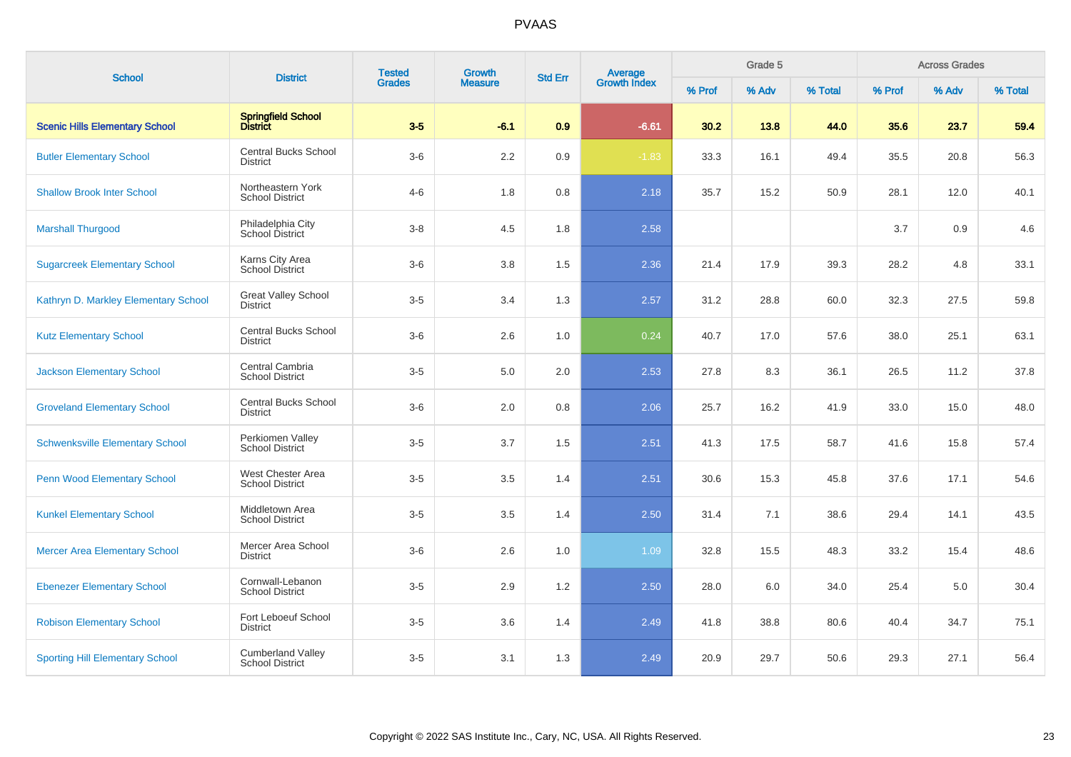# PVAAS

| School | District | Tested Grades | Growth Measure | Std Err | Average Growth Index | Grade 5 | | | Across Grades | | |
|---|---|---|---|---|---|---|---|---|---|---|---|
| | | | | | | % Prof | % Adv | % Total | % Prof | % Adv | % Total |
| **Scenic Hills Elementary School** | **Springfield School District** | **3-5** | **-6.1** | **0.9** | **-6.61** | **30.2** | **13.8** | **44.0** | **35.6** | **23.7** | **59.4** |
| Butler Elementary School | Central Bucks School District | 3-6 | 2.2 | 0.9 | -1.83 | 33.3 | 16.1 | 49.4 | 35.5 | 20.8 | 56.3 |
| Shallow Brook Inter School | Northeastern York School District | 4-6 | 1.8 | 0.8 | 2.18 | 35.7 | 15.2 | 50.9 | 28.1 | 12.0 | 40.1 |
| Marshall Thurgood | Philadelphia City School District | 3-8 | 4.5 | 1.8 | 2.58 | | | | 3.7 | 0.9 | 4.6 |
| Sugarcreek Elementary School | Karns City Area School District | 3-6 | 3.8 | 1.5 | 2.36 | 21.4 | 17.9 | 39.3 | 28.2 | 4.8 | 33.1 |
| Kathryn D. Markley Elementary School | Great Valley School District | 3-5 | 3.4 | 1.3 | 2.57 | 31.2 | 28.8 | 60.0 | 32.3 | 27.5 | 59.8 |
| Kutz Elementary School | Central Bucks School District | 3-6 | 2.6 | 1.0 | 0.24 | 40.7 | 17.0 | 57.6 | 38.0 | 25.1 | 63.1 |
| Jackson Elementary School | Central Cambria School District | 3-5 | 5.0 | 2.0 | 2.53 | 27.8 | 8.3 | 36.1 | 26.5 | 11.2 | 37.8 |
| Groveland Elementary School | Central Bucks School District | 3-6 | 2.0 | 0.8 | 2.06 | 25.7 | 16.2 | 41.9 | 33.0 | 15.0 | 48.0 |
| Schwenksville Elementary School | Perkiomen Valley School District | 3-5 | 3.7 | 1.5 | 2.51 | 41.3 | 17.5 | 58.7 | 41.6 | 15.8 | 57.4 |
| Penn Wood Elementary School | West Chester Area School District | 3-5 | 3.5 | 1.4 | 2.51 | 30.6 | 15.3 | 45.8 | 37.6 | 17.1 | 54.6 |
| Kunkel Elementary School | Middletown Area School District | 3-5 | 3.5 | 1.4 | 2.50 | 31.4 | 7.1 | 38.6 | 29.4 | 14.1 | 43.5 |
| Mercer Area Elementary School | Mercer Area School District | 3-6 | 2.6 | 1.0 | 1.09 | 32.8 | 15.5 | 48.3 | 33.2 | 15.4 | 48.6 |
| Ebenezer Elementary School | Cornwall-Lebanon School District | 3-5 | 2.9 | 1.2 | 2.50 | 28.0 | 6.0 | 34.0 | 25.4 | 5.0 | 30.4 |
| Robison Elementary School | Fort Leboeuf School District | 3-5 | 3.6 | 1.4 | 2.49 | 41.8 | 38.8 | 80.6 | 40.4 | 34.7 | 75.1 |
| Sporting Hill Elementary School | Cumberland Valley School District | 3-5 | 3.1 | 1.3 | 2.49 | 20.9 | 29.7 | 50.6 | 29.3 | 27.1 | 56.4 |

Copyright © 2022 SAS Institute Inc., Cary, NC, USA. All Rights Reserved.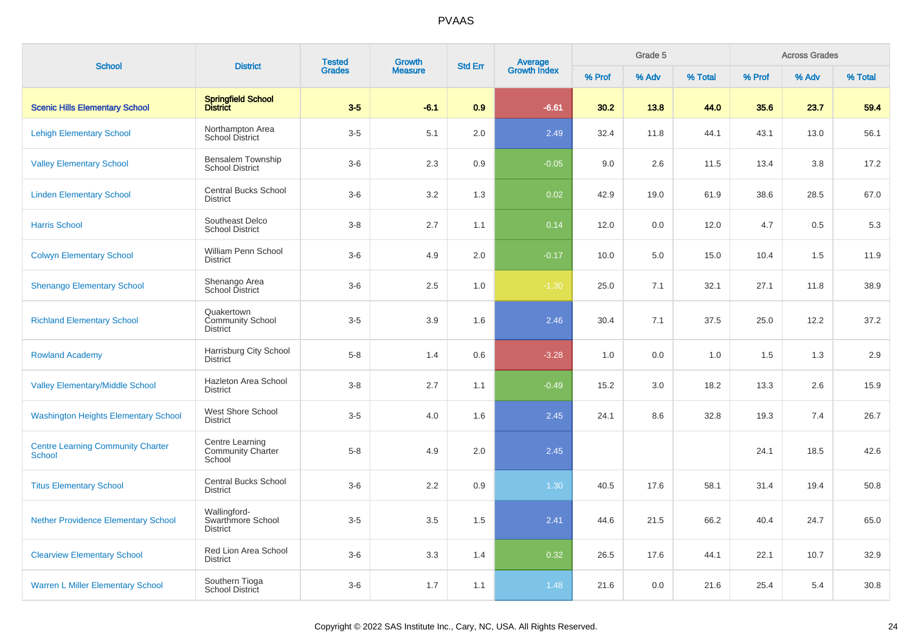PVAAS

| School | District | Tested Grades | Growth Measure | Std Err | Average Growth Index | Grade 5 | | | Across Grades | | |
|---|---|---|---|---|---|---|---|---|---|---|---|
| | | | | | | % Prof | % Adv | % Total | % Prof | % Adv | % Total |
| **Scenic Hills Elementary School** | **Springfield School District** | **3-5** | **-6.1** | **0.9** | **-6.61** | **30.2** | **13.8** | **44.0** | **35.6** | **23.7** | **59.4** |
| Lehigh Elementary School | Northampton Area School District | 3-5 | 5.1 | 2.0 | 2.49 | 32.4 | 11.8 | 44.1 | 43.1 | 13.0 | 56.1 |
| Valley Elementary School | Bensalem Township School District | 3-6 | 2.3 | 0.9 | -0.05 | 9.0 | 2.6 | 11.5 | 13.4 | 3.8 | 17.2 |
| Linden Elementary School | Central Bucks School District | 3-6 | 3.2 | 1.3 | 0.02 | 42.9 | 19.0 | 61.9 | 38.6 | 28.5 | 67.0 |
| Harris School | Southeast Delco School District | 3-8 | 2.7 | 1.1 | 0.14 | 12.0 | 0.0 | 12.0 | 4.7 | 0.5 | 5.3 |
| Colwyn Elementary School | William Penn School District | 3-6 | 4.9 | 2.0 | -0.17 | 10.0 | 5.0 | 15.0 | 10.4 | 1.5 | 11.9 |
| Shenango Elementary School | Shenango Area School District | 3-6 | 2.5 | 1.0 | -1.30 | 25.0 | 7.1 | 32.1 | 27.1 | 11.8 | 38.9 |
| Richland Elementary School | Quakertown Community School District | 3-5 | 3.9 | 1.6 | 2.46 | 30.4 | 7.1 | 37.5 | 25.0 | 12.2 | 37.2 |
| Rowland Academy | Harrisburg City School District | 5-8 | 1.4 | 0.6 | -3.28 | 1.0 | 0.0 | 1.0 | 1.5 | 1.3 | 2.9 |
| Valley Elementary/Middle School | Hazleton Area School District | 3-8 | 2.7 | 1.1 | -0.49 | 15.2 | 3.0 | 18.2 | 13.3 | 2.6 | 15.9 |
| Washington Heights Elementary School | West Shore School District | 3-5 | 4.0 | 1.6 | 2.45 | 24.1 | 8.6 | 32.8 | 19.3 | 7.4 | 26.7 |
| Centre Learning Community Charter School | Centre Learning Community Charter School | 5-8 | 4.9 | 2.0 | 2.45 | | | | 24.1 | 18.5 | 42.6 |
| Titus Elementary School | Central Bucks School District | 3-6 | 2.2 | 0.9 | 1.30 | 40.5 | 17.6 | 58.1 | 31.4 | 19.4 | 50.8 |
| Nether Providence Elementary School | Wallingford-Swarthmore School District | 3-5 | 3.5 | 1.5 | 2.41 | 44.6 | 21.5 | 66.2 | 40.4 | 24.7 | 65.0 |
| Clearview Elementary School | Red Lion Area School District | 3-6 | 3.3 | 1.4 | 0.32 | 26.5 | 17.6 | 44.1 | 22.1 | 10.7 | 32.9 |
| Warren L Miller Elementary School | Southern Tioga School District | 3-6 | 1.7 | 1.1 | 1.48 | 21.6 | 0.0 | 21.6 | 25.4 | 5.4 | 30.8 |

Copyright © 2022 SAS Institute Inc., Cary, NC, USA. All Rights Reserved.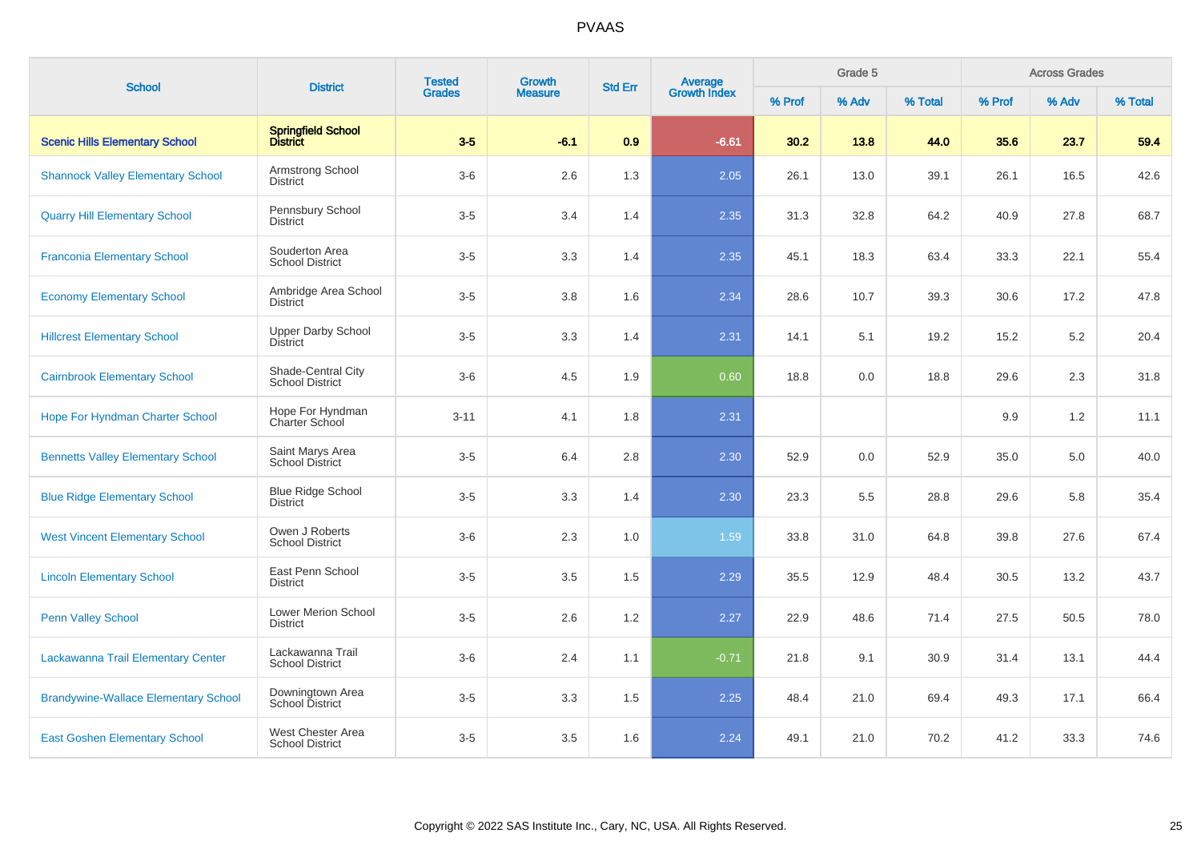| School | District | Tested Grades | Growth Measure | Std Err | Average Growth Index | Grade 5 | | | Across Grades | | |
|---|---|---|---|---|---|---|---|---|---|---|---|
| | | | | | | % Prof | % Adv | % Total | % Prof | % Adv | % Total |
| **Scenic Hills Elementary School** | **Springfield School District** | **3-5** | **-6.1** | **0.9** | **-6.61** | **30.2** | **13.8** | **44.0** | **35.6** | **23.7** | **59.4** |
| Shannock Valley Elementary School | Armstrong School District | 3-6 | 2.6 | 1.3 | 2.05 | 26.1 | 13.0 | 39.1 | 26.1 | 16.5 | 42.6 |
| Quarry Hill Elementary School | Pennsbury School District | 3-5 | 3.4 | 1.4 | 2.35 | 31.3 | 32.8 | 64.2 | 40.9 | 27.8 | 68.7 |
| Franconia Elementary School | Souderton Area School District | 3-5 | 3.3 | 1.4 | 2.35 | 45.1 | 18.3 | 63.4 | 33.3 | 22.1 | 55.4 |
| Economy Elementary School | Ambridge Area School District | 3-5 | 3.8 | 1.6 | 2.34 | 28.6 | 10.7 | 39.3 | 30.6 | 17.2 | 47.8 |
| Hillcrest Elementary School | Upper Darby School District | 3-5 | 3.3 | 1.4 | 2.31 | 14.1 | 5.1 | 19.2 | 15.2 | 5.2 | 20.4 |
| Cairnbrook Elementary School | Shade-Central City School District | 3-6 | 4.5 | 1.9 | 0.60 | 18.8 | 0.0 | 18.8 | 29.6 | 2.3 | 31.8 |
| Hope For Hyndman Charter School | Hope For Hyndman Charter School | 3-11 | 4.1 | 1.8 | 2.31 | | | | 9.9 | 1.2 | 11.1 |
| Bennetts Valley Elementary School | Saint Marys Area School District | 3-5 | 6.4 | 2.8 | 2.30 | 52.9 | 0.0 | 52.9 | 35.0 | 5.0 | 40.0 |
| Blue Ridge Elementary School | Blue Ridge School District | 3-5 | 3.3 | 1.4 | 2.30 | 23.3 | 5.5 | 28.8 | 29.6 | 5.8 | 35.4 |
| West Vincent Elementary School | Owen J Roberts School District | 3-6 | 2.3 | 1.0 | 1.59 | 33.8 | 31.0 | 64.8 | 39.8 | 27.6 | 67.4 |
| Lincoln Elementary School | East Penn School District | 3-5 | 3.5 | 1.5 | 2.29 | 35.5 | 12.9 | 48.4 | 30.5 | 13.2 | 43.7 |
| Penn Valley School | Lower Merion School District | 3-5 | 2.6 | 1.2 | 2.27 | 22.9 | 48.6 | 71.4 | 27.5 | 50.5 | 78.0 |
| Lackawanna Trail Elementary Center | Lackawanna Trail School District | 3-6 | 2.4 | 1.1 | -0.71 | 21.8 | 9.1 | 30.9 | 31.4 | 13.1 | 44.4 |
| Brandywine-Wallace Elementary School | Downingtown Area School District | 3-5 | 3.3 | 1.5 | 2.25 | 48.4 | 21.0 | 69.4 | 49.3 | 17.1 | 66.4 |
| East Goshen Elementary School | West Chester Area School District | 3-5 | 3.5 | 1.6 | 2.24 | 49.1 | 21.0 | 70.2 | 41.2 | 33.3 | 74.6 |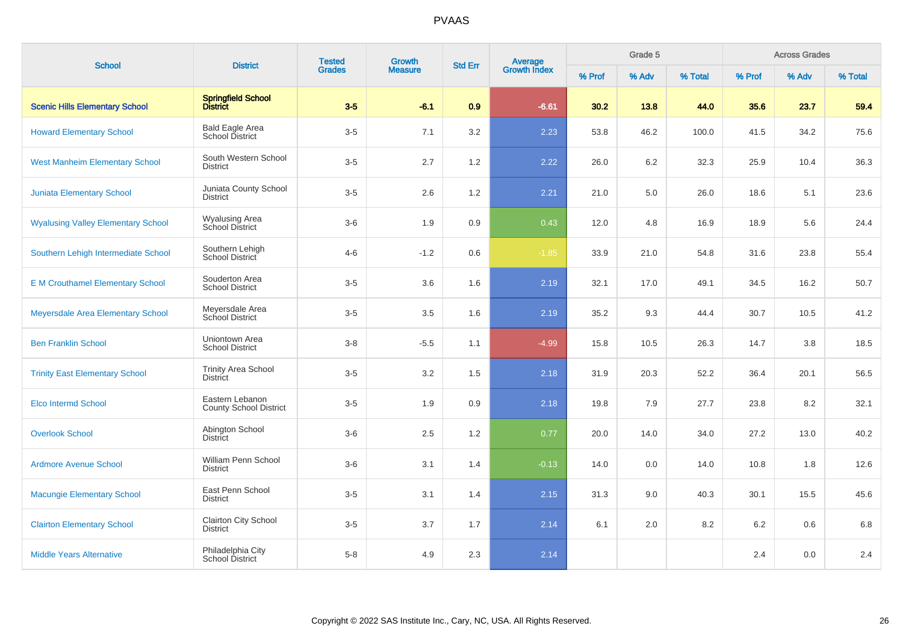# PVAAS

| School | District | Tested Grades | Growth Measure | Std Err | Average Growth Index | Grade 5 | | | Across Grades | | |
|---|---|---|---|---|---|---|---|---|---|---|---|
| | | | | | | % Prof | % Adv | % Total | % Prof | % Adv | % Total |
| **Scenic Hills Elementary School** | **Springfield School District** | **3-5** | **-6.1** | **0.9** | **-6.61** | **30.2** | **13.8** | **44.0** | **35.6** | **23.7** | **59.4** |
| Howard Elementary School | Bald Eagle Area School District | 3-5 | 7.1 | 3.2 | 2.23 | 53.8 | 46.2 | 100.0 | 41.5 | 34.2 | 75.6 |
| West Manheim Elementary School | South Western School District | 3-5 | 2.7 | 1.2 | 2.22 | 26.0 | 6.2 | 32.3 | 25.9 | 10.4 | 36.3 |
| Juniata Elementary School | Juniata County School District | 3-5 | 2.6 | 1.2 | 2.21 | 21.0 | 5.0 | 26.0 | 18.6 | 5.1 | 23.6 |
| Wyalusing Valley Elementary School | Wyalusing Area School District | 3-6 | 1.9 | 0.9 | 0.43 | 12.0 | 4.8 | 16.9 | 18.9 | 5.6 | 24.4 |
| Southern Lehigh Intermediate School | Southern Lehigh School District | 4-6 | -1.2 | 0.6 | -1.85 | 33.9 | 21.0 | 54.8 | 31.6 | 23.8 | 55.4 |
| E M Crouthamel Elementary School | Souderton Area School District | 3-5 | 3.6 | 1.6 | 2.19 | 32.1 | 17.0 | 49.1 | 34.5 | 16.2 | 50.7 |
| Meyersdale Area Elementary School | Meyersdale Area School District | 3-5 | 3.5 | 1.6 | 2.19 | 35.2 | 9.3 | 44.4 | 30.7 | 10.5 | 41.2 |
| Ben Franklin School | Uniontown Area School District | 3-8 | -5.5 | 1.1 | -4.99 | 15.8 | 10.5 | 26.3 | 14.7 | 3.8 | 18.5 |
| Trinity East Elementary School | Trinity Area School District | 3-5 | 3.2 | 1.5 | 2.18 | 31.9 | 20.3 | 52.2 | 36.4 | 20.1 | 56.5 |
| Elco Intermd School | Eastern Lebanon County School District | 3-5 | 1.9 | 0.9 | 2.18 | 19.8 | 7.9 | 27.7 | 23.8 | 8.2 | 32.1 |
| Overlook School | Abington School District | 3-6 | 2.5 | 1.2 | 0.77 | 20.0 | 14.0 | 34.0 | 27.2 | 13.0 | 40.2 |
| Ardmore Avenue School | William Penn School District | 3-6 | 3.1 | 1.4 | -0.13 | 14.0 | 0.0 | 14.0 | 10.8 | 1.8 | 12.6 |
| Macungie Elementary School | East Penn School District | 3-5 | 3.1 | 1.4 | 2.15 | 31.3 | 9.0 | 40.3 | 30.1 | 15.5 | 45.6 |
| Clairton Elementary School | Clairton City School District | 3-5 | 3.7 | 1.7 | 2.14 | 6.1 | 2.0 | 8.2 | 6.2 | 0.6 | 6.8 |
| Middle Years Alternative | Philadelphia City School District | 5-8 | 4.9 | 2.3 | 2.14 | | | | 2.4 | 0.0 | 2.4 |

Copyright © 2022 SAS Institute Inc., Cary, NC, USA. All Rights Reserved.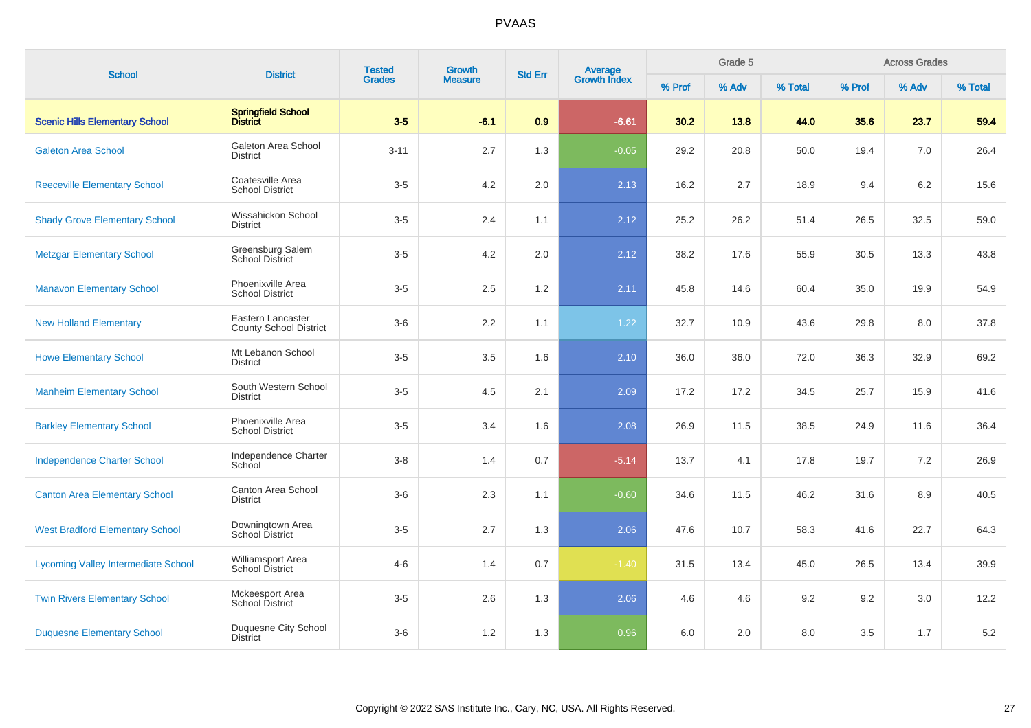# PVAAS

| School | District | Tested Grades | Growth Measure | Std Err | Average Growth Index | Grade 5 | | | Across Grades | | |
|---|---|---|---|---|---|---|---|---|---|---|---|
| | | | | | | % Prof | % Adv | % Total | % Prof | % Adv | % Total |
| **Scenic Hills Elementary School** | **Springfield School District** | **3-5** | **-6.1** | **0.9** | **-6.61** | **30.2** | **13.8** | **44.0** | **35.6** | **23.7** | **59.4** |
| Galeton Area School | Galeton Area School District | 3-11 | 2.7 | 1.3 | -0.05 | 29.2 | 20.8 | 50.0 | 19.4 | 7.0 | 26.4 |
| Reeceville Elementary School | Coatesville Area School District | 3-5 | 4.2 | 2.0 | 2.13 | 16.2 | 2.7 | 18.9 | 9.4 | 6.2 | 15.6 |
| Shady Grove Elementary School | Wissahickon School District | 3-5 | 2.4 | 1.1 | 2.12 | 25.2 | 26.2 | 51.4 | 26.5 | 32.5 | 59.0 |
| Metzgar Elementary School | Greensburg Salem School District | 3-5 | 4.2 | 2.0 | 2.12 | 38.2 | 17.6 | 55.9 | 30.5 | 13.3 | 43.8 |
| Manavon Elementary School | Phoenixville Area School District | 3-5 | 2.5 | 1.2 | 2.11 | 45.8 | 14.6 | 60.4 | 35.0 | 19.9 | 54.9 |
| New Holland Elementary | Eastern Lancaster County School District | 3-6 | 2.2 | 1.1 | 1.22 | 32.7 | 10.9 | 43.6 | 29.8 | 8.0 | 37.8 |
| Howe Elementary School | Mt Lebanon School District | 3-5 | 3.5 | 1.6 | 2.10 | 36.0 | 36.0 | 72.0 | 36.3 | 32.9 | 69.2 |
| Manheim Elementary School | South Western School District | 3-5 | 4.5 | 2.1 | 2.09 | 17.2 | 17.2 | 34.5 | 25.7 | 15.9 | 41.6 |
| Barkley Elementary School | Phoenixville Area School District | 3-5 | 3.4 | 1.6 | 2.08 | 26.9 | 11.5 | 38.5 | 24.9 | 11.6 | 36.4 |
| Independence Charter School | Independence Charter School | 3-8 | 1.4 | 0.7 | -5.14 | 13.7 | 4.1 | 17.8 | 19.7 | 7.2 | 26.9 |
| Canton Area Elementary School | Canton Area School District | 3-6 | 2.3 | 1.1 | -0.60 | 34.6 | 11.5 | 46.2 | 31.6 | 8.9 | 40.5 |
| West Bradford Elementary School | Downingtown Area School District | 3-5 | 2.7 | 1.3 | 2.06 | 47.6 | 10.7 | 58.3 | 41.6 | 22.7 | 64.3 |
| Lycoming Valley Intermediate School | Williamsport Area School District | 4-6 | 1.4 | 0.7 | -1.40 | 31.5 | 13.4 | 45.0 | 26.5 | 13.4 | 39.9 |
| Twin Rivers Elementary School | Mckeesport Area School District | 3-5 | 2.6 | 1.3 | 2.06 | 4.6 | 4.6 | 9.2 | 9.2 | 3.0 | 12.2 |
| Duquesne Elementary School | Duquesne City School District | 3-6 | 1.2 | 1.3 | 0.96 | 6.0 | 2.0 | 8.0 | 3.5 | 1.7 | 5.2 |

Copyright © 2022 SAS Institute Inc., Cary, NC, USA. All Rights Reserved.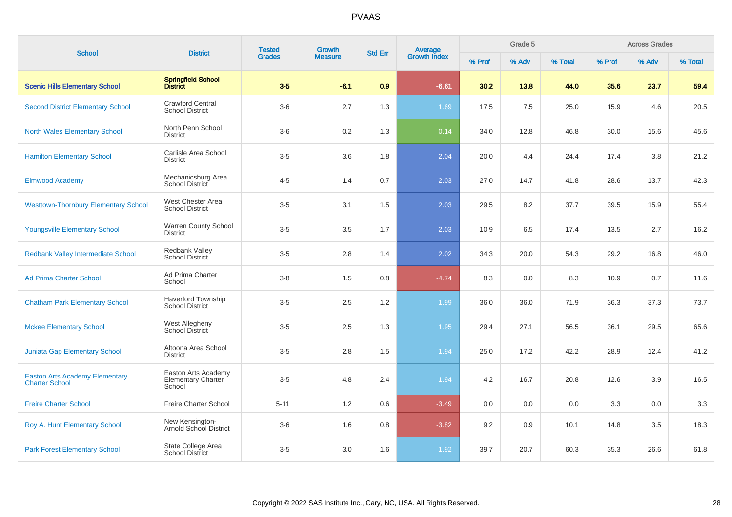# PVAAS

| School | District | Tested Grades | Growth Measure | Std Err | Average Growth Index | Grade 5 | | | Across Grades | | |
|---|---|---|---|---|---|---|---|---|---|---|---|
| | | | | | | % Prof | % Adv | % Total | % Prof | % Adv | % Total |
| **Scenic Hills Elementary School** | **Springfield School District** | **3-5** | **-6.1** | **0.9** | **-6.61** | **30.2** | **13.8** | **44.0** | **35.6** | **23.7** | **59.4** |
| Second District Elementary School | Crawford Central School District | 3-6 | 2.7 | 1.3 | 1.69 | 17.5 | 7.5 | 25.0 | 15.9 | 4.6 | 20.5 |
| North Wales Elementary School | North Penn School District | 3-6 | 0.2 | 1.3 | 0.14 | 34.0 | 12.8 | 46.8 | 30.0 | 15.6 | 45.6 |
| Hamilton Elementary School | Carlisle Area School District | 3-5 | 3.6 | 1.8 | 2.04 | 20.0 | 4.4 | 24.4 | 17.4 | 3.8 | 21.2 |
| Elmwood Academy | Mechanicsburg Area School District | 4-5 | 1.4 | 0.7 | 2.03 | 27.0 | 14.7 | 41.8 | 28.6 | 13.7 | 42.3 |
| Westtown-Thornbury Elementary School | West Chester Area School District | 3-5 | 3.1 | 1.5 | 2.03 | 29.5 | 8.2 | 37.7 | 39.5 | 15.9 | 55.4 |
| Youngsville Elementary School | Warren County School District | 3-5 | 3.5 | 1.7 | 2.03 | 10.9 | 6.5 | 17.4 | 13.5 | 2.7 | 16.2 |
| Redbank Valley Intermediate School | Redbank Valley School District | 3-5 | 2.8 | 1.4 | 2.02 | 34.3 | 20.0 | 54.3 | 29.2 | 16.8 | 46.0 |
| Ad Prima Charter School | Ad Prima Charter School | 3-8 | 1.5 | 0.8 | -4.74 | 8.3 | 0.0 | 8.3 | 10.9 | 0.7 | 11.6 |
| Chatham Park Elementary School | Haverford Township School District | 3-5 | 2.5 | 1.2 | 1.99 | 36.0 | 36.0 | 71.9 | 36.3 | 37.3 | 73.7 |
| Mckee Elementary School | West Allegheny School District | 3-5 | 2.5 | 1.3 | 1.95 | 29.4 | 27.1 | 56.5 | 36.1 | 29.5 | 65.6 |
| Juniata Gap Elementary School | Altoona Area School District | 3-5 | 2.8 | 1.5 | 1.94 | 25.0 | 17.2 | 42.2 | 28.9 | 12.4 | 41.2 |
| Easton Arts Academy Elementary Charter School | Easton Arts Academy Elementary Charter School | 3-5 | 4.8 | 2.4 | 1.94 | 4.2 | 16.7 | 20.8 | 12.6 | 3.9 | 16.5 |
| Freire Charter School | Freire Charter School | 5-11 | 1.2 | 0.6 | -3.49 | 0.0 | 0.0 | 0.0 | 3.3 | 0.0 | 3.3 |
| Roy A. Hunt Elementary School | New Kensington-Arnold School District | 3-6 | 1.6 | 0.8 | -3.82 | 9.2 | 0.9 | 10.1 | 14.8 | 3.5 | 18.3 |
| Park Forest Elementary School | State College Area School District | 3-5 | 3.0 | 1.6 | 1.92 | 39.7 | 20.7 | 60.3 | 35.3 | 26.6 | 61.8 |

Copyright © 2022 SAS Institute Inc., Cary, NC, USA. All Rights Reserved.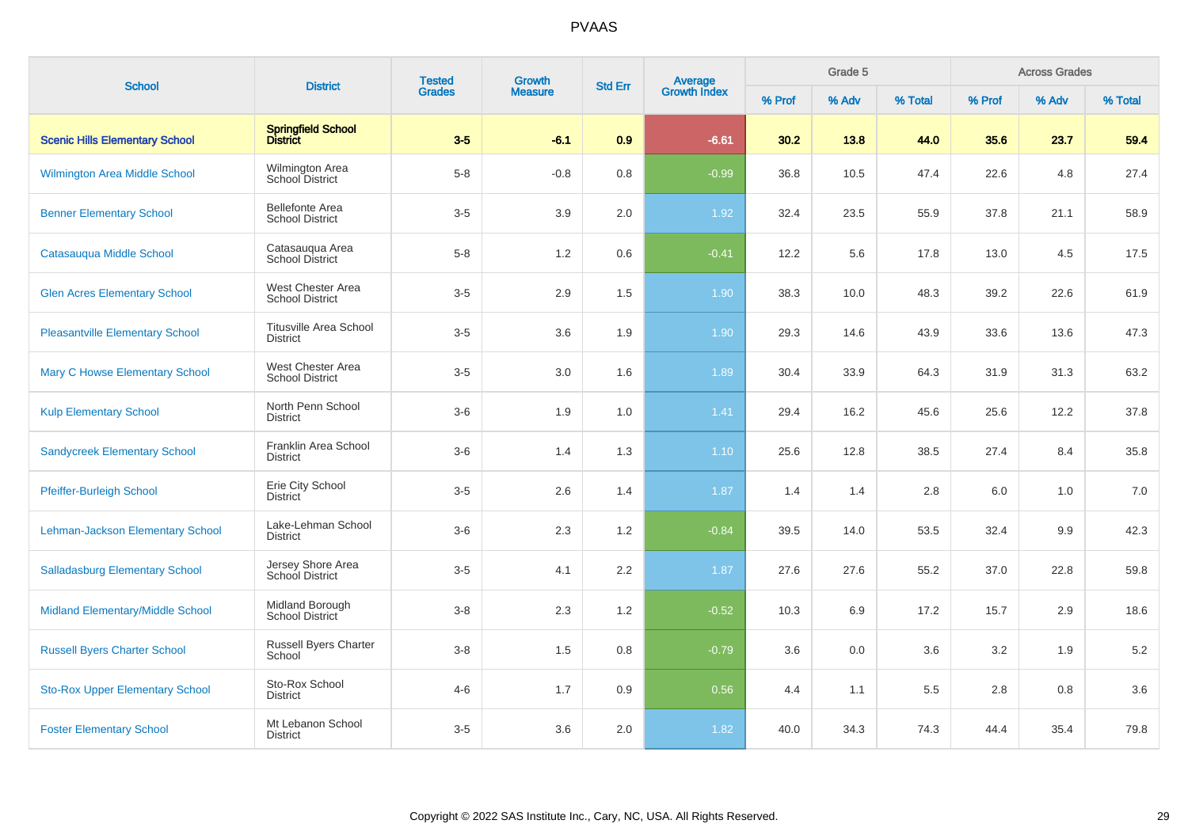# PVAAS

| School | District | Tested Grades | Growth Measure | Std Err | Average Growth Index | Grade 5 | | | Across Grades | | |
|---|---|---|---|---|---|---|---|---|---|---|---|
| | | | | | | % Prof | % Adv | % Total | % Prof | % Adv | % Total |
| **Scenic Hills Elementary School** | **Springfield School District** | **3-5** | **-6.1** | **0.9** | **-6.61** | **30.2** | **13.8** | **44.0** | **35.6** | **23.7** | **59.4** |
| Wilmington Area Middle School | Wilmington Area School District | 5-8 | -0.8 | 0.8 | -0.99 | 36.8 | 10.5 | 47.4 | 22.6 | 4.8 | 27.4 |
| Benner Elementary School | Bellefonte Area School District | 3-5 | 3.9 | 2.0 | 1.92 | 32.4 | 23.5 | 55.9 | 37.8 | 21.1 | 58.9 |
| Catasauqua Middle School | Catasauqua Area School District | 5-8 | 1.2 | 0.6 | -0.41 | 12.2 | 5.6 | 17.8 | 13.0 | 4.5 | 17.5 |
| Glen Acres Elementary School | West Chester Area School District | 3-5 | 2.9 | 1.5 | 1.90 | 38.3 | 10.0 | 48.3 | 39.2 | 22.6 | 61.9 |
| Pleasantville Elementary School | Titusville Area School District | 3-5 | 3.6 | 1.9 | 1.90 | 29.3 | 14.6 | 43.9 | 33.6 | 13.6 | 47.3 |
| Mary C Howse Elementary School | West Chester Area School District | 3-5 | 3.0 | 1.6 | 1.89 | 30.4 | 33.9 | 64.3 | 31.9 | 31.3 | 63.2 |
| Kulp Elementary School | North Penn School District | 3-6 | 1.9 | 1.0 | 1.41 | 29.4 | 16.2 | 45.6 | 25.6 | 12.2 | 37.8 |
| Sandycreek Elementary School | Franklin Area School District | 3-6 | 1.4 | 1.3 | 1.10 | 25.6 | 12.8 | 38.5 | 27.4 | 8.4 | 35.8 |
| Pfeiffer-Burleigh School | Erie City School District | 3-5 | 2.6 | 1.4 | 1.87 | 1.4 | 1.4 | 2.8 | 6.0 | 1.0 | 7.0 |
| Lehman-Jackson Elementary School | Lake-Lehman School District | 3-6 | 2.3 | 1.2 | -0.84 | 39.5 | 14.0 | 53.5 | 32.4 | 9.9 | 42.3 |
| Salladasburg Elementary School | Jersey Shore Area School District | 3-5 | 4.1 | 2.2 | 1.87 | 27.6 | 27.6 | 55.2 | 37.0 | 22.8 | 59.8 |
| Midland Elementary/Middle School | Midland Borough School District | 3-8 | 2.3 | 1.2 | -0.52 | 10.3 | 6.9 | 17.2 | 15.7 | 2.9 | 18.6 |
| Russell Byers Charter School | Russell Byers Charter School | 3-8 | 1.5 | 0.8 | -0.79 | 3.6 | 0.0 | 3.6 | 3.2 | 1.9 | 5.2 |
| Sto-Rox Upper Elementary School | Sto-Rox School District | 4-6 | 1.7 | 0.9 | 0.56 | 4.4 | 1.1 | 5.5 | 2.8 | 0.8 | 3.6 |
| Foster Elementary School | Mt Lebanon School District | 3-5 | 3.6 | 2.0 | 1.82 | 40.0 | 34.3 | 74.3 | 44.4 | 35.4 | 79.8 |

Copyright © 2022 SAS Institute Inc., Cary, NC, USA. All Rights Reserved.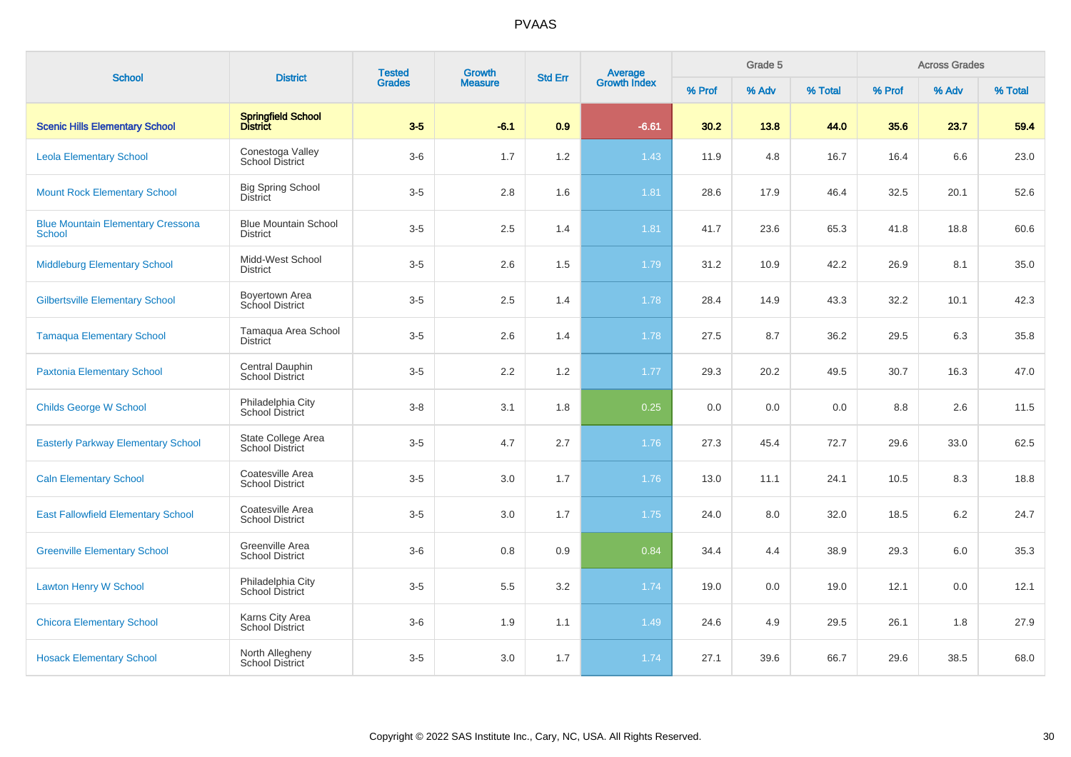| School | District | Tested Grades | Growth Measure | Std Err | Average Growth Index | Grade 5 | | | Across Grades | | |
|---|---|---|---|---|---|---|---|---|---|---|---|
| | | | | | | % Prof | % Adv | % Total | % Prof | % Adv | % Total |
| **Scenic Hills Elementary School** | **Springfield School District** | **3-5** | **-6.1** | **0.9** | **-6.61** | **30.2** | **13.8** | **44.0** | **35.6** | **23.7** | **59.4** |
| Leola Elementary School | Conestoga Valley School District | 3-6 | 1.7 | 1.2 | 1.43 | 11.9 | 4.8 | 16.7 | 16.4 | 6.6 | 23.0 |
| Mount Rock Elementary School | Big Spring School District | 3-5 | 2.8 | 1.6 | 1.81 | 28.6 | 17.9 | 46.4 | 32.5 | 20.1 | 52.6 |
| Blue Mountain Elementary Cressona School | Blue Mountain School District | 3-5 | 2.5 | 1.4 | 1.81 | 41.7 | 23.6 | 65.3 | 41.8 | 18.8 | 60.6 |
| Middleburg Elementary School | Midd-West School District | 3-5 | 2.6 | 1.5 | 1.79 | 31.2 | 10.9 | 42.2 | 26.9 | 8.1 | 35.0 |
| Gilbertsville Elementary School | Boyertown Area School District | 3-5 | 2.5 | 1.4 | 1.78 | 28.4 | 14.9 | 43.3 | 32.2 | 10.1 | 42.3 |
| Tamaqua Elementary School | Tamaqua Area School District | 3-5 | 2.6 | 1.4 | 1.78 | 27.5 | 8.7 | 36.2 | 29.5 | 6.3 | 35.8 |
| Paxtonia Elementary School | Central Dauphin School District | 3-5 | 2.2 | 1.2 | 1.77 | 29.3 | 20.2 | 49.5 | 30.7 | 16.3 | 47.0 |
| Childs George W School | Philadelphia City School District | 3-8 | 3.1 | 1.8 | 0.25 | 0.0 | 0.0 | 0.0 | 8.8 | 2.6 | 11.5 |
| Easterly Parkway Elementary School | State College Area School District | 3-5 | 4.7 | 2.7 | 1.76 | 27.3 | 45.4 | 72.7 | 29.6 | 33.0 | 62.5 |
| Caln Elementary School | Coatesville Area School District | 3-5 | 3.0 | 1.7 | 1.76 | 13.0 | 11.1 | 24.1 | 10.5 | 8.3 | 18.8 |
| East Fallowfield Elementary School | Coatesville Area School District | 3-5 | 3.0 | 1.7 | 1.75 | 24.0 | 8.0 | 32.0 | 18.5 | 6.2 | 24.7 |
| Greenville Elementary School | Greenville Area School District | 3-6 | 0.8 | 0.9 | 0.84 | 34.4 | 4.4 | 38.9 | 29.3 | 6.0 | 35.3 |
| Lawton Henry W School | Philadelphia City School District | 3-5 | 5.5 | 3.2 | 1.74 | 19.0 | 0.0 | 19.0 | 12.1 | 0.0 | 12.1 |
| Chicora Elementary School | Karns City Area School District | 3-6 | 1.9 | 1.1 | 1.49 | 24.6 | 4.9 | 29.5 | 26.1 | 1.8 | 27.9 |
| Hosack Elementary School | North Allegheny School District | 3-5 | 3.0 | 1.7 | 1.74 | 27.1 | 39.6 | 66.7 | 29.6 | 38.5 | 68.0 |

Copyright © 2022 SAS Institute Inc., Cary, NC, USA. All Rights Reserved.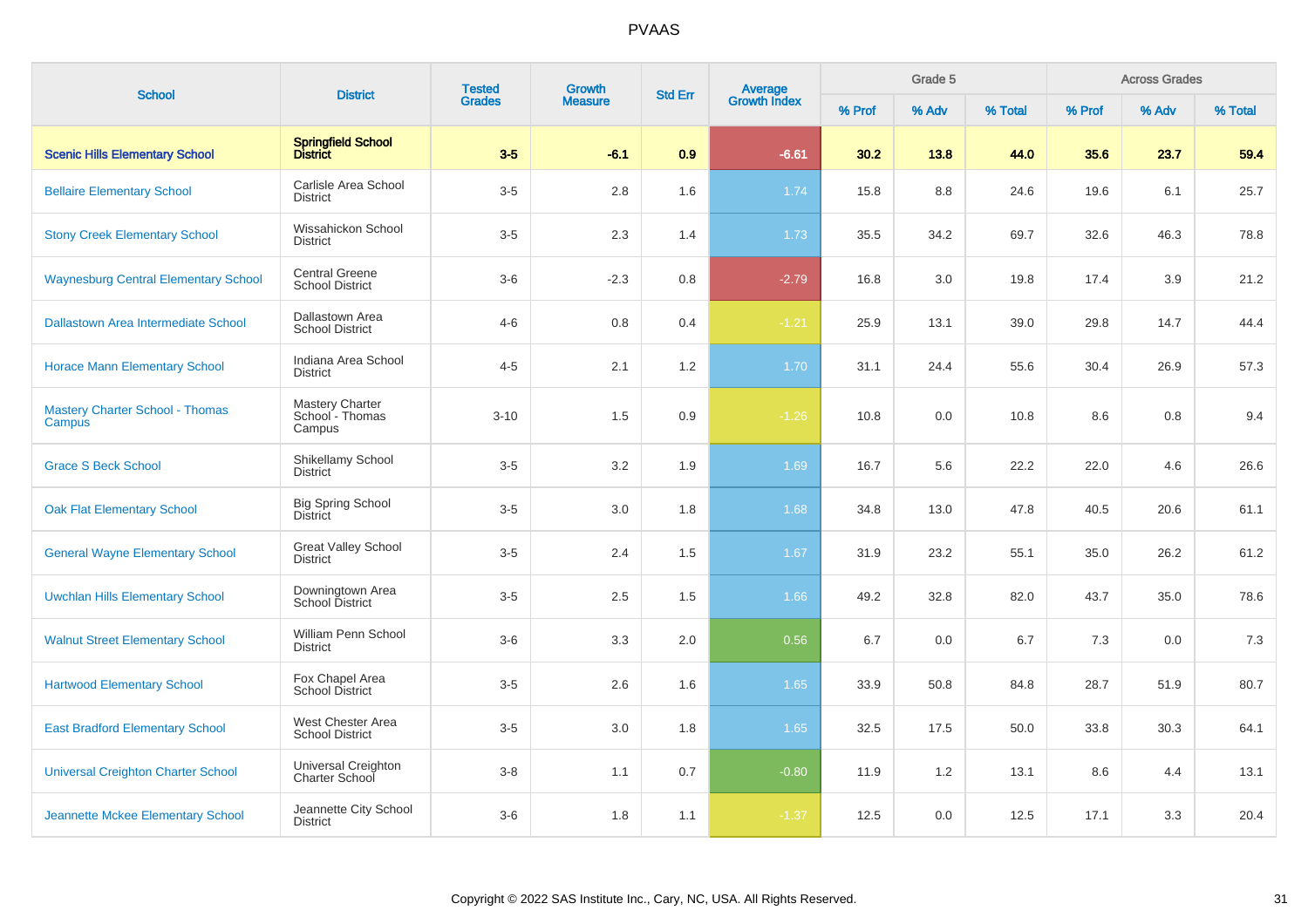PVAAS

| School | District | Tested Grades | Growth Measure | Std Err | Average Growth Index | Grade 5 | | | Across Grades | | |
|---|---|---|---|---|---|---|---|---|---|---|---|
| | | | | | | % Prof | % Adv | % Total | % Prof | % Adv | % Total |
| **Scenic Hills Elementary School** | **Springfield School District** | **3-5** | **-6.1** | **0.9** | **-6.61** | **30.2** | **13.8** | **44.0** | **35.6** | **23.7** | **59.4** |
| Bellaire Elementary School | Carlisle Area School District | 3-5 | 2.8 | 1.6 | 1.74 | 15.8 | 8.8 | 24.6 | 19.6 | 6.1 | 25.7 |
| Stony Creek Elementary School | Wissahickon School District | 3-5 | 2.3 | 1.4 | 1.73 | 35.5 | 34.2 | 69.7 | 32.6 | 46.3 | 78.8 |
| Waynesburg Central Elementary School | Central Greene School District | 3-6 | -2.3 | 0.8 | -2.79 | 16.8 | 3.0 | 19.8 | 17.4 | 3.9 | 21.2 |
| Dallastown Area Intermediate School | Dallastown Area School District | 4-6 | 0.8 | 0.4 | -1.21 | 25.9 | 13.1 | 39.0 | 29.8 | 14.7 | 44.4 |
| Horace Mann Elementary School | Indiana Area School District | 4-5 | 2.1 | 1.2 | 1.70 | 31.1 | 24.4 | 55.6 | 30.4 | 26.9 | 57.3 |
| Mastery Charter School - Thomas Campus | Mastery Charter School - Thomas Campus | 3-10 | 1.5 | 0.9 | -1.26 | 10.8 | 0.0 | 10.8 | 8.6 | 0.8 | 9.4 |
| Grace S Beck School | Shikellamy School District | 3-5 | 3.2 | 1.9 | 1.69 | 16.7 | 5.6 | 22.2 | 22.0 | 4.6 | 26.6 |
| Oak Flat Elementary School | Big Spring School District | 3-5 | 3.0 | 1.8 | 1.68 | 34.8 | 13.0 | 47.8 | 40.5 | 20.6 | 61.1 |
| General Wayne Elementary School | Great Valley School District | 3-5 | 2.4 | 1.5 | 1.67 | 31.9 | 23.2 | 55.1 | 35.0 | 26.2 | 61.2 |
| Uwchlan Hills Elementary School | Downingtown Area School District | 3-5 | 2.5 | 1.5 | 1.66 | 49.2 | 32.8 | 82.0 | 43.7 | 35.0 | 78.6 |
| Walnut Street Elementary School | William Penn School District | 3-6 | 3.3 | 2.0 | 0.56 | 6.7 | 0.0 | 6.7 | 7.3 | 0.0 | 7.3 |
| Hartwood Elementary School | Fox Chapel Area School District | 3-5 | 2.6 | 1.6 | 1.65 | 33.9 | 50.8 | 84.8 | 28.7 | 51.9 | 80.7 |
| East Bradford Elementary School | West Chester Area School District | 3-5 | 3.0 | 1.8 | 1.65 | 32.5 | 17.5 | 50.0 | 33.8 | 30.3 | 64.1 |
| Universal Creighton Charter School | Universal Creighton Charter School | 3-8 | 1.1 | 0.7 | -0.80 | 11.9 | 1.2 | 13.1 | 8.6 | 4.4 | 13.1 |
| Jeannette Mckee Elementary School | Jeannette City School District | 3-6 | 1.8 | 1.1 | -1.37 | 12.5 | 0.0 | 12.5 | 17.1 | 3.3 | 20.4 |

Copyright © 2022 SAS Institute Inc., Cary, NC, USA. All Rights Reserved.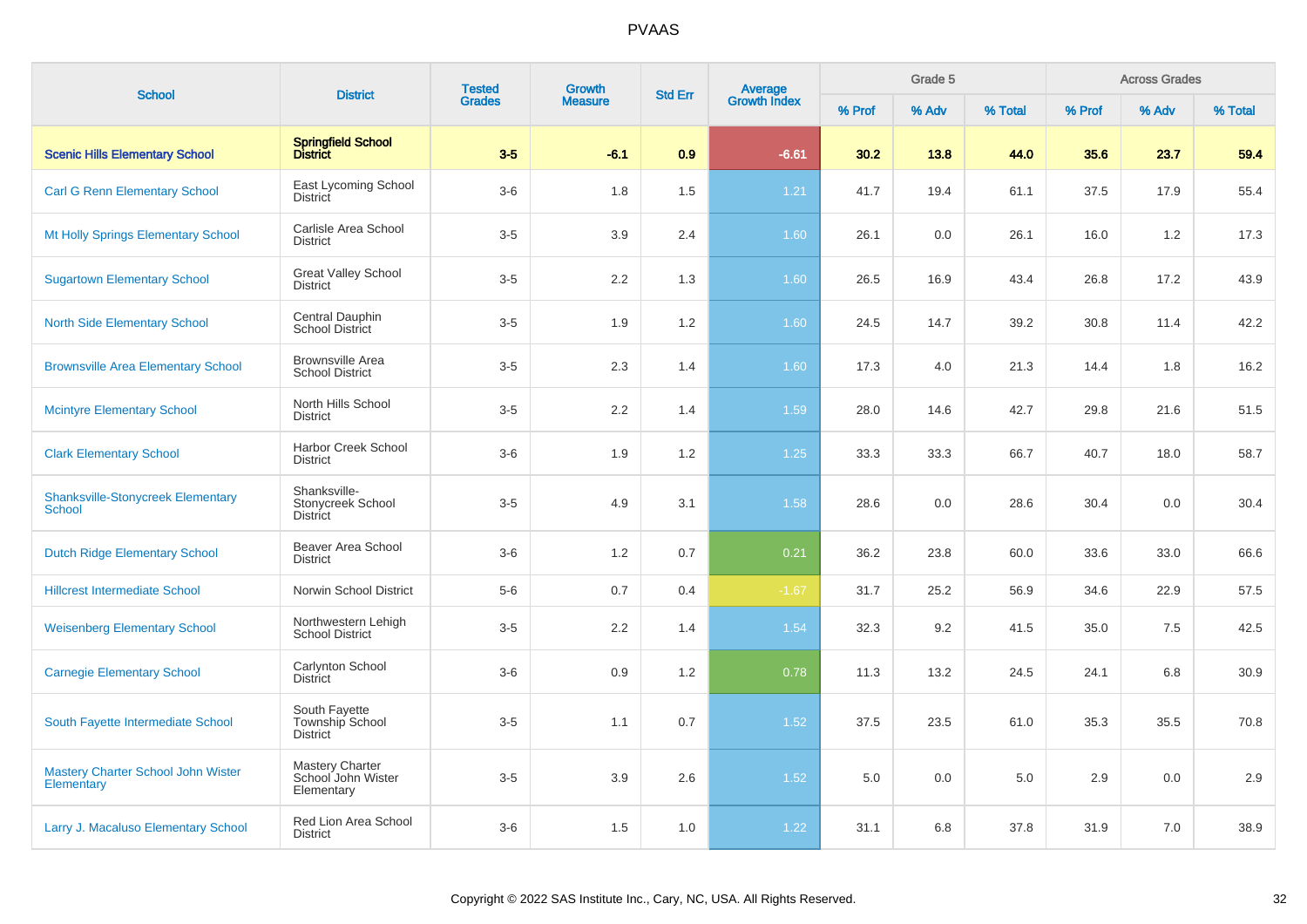# PVAAS

| School | District | Tested Grades | Growth Measure | Std Err | Average Growth Index | Grade 5 | | | Across Grades | | |
|---|---|---|---|---|---|---|---|---|---|---|---|
| | | | | | | % Prof | % Adv | % Total | % Prof | % Adv | % Total |
| **Scenic Hills Elementary School** | **Springfield School District** | **3-5** | **-6.1** | **0.9** | **-6.61** | **30.2** | **13.8** | **44.0** | **35.6** | **23.7** | **59.4** |
| Carl G Renn Elementary School | East Lycoming School District | 3-6 | 1.8 | 1.5 | 1.21 | 41.7 | 19.4 | 61.1 | 37.5 | 17.9 | 55.4 |
| Mt Holly Springs Elementary School | Carlisle Area School District | 3-5 | 3.9 | 2.4 | 1.60 | 26.1 | 0.0 | 26.1 | 16.0 | 1.2 | 17.3 |
| Sugartown Elementary School | Great Valley School District | 3-5 | 2.2 | 1.3 | 1.60 | 26.5 | 16.9 | 43.4 | 26.8 | 17.2 | 43.9 |
| North Side Elementary School | Central Dauphin School District | 3-5 | 1.9 | 1.2 | 1.60 | 24.5 | 14.7 | 39.2 | 30.8 | 11.4 | 42.2 |
| Brownsville Area Elementary School | Brownsville Area School District | 3-5 | 2.3 | 1.4 | 1.60 | 17.3 | 4.0 | 21.3 | 14.4 | 1.8 | 16.2 |
| Mcintyre Elementary School | North Hills School District | 3-5 | 2.2 | 1.4 | 1.59 | 28.0 | 14.6 | 42.7 | 29.8 | 21.6 | 51.5 |
| Clark Elementary School | Harbor Creek School District | 3-6 | 1.9 | 1.2 | 1.25 | 33.3 | 33.3 | 66.7 | 40.7 | 18.0 | 58.7 |
| Shanksville-Stonycreek Elementary School | Shanksville-Stonycreek School District | 3-5 | 4.9 | 3.1 | 1.58 | 28.6 | 0.0 | 28.6 | 30.4 | 0.0 | 30.4 |
| Dutch Ridge Elementary School | Beaver Area School District | 3-6 | 1.2 | 0.7 | 0.21 | 36.2 | 23.8 | 60.0 | 33.6 | 33.0 | 66.6 |
| Hillcrest Intermediate School | Norwin School District | 5-6 | 0.7 | 0.4 | -1.67 | 31.7 | 25.2 | 56.9 | 34.6 | 22.9 | 57.5 |
| Weisenberg Elementary School | Northwestern Lehigh School District | 3-5 | 2.2 | 1.4 | 1.54 | 32.3 | 9.2 | 41.5 | 35.0 | 7.5 | 42.5 |
| Carnegie Elementary School | Carlynton School District | 3-6 | 0.9 | 1.2 | 0.78 | 11.3 | 13.2 | 24.5 | 24.1 | 6.8 | 30.9 |
| South Fayette Intermediate School | South Fayette Township School District | 3-5 | 1.1 | 0.7 | 1.52 | 37.5 | 23.5 | 61.0 | 35.3 | 35.5 | 70.8 |
| Mastery Charter School John Wister Elementary | Mastery Charter School John Wister Elementary | 3-5 | 3.9 | 2.6 | 1.52 | 5.0 | 0.0 | 5.0 | 2.9 | 0.0 | 2.9 |
| Larry J. Macaluso Elementary School | Red Lion Area School District | 3-6 | 1.5 | 1.0 | 1.22 | 31.1 | 6.8 | 37.8 | 31.9 | 7.0 | 38.9 |

Copyright © 2022 SAS Institute Inc., Cary, NC, USA. All Rights Reserved.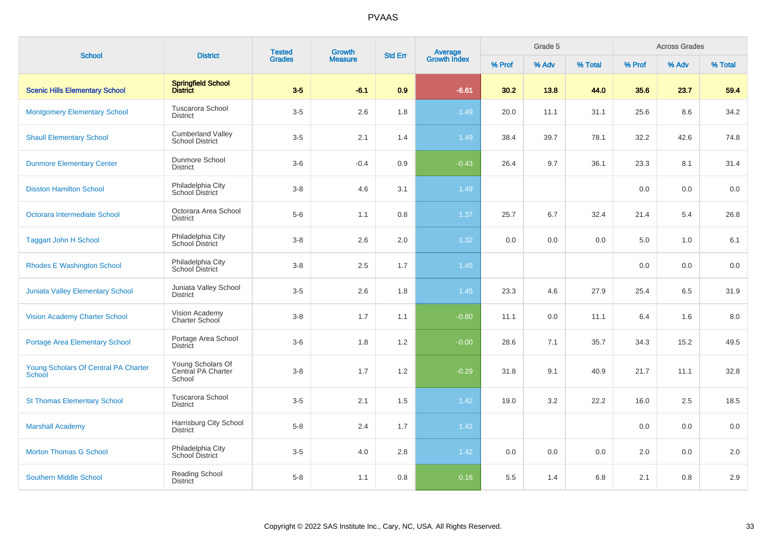# PVAAS

| School | District | Tested Grades | Growth Measure | Std Err | Average Growth Index | Grade 5 | | | Across Grades | | |
|---|---|---|---|---|---|---|---|---|---|---|---|
| | | | | | | % Prof | % Adv | % Total | % Prof | % Adv | % Total |
| **Scenic Hills Elementary School** | **Springfield School District** | **3-5** | **-6.1** | **0.9** | **-6.61** | **30.2** | **13.8** | **44.0** | **35.6** | **23.7** | **59.4** |
| Montgomery Elementary School | Tuscarora School District | 3-5 | 2.6 | 1.8 | 1.49 | 20.0 | 11.1 | 31.1 | 25.6 | 8.6 | 34.2 |
| Shaull Elementary School | Cumberland Valley School District | 3-5 | 2.1 | 1.4 | 1.49 | 38.4 | 39.7 | 78.1 | 32.2 | 42.6 | 74.8 |
| Dunmore Elementary Center | Dunmore School District | 3-6 | -0.4 | 0.9 | -0.43 | 26.4 | 9.7 | 36.1 | 23.3 | 8.1 | 31.4 |
| Disston Hamilton School | Philadelphia City School District | 3-8 | 4.6 | 3.1 | 1.49 | | | | 0.0 | 0.0 | 0.0 |
| Octorara Intermediate School | Octorara Area School District | 5-6 | 1.1 | 0.8 | 1.37 | 25.7 | 6.7 | 32.4 | 21.4 | 5.4 | 26.8 |
| Taggart John H School | Philadelphia City School District | 3-8 | 2.6 | 2.0 | 1.32 | 0.0 | 0.0 | 0.0 | 5.0 | 1.0 | 6.1 |
| Rhodes E Washington School | Philadelphia City School District | 3-8 | 2.5 | 1.7 | 1.45 | | | | 0.0 | 0.0 | 0.0 |
| Juniata Valley Elementary School | Juniata Valley School District | 3-5 | 2.6 | 1.8 | 1.45 | 23.3 | 4.6 | 27.9 | 25.4 | 6.5 | 31.9 |
| Vision Academy Charter School | Vision Academy Charter School | 3-8 | 1.7 | 1.1 | -0.80 | 11.1 | 0.0 | 11.1 | 6.4 | 1.6 | 8.0 |
| Portage Area Elementary School | Portage Area School District | 3-6 | 1.8 | 1.2 | -0.00 | 28.6 | 7.1 | 35.7 | 34.3 | 15.2 | 49.5 |
| Young Scholars Of Central PA Charter School | Young Scholars Of Central PA Charter School | 3-8 | 1.7 | 1.2 | -0.29 | 31.8 | 9.1 | 40.9 | 21.7 | 11.1 | 32.8 |
| St Thomas Elementary School | Tuscarora School District | 3-5 | 2.1 | 1.5 | 1.42 | 19.0 | 3.2 | 22.2 | 16.0 | 2.5 | 18.5 |
| Marshall Academy | Harrisburg City School District | 5-8 | 2.4 | 1.7 | 1.42 | | | | 0.0 | 0.0 | 0.0 |
| Morton Thomas G School | Philadelphia City School District | 3-5 | 4.0 | 2.8 | 1.42 | 0.0 | 0.0 | 0.0 | 2.0 | 0.0 | 2.0 |
| Southern Middle School | Reading School District | 5-8 | 1.1 | 0.8 | 0.16 | 5.5 | 1.4 | 6.8 | 2.1 | 0.8 | 2.9 |

Copyright © 2022 SAS Institute Inc., Cary, NC, USA. All Rights Reserved.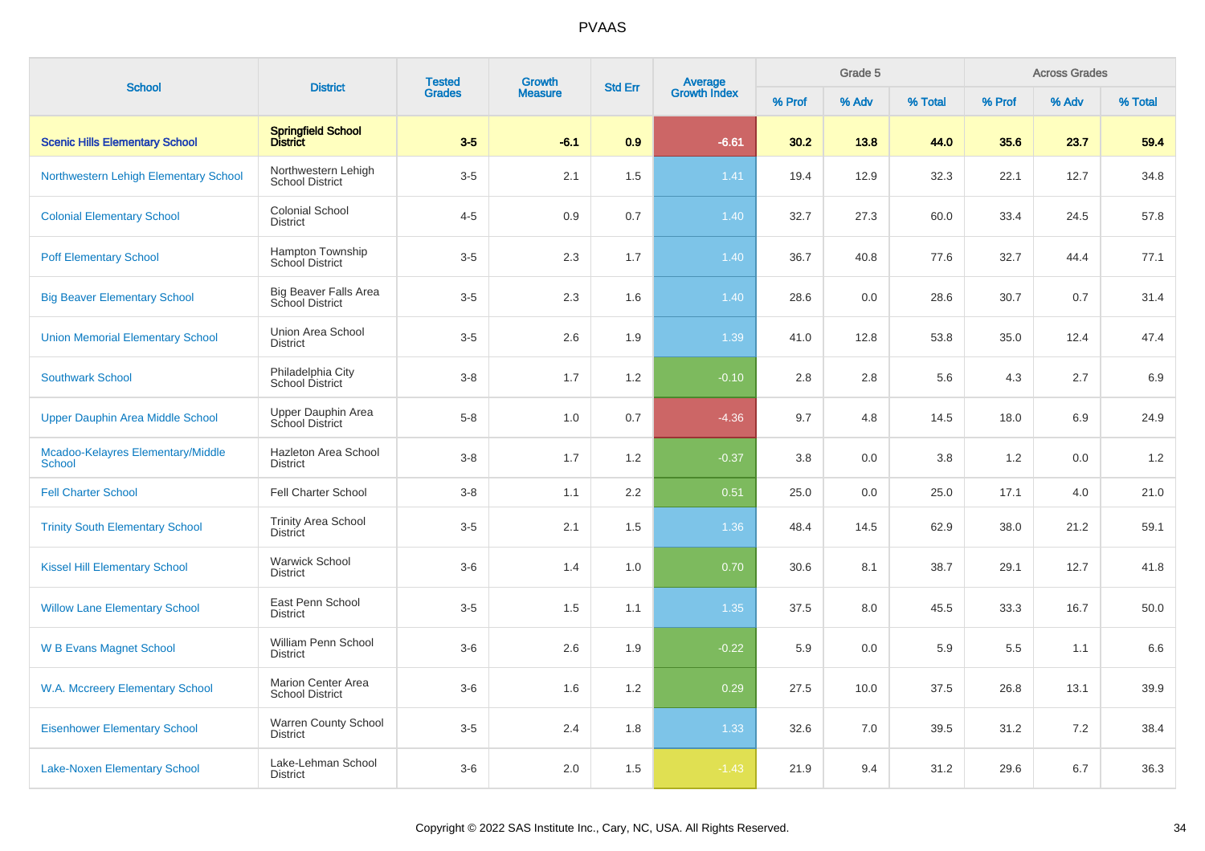# PVAAS

| School | District | Tested Grades | Growth Measure | Std Err | Average Growth Index | Grade 5 | | | Across Grades | | |
|---|---|---|---|---|---|---|---|---|---|---|---|
| | | | | | | % Prof | % Adv | % Total | % Prof | % Adv | % Total |
| **Scenic Hills Elementary School** | **Springfield School District** | **3-5** | **-6.1** | **0.9** | **-6.61** | **30.2** | **13.8** | **44.0** | **35.6** | **23.7** | **59.4** |
| Northwestern Lehigh Elementary School | Northwestern Lehigh School District | 3-5 | 2.1 | 1.5 | 1.41 | 19.4 | 12.9 | 32.3 | 22.1 | 12.7 | 34.8 |
| Colonial Elementary School | Colonial School District | 4-5 | 0.9 | 0.7 | 1.40 | 32.7 | 27.3 | 60.0 | 33.4 | 24.5 | 57.8 |
| Poff Elementary School | Hampton Township School District | 3-5 | 2.3 | 1.7 | 1.40 | 36.7 | 40.8 | 77.6 | 32.7 | 44.4 | 77.1 |
| Big Beaver Elementary School | Big Beaver Falls Area School District | 3-5 | 2.3 | 1.6 | 1.40 | 28.6 | 0.0 | 28.6 | 30.7 | 0.7 | 31.4 |
| Union Memorial Elementary School | Union Area School District | 3-5 | 2.6 | 1.9 | 1.39 | 41.0 | 12.8 | 53.8 | 35.0 | 12.4 | 47.4 |
| Southwark School | Philadelphia City School District | 3-8 | 1.7 | 1.2 | -0.10 | 2.8 | 2.8 | 5.6 | 4.3 | 2.7 | 6.9 |
| Upper Dauphin Area Middle School | Upper Dauphin Area School District | 5-8 | 1.0 | 0.7 | -4.36 | 9.7 | 4.8 | 14.5 | 18.0 | 6.9 | 24.9 |
| Mcadoo-Kelayres Elementary/Middle School | Hazleton Area School District | 3-8 | 1.7 | 1.2 | -0.37 | 3.8 | 0.0 | 3.8 | 1.2 | 0.0 | 1.2 |
| Fell Charter School | Fell Charter School | 3-8 | 1.1 | 2.2 | 0.51 | 25.0 | 0.0 | 25.0 | 17.1 | 4.0 | 21.0 |
| Trinity South Elementary School | Trinity Area School District | 3-5 | 2.1 | 1.5 | 1.36 | 48.4 | 14.5 | 62.9 | 38.0 | 21.2 | 59.1 |
| Kissel Hill Elementary School | Warwick School District | 3-6 | 1.4 | 1.0 | 0.70 | 30.6 | 8.1 | 38.7 | 29.1 | 12.7 | 41.8 |
| Willow Lane Elementary School | East Penn School District | 3-5 | 1.5 | 1.1 | 1.35 | 37.5 | 8.0 | 45.5 | 33.3 | 16.7 | 50.0 |
| W B Evans Magnet School | William Penn School District | 3-6 | 2.6 | 1.9 | -0.22 | 5.9 | 0.0 | 5.9 | 5.5 | 1.1 | 6.6 |
| W.A. Mccreery Elementary School | Marion Center Area School District | 3-6 | 1.6 | 1.2 | 0.29 | 27.5 | 10.0 | 37.5 | 26.8 | 13.1 | 39.9 |
| Eisenhower Elementary School | Warren County School District | 3-5 | 2.4 | 1.8 | 1.33 | 32.6 | 7.0 | 39.5 | 31.2 | 7.2 | 38.4 |
| Lake-Noxen Elementary School | Lake-Lehman School District | 3-6 | 2.0 | 1.5 | -1.43 | 21.9 | 9.4 | 31.2 | 29.6 | 6.7 | 36.3 |

Copyright © 2022 SAS Institute Inc., Cary, NC, USA. All Rights Reserved.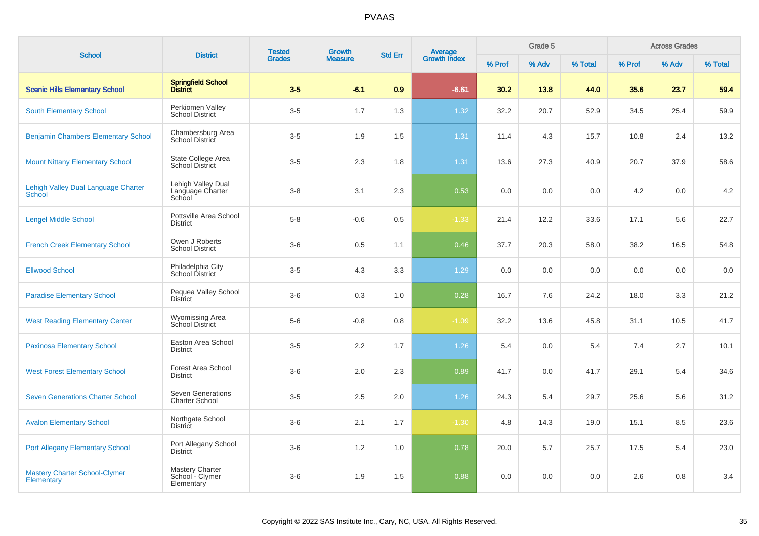# PVAAS

| School | District | Tested Grades | Growth Measure | Std Err | Average Growth Index | Grade 5 | | | Across Grades | | |
|---|---|---|---|---|---|---|---|---|---|---|---|
| | | | | | | % Prof | % Adv | % Total | % Prof | % Adv | % Total |
| **Scenic Hills Elementary School** | **Springfield School District** | **3-5** | **-6.1** | **0.9** | **-6.61** | **30.2** | **13.8** | **44.0** | **35.6** | **23.7** | **59.4** |
| South Elementary School | Perkiomen Valley School District | 3-5 | 1.7 | 1.3 | 1.32 | 32.2 | 20.7 | 52.9 | 34.5 | 25.4 | 59.9 |
| Benjamin Chambers Elementary School | Chambersburg Area School District | 3-5 | 1.9 | 1.5 | 1.31 | 11.4 | 4.3 | 15.7 | 10.8 | 2.4 | 13.2 |
| Mount Nittany Elementary School | State College Area School District | 3-5 | 2.3 | 1.8 | 1.31 | 13.6 | 27.3 | 40.9 | 20.7 | 37.9 | 58.6 |
| Lehigh Valley Dual Language Charter School | Lehigh Valley Dual Language Charter School | 3-8 | 3.1 | 2.3 | 0.53 | 0.0 | 0.0 | 0.0 | 4.2 | 0.0 | 4.2 |
| Lengel Middle School | Pottsville Area School District | 5-8 | -0.6 | 0.5 | -1.33 | 21.4 | 12.2 | 33.6 | 17.1 | 5.6 | 22.7 |
| French Creek Elementary School | Owen J Roberts School District | 3-6 | 0.5 | 1.1 | 0.46 | 37.7 | 20.3 | 58.0 | 38.2 | 16.5 | 54.8 |
| Ellwood School | Philadelphia City School District | 3-5 | 4.3 | 3.3 | 1.29 | 0.0 | 0.0 | 0.0 | 0.0 | 0.0 | 0.0 |
| Paradise Elementary School | Pequea Valley School District | 3-6 | 0.3 | 1.0 | 0.28 | 16.7 | 7.6 | 24.2 | 18.0 | 3.3 | 21.2 |
| West Reading Elementary Center | Wyomissing Area School District | 5-6 | -0.8 | 0.8 | -1.09 | 32.2 | 13.6 | 45.8 | 31.1 | 10.5 | 41.7 |
| Paxinosa Elementary School | Easton Area School District | 3-5 | 2.2 | 1.7 | 1.26 | 5.4 | 0.0 | 5.4 | 7.4 | 2.7 | 10.1 |
| West Forest Elementary School | Forest Area School District | 3-6 | 2.0 | 2.3 | 0.89 | 41.7 | 0.0 | 41.7 | 29.1 | 5.4 | 34.6 |
| Seven Generations Charter School | Seven Generations Charter School | 3-5 | 2.5 | 2.0 | 1.26 | 24.3 | 5.4 | 29.7 | 25.6 | 5.6 | 31.2 |
| Avalon Elementary School | Northgate School District | 3-6 | 2.1 | 1.7 | -1.30 | 4.8 | 14.3 | 19.0 | 15.1 | 8.5 | 23.6 |
| Port Allegany Elementary School | Port Allegany School District | 3-6 | 1.2 | 1.0 | 0.78 | 20.0 | 5.7 | 25.7 | 17.5 | 5.4 | 23.0 |
| Mastery Charter School-Clymer Elementary | Mastery Charter School - Clymer Elementary | 3-6 | 1.9 | 1.5 | 0.88 | 0.0 | 0.0 | 0.0 | 2.6 | 0.8 | 3.4 |

Copyright © 2022 SAS Institute Inc., Cary, NC, USA. All Rights Reserved.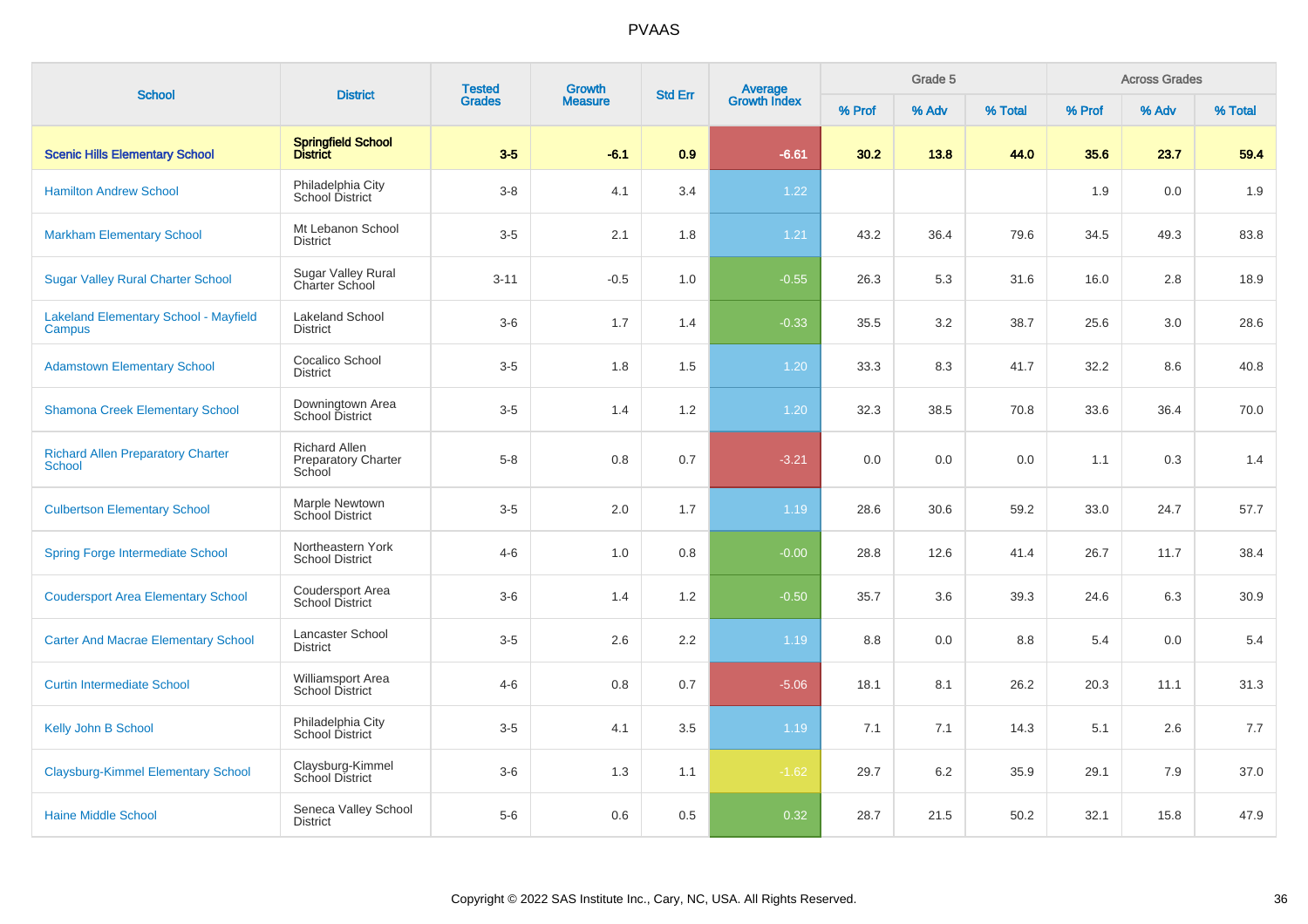# PVAAS

| School | District | Tested Grades | Growth Measure | Std Err | Average Growth Index | Grade 5 | | | Across Grades | | |
|---|---|---|---|---|---|---|---|---|---|---|---|
| | | | | | | % Prof | % Adv | % Total | % Prof | % Adv | % Total |
| **Scenic Hills Elementary School** | **Springfield School District** | **3-5** | **-6.1** | **0.9** | **-6.61** | **30.2** | **13.8** | **44.0** | **35.6** | **23.7** | **59.4** |
| Hamilton Andrew School | Philadelphia City School District | 3-8 | 4.1 | 3.4 | 1.22 | | | | 1.9 | 0.0 | 1.9 |
| Markham Elementary School | Mt Lebanon School District | 3-5 | 2.1 | 1.8 | 1.21 | 43.2 | 36.4 | 79.6 | 34.5 | 49.3 | 83.8 |
| Sugar Valley Rural Charter School | Sugar Valley Rural Charter School | 3-11 | -0.5 | 1.0 | -0.55 | 26.3 | 5.3 | 31.6 | 16.0 | 2.8 | 18.9 |
| Lakeland Elementary School - Mayfield Campus | Lakeland School District | 3-6 | 1.7 | 1.4 | -0.33 | 35.5 | 3.2 | 38.7 | 25.6 | 3.0 | 28.6 |
| Adamstown Elementary School | Cocalico School District | 3-5 | 1.8 | 1.5 | 1.20 | 33.3 | 8.3 | 41.7 | 32.2 | 8.6 | 40.8 |
| Shamona Creek Elementary School | Downingtown Area School District | 3-5 | 1.4 | 1.2 | 1.20 | 32.3 | 38.5 | 70.8 | 33.6 | 36.4 | 70.0 |
| Richard Allen Preparatory Charter School | Richard Allen Preparatory Charter School | 5-8 | 0.8 | 0.7 | -3.21 | 0.0 | 0.0 | 0.0 | 1.1 | 0.3 | 1.4 |
| Culbertson Elementary School | Marple Newtown School District | 3-5 | 2.0 | 1.7 | 1.19 | 28.6 | 30.6 | 59.2 | 33.0 | 24.7 | 57.7 |
| Spring Forge Intermediate School | Northeastern York School District | 4-6 | 1.0 | 0.8 | -0.00 | 28.8 | 12.6 | 41.4 | 26.7 | 11.7 | 38.4 |
| Coudersport Area Elementary School | Coudersport Area School District | 3-6 | 1.4 | 1.2 | -0.50 | 35.7 | 3.6 | 39.3 | 24.6 | 6.3 | 30.9 |
| Carter And Macrae Elementary School | Lancaster School District | 3-5 | 2.6 | 2.2 | 1.19 | 8.8 | 0.0 | 8.8 | 5.4 | 0.0 | 5.4 |
| Curtin Intermediate School | Williamsport Area School District | 4-6 | 0.8 | 0.7 | -5.06 | 18.1 | 8.1 | 26.2 | 20.3 | 11.1 | 31.3 |
| Kelly John B School | Philadelphia City School District | 3-5 | 4.1 | 3.5 | 1.19 | 7.1 | 7.1 | 14.3 | 5.1 | 2.6 | 7.7 |
| Claysburg-Kimmel Elementary School | Claysburg-Kimmel School District | 3-6 | 1.3 | 1.1 | -1.62 | 29.7 | 6.2 | 35.9 | 29.1 | 7.9 | 37.0 |
| Haine Middle School | Seneca Valley School District | 5-6 | 0.6 | 0.5 | 0.32 | 28.7 | 21.5 | 50.2 | 32.1 | 15.8 | 47.9 |

Copyright © 2022 SAS Institute Inc., Cary, NC, USA. All Rights Reserved.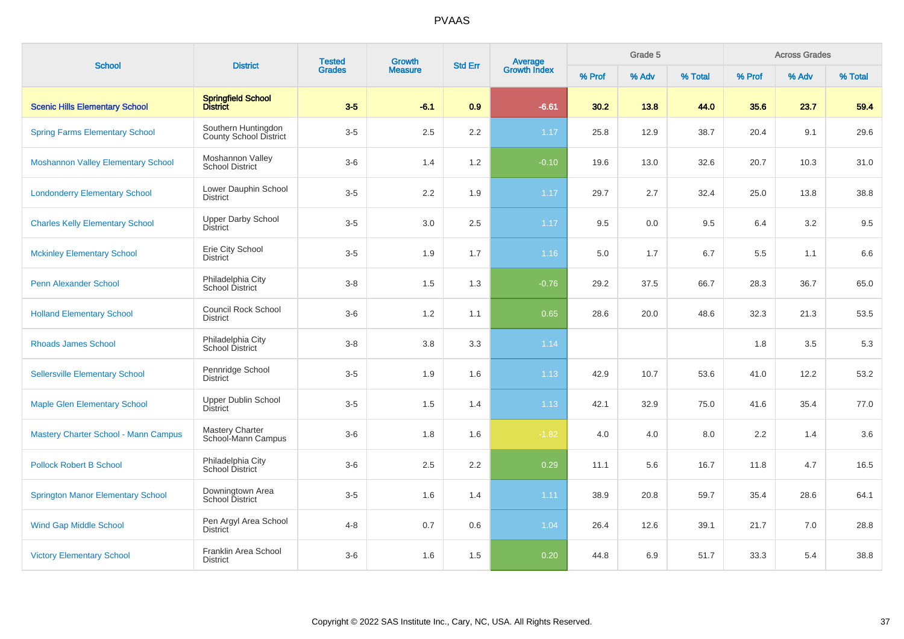# PVAAS

| School | District | Tested Grades | Growth Measure | Std Err | Average Growth Index | Grade 5 | | | Across Grades | | |
|---|---|---|---|---|---|---|---|---|---|---|---|
| | | | | | | % Prof | % Adv | % Total | % Prof | % Adv | % Total |
| **Scenic Hills Elementary School** | **Springfield School District** | **3-5** | **-6.1** | **0.9** | **-6.61** | **30.2** | **13.8** | **44.0** | **35.6** | **23.7** | **59.4** |
| Spring Farms Elementary School | Southern Huntingdon County School District | 3-5 | 2.5 | 2.2 | 1.17 | 25.8 | 12.9 | 38.7 | 20.4 | 9.1 | 29.6 |
| Moshannon Valley Elementary School | Moshannon Valley School District | 3-6 | 1.4 | 1.2 | -0.10 | 19.6 | 13.0 | 32.6 | 20.7 | 10.3 | 31.0 |
| Londonderry Elementary School | Lower Dauphin School District | 3-5 | 2.2 | 1.9 | 1.17 | 29.7 | 2.7 | 32.4 | 25.0 | 13.8 | 38.8 |
| Charles Kelly Elementary School | Upper Darby School District | 3-5 | 3.0 | 2.5 | 1.17 | 9.5 | 0.0 | 9.5 | 6.4 | 3.2 | 9.5 |
| Mckinley Elementary School | Erie City School District | 3-5 | 1.9 | 1.7 | 1.16 | 5.0 | 1.7 | 6.7 | 5.5 | 1.1 | 6.6 |
| Penn Alexander School | Philadelphia City School District | 3-8 | 1.5 | 1.3 | -0.76 | 29.2 | 37.5 | 66.7 | 28.3 | 36.7 | 65.0 |
| Holland Elementary School | Council Rock School District | 3-6 | 1.2 | 1.1 | 0.65 | 28.6 | 20.0 | 48.6 | 32.3 | 21.3 | 53.5 |
| Rhoads James School | Philadelphia City School District | 3-8 | 3.8 | 3.3 | 1.14 | | | | 1.8 | 3.5 | 5.3 |
| Sellersville Elementary School | Pennridge School District | 3-5 | 1.9 | 1.6 | 1.13 | 42.9 | 10.7 | 53.6 | 41.0 | 12.2 | 53.2 |
| Maple Glen Elementary School | Upper Dublin School District | 3-5 | 1.5 | 1.4 | 1.13 | 42.1 | 32.9 | 75.0 | 41.6 | 35.4 | 77.0 |
| Mastery Charter School - Mann Campus | Mastery Charter School-Mann Campus | 3-6 | 1.8 | 1.6 | -1.82 | 4.0 | 4.0 | 8.0 | 2.2 | 1.4 | 3.6 |
| Pollock Robert B School | Philadelphia City School District | 3-6 | 2.5 | 2.2 | 0.29 | 11.1 | 5.6 | 16.7 | 11.8 | 4.7 | 16.5 |
| Springton Manor Elementary School | Downingtown Area School District | 3-5 | 1.6 | 1.4 | 1.11 | 38.9 | 20.8 | 59.7 | 35.4 | 28.6 | 64.1 |
| Wind Gap Middle School | Pen Argyl Area School District | 4-8 | 0.7 | 0.6 | 1.04 | 26.4 | 12.6 | 39.1 | 21.7 | 7.0 | 28.8 |
| Victory Elementary School | Franklin Area School District | 3-6 | 1.6 | 1.5 | 0.20 | 44.8 | 6.9 | 51.7 | 33.3 | 5.4 | 38.8 |

Copyright © 2022 SAS Institute Inc., Cary, NC, USA. All Rights Reserved.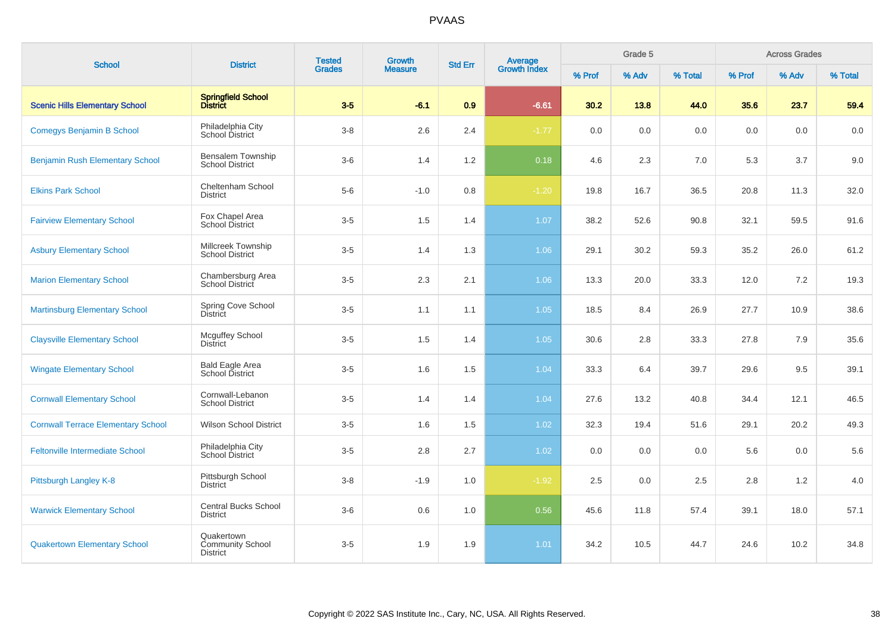# PVAAS

| School | District | Tested Grades | Growth Measure | Std Err | Average Growth Index | Grade 5 | | | Across Grades | | |
|---|---|---|---|---|---|---|---|---|---|---|---|
| | | | | | | % Prof | % Adv | % Total | % Prof | % Adv | % Total |
| **Scenic Hills Elementary School** | **Springfield School District** | **3-5** | **-6.1** | **0.9** | **-6.61** | **30.2** | **13.8** | **44.0** | **35.6** | **23.7** | **59.4** |
| Comegys Benjamin B School | Philadelphia City School District | 3-8 | 2.6 | 2.4 | -1.77 | 0.0 | 0.0 | 0.0 | 0.0 | 0.0 | 0.0 |
| Benjamin Rush Elementary School | Bensalem Township School District | 3-6 | 1.4 | 1.2 | 0.18 | 4.6 | 2.3 | 7.0 | 5.3 | 3.7 | 9.0 |
| Elkins Park School | Cheltenham School District | 5-6 | -1.0 | 0.8 | -1.20 | 19.8 | 16.7 | 36.5 | 20.8 | 11.3 | 32.0 |
| Fairview Elementary School | Fox Chapel Area School District | 3-5 | 1.5 | 1.4 | 1.07 | 38.2 | 52.6 | 90.8 | 32.1 | 59.5 | 91.6 |
| Asbury Elementary School | Millcreek Township School District | 3-5 | 1.4 | 1.3 | 1.06 | 29.1 | 30.2 | 59.3 | 35.2 | 26.0 | 61.2 |
| Marion Elementary School | Chambersburg Area School District | 3-5 | 2.3 | 2.1 | 1.06 | 13.3 | 20.0 | 33.3 | 12.0 | 7.2 | 19.3 |
| Martinsburg Elementary School | Spring Cove School District | 3-5 | 1.1 | 1.1 | 1.05 | 18.5 | 8.4 | 26.9 | 27.7 | 10.9 | 38.6 |
| Claysville Elementary School | Mcguffey School District | 3-5 | 1.5 | 1.4 | 1.05 | 30.6 | 2.8 | 33.3 | 27.8 | 7.9 | 35.6 |
| Wingate Elementary School | Bald Eagle Area School District | 3-5 | 1.6 | 1.5 | 1.04 | 33.3 | 6.4 | 39.7 | 29.6 | 9.5 | 39.1 |
| Cornwall Elementary School | Cornwall-Lebanon School District | 3-5 | 1.4 | 1.4 | 1.04 | 27.6 | 13.2 | 40.8 | 34.4 | 12.1 | 46.5 |
| Cornwall Terrace Elementary School | Wilson School District | 3-5 | 1.6 | 1.5 | 1.02 | 32.3 | 19.4 | 51.6 | 29.1 | 20.2 | 49.3 |
| Feltonville Intermediate School | Philadelphia City School District | 3-5 | 2.8 | 2.7 | 1.02 | 0.0 | 0.0 | 0.0 | 5.6 | 0.0 | 5.6 |
| Pittsburgh Langley K-8 | Pittsburgh School District | 3-8 | -1.9 | 1.0 | -1.92 | 2.5 | 0.0 | 2.5 | 2.8 | 1.2 | 4.0 |
| Warwick Elementary School | Central Bucks School District | 3-6 | 0.6 | 1.0 | 0.56 | 45.6 | 11.8 | 57.4 | 39.1 | 18.0 | 57.1 |
| Quakertown Elementary School | Quakertown Community School District | 3-5 | 1.9 | 1.9 | 1.01 | 34.2 | 10.5 | 44.7 | 24.6 | 10.2 | 34.8 |

Copyright © 2022 SAS Institute Inc., Cary, NC, USA. All Rights Reserved.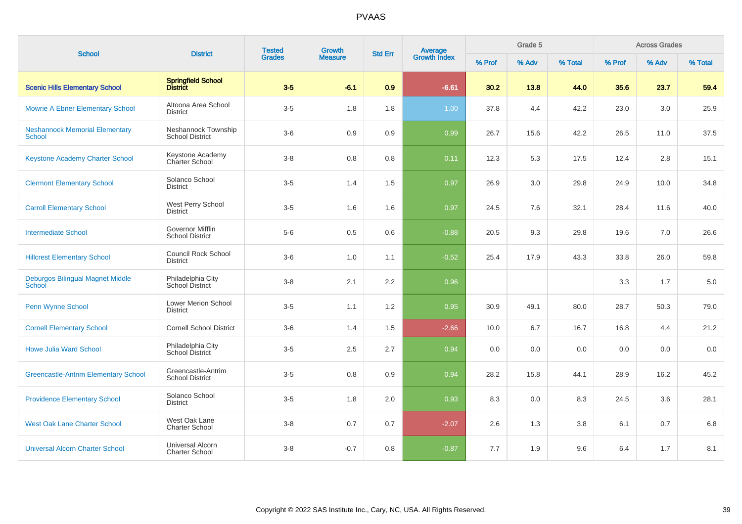# PVAAS

| School | District | Tested Grades | Growth Measure | Std Err | Average Growth Index | Grade 5 | | | Across Grades | | |
|---|---|---|---|---|---|---|---|---|---|---|---|
| | | | | | | % Prof | % Adv | % Total | % Prof | % Adv | % Total |
| **Scenic Hills Elementary School** | **Springfield School District** | **3-5** | **-6.1** | **0.9** | **-6.61** | **30.2** | **13.8** | **44.0** | **35.6** | **23.7** | **59.4** |
| Mowrie A Ebner Elementary School | Altoona Area School District | 3-5 | 1.8 | 1.8 | 1.00 | 37.8 | 4.4 | 42.2 | 23.0 | 3.0 | 25.9 |
| Neshannock Memorial Elementary School | Neshannock Township School District | 3-6 | 0.9 | 0.9 | 0.99 | 26.7 | 15.6 | 42.2 | 26.5 | 11.0 | 37.5 |
| Keystone Academy Charter School | Keystone Academy Charter School | 3-8 | 0.8 | 0.8 | 0.11 | 12.3 | 5.3 | 17.5 | 12.4 | 2.8 | 15.1 |
| Clermont Elementary School | Solanco School District | 3-5 | 1.4 | 1.5 | 0.97 | 26.9 | 3.0 | 29.8 | 24.9 | 10.0 | 34.8 |
| Carroll Elementary School | West Perry School District | 3-5 | 1.6 | 1.6 | 0.97 | 24.5 | 7.6 | 32.1 | 28.4 | 11.6 | 40.0 |
| Intermediate School | Governor Mifflin School District | 5-6 | 0.5 | 0.6 | -0.88 | 20.5 | 9.3 | 29.8 | 19.6 | 7.0 | 26.6 |
| Hillcrest Elementary School | Council Rock School District | 3-6 | 1.0 | 1.1 | -0.52 | 25.4 | 17.9 | 43.3 | 33.8 | 26.0 | 59.8 |
| Deburgos Bilingual Magnet Middle School | Philadelphia City School District | 3-8 | 2.1 | 2.2 | 0.96 | | | | 3.3 | 1.7 | 5.0 |
| Penn Wynne School | Lower Merion School District | 3-5 | 1.1 | 1.2 | 0.95 | 30.9 | 49.1 | 80.0 | 28.7 | 50.3 | 79.0 |
| Cornell Elementary School | Cornell School District | 3-6 | 1.4 | 1.5 | -2.66 | 10.0 | 6.7 | 16.7 | 16.8 | 4.4 | 21.2 |
| Howe Julia Ward School | Philadelphia City School District | 3-5 | 2.5 | 2.7 | 0.94 | 0.0 | 0.0 | 0.0 | 0.0 | 0.0 | 0.0 |
| Greencastle-Antrim Elementary School | Greencastle-Antrim School District | 3-5 | 0.8 | 0.9 | 0.94 | 28.2 | 15.8 | 44.1 | 28.9 | 16.2 | 45.2 |
| Providence Elementary School | Solanco School District | 3-5 | 1.8 | 2.0 | 0.93 | 8.3 | 0.0 | 8.3 | 24.5 | 3.6 | 28.1 |
| West Oak Lane Charter School | West Oak Lane Charter School | 3-8 | 0.7 | 0.7 | -2.07 | 2.6 | 1.3 | 3.8 | 6.1 | 0.7 | 6.8 |
| Universal Alcorn Charter School | Universal Alcorn Charter School | 3-8 | -0.7 | 0.8 | -0.87 | 7.7 | 1.9 | 9.6 | 6.4 | 1.7 | 8.1 |

Copyright © 2022 SAS Institute Inc., Cary, NC, USA. All Rights Reserved.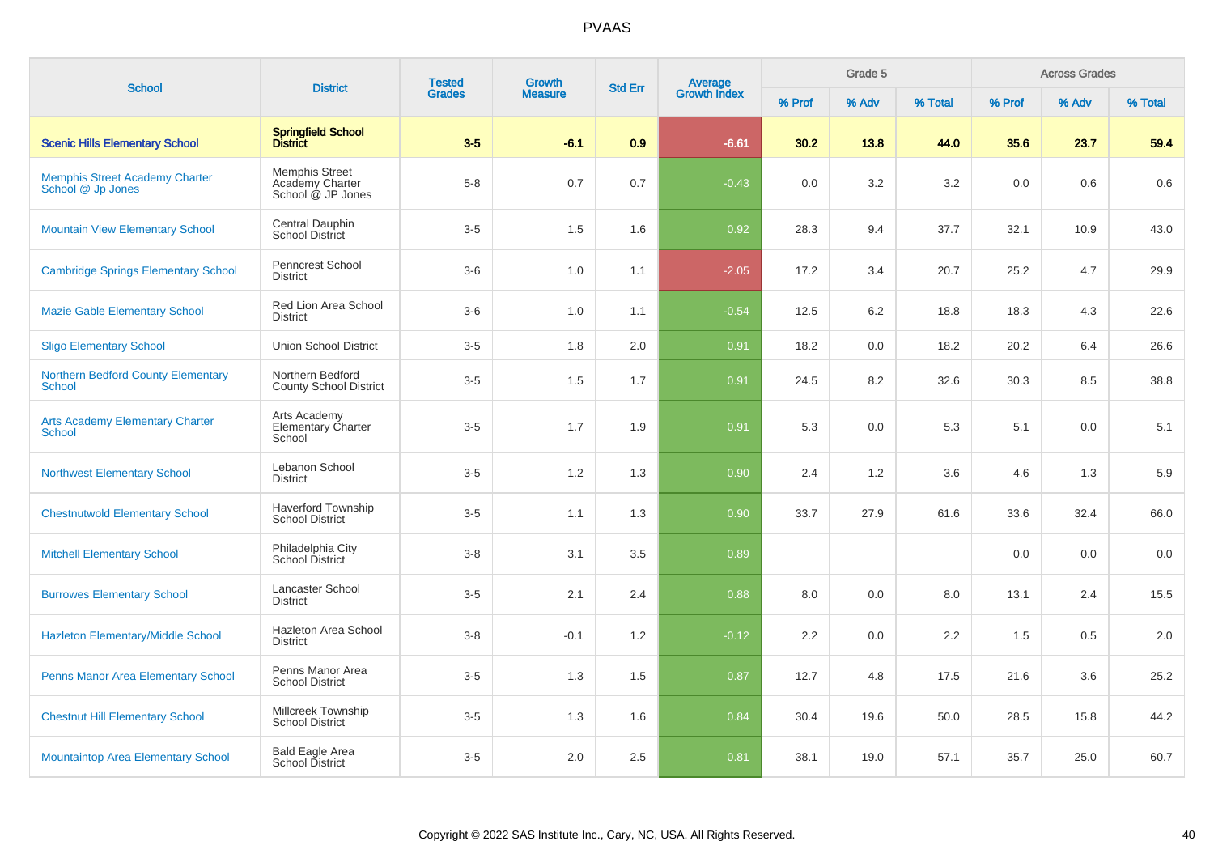PVAAS

| School | District | Tested Grades | Growth Measure | Std Err | Average Growth Index | Grade 5 | | | Across Grades | | |
|---|---|---|---|---|---|---|---|---|---|---|---|
| | | | | | | % Prof | % Adv | % Total | % Prof | % Adv | % Total |
| **Scenic Hills Elementary School** | **Springfield School District** | **3-5** | **-6.1** | **0.9** | **-6.61** | **30.2** | **13.8** | **44.0** | **35.6** | **23.7** | **59.4** |
| Memphis Street Academy Charter School @ Jp Jones | Memphis Street Academy Charter School @ JP Jones | 5-8 | 0.7 | 0.7 | -0.43 | 0.0 | 3.2 | 3.2 | 0.0 | 0.6 | 0.6 |
| Mountain View Elementary School | Central Dauphin School District | 3-5 | 1.5 | 1.6 | 0.92 | 28.3 | 9.4 | 37.7 | 32.1 | 10.9 | 43.0 |
| Cambridge Springs Elementary School | Penncrest School District | 3-6 | 1.0 | 1.1 | -2.05 | 17.2 | 3.4 | 20.7 | 25.2 | 4.7 | 29.9 |
| Mazie Gable Elementary School | Red Lion Area School District | 3-6 | 1.0 | 1.1 | -0.54 | 12.5 | 6.2 | 18.8 | 18.3 | 4.3 | 22.6 |
| Sligo Elementary School | Union School District | 3-5 | 1.8 | 2.0 | 0.91 | 18.2 | 0.0 | 18.2 | 20.2 | 6.4 | 26.6 |
| Northern Bedford County Elementary School | Northern Bedford County School District | 3-5 | 1.5 | 1.7 | 0.91 | 24.5 | 8.2 | 32.6 | 30.3 | 8.5 | 38.8 |
| Arts Academy Elementary Charter School | Arts Academy Elementary Charter School | 3-5 | 1.7 | 1.9 | 0.91 | 5.3 | 0.0 | 5.3 | 5.1 | 0.0 | 5.1 |
| Northwest Elementary School | Lebanon School District | 3-5 | 1.2 | 1.3 | 0.90 | 2.4 | 1.2 | 3.6 | 4.6 | 1.3 | 5.9 |
| Chestnutwold Elementary School | Haverford Township School District | 3-5 | 1.1 | 1.3 | 0.90 | 33.7 | 27.9 | 61.6 | 33.6 | 32.4 | 66.0 |
| Mitchell Elementary School | Philadelphia City School District | 3-8 | 3.1 | 3.5 | 0.89 | | | | 0.0 | 0.0 | 0.0 |
| Burrowes Elementary School | Lancaster School District | 3-5 | 2.1 | 2.4 | 0.88 | 8.0 | 0.0 | 8.0 | 13.1 | 2.4 | 15.5 |
| Hazleton Elementary/Middle School | Hazleton Area School District | 3-8 | -0.1 | 1.2 | -0.12 | 2.2 | 0.0 | 2.2 | 1.5 | 0.5 | 2.0 |
| Penns Manor Area Elementary School | Penns Manor Area School District | 3-5 | 1.3 | 1.5 | 0.87 | 12.7 | 4.8 | 17.5 | 21.6 | 3.6 | 25.2 |
| Chestnut Hill Elementary School | Millcreek Township School District | 3-5 | 1.3 | 1.6 | 0.84 | 30.4 | 19.6 | 50.0 | 28.5 | 15.8 | 44.2 |
| Mountaintop Area Elementary School | Bald Eagle Area School District | 3-5 | 2.0 | 2.5 | 0.81 | 38.1 | 19.0 | 57.1 | 35.7 | 25.0 | 60.7 |

Copyright © 2022 SAS Institute Inc., Cary, NC, USA. All Rights Reserved.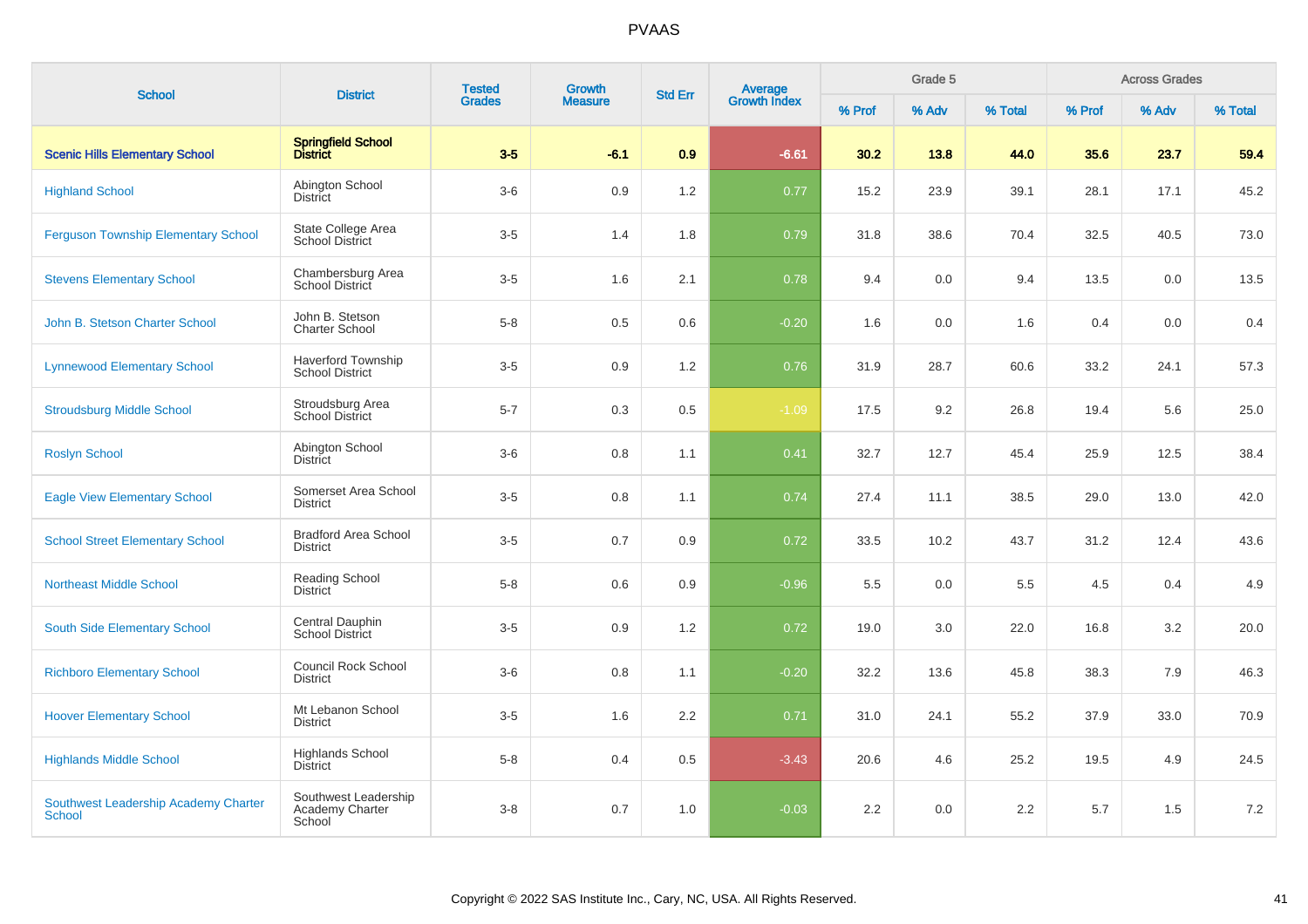# PVAAS

| School | District | Tested Grades | Growth Measure | Std Err | Average Growth Index | Grade 5 | | | Across Grades | | |
|---|---|---|---|---|---|---|---|---|---|---|---|
| | | | | | | % Prof | % Adv | % Total | % Prof | % Adv | % Total |
| **Scenic Hills Elementary School** | **Springfield School District** | **3-5** | **-6.1** | **0.9** | **-6.61** | **30.2** | **13.8** | **44.0** | **35.6** | **23.7** | **59.4** |
| Highland School | Abington School District | 3-6 | 0.9 | 1.2 | 0.77 | 15.2 | 23.9 | 39.1 | 28.1 | 17.1 | 45.2 |
| Ferguson Township Elementary School | State College Area School District | 3-5 | 1.4 | 1.8 | 0.79 | 31.8 | 38.6 | 70.4 | 32.5 | 40.5 | 73.0 |
| Stevens Elementary School | Chambersburg Area School District | 3-5 | 1.6 | 2.1 | 0.78 | 9.4 | 0.0 | 9.4 | 13.5 | 0.0 | 13.5 |
| John B. Stetson Charter School | John B. Stetson Charter School | 5-8 | 0.5 | 0.6 | -0.20 | 1.6 | 0.0 | 1.6 | 0.4 | 0.0 | 0.4 |
| Lynnewood Elementary School | Haverford Township School District | 3-5 | 0.9 | 1.2 | 0.76 | 31.9 | 28.7 | 60.6 | 33.2 | 24.1 | 57.3 |
| Stroudsburg Middle School | Stroudsburg Area School District | 5-7 | 0.3 | 0.5 | -1.09 | 17.5 | 9.2 | 26.8 | 19.4 | 5.6 | 25.0 |
| Roslyn School | Abington School District | 3-6 | 0.8 | 1.1 | 0.41 | 32.7 | 12.7 | 45.4 | 25.9 | 12.5 | 38.4 |
| Eagle View Elementary School | Somerset Area School District | 3-5 | 0.8 | 1.1 | 0.74 | 27.4 | 11.1 | 38.5 | 29.0 | 13.0 | 42.0 |
| School Street Elementary School | Bradford Area School District | 3-5 | 0.7 | 0.9 | 0.72 | 33.5 | 10.2 | 43.7 | 31.2 | 12.4 | 43.6 |
| Northeast Middle School | Reading School District | 5-8 | 0.6 | 0.9 | -0.96 | 5.5 | 0.0 | 5.5 | 4.5 | 0.4 | 4.9 |
| South Side Elementary School | Central Dauphin School District | 3-5 | 0.9 | 1.2 | 0.72 | 19.0 | 3.0 | 22.0 | 16.8 | 3.2 | 20.0 |
| Richboro Elementary School | Council Rock School District | 3-6 | 0.8 | 1.1 | -0.20 | 32.2 | 13.6 | 45.8 | 38.3 | 7.9 | 46.3 |
| Hoover Elementary School | Mt Lebanon School District | 3-5 | 1.6 | 2.2 | 0.71 | 31.0 | 24.1 | 55.2 | 37.9 | 33.0 | 70.9 |
| Highlands Middle School | Highlands School District | 5-8 | 0.4 | 0.5 | -3.43 | 20.6 | 4.6 | 25.2 | 19.5 | 4.9 | 24.5 |
| Southwest Leadership Academy Charter School | Southwest Leadership Academy Charter School | 3-8 | 0.7 | 1.0 | -0.03 | 2.2 | 0.0 | 2.2 | 5.7 | 1.5 | 7.2 |

Copyright © 2022 SAS Institute Inc., Cary, NC, USA. All Rights Reserved.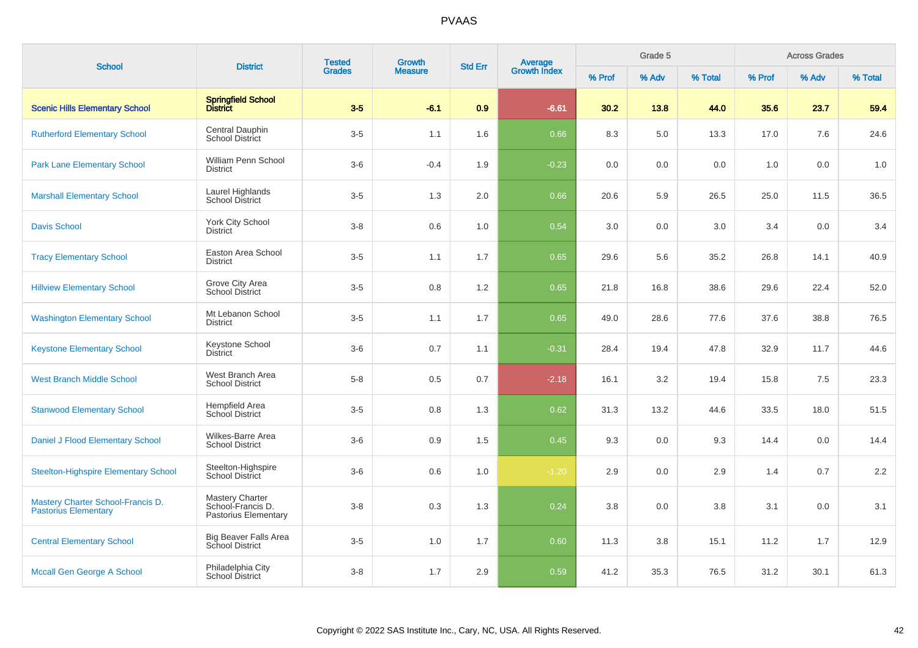# PVAAS

| School | District | Tested Grades | Growth Measure | Std Err | Average Growth Index | Grade 5 | | | Across Grades | | |
|---|---|---|---|---|---|---|---|---|---|---|---|
| | | | | | | % Prof | % Adv | % Total | % Prof | % Adv | % Total |
| **Scenic Hills Elementary School** | **Springfield School District** | **3-5** | **-6.1** | **0.9** | **-6.61** | **30.2** | **13.8** | **44.0** | **35.6** | **23.7** | **59.4** |
| Rutherford Elementary School | Central Dauphin School District | 3-5 | 1.1 | 1.6 | 0.66 | 8.3 | 5.0 | 13.3 | 17.0 | 7.6 | 24.6 |
| Park Lane Elementary School | William Penn School District | 3-6 | -0.4 | 1.9 | -0.23 | 0.0 | 0.0 | 0.0 | 1.0 | 0.0 | 1.0 |
| Marshall Elementary School | Laurel Highlands School District | 3-5 | 1.3 | 2.0 | 0.66 | 20.6 | 5.9 | 26.5 | 25.0 | 11.5 | 36.5 |
| Davis School | York City School District | 3-8 | 0.6 | 1.0 | 0.54 | 3.0 | 0.0 | 3.0 | 3.4 | 0.0 | 3.4 |
| Tracy Elementary School | Easton Area School District | 3-5 | 1.1 | 1.7 | 0.65 | 29.6 | 5.6 | 35.2 | 26.8 | 14.1 | 40.9 |
| Hillview Elementary School | Grove City Area School District | 3-5 | 0.8 | 1.2 | 0.65 | 21.8 | 16.8 | 38.6 | 29.6 | 22.4 | 52.0 |
| Washington Elementary School | Mt Lebanon School District | 3-5 | 1.1 | 1.7 | 0.65 | 49.0 | 28.6 | 77.6 | 37.6 | 38.8 | 76.5 |
| Keystone Elementary School | Keystone School District | 3-6 | 0.7 | 1.1 | -0.31 | 28.4 | 19.4 | 47.8 | 32.9 | 11.7 | 44.6 |
| West Branch Middle School | West Branch Area School District | 5-8 | 0.5 | 0.7 | -2.18 | 16.1 | 3.2 | 19.4 | 15.8 | 7.5 | 23.3 |
| Stanwood Elementary School | Hempfield Area School District | 3-5 | 0.8 | 1.3 | 0.62 | 31.3 | 13.2 | 44.6 | 33.5 | 18.0 | 51.5 |
| Daniel J Flood Elementary School | Wilkes-Barre Area School District | 3-6 | 0.9 | 1.5 | 0.45 | 9.3 | 0.0 | 9.3 | 14.4 | 0.0 | 14.4 |
| Steelton-Highspire Elementary School | Steelton-Highspire School District | 3-6 | 0.6 | 1.0 | -1.20 | 2.9 | 0.0 | 2.9 | 1.4 | 0.7 | 2.2 |
| Mastery Charter School-Francis D. Pastorius Elementary | Mastery Charter School-Francis D. Pastorius Elementary | 3-8 | 0.3 | 1.3 | 0.24 | 3.8 | 0.0 | 3.8 | 3.1 | 0.0 | 3.1 |
| Central Elementary School | Big Beaver Falls Area School District | 3-5 | 1.0 | 1.7 | 0.60 | 11.3 | 3.8 | 15.1 | 11.2 | 1.7 | 12.9 |
| Mccall Gen George A School | Philadelphia City School District | 3-8 | 1.7 | 2.9 | 0.59 | 41.2 | 35.3 | 76.5 | 31.2 | 30.1 | 61.3 |

Copyright © 2022 SAS Institute Inc., Cary, NC, USA. All Rights Reserved.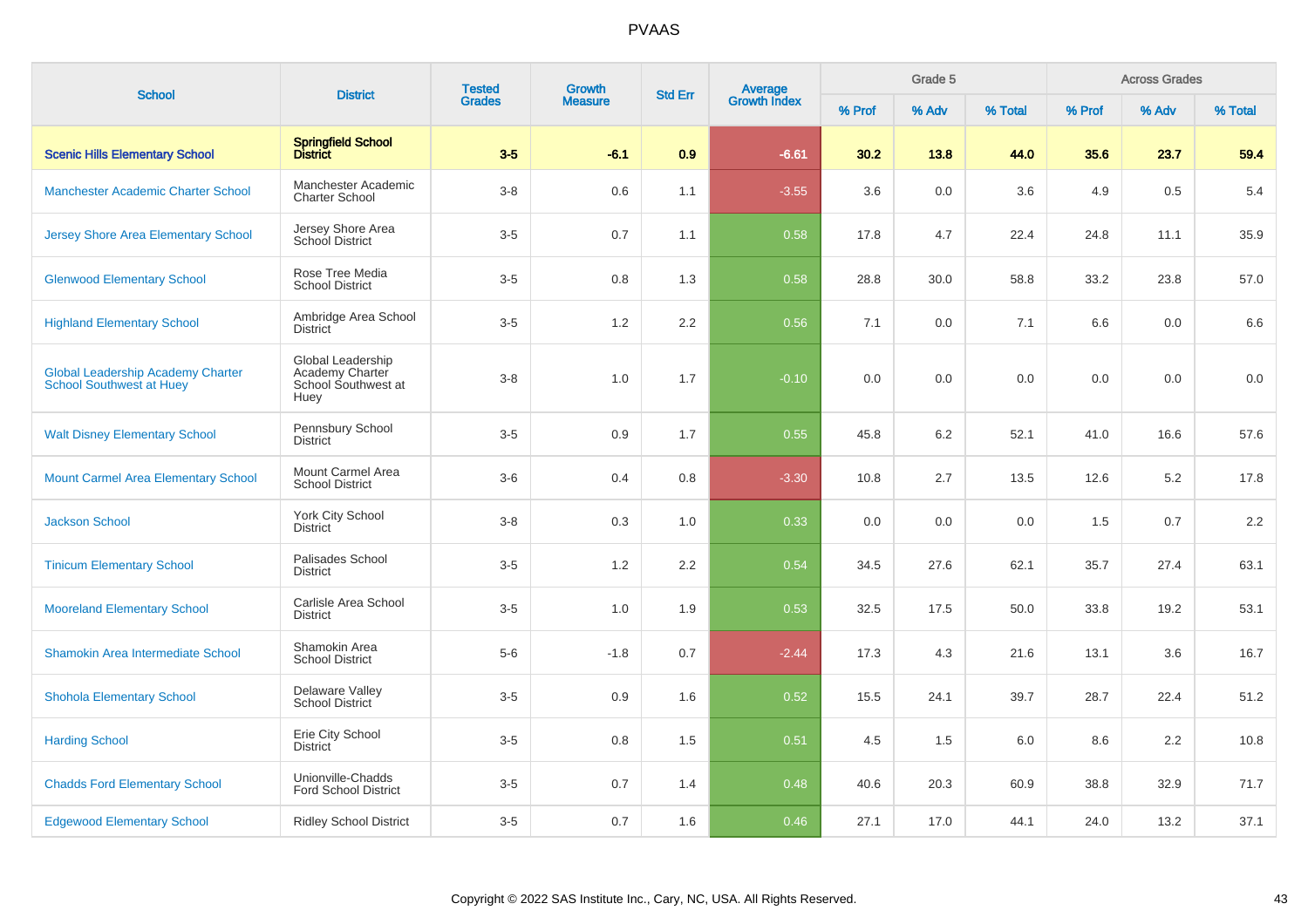# PVAAS

| School | District | Tested Grades | Growth Measure | Std Err | Average Growth Index | Grade 5 | | | Across Grades | | |
|---|---|---|---|---|---|---|---|---|---|---|---|
| | | | | | | % Prof | % Adv | % Total | % Prof | % Adv | % Total |
| **Scenic Hills Elementary School** | **Springfield School District** | **3-5** | **-6.1** | **0.9** | **-6.61** | **30.2** | **13.8** | **44.0** | **35.6** | **23.7** | **59.4** |
| Manchester Academic Charter School | Manchester Academic Charter School | 3-8 | 0.6 | 1.1 | -3.55 | 3.6 | 0.0 | 3.6 | 4.9 | 0.5 | 5.4 |
| Jersey Shore Area Elementary School | Jersey Shore Area School District | 3-5 | 0.7 | 1.1 | 0.58 | 17.8 | 4.7 | 22.4 | 24.8 | 11.1 | 35.9 |
| Glenwood Elementary School | Rose Tree Media School District | 3-5 | 0.8 | 1.3 | 0.58 | 28.8 | 30.0 | 58.8 | 33.2 | 23.8 | 57.0 |
| Highland Elementary School | Ambridge Area School District | 3-5 | 1.2 | 2.2 | 0.56 | 7.1 | 0.0 | 7.1 | 6.6 | 0.0 | 6.6 |
| Global Leadership Academy Charter School Southwest at Huey | Global Leadership Academy Charter School Southwest at Huey | 3-8 | 1.0 | 1.7 | -0.10 | 0.0 | 0.0 | 0.0 | 0.0 | 0.0 | 0.0 |
| Walt Disney Elementary School | Pennsbury School District | 3-5 | 0.9 | 1.7 | 0.55 | 45.8 | 6.2 | 52.1 | 41.0 | 16.6 | 57.6 |
| Mount Carmel Area Elementary School | Mount Carmel Area School District | 3-6 | 0.4 | 0.8 | -3.30 | 10.8 | 2.7 | 13.5 | 12.6 | 5.2 | 17.8 |
| Jackson School | York City School District | 3-8 | 0.3 | 1.0 | 0.33 | 0.0 | 0.0 | 0.0 | 1.5 | 0.7 | 2.2 |
| Tinicum Elementary School | Palisades School District | 3-5 | 1.2 | 2.2 | 0.54 | 34.5 | 27.6 | 62.1 | 35.7 | 27.4 | 63.1 |
| Mooreland Elementary School | Carlisle Area School District | 3-5 | 1.0 | 1.9 | 0.53 | 32.5 | 17.5 | 50.0 | 33.8 | 19.2 | 53.1 |
| Shamokin Area Intermediate School | Shamokin Area School District | 5-6 | -1.8 | 0.7 | -2.44 | 17.3 | 4.3 | 21.6 | 13.1 | 3.6 | 16.7 |
| Shohola Elementary School | Delaware Valley School District | 3-5 | 0.9 | 1.6 | 0.52 | 15.5 | 24.1 | 39.7 | 28.7 | 22.4 | 51.2 |
| Harding School | Erie City School District | 3-5 | 0.8 | 1.5 | 0.51 | 4.5 | 1.5 | 6.0 | 8.6 | 2.2 | 10.8 |
| Chadds Ford Elementary School | Unionville-Chadds Ford School District | 3-5 | 0.7 | 1.4 | 0.48 | 40.6 | 20.3 | 60.9 | 38.8 | 32.9 | 71.7 |
| Edgewood Elementary School | Ridley School District | 3-5 | 0.7 | 1.6 | 0.46 | 27.1 | 17.0 | 44.1 | 24.0 | 13.2 | 37.1 |

Copyright © 2022 SAS Institute Inc., Cary, NC, USA. All Rights Reserved.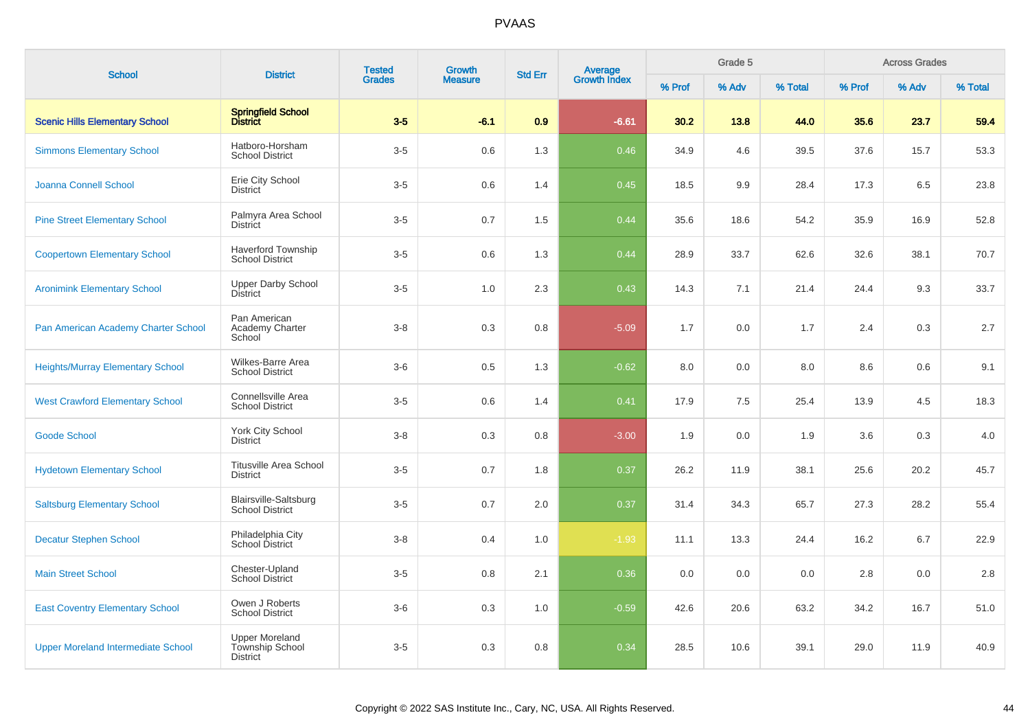# PVAAS

| School | District | Tested Grades | Growth Measure | Std Err | Average Growth Index | Grade 5 | | | Across Grades | | |
|---|---|---|---|---|---|---|---|---|---|---|---|
| | | | | | | % Prof | % Adv | % Total | % Prof | % Adv | % Total |
| **Scenic Hills Elementary School** | **Springfield School District** | **3-5** | **-6.1** | **0.9** | **-6.61** | **30.2** | **13.8** | **44.0** | **35.6** | **23.7** | **59.4** |
| Simmons Elementary School | Hatboro-Horsham School District | 3-5 | 0.6 | 1.3 | 0.46 | 34.9 | 4.6 | 39.5 | 37.6 | 15.7 | 53.3 |
| Joanna Connell School | Erie City School District | 3-5 | 0.6 | 1.4 | 0.45 | 18.5 | 9.9 | 28.4 | 17.3 | 6.5 | 23.8 |
| Pine Street Elementary School | Palmyra Area School District | 3-5 | 0.7 | 1.5 | 0.44 | 35.6 | 18.6 | 54.2 | 35.9 | 16.9 | 52.8 |
| Coopertown Elementary School | Haverford Township School District | 3-5 | 0.6 | 1.3 | 0.44 | 28.9 | 33.7 | 62.6 | 32.6 | 38.1 | 70.7 |
| Aronimink Elementary School | Upper Darby School District | 3-5 | 1.0 | 2.3 | 0.43 | 14.3 | 7.1 | 21.4 | 24.4 | 9.3 | 33.7 |
| Pan American Academy Charter School | Pan American Academy Charter School | 3-8 | 0.3 | 0.8 | -5.09 | 1.7 | 0.0 | 1.7 | 2.4 | 0.3 | 2.7 |
| Heights/Murray Elementary School | Wilkes-Barre Area School District | 3-6 | 0.5 | 1.3 | -0.62 | 8.0 | 0.0 | 8.0 | 8.6 | 0.6 | 9.1 |
| West Crawford Elementary School | Connellsville Area School District | 3-5 | 0.6 | 1.4 | 0.41 | 17.9 | 7.5 | 25.4 | 13.9 | 4.5 | 18.3 |
| Goode School | York City School District | 3-8 | 0.3 | 0.8 | -3.00 | 1.9 | 0.0 | 1.9 | 3.6 | 0.3 | 4.0 |
| Hydetown Elementary School | Titusville Area School District | 3-5 | 0.7 | 1.8 | 0.37 | 26.2 | 11.9 | 38.1 | 25.6 | 20.2 | 45.7 |
| Saltsburg Elementary School | Blairsville-Saltsburg School District | 3-5 | 0.7 | 2.0 | 0.37 | 31.4 | 34.3 | 65.7 | 27.3 | 28.2 | 55.4 |
| Decatur Stephen School | Philadelphia City School District | 3-8 | 0.4 | 1.0 | -1.93 | 11.1 | 13.3 | 24.4 | 16.2 | 6.7 | 22.9 |
| Main Street School | Chester-Upland School District | 3-5 | 0.8 | 2.1 | 0.36 | 0.0 | 0.0 | 0.0 | 2.8 | 0.0 | 2.8 |
| East Coventry Elementary School | Owen J Roberts School District | 3-6 | 0.3 | 1.0 | -0.59 | 42.6 | 20.6 | 63.2 | 34.2 | 16.7 | 51.0 |
| Upper Moreland Intermediate School | Upper Moreland Township School District | 3-5 | 0.3 | 0.8 | 0.34 | 28.5 | 10.6 | 39.1 | 29.0 | 11.9 | 40.9 |

Copyright © 2022 SAS Institute Inc., Cary, NC, USA. All Rights Reserved.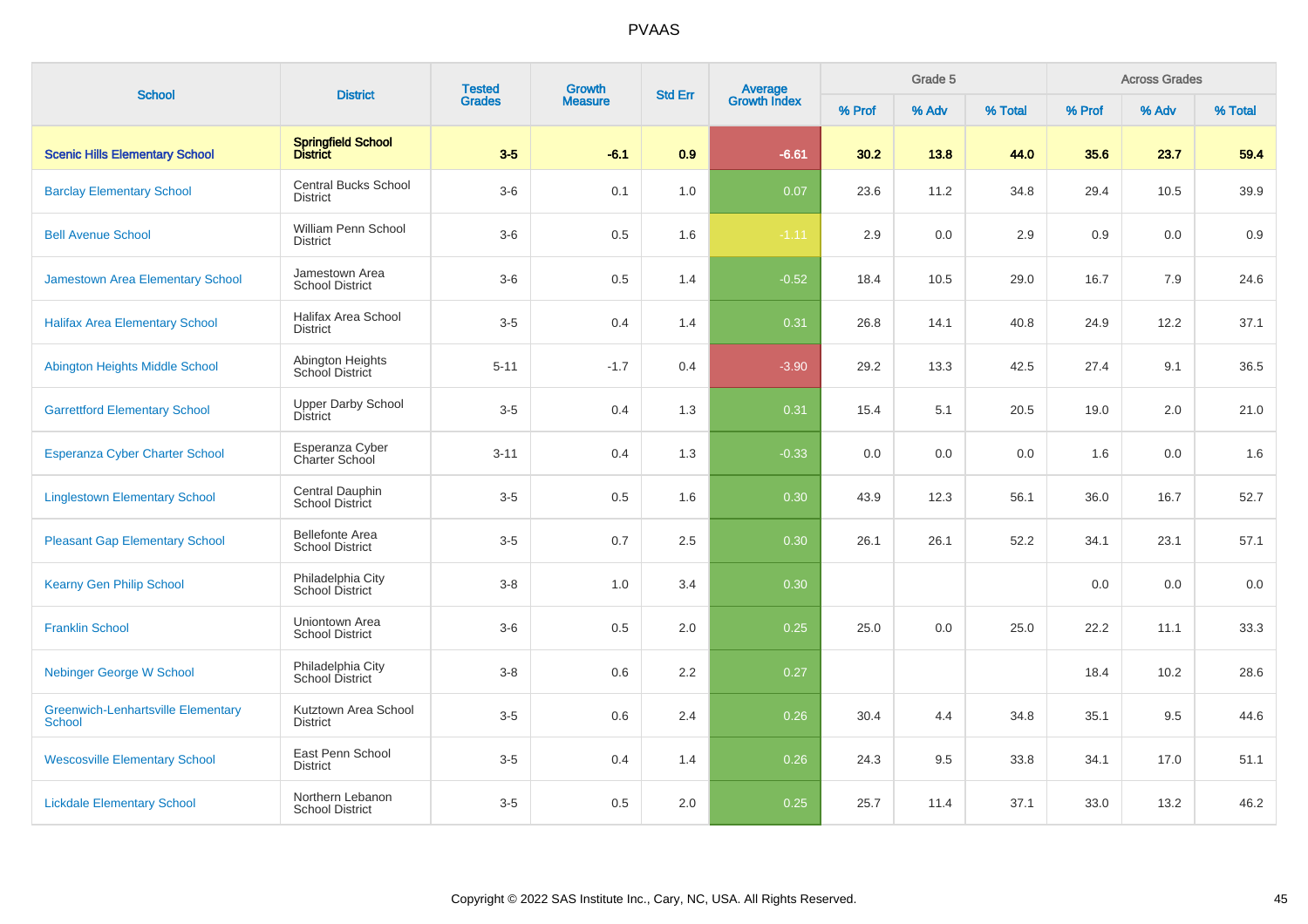# PVAAS

| School | District | Tested Grades | Growth Measure | Std Err | Average Growth Index | Grade 5 | | | Across Grades | | |
|---|---|---|---|---|---|---|---|---|---|---|---|
| | | | | | | % Prof | % Adv | % Total | % Prof | % Adv | % Total |
| **Scenic Hills Elementary School** | **Springfield School District** | **3-5** | **-6.1** | **0.9** | **-6.61** | **30.2** | **13.8** | **44.0** | **35.6** | **23.7** | **59.4** |
| Barclay Elementary School | Central Bucks School District | 3-6 | 0.1 | 1.0 | 0.07 | 23.6 | 11.2 | 34.8 | 29.4 | 10.5 | 39.9 |
| Bell Avenue School | William Penn School District | 3-6 | 0.5 | 1.6 | -1.11 | 2.9 | 0.0 | 2.9 | 0.9 | 0.0 | 0.9 |
| Jamestown Area Elementary School | Jamestown Area School District | 3-6 | 0.5 | 1.4 | -0.52 | 18.4 | 10.5 | 29.0 | 16.7 | 7.9 | 24.6 |
| Halifax Area Elementary School | Halifax Area School District | 3-5 | 0.4 | 1.4 | 0.31 | 26.8 | 14.1 | 40.8 | 24.9 | 12.2 | 37.1 |
| Abington Heights Middle School | Abington Heights School District | 5-11 | -1.7 | 0.4 | -3.90 | 29.2 | 13.3 | 42.5 | 27.4 | 9.1 | 36.5 |
| Garrettford Elementary School | Upper Darby School District | 3-5 | 0.4 | 1.3 | 0.31 | 15.4 | 5.1 | 20.5 | 19.0 | 2.0 | 21.0 |
| Esperanza Cyber Charter School | Esperanza Cyber Charter School | 3-11 | 0.4 | 1.3 | -0.33 | 0.0 | 0.0 | 0.0 | 1.6 | 0.0 | 1.6 |
| Linglestown Elementary School | Central Dauphin School District | 3-5 | 0.5 | 1.6 | 0.30 | 43.9 | 12.3 | 56.1 | 36.0 | 16.7 | 52.7 |
| Pleasant Gap Elementary School | Bellefonte Area School District | 3-5 | 0.7 | 2.5 | 0.30 | 26.1 | 26.1 | 52.2 | 34.1 | 23.1 | 57.1 |
| Kearny Gen Philip School | Philadelphia City School District | 3-8 | 1.0 | 3.4 | 0.30 | | | | 0.0 | 0.0 | 0.0 |
| Franklin School | Uniontown Area School District | 3-6 | 0.5 | 2.0 | 0.25 | 25.0 | 0.0 | 25.0 | 22.2 | 11.1 | 33.3 |
| Nebinger George W School | Philadelphia City School District | 3-8 | 0.6 | 2.2 | 0.27 | | | | 18.4 | 10.2 | 28.6 |
| Greenwich-Lenhartsville Elementary School | Kutztown Area School District | 3-5 | 0.6 | 2.4 | 0.26 | 30.4 | 4.4 | 34.8 | 35.1 | 9.5 | 44.6 |
| Wescosville Elementary School | East Penn School District | 3-5 | 0.4 | 1.4 | 0.26 | 24.3 | 9.5 | 33.8 | 34.1 | 17.0 | 51.1 |
| Lickdale Elementary School | Northern Lebanon School District | 3-5 | 0.5 | 2.0 | 0.25 | 25.7 | 11.4 | 37.1 | 33.0 | 13.2 | 46.2 |

Copyright © 2022 SAS Institute Inc., Cary, NC, USA. All Rights Reserved.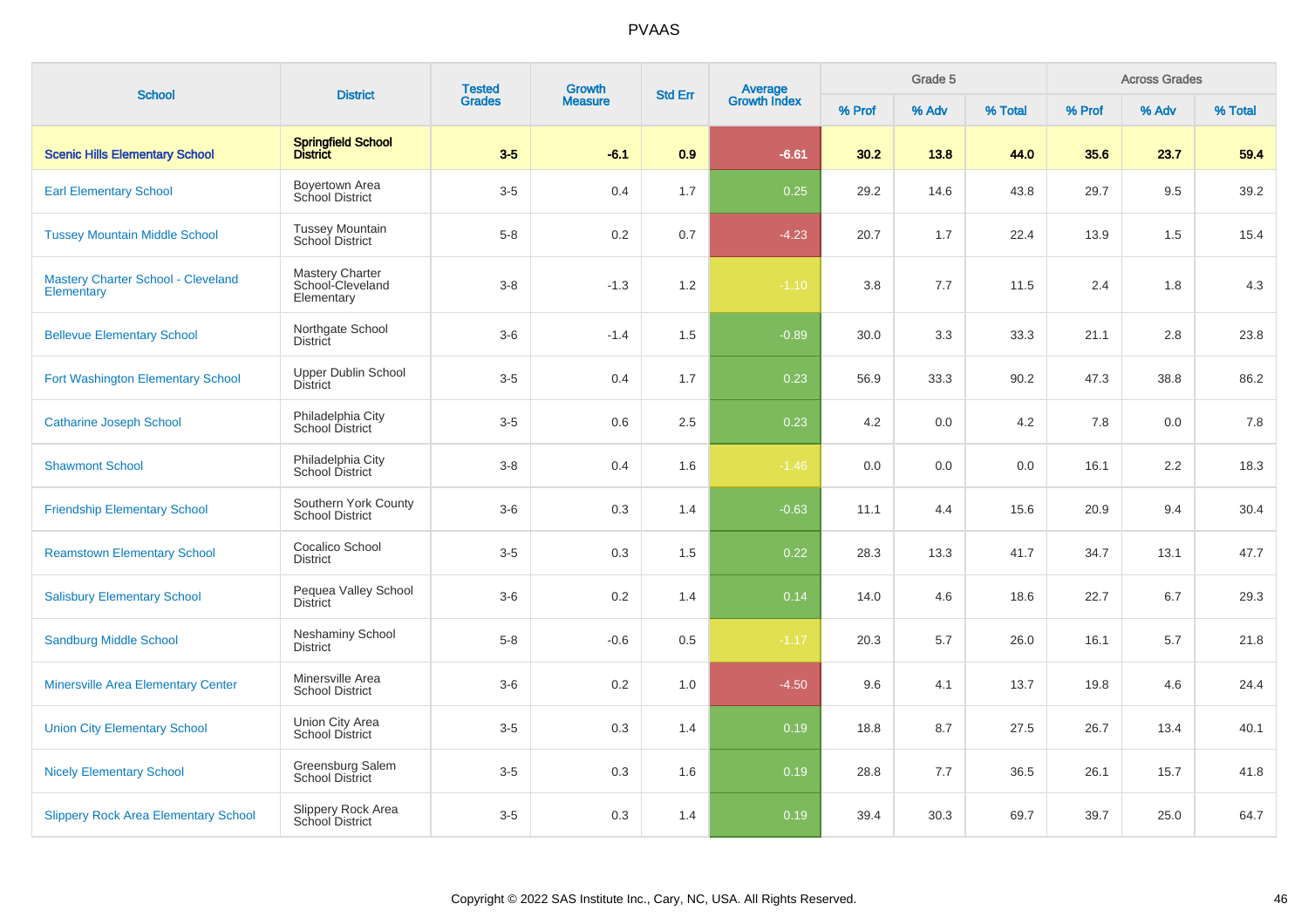# PVAAS

| School | District | Tested Grades | Growth Measure | Std Err | Average Growth Index | Grade 5 | | | Across Grades | | |
|---|---|---|---|---|---|---|---|---|---|---|---|
| | | | | | | % Prof | % Adv | % Total | % Prof | % Adv | % Total |
| **Scenic Hills Elementary School** | **Springfield School District** | **3-5** | **-6.1** | **0.9** | **-6.61** | **30.2** | **13.8** | **44.0** | **35.6** | **23.7** | **59.4** |
| Earl Elementary School | Boyertown Area School District | 3-5 | 0.4 | 1.7 | 0.25 | 29.2 | 14.6 | 43.8 | 29.7 | 9.5 | 39.2 |
| Tussey Mountain Middle School | Tussey Mountain School District | 5-8 | 0.2 | 0.7 | -4.23 | 20.7 | 1.7 | 22.4 | 13.9 | 1.5 | 15.4 |
| Mastery Charter School - Cleveland Elementary | Mastery Charter School-Cleveland Elementary | 3-8 | -1.3 | 1.2 | -1.10 | 3.8 | 7.7 | 11.5 | 2.4 | 1.8 | 4.3 |
| Bellevue Elementary School | Northgate School District | 3-6 | -1.4 | 1.5 | -0.89 | 30.0 | 3.3 | 33.3 | 21.1 | 2.8 | 23.8 |
| Fort Washington Elementary School | Upper Dublin School District | 3-5 | 0.4 | 1.7 | 0.23 | 56.9 | 33.3 | 90.2 | 47.3 | 38.8 | 86.2 |
| Catharine Joseph School | Philadelphia City School District | 3-5 | 0.6 | 2.5 | 0.23 | 4.2 | 0.0 | 4.2 | 7.8 | 0.0 | 7.8 |
| Shawmont School | Philadelphia City School District | 3-8 | 0.4 | 1.6 | -1.46 | 0.0 | 0.0 | 0.0 | 16.1 | 2.2 | 18.3 |
| Friendship Elementary School | Southern York County School District | 3-6 | 0.3 | 1.4 | -0.63 | 11.1 | 4.4 | 15.6 | 20.9 | 9.4 | 30.4 |
| Reamstown Elementary School | Cocalico School District | 3-5 | 0.3 | 1.5 | 0.22 | 28.3 | 13.3 | 41.7 | 34.7 | 13.1 | 47.7 |
| Salisbury Elementary School | Pequea Valley School District | 3-6 | 0.2 | 1.4 | 0.14 | 14.0 | 4.6 | 18.6 | 22.7 | 6.7 | 29.3 |
| Sandburg Middle School | Neshaminy School District | 5-8 | -0.6 | 0.5 | -1.17 | 20.3 | 5.7 | 26.0 | 16.1 | 5.7 | 21.8 |
| Minersville Area Elementary Center | Minersville Area School District | 3-6 | 0.2 | 1.0 | -4.50 | 9.6 | 4.1 | 13.7 | 19.8 | 4.6 | 24.4 |
| Union City Elementary School | Union City Area School District | 3-5 | 0.3 | 1.4 | 0.19 | 18.8 | 8.7 | 27.5 | 26.7 | 13.4 | 40.1 |
| Nicely Elementary School | Greensburg Salem School District | 3-5 | 0.3 | 1.6 | 0.19 | 28.8 | 7.7 | 36.5 | 26.1 | 15.7 | 41.8 |
| Slippery Rock Area Elementary School | Slippery Rock Area School District | 3-5 | 0.3 | 1.4 | 0.19 | 39.4 | 30.3 | 69.7 | 39.7 | 25.0 | 64.7 |

Copyright © 2022 SAS Institute Inc., Cary, NC, USA. All Rights Reserved.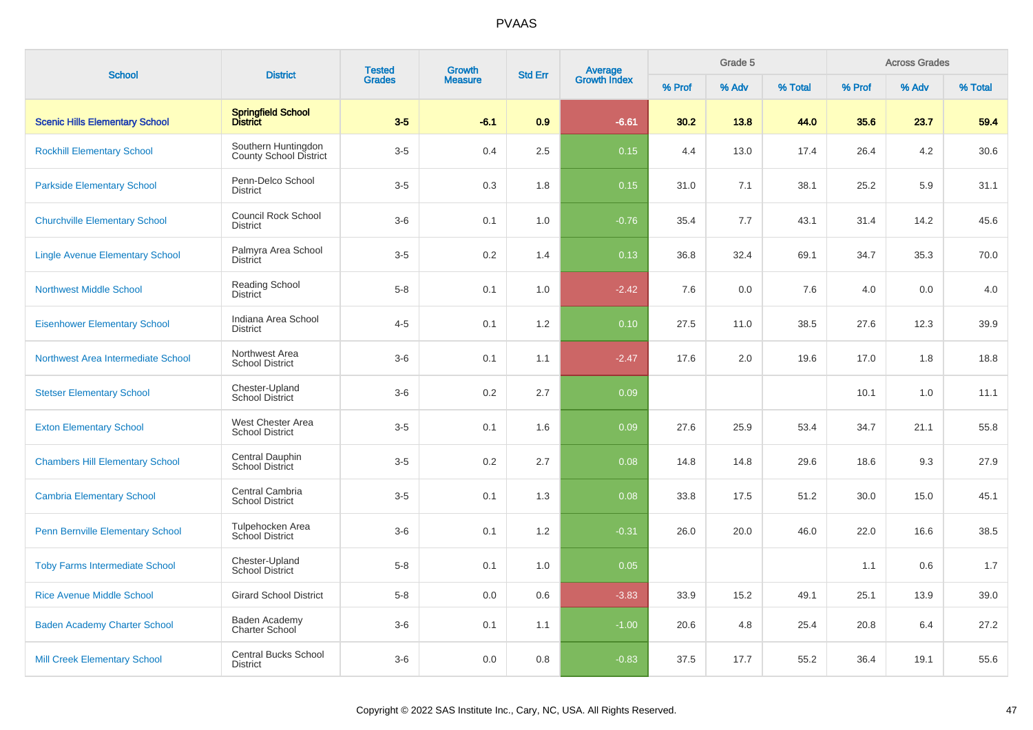# PVAAS

| School | District | Tested Grades | Growth Measure | Std Err | Average Growth Index | Grade 5 | | | Across Grades | | |
|---|---|---|---|---|---|---|---|---|---|---|---|
| | | | | | | % Prof | % Adv | % Total | % Prof | % Adv | % Total |
| **Scenic Hills Elementary School** | **Springfield School District** | **3-5** | **-6.1** | **0.9** | **-6.61** | **30.2** | **13.8** | **44.0** | **35.6** | **23.7** | **59.4** |
| Rockhill Elementary School | Southern Huntingdon County School District | 3-5 | 0.4 | 2.5 | 0.15 | 4.4 | 13.0 | 17.4 | 26.4 | 4.2 | 30.6 |
| Parkside Elementary School | Penn-Delco School District | 3-5 | 0.3 | 1.8 | 0.15 | 31.0 | 7.1 | 38.1 | 25.2 | 5.9 | 31.1 |
| Churchville Elementary School | Council Rock School District | 3-6 | 0.1 | 1.0 | -0.76 | 35.4 | 7.7 | 43.1 | 31.4 | 14.2 | 45.6 |
| Lingle Avenue Elementary School | Palmyra Area School District | 3-5 | 0.2 | 1.4 | 0.13 | 36.8 | 32.4 | 69.1 | 34.7 | 35.3 | 70.0 |
| Northwest Middle School | Reading School District | 5-8 | 0.1 | 1.0 | -2.42 | 7.6 | 0.0 | 7.6 | 4.0 | 0.0 | 4.0 |
| Eisenhower Elementary School | Indiana Area School District | 4-5 | 0.1 | 1.2 | 0.10 | 27.5 | 11.0 | 38.5 | 27.6 | 12.3 | 39.9 |
| Northwest Area Intermediate School | Northwest Area School District | 3-6 | 0.1 | 1.1 | -2.47 | 17.6 | 2.0 | 19.6 | 17.0 | 1.8 | 18.8 |
| Stetser Elementary School | Chester-Upland School District | 3-6 | 0.2 | 2.7 | 0.09 | | | | 10.1 | 1.0 | 11.1 |
| Exton Elementary School | West Chester Area School District | 3-5 | 0.1 | 1.6 | 0.09 | 27.6 | 25.9 | 53.4 | 34.7 | 21.1 | 55.8 |
| Chambers Hill Elementary School | Central Dauphin School District | 3-5 | 0.2 | 2.7 | 0.08 | 14.8 | 14.8 | 29.6 | 18.6 | 9.3 | 27.9 |
| Cambria Elementary School | Central Cambria School District | 3-5 | 0.1 | 1.3 | 0.08 | 33.8 | 17.5 | 51.2 | 30.0 | 15.0 | 45.1 |
| Penn Bernville Elementary School | Tulpehocken Area School District | 3-6 | 0.1 | 1.2 | -0.31 | 26.0 | 20.0 | 46.0 | 22.0 | 16.6 | 38.5 |
| Toby Farms Intermediate School | Chester-Upland School District | 5-8 | 0.1 | 1.0 | 0.05 | | | | 1.1 | 0.6 | 1.7 |
| Rice Avenue Middle School | Girard School District | 5-8 | 0.0 | 0.6 | -3.83 | 33.9 | 15.2 | 49.1 | 25.1 | 13.9 | 39.0 |
| Baden Academy Charter School | Baden Academy Charter School | 3-6 | 0.1 | 1.1 | -1.00 | 20.6 | 4.8 | 25.4 | 20.8 | 6.4 | 27.2 |
| Mill Creek Elementary School | Central Bucks School District | 3-6 | 0.0 | 0.8 | -0.83 | 37.5 | 17.7 | 55.2 | 36.4 | 19.1 | 55.6 |

Copyright © 2022 SAS Institute Inc., Cary, NC, USA. All Rights Reserved.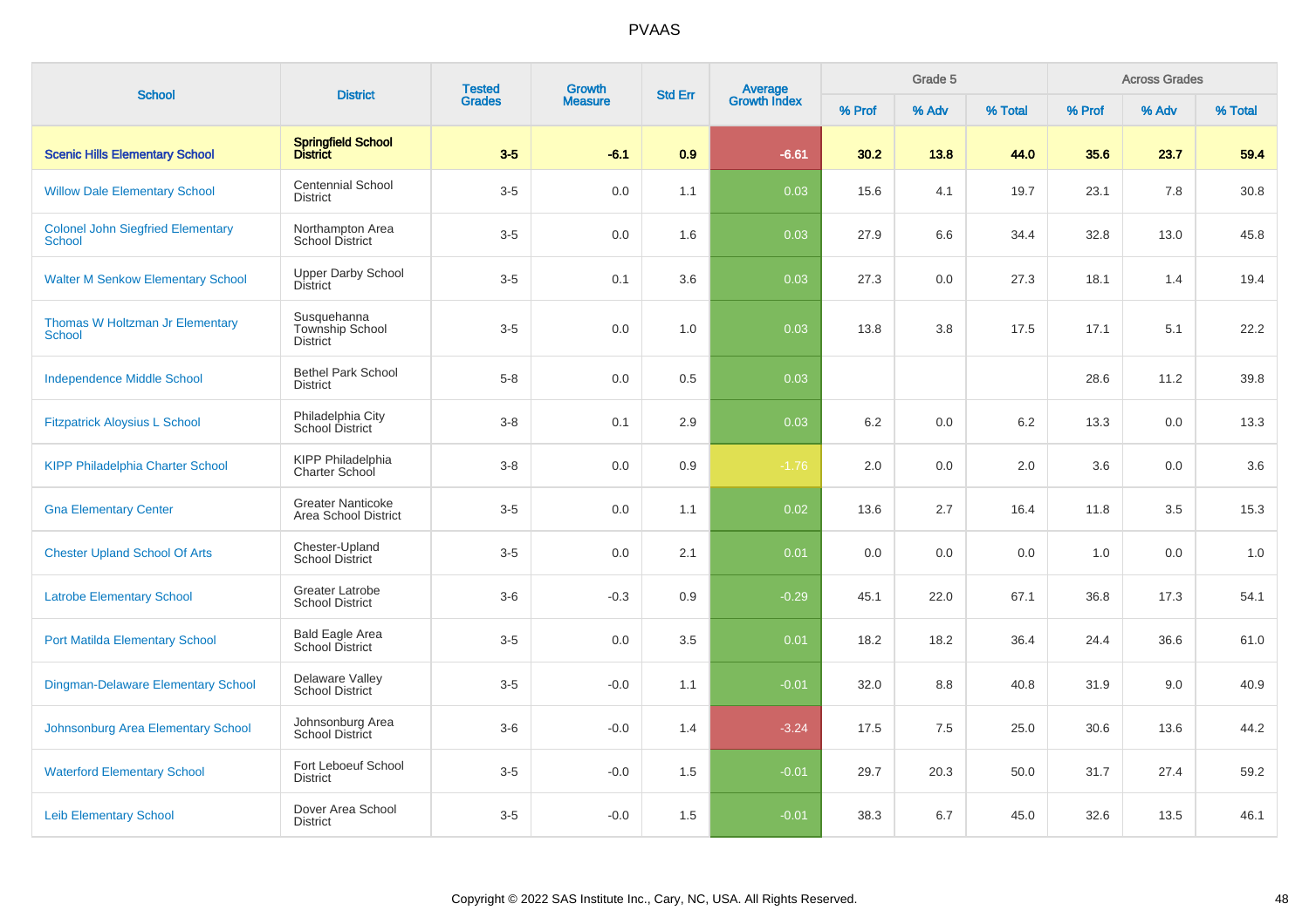# PVAAS

| School | District | Tested Grades | Growth Measure | Std Err | Average Growth Index | Grade 5 | | | Across Grades | | |
|---|---|---|---|---|---|---|---|---|---|---|---|
| | | | | | | % Prof | % Adv | % Total | % Prof | % Adv | % Total |
| **Scenic Hills Elementary School** | **Springfield School District** | **3-5** | **-6.1** | **0.9** | **-6.61** | **30.2** | **13.8** | **44.0** | **35.6** | **23.7** | **59.4** |
| Willow Dale Elementary School | Centennial School District | 3-5 | 0.0 | 1.1 | 0.03 | 15.6 | 4.1 | 19.7 | 23.1 | 7.8 | 30.8 |
| Colonel John Siegfried Elementary School | Northampton Area School District | 3-5 | 0.0 | 1.6 | 0.03 | 27.9 | 6.6 | 34.4 | 32.8 | 13.0 | 45.8 |
| Walter M Senkow Elementary School | Upper Darby School District | 3-5 | 0.1 | 3.6 | 0.03 | 27.3 | 0.0 | 27.3 | 18.1 | 1.4 | 19.4 |
| Thomas W Holtzman Jr Elementary School | Susquehanna Township School District | 3-5 | 0.0 | 1.0 | 0.03 | 13.8 | 3.8 | 17.5 | 17.1 | 5.1 | 22.2 |
| Independence Middle School | Bethel Park School District | 5-8 | 0.0 | 0.5 | 0.03 | | | | 28.6 | 11.2 | 39.8 |
| Fitzpatrick Aloysius L School | Philadelphia City School District | 3-8 | 0.1 | 2.9 | 0.03 | 6.2 | 0.0 | 6.2 | 13.3 | 0.0 | 13.3 |
| KIPP Philadelphia Charter School | KIPP Philadelphia Charter School | 3-8 | 0.0 | 0.9 | -1.76 | 2.0 | 0.0 | 2.0 | 3.6 | 0.0 | 3.6 |
| Gna Elementary Center | Greater Nanticoke Area School District | 3-5 | 0.0 | 1.1 | 0.02 | 13.6 | 2.7 | 16.4 | 11.8 | 3.5 | 15.3 |
| Chester Upland School Of Arts | Chester-Upland School District | 3-5 | 0.0 | 2.1 | 0.01 | 0.0 | 0.0 | 0.0 | 1.0 | 0.0 | 1.0 |
| Latrobe Elementary School | Greater Latrobe School District | 3-6 | -0.3 | 0.9 | -0.29 | 45.1 | 22.0 | 67.1 | 36.8 | 17.3 | 54.1 |
| Port Matilda Elementary School | Bald Eagle Area School District | 3-5 | 0.0 | 3.5 | 0.01 | 18.2 | 18.2 | 36.4 | 24.4 | 36.6 | 61.0 |
| Dingman-Delaware Elementary School | Delaware Valley School District | 3-5 | -0.0 | 1.1 | -0.01 | 32.0 | 8.8 | 40.8 | 31.9 | 9.0 | 40.9 |
| Johnsonburg Area Elementary School | Johnsonburg Area School District | 3-6 | -0.0 | 1.4 | -3.24 | 17.5 | 7.5 | 25.0 | 30.6 | 13.6 | 44.2 |
| Waterford Elementary School | Fort Leboeuf School District | 3-5 | -0.0 | 1.5 | -0.01 | 29.7 | 20.3 | 50.0 | 31.7 | 27.4 | 59.2 |
| Leib Elementary School | Dover Area School District | 3-5 | -0.0 | 1.5 | -0.01 | 38.3 | 6.7 | 45.0 | 32.6 | 13.5 | 46.1 |

Copyright © 2022 SAS Institute Inc., Cary, NC, USA. All Rights Reserved.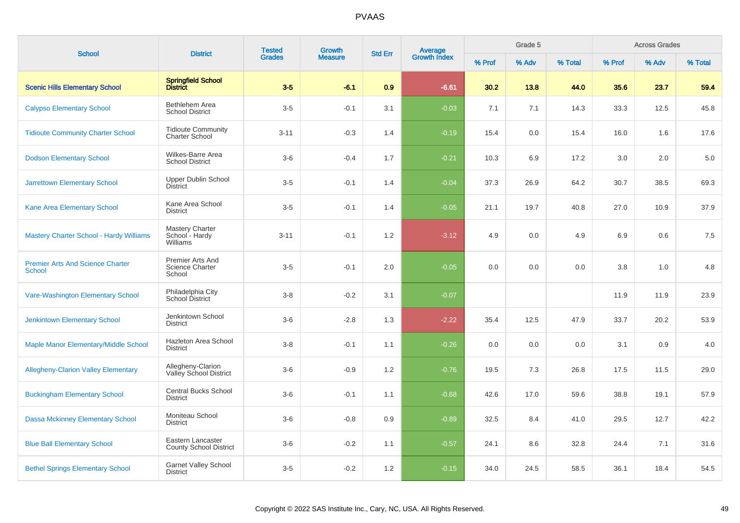# PVAAS

| School | District | Tested Grades | Growth Measure | Std Err | Average Growth Index | Grade 5 | | | Across Grades | | |
|---|---|---|---|---|---|---|---|---|---|---|---|
| | | | | | | % Prof | % Adv | % Total | % Prof | % Adv | % Total |
| **Scenic Hills Elementary School** | **Springfield School District** | **3-5** | **-6.1** | **0.9** | **-6.61** | **30.2** | **13.8** | **44.0** | **35.6** | **23.7** | **59.4** |
| Calypso Elementary School | Bethlehem Area School District | 3-5 | -0.1 | 3.1 | -0.03 | 7.1 | 7.1 | 14.3 | 33.3 | 12.5 | 45.8 |
| Tidioute Community Charter School | Tidioute Community Charter School | 3-11 | -0.3 | 1.4 | -0.19 | 15.4 | 0.0 | 15.4 | 16.0 | 1.6 | 17.6 |
| Dodson Elementary School | Wilkes-Barre Area School District | 3-6 | -0.4 | 1.7 | -0.21 | 10.3 | 6.9 | 17.2 | 3.0 | 2.0 | 5.0 |
| Jarrettown Elementary School | Upper Dublin School District | 3-5 | -0.1 | 1.4 | -0.04 | 37.3 | 26.9 | 64.2 | 30.7 | 38.5 | 69.3 |
| Kane Area Elementary School | Kane Area School District | 3-5 | -0.1 | 1.4 | -0.05 | 21.1 | 19.7 | 40.8 | 27.0 | 10.9 | 37.9 |
| Mastery Charter School - Hardy Williams | Mastery Charter School - Hardy Williams | 3-11 | -0.1 | 1.2 | -3.12 | 4.9 | 0.0 | 4.9 | 6.9 | 0.6 | 7.5 |
| Premier Arts And Science Charter School | Premier Arts And Science Charter School | 3-5 | -0.1 | 2.0 | -0.05 | 0.0 | 0.0 | 0.0 | 3.8 | 1.0 | 4.8 |
| Vare-Washington Elementary School | Philadelphia City School District | 3-8 | -0.2 | 3.1 | -0.07 | | | | 11.9 | 11.9 | 23.9 |
| Jenkintown Elementary School | Jenkintown School District | 3-6 | -2.8 | 1.3 | -2.22 | 35.4 | 12.5 | 47.9 | 33.7 | 20.2 | 53.9 |
| Maple Manor Elementary/Middle School | Hazleton Area School District | 3-8 | -0.1 | 1.1 | -0.26 | 0.0 | 0.0 | 0.0 | 3.1 | 0.9 | 4.0 |
| Allegheny-Clarion Valley Elementary | Allegheny-Clarion Valley School District | 3-6 | -0.9 | 1.2 | -0.76 | 19.5 | 7.3 | 26.8 | 17.5 | 11.5 | 29.0 |
| Buckingham Elementary School | Central Bucks School District | 3-6 | -0.1 | 1.1 | -0.68 | 42.6 | 17.0 | 59.6 | 38.8 | 19.1 | 57.9 |
| Dassa Mckinney Elementary School | Moniteau School District | 3-6 | -0.8 | 0.9 | -0.89 | 32.5 | 8.4 | 41.0 | 29.5 | 12.7 | 42.2 |
| Blue Ball Elementary School | Eastern Lancaster County School District | 3-6 | -0.2 | 1.1 | -0.57 | 24.1 | 8.6 | 32.8 | 24.4 | 7.1 | 31.6 |
| Bethel Springs Elementary School | Garnet Valley School District | 3-5 | -0.2 | 1.2 | -0.15 | 34.0 | 24.5 | 58.5 | 36.1 | 18.4 | 54.5 |

Copyright © 2022 SAS Institute Inc., Cary, NC, USA. All Rights Reserved.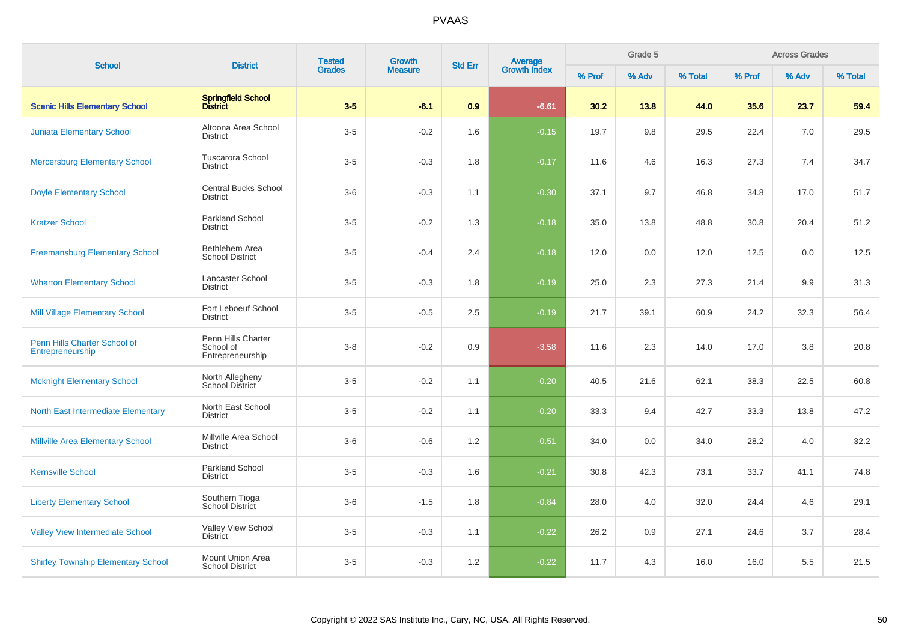# PVAAS

| School | District | Tested Grades | Growth Measure | Std Err | Average Growth Index | Grade 5 | | | Across Grades | | |
|---|---|---|---|---|---|---|---|---|---|---|---|
| | | | | | | % Prof | % Adv | % Total | % Prof | % Adv | % Total |
| **Scenic Hills Elementary School** | **Springfield School District** | **3-5** | **-6.1** | **0.9** | **-6.61** | **30.2** | **13.8** | **44.0** | **35.6** | **23.7** | **59.4** |
| Juniata Elementary School | Altoona Area School District | 3-5 | -0.2 | 1.6 | -0.15 | 19.7 | 9.8 | 29.5 | 22.4 | 7.0 | 29.5 |
| Mercersburg Elementary School | Tuscarora School District | 3-5 | -0.3 | 1.8 | -0.17 | 11.6 | 4.6 | 16.3 | 27.3 | 7.4 | 34.7 |
| Doyle Elementary School | Central Bucks School District | 3-6 | -0.3 | 1.1 | -0.30 | 37.1 | 9.7 | 46.8 | 34.8 | 17.0 | 51.7 |
| Kratzer School | Parkland School District | 3-5 | -0.2 | 1.3 | -0.18 | 35.0 | 13.8 | 48.8 | 30.8 | 20.4 | 51.2 |
| Freemansburg Elementary School | Bethlehem Area School District | 3-5 | -0.4 | 2.4 | -0.18 | 12.0 | 0.0 | 12.0 | 12.5 | 0.0 | 12.5 |
| Wharton Elementary School | Lancaster School District | 3-5 | -0.3 | 1.8 | -0.19 | 25.0 | 2.3 | 27.3 | 21.4 | 9.9 | 31.3 |
| Mill Village Elementary School | Fort Leboeuf School District | 3-5 | -0.5 | 2.5 | -0.19 | 21.7 | 39.1 | 60.9 | 24.2 | 32.3 | 56.4 |
| Penn Hills Charter School of Entrepreneurship | Penn Hills Charter School of Entrepreneurship | 3-8 | -0.2 | 0.9 | -3.58 | 11.6 | 2.3 | 14.0 | 17.0 | 3.8 | 20.8 |
| Mcknight Elementary School | North Allegheny School District | 3-5 | -0.2 | 1.1 | -0.20 | 40.5 | 21.6 | 62.1 | 38.3 | 22.5 | 60.8 |
| North East Intermediate Elementary | North East School District | 3-5 | -0.2 | 1.1 | -0.20 | 33.3 | 9.4 | 42.7 | 33.3 | 13.8 | 47.2 |
| Millville Area Elementary School | Millville Area School District | 3-6 | -0.6 | 1.2 | -0.51 | 34.0 | 0.0 | 34.0 | 28.2 | 4.0 | 32.2 |
| Kernsville School | Parkland School District | 3-5 | -0.3 | 1.6 | -0.21 | 30.8 | 42.3 | 73.1 | 33.7 | 41.1 | 74.8 |
| Liberty Elementary School | Southern Tioga School District | 3-6 | -1.5 | 1.8 | -0.84 | 28.0 | 4.0 | 32.0 | 24.4 | 4.6 | 29.1 |
| Valley View Intermediate School | Valley View School District | 3-5 | -0.3 | 1.1 | -0.22 | 26.2 | 0.9 | 27.1 | 24.6 | 3.7 | 28.4 |
| Shirley Township Elementary School | Mount Union Area School District | 3-5 | -0.3 | 1.2 | -0.22 | 11.7 | 4.3 | 16.0 | 16.0 | 5.5 | 21.5 |

Copyright © 2022 SAS Institute Inc., Cary, NC, USA. All Rights Reserved.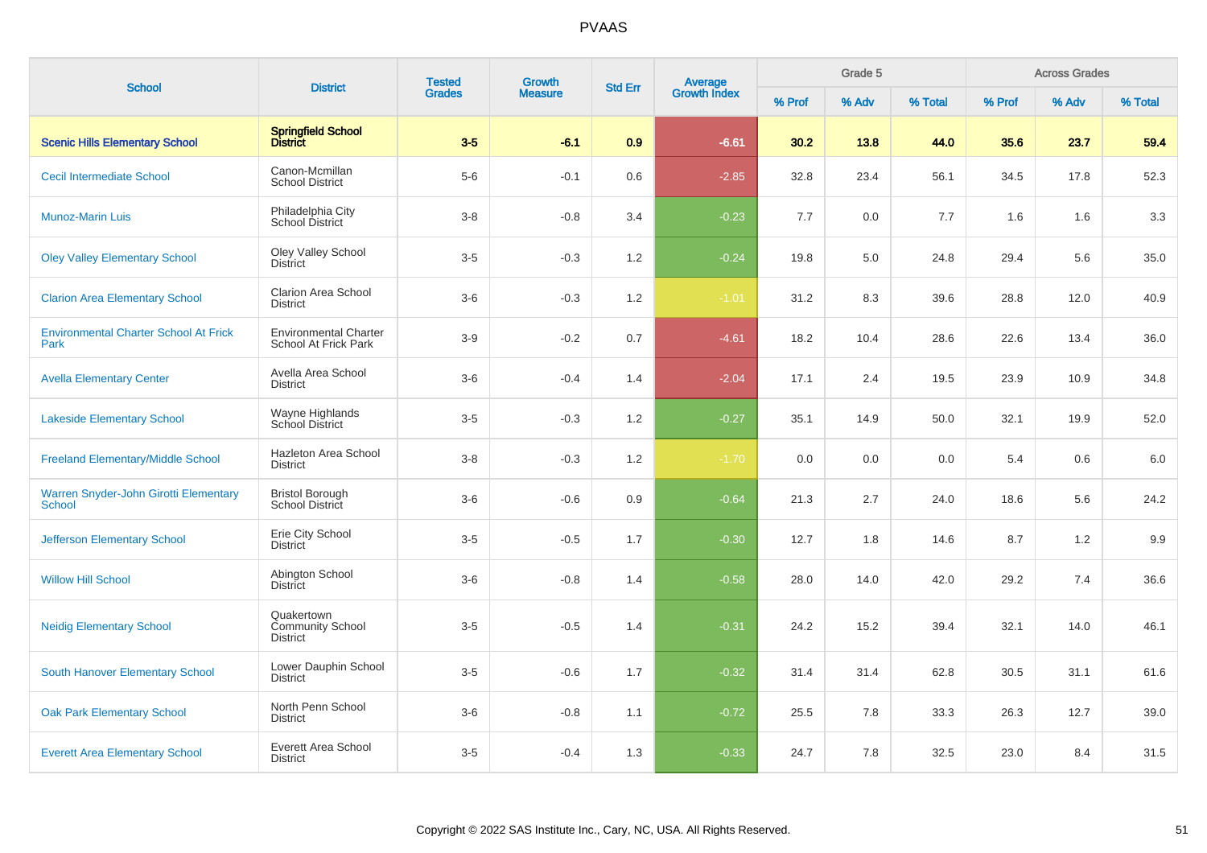# PVAAS

| School | District | Tested Grades | Growth Measure | Std Err | Average Growth Index | Grade 5 | | | Across Grades | | |
|---|---|---|---|---|---|---|---|---|---|---|---|
| | | | | | | % Prof | % Adv | % Total | % Prof | % Adv | % Total |
| **Scenic Hills Elementary School** | **Springfield School District** | **3-5** | **-6.1** | **0.9** | **-6.61** | **30.2** | **13.8** | **44.0** | **35.6** | **23.7** | **59.4** |
| Cecil Intermediate School | Canon-Mcmillan School District | 5-6 | -0.1 | 0.6 | -2.85 | 32.8 | 23.4 | 56.1 | 34.5 | 17.8 | 52.3 |
| Munoz-Marin Luis | Philadelphia City School District | 3-8 | -0.8 | 3.4 | -0.23 | 7.7 | 0.0 | 7.7 | 1.6 | 1.6 | 3.3 |
| Oley Valley Elementary School | Oley Valley School District | 3-5 | -0.3 | 1.2 | -0.24 | 19.8 | 5.0 | 24.8 | 29.4 | 5.6 | 35.0 |
| Clarion Area Elementary School | Clarion Area School District | 3-6 | -0.3 | 1.2 | -1.01 | 31.2 | 8.3 | 39.6 | 28.8 | 12.0 | 40.9 |
| Environmental Charter School At Frick Park | Environmental Charter School At Frick Park | 3-9 | -0.2 | 0.7 | -4.61 | 18.2 | 10.4 | 28.6 | 22.6 | 13.4 | 36.0 |
| Avella Elementary Center | Avella Area School District | 3-6 | -0.4 | 1.4 | -2.04 | 17.1 | 2.4 | 19.5 | 23.9 | 10.9 | 34.8 |
| Lakeside Elementary School | Wayne Highlands School District | 3-5 | -0.3 | 1.2 | -0.27 | 35.1 | 14.9 | 50.0 | 32.1 | 19.9 | 52.0 |
| Freeland Elementary/Middle School | Hazleton Area School District | 3-8 | -0.3 | 1.2 | -1.70 | 0.0 | 0.0 | 0.0 | 5.4 | 0.6 | 6.0 |
| Warren Snyder-John Girotti Elementary School | Bristol Borough School District | 3-6 | -0.6 | 0.9 | -0.64 | 21.3 | 2.7 | 24.0 | 18.6 | 5.6 | 24.2 |
| Jefferson Elementary School | Erie City School District | 3-5 | -0.5 | 1.7 | -0.30 | 12.7 | 1.8 | 14.6 | 8.7 | 1.2 | 9.9 |
| Willow Hill School | Abington School District | 3-6 | -0.8 | 1.4 | -0.58 | 28.0 | 14.0 | 42.0 | 29.2 | 7.4 | 36.6 |
| Neidig Elementary School | Quakertown Community School District | 3-5 | -0.5 | 1.4 | -0.31 | 24.2 | 15.2 | 39.4 | 32.1 | 14.0 | 46.1 |
| South Hanover Elementary School | Lower Dauphin School District | 3-5 | -0.6 | 1.7 | -0.32 | 31.4 | 31.4 | 62.8 | 30.5 | 31.1 | 61.6 |
| Oak Park Elementary School | North Penn School District | 3-6 | -0.8 | 1.1 | -0.72 | 25.5 | 7.8 | 33.3 | 26.3 | 12.7 | 39.0 |
| Everett Area Elementary School | Everett Area School District | 3-5 | -0.4 | 1.3 | -0.33 | 24.7 | 7.8 | 32.5 | 23.0 | 8.4 | 31.5 |

Copyright © 2022 SAS Institute Inc., Cary, NC, USA. All Rights Reserved.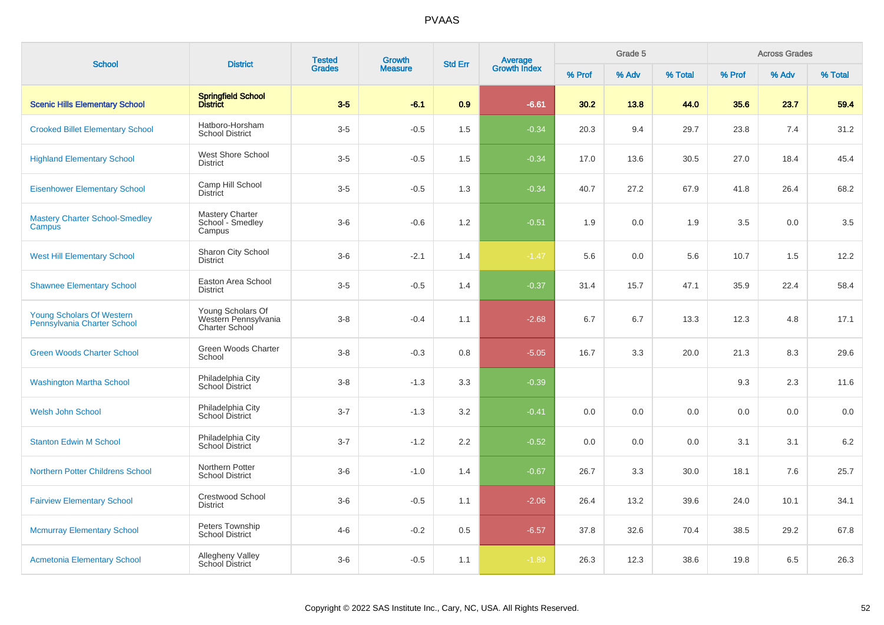# PVAAS

| School | District | Tested Grades | Growth Measure | Std Err | Average Growth Index | Grade 5 | | | Across Grades | | |
|---|---|---|---|---|---|---|---|---|---|---|---|
| | | | | | | % Prof | % Adv | % Total | % Prof | % Adv | % Total |
| **Scenic Hills Elementary School** | **Springfield School District** | **3-5** | **-6.1** | **0.9** | **-6.61** | **30.2** | **13.8** | **44.0** | **35.6** | **23.7** | **59.4** |
| Crooked Billet Elementary School | Hatboro-Horsham School District | 3-5 | -0.5 | 1.5 | -0.34 | 20.3 | 9.4 | 29.7 | 23.8 | 7.4 | 31.2 |
| Highland Elementary School | West Shore School District | 3-5 | -0.5 | 1.5 | -0.34 | 17.0 | 13.6 | 30.5 | 27.0 | 18.4 | 45.4 |
| Eisenhower Elementary School | Camp Hill School District | 3-5 | -0.5 | 1.3 | -0.34 | 40.7 | 27.2 | 67.9 | 41.8 | 26.4 | 68.2 |
| Mastery Charter School-Smedley Campus | Mastery Charter School - Smedley Campus | 3-6 | -0.6 | 1.2 | -0.51 | 1.9 | 0.0 | 1.9 | 3.5 | 0.0 | 3.5 |
| West Hill Elementary School | Sharon City School District | 3-6 | -2.1 | 1.4 | -1.47 | 5.6 | 0.0 | 5.6 | 10.7 | 1.5 | 12.2 |
| Shawnee Elementary School | Easton Area School District | 3-5 | -0.5 | 1.4 | -0.37 | 31.4 | 15.7 | 47.1 | 35.9 | 22.4 | 58.4 |
| Young Scholars Of Western Pennsylvania Charter School | Young Scholars Of Western Pennsylvania Charter School | 3-8 | -0.4 | 1.1 | -2.68 | 6.7 | 6.7 | 13.3 | 12.3 | 4.8 | 17.1 |
| Green Woods Charter School | Green Woods Charter School | 3-8 | -0.3 | 0.8 | -5.05 | 16.7 | 3.3 | 20.0 | 21.3 | 8.3 | 29.6 |
| Washington Martha School | Philadelphia City School District | 3-8 | -1.3 | 3.3 | -0.39 | | | | 9.3 | 2.3 | 11.6 |
| Welsh John School | Philadelphia City School District | 3-7 | -1.3 | 3.2 | -0.41 | 0.0 | 0.0 | 0.0 | 0.0 | 0.0 | 0.0 |
| Stanton Edwin M School | Philadelphia City School District | 3-7 | -1.2 | 2.2 | -0.52 | 0.0 | 0.0 | 0.0 | 3.1 | 3.1 | 6.2 |
| Northern Potter Childrens School | Northern Potter School District | 3-6 | -1.0 | 1.4 | -0.67 | 26.7 | 3.3 | 30.0 | 18.1 | 7.6 | 25.7 |
| Fairview Elementary School | Crestwood School District | 3-6 | -0.5 | 1.1 | -2.06 | 26.4 | 13.2 | 39.6 | 24.0 | 10.1 | 34.1 |
| Mcmurray Elementary School | Peters Township School District | 4-6 | -0.2 | 0.5 | -6.57 | 37.8 | 32.6 | 70.4 | 38.5 | 29.2 | 67.8 |
| Acmetonia Elementary School | Allegheny Valley School District | 3-6 | -0.5 | 1.1 | -1.89 | 26.3 | 12.3 | 38.6 | 19.8 | 6.5 | 26.3 |

Copyright © 2022 SAS Institute Inc., Cary, NC, USA. All Rights Reserved.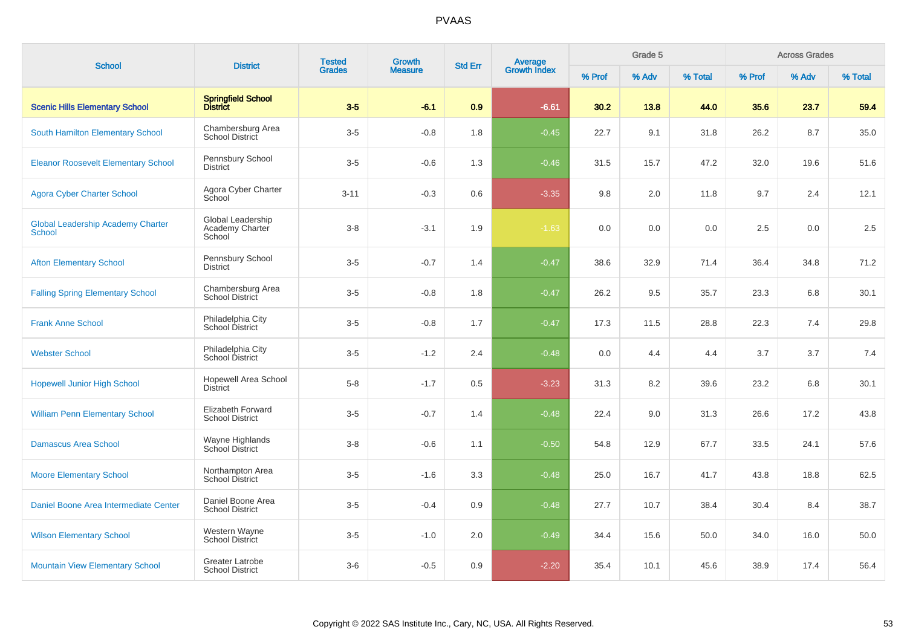# PVAAS

| School | District | Tested Grades | Growth Measure | Std Err | Average Growth Index | Grade 5 | | | Across Grades | | |
|---|---|---|---|---|---|---|---|---|---|---|---|
| | | | | | | % Prof | % Adv | % Total | % Prof | % Adv | % Total |
| **Scenic Hills Elementary School** | **Springfield School District** | **3-5** | **-6.1** | **0.9** | **-6.61** | **30.2** | **13.8** | **44.0** | **35.6** | **23.7** | **59.4** |
| South Hamilton Elementary School | Chambersburg Area School District | 3-5 | -0.8 | 1.8 | -0.45 | 22.7 | 9.1 | 31.8 | 26.2 | 8.7 | 35.0 |
| Eleanor Roosevelt Elementary School | Pennsbury School District | 3-5 | -0.6 | 1.3 | -0.46 | 31.5 | 15.7 | 47.2 | 32.0 | 19.6 | 51.6 |
| Agora Cyber Charter School | Agora Cyber Charter School | 3-11 | -0.3 | 0.6 | -3.35 | 9.8 | 2.0 | 11.8 | 9.7 | 2.4 | 12.1 |
| Global Leadership Academy Charter School | Global Leadership Academy Charter School | 3-8 | -3.1 | 1.9 | -1.63 | 0.0 | 0.0 | 0.0 | 2.5 | 0.0 | 2.5 |
| Afton Elementary School | Pennsbury School District | 3-5 | -0.7 | 1.4 | -0.47 | 38.6 | 32.9 | 71.4 | 36.4 | 34.8 | 71.2 |
| Falling Spring Elementary School | Chambersburg Area School District | 3-5 | -0.8 | 1.8 | -0.47 | 26.2 | 9.5 | 35.7 | 23.3 | 6.8 | 30.1 |
| Frank Anne School | Philadelphia City School District | 3-5 | -0.8 | 1.7 | -0.47 | 17.3 | 11.5 | 28.8 | 22.3 | 7.4 | 29.8 |
| Webster School | Philadelphia City School District | 3-5 | -1.2 | 2.4 | -0.48 | 0.0 | 4.4 | 4.4 | 3.7 | 3.7 | 7.4 |
| Hopewell Junior High School | Hopewell Area School District | 5-8 | -1.7 | 0.5 | -3.23 | 31.3 | 8.2 | 39.6 | 23.2 | 6.8 | 30.1 |
| William Penn Elementary School | Elizabeth Forward School District | 3-5 | -0.7 | 1.4 | -0.48 | 22.4 | 9.0 | 31.3 | 26.6 | 17.2 | 43.8 |
| Damascus Area School | Wayne Highlands School District | 3-8 | -0.6 | 1.1 | -0.50 | 54.8 | 12.9 | 67.7 | 33.5 | 24.1 | 57.6 |
| Moore Elementary School | Northampton Area School District | 3-5 | -1.6 | 3.3 | -0.48 | 25.0 | 16.7 | 41.7 | 43.8 | 18.8 | 62.5 |
| Daniel Boone Area Intermediate Center | Daniel Boone Area School District | 3-5 | -0.4 | 0.9 | -0.48 | 27.7 | 10.7 | 38.4 | 30.4 | 8.4 | 38.7 |
| Wilson Elementary School | Western Wayne School District | 3-5 | -1.0 | 2.0 | -0.49 | 34.4 | 15.6 | 50.0 | 34.0 | 16.0 | 50.0 |
| Mountain View Elementary School | Greater Latrobe School District | 3-6 | -0.5 | 0.9 | -2.20 | 35.4 | 10.1 | 45.6 | 38.9 | 17.4 | 56.4 |

Copyright © 2022 SAS Institute Inc., Cary, NC, USA. All Rights Reserved.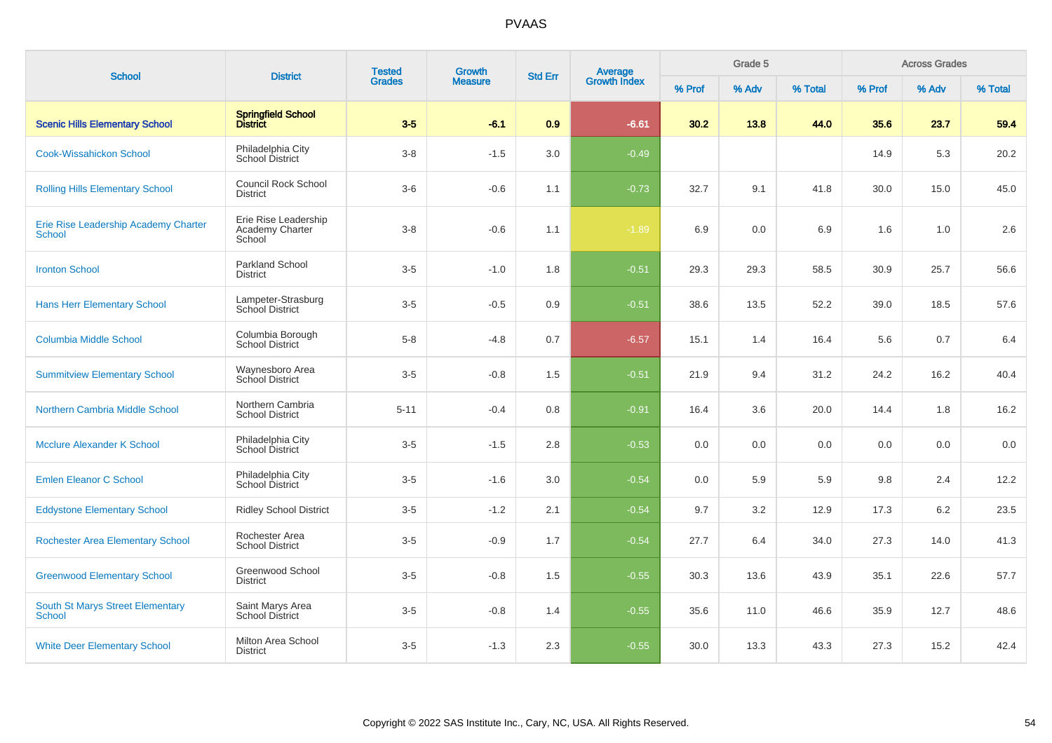# PVAAS

| School | District | Tested Grades | Growth Measure | Std Err | Average Growth Index | Grade 5 | | | Across Grades | | |
|---|---|---|---|---|---|---|---|---|---|---|---|
| | | | | | | % Prof | % Adv | % Total | % Prof | % Adv | % Total |
| **Scenic Hills Elementary School** | **Springfield School District** | **3-5** | **-6.1** | **0.9** | **-6.61** | **30.2** | **13.8** | **44.0** | **35.6** | **23.7** | **59.4** |
| Cook-Wissahickon School | Philadelphia City School District | 3-8 | -1.5 | 3.0 | -0.49 | | | | 14.9 | 5.3 | 20.2 |
| Rolling Hills Elementary School | Council Rock School District | 3-6 | -0.6 | 1.1 | -0.73 | 32.7 | 9.1 | 41.8 | 30.0 | 15.0 | 45.0 |
| Erie Rise Leadership Academy Charter School | Erie Rise Leadership Academy Charter School | 3-8 | -0.6 | 1.1 | -1.89 | 6.9 | 0.0 | 6.9 | 1.6 | 1.0 | 2.6 |
| Ironton School | Parkland School District | 3-5 | -1.0 | 1.8 | -0.51 | 29.3 | 29.3 | 58.5 | 30.9 | 25.7 | 56.6 |
| Hans Herr Elementary School | Lampeter-Strasburg School District | 3-5 | -0.5 | 0.9 | -0.51 | 38.6 | 13.5 | 52.2 | 39.0 | 18.5 | 57.6 |
| Columbia Middle School | Columbia Borough School District | 5-8 | -4.8 | 0.7 | -6.57 | 15.1 | 1.4 | 16.4 | 5.6 | 0.7 | 6.4 |
| Summitview Elementary School | Waynesboro Area School District | 3-5 | -0.8 | 1.5 | -0.51 | 21.9 | 9.4 | 31.2 | 24.2 | 16.2 | 40.4 |
| Northern Cambria Middle School | Northern Cambria School District | 5-11 | -0.4 | 0.8 | -0.91 | 16.4 | 3.6 | 20.0 | 14.4 | 1.8 | 16.2 |
| Mcclure Alexander K School | Philadelphia City School District | 3-5 | -1.5 | 2.8 | -0.53 | 0.0 | 0.0 | 0.0 | 0.0 | 0.0 | 0.0 |
| Emlen Eleanor C School | Philadelphia City School District | 3-5 | -1.6 | 3.0 | -0.54 | 0.0 | 5.9 | 5.9 | 9.8 | 2.4 | 12.2 |
| Eddystone Elementary School | Ridley School District | 3-5 | -1.2 | 2.1 | -0.54 | 9.7 | 3.2 | 12.9 | 17.3 | 6.2 | 23.5 |
| Rochester Area Elementary School | Rochester Area School District | 3-5 | -0.9 | 1.7 | -0.54 | 27.7 | 6.4 | 34.0 | 27.3 | 14.0 | 41.3 |
| Greenwood Elementary School | Greenwood School District | 3-5 | -0.8 | 1.5 | -0.55 | 30.3 | 13.6 | 43.9 | 35.1 | 22.6 | 57.7 |
| South St Marys Street Elementary School | Saint Marys Area School District | 3-5 | -0.8 | 1.4 | -0.55 | 35.6 | 11.0 | 46.6 | 35.9 | 12.7 | 48.6 |
| White Deer Elementary School | Milton Area School District | 3-5 | -1.3 | 2.3 | -0.55 | 30.0 | 13.3 | 43.3 | 27.3 | 15.2 | 42.4 |

Copyright © 2022 SAS Institute Inc., Cary, NC, USA. All Rights Reserved.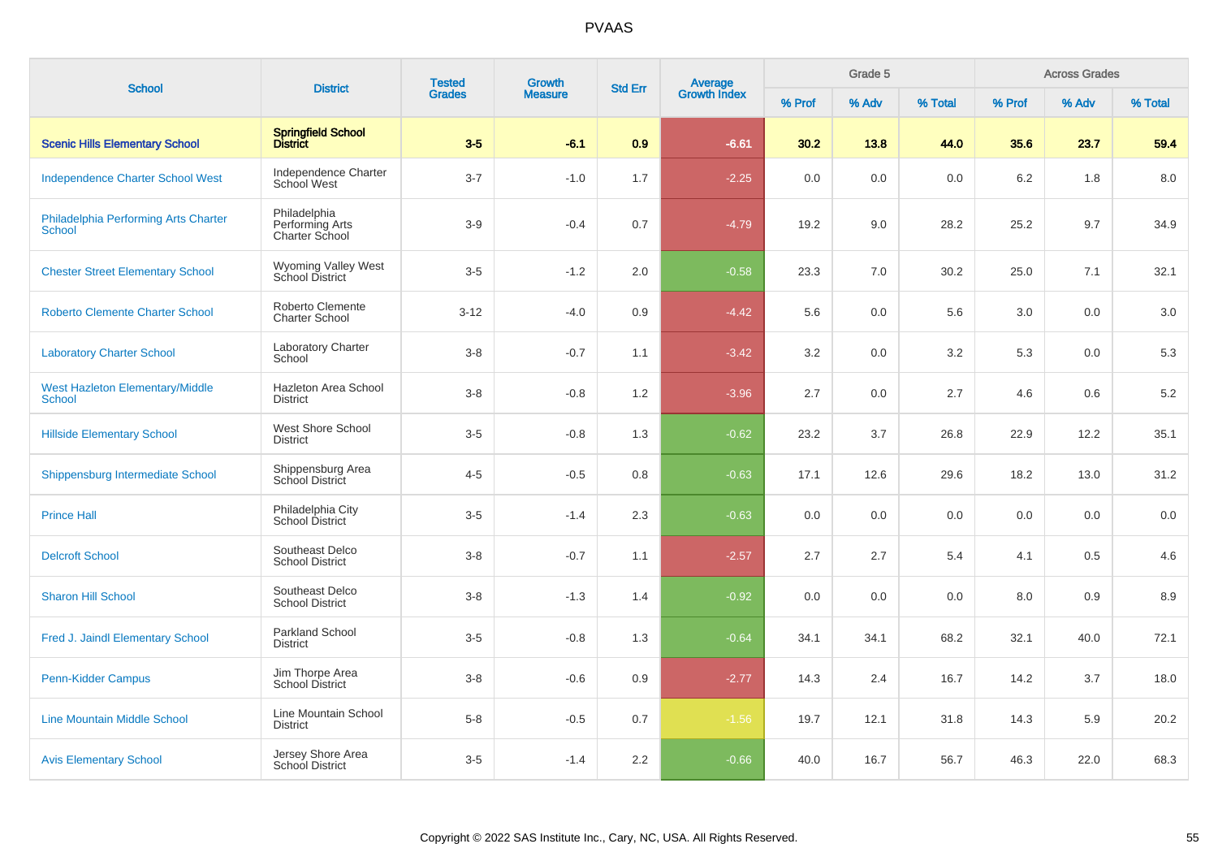# PVAAS

| School | District | Tested Grades | Growth Measure | Std Err | Average Growth Index | Grade 5 | | | Across Grades | | |
|---|---|---|---|---|---|---|---|---|---|---|---|
| | | | | | | % Prof | % Adv | % Total | % Prof | % Adv | % Total |
| **Scenic Hills Elementary School** | **Springfield School District** | **3-5** | **-6.1** | **0.9** | **-6.61** | **30.2** | **13.8** | **44.0** | **35.6** | **23.7** | **59.4** |
| Independence Charter School West | Independence Charter School West | 3-7 | -1.0 | 1.7 | -2.25 | 0.0 | 0.0 | 0.0 | 6.2 | 1.8 | 8.0 |
| Philadelphia Performing Arts Charter School | Philadelphia Performing Arts Charter School | 3-9 | -0.4 | 0.7 | -4.79 | 19.2 | 9.0 | 28.2 | 25.2 | 9.7 | 34.9 |
| Chester Street Elementary School | Wyoming Valley West School District | 3-5 | -1.2 | 2.0 | -0.58 | 23.3 | 7.0 | 30.2 | 25.0 | 7.1 | 32.1 |
| Roberto Clemente Charter School | Roberto Clemente Charter School | 3-12 | -4.0 | 0.9 | -4.42 | 5.6 | 0.0 | 5.6 | 3.0 | 0.0 | 3.0 |
| Laboratory Charter School | Laboratory Charter School | 3-8 | -0.7 | 1.1 | -3.42 | 3.2 | 0.0 | 3.2 | 5.3 | 0.0 | 5.3 |
| West Hazleton Elementary/Middle School | Hazleton Area School District | 3-8 | -0.8 | 1.2 | -3.96 | 2.7 | 0.0 | 2.7 | 4.6 | 0.6 | 5.2 |
| Hillside Elementary School | West Shore School District | 3-5 | -0.8 | 1.3 | -0.62 | 23.2 | 3.7 | 26.8 | 22.9 | 12.2 | 35.1 |
| Shippensburg Intermediate School | Shippensburg Area School District | 4-5 | -0.5 | 0.8 | -0.63 | 17.1 | 12.6 | 29.6 | 18.2 | 13.0 | 31.2 |
| Prince Hall | Philadelphia City School District | 3-5 | -1.4 | 2.3 | -0.63 | 0.0 | 0.0 | 0.0 | 0.0 | 0.0 | 0.0 |
| Delcroft School | Southeast Delco School District | 3-8 | -0.7 | 1.1 | -2.57 | 2.7 | 2.7 | 5.4 | 4.1 | 0.5 | 4.6 |
| Sharon Hill School | Southeast Delco School District | 3-8 | -1.3 | 1.4 | -0.92 | 0.0 | 0.0 | 0.0 | 8.0 | 0.9 | 8.9 |
| Fred J. Jaindl Elementary School | Parkland School District | 3-5 | -0.8 | 1.3 | -0.64 | 34.1 | 34.1 | 68.2 | 32.1 | 40.0 | 72.1 |
| Penn-Kidder Campus | Jim Thorpe Area School District | 3-8 | -0.6 | 0.9 | -2.77 | 14.3 | 2.4 | 16.7 | 14.2 | 3.7 | 18.0 |
| Line Mountain Middle School | Line Mountain School District | 5-8 | -0.5 | 0.7 | -1.56 | 19.7 | 12.1 | 31.8 | 14.3 | 5.9 | 20.2 |
| Avis Elementary School | Jersey Shore Area School District | 3-5 | -1.4 | 2.2 | -0.66 | 40.0 | 16.7 | 56.7 | 46.3 | 22.0 | 68.3 |

Copyright © 2022 SAS Institute Inc., Cary, NC, USA. All Rights Reserved.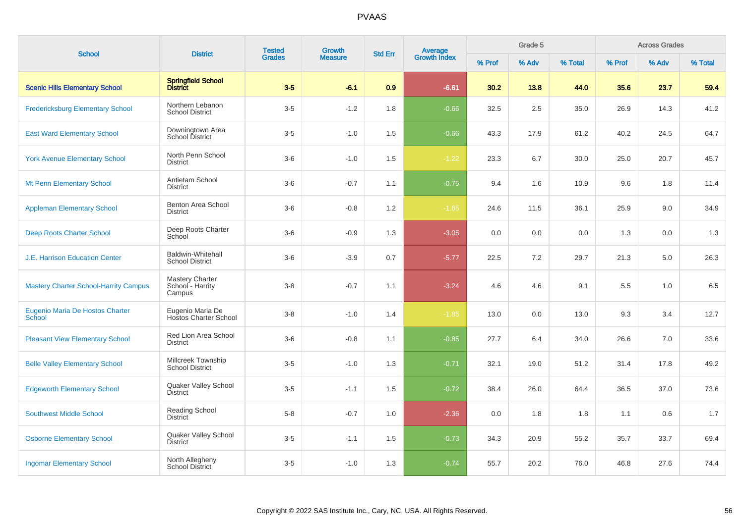# PVAAS

| School | District | Tested Grades | Growth Measure | Std Err | Average Growth Index | Grade 5 | | | Across Grades | | |
|---|---|---|---|---|---|---|---|---|---|---|---|
| | | | | | | % Prof | % Adv | % Total | % Prof | % Adv | % Total |
| **Scenic Hills Elementary School** | **Springfield School District** | **3-5** | **-6.1** | **0.9** | **-6.61** | **30.2** | **13.8** | **44.0** | **35.6** | **23.7** | **59.4** |
| Fredericksburg Elementary School | Northern Lebanon School District | 3-5 | -1.2 | 1.8 | -0.66 | 32.5 | 2.5 | 35.0 | 26.9 | 14.3 | 41.2 |
| East Ward Elementary School | Downingtown Area School District | 3-5 | -1.0 | 1.5 | -0.66 | 43.3 | 17.9 | 61.2 | 40.2 | 24.5 | 64.7 |
| York Avenue Elementary School | North Penn School District | 3-6 | -1.0 | 1.5 | -1.22 | 23.3 | 6.7 | 30.0 | 25.0 | 20.7 | 45.7 |
| Mt Penn Elementary School | Antietam School District | 3-6 | -0.7 | 1.1 | -0.75 | 9.4 | 1.6 | 10.9 | 9.6 | 1.8 | 11.4 |
| Appleman Elementary School | Benton Area School District | 3-6 | -0.8 | 1.2 | -1.65 | 24.6 | 11.5 | 36.1 | 25.9 | 9.0 | 34.9 |
| Deep Roots Charter School | Deep Roots Charter School | 3-6 | -0.9 | 1.3 | -3.05 | 0.0 | 0.0 | 0.0 | 1.3 | 0.0 | 1.3 |
| J.E. Harrison Education Center | Baldwin-Whitehall School District | 3-6 | -3.9 | 0.7 | -5.77 | 22.5 | 7.2 | 29.7 | 21.3 | 5.0 | 26.3 |
| Mastery Charter School-Harrity Campus | Mastery Charter School - Harrity Campus | 3-8 | -0.7 | 1.1 | -3.24 | 4.6 | 4.6 | 9.1 | 5.5 | 1.0 | 6.5 |
| Eugenio Maria De Hostos Charter School | Eugenio Maria De Hostos Charter School | 3-8 | -1.0 | 1.4 | -1.85 | 13.0 | 0.0 | 13.0 | 9.3 | 3.4 | 12.7 |
| Pleasant View Elementary School | Red Lion Area School District | 3-6 | -0.8 | 1.1 | -0.85 | 27.7 | 6.4 | 34.0 | 26.6 | 7.0 | 33.6 |
| Belle Valley Elementary School | Millcreek Township School District | 3-5 | -1.0 | 1.3 | -0.71 | 32.1 | 19.0 | 51.2 | 31.4 | 17.8 | 49.2 |
| Edgeworth Elementary School | Quaker Valley School District | 3-5 | -1.1 | 1.5 | -0.72 | 38.4 | 26.0 | 64.4 | 36.5 | 37.0 | 73.6 |
| Southwest Middle School | Reading School District | 5-8 | -0.7 | 1.0 | -2.36 | 0.0 | 1.8 | 1.8 | 1.1 | 0.6 | 1.7 |
| Osborne Elementary School | Quaker Valley School District | 3-5 | -1.1 | 1.5 | -0.73 | 34.3 | 20.9 | 55.2 | 35.7 | 33.7 | 69.4 |
| Ingomar Elementary School | North Allegheny School District | 3-5 | -1.0 | 1.3 | -0.74 | 55.7 | 20.2 | 76.0 | 46.8 | 27.6 | 74.4 |

Copyright © 2022 SAS Institute Inc., Cary, NC, USA. All Rights Reserved.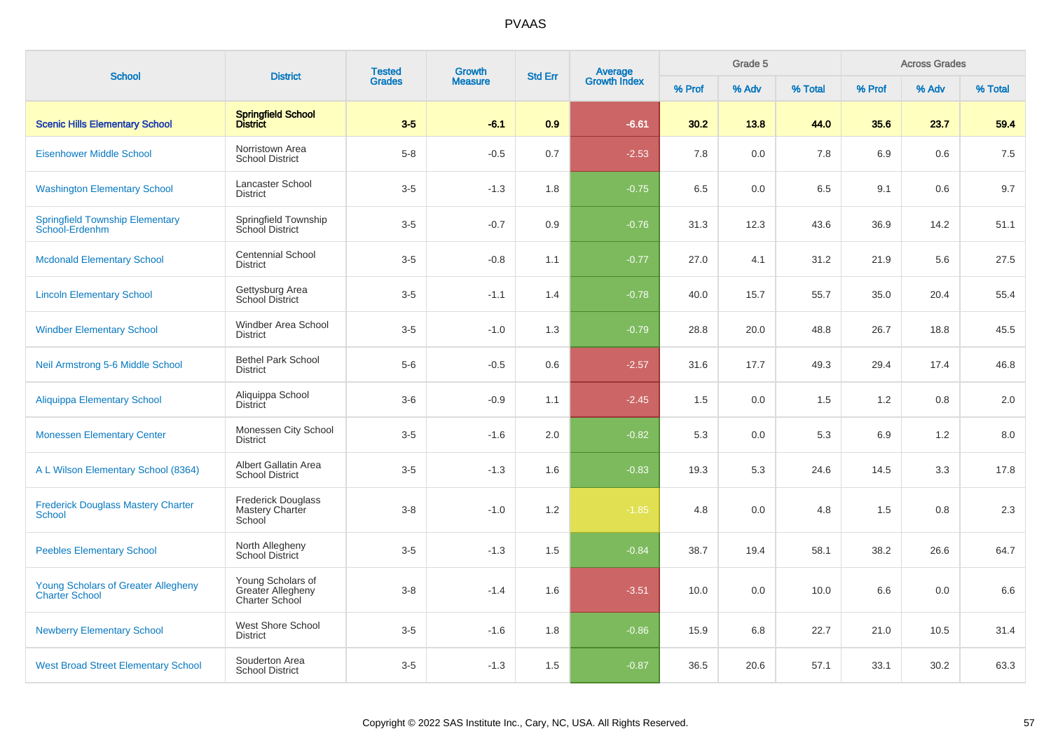# PVAAS

| School | District | Tested Grades | Growth Measure | Std Err | Average Growth Index | Grade 5 | | | Across Grades | | |
|---|---|---|---|---|---|---|---|---|---|---|---|
| | | | | | | % Prof | % Adv | % Total | % Prof | % Adv | % Total |
| **Scenic Hills Elementary School** | **Springfield School District** | **3-5** | **-6.1** | **0.9** | **-6.61** | **30.2** | **13.8** | **44.0** | **35.6** | **23.7** | **59.4** |
| Eisenhower Middle School | Norristown Area School District | 5-8 | -0.5 | 0.7 | -2.53 | 7.8 | 0.0 | 7.8 | 6.9 | 0.6 | 7.5 |
| Washington Elementary School | Lancaster School District | 3-5 | -1.3 | 1.8 | -0.75 | 6.5 | 0.0 | 6.5 | 9.1 | 0.6 | 9.7 |
| Springfield Township Elementary School-Erdenhm | Springfield Township School District | 3-5 | -0.7 | 0.9 | -0.76 | 31.3 | 12.3 | 43.6 | 36.9 | 14.2 | 51.1 |
| Mcdonald Elementary School | Centennial School District | 3-5 | -0.8 | 1.1 | -0.77 | 27.0 | 4.1 | 31.2 | 21.9 | 5.6 | 27.5 |
| Lincoln Elementary School | Gettysburg Area School District | 3-5 | -1.1 | 1.4 | -0.78 | 40.0 | 15.7 | 55.7 | 35.0 | 20.4 | 55.4 |
| Windber Elementary School | Windber Area School District | 3-5 | -1.0 | 1.3 | -0.79 | 28.8 | 20.0 | 48.8 | 26.7 | 18.8 | 45.5 |
| Neil Armstrong 5-6 Middle School | Bethel Park School District | 5-6 | -0.5 | 0.6 | -2.57 | 31.6 | 17.7 | 49.3 | 29.4 | 17.4 | 46.8 |
| Aliquippa Elementary School | Aliquippa School District | 3-6 | -0.9 | 1.1 | -2.45 | 1.5 | 0.0 | 1.5 | 1.2 | 0.8 | 2.0 |
| Monessen Elementary Center | Monessen City School District | 3-5 | -1.6 | 2.0 | -0.82 | 5.3 | 0.0 | 5.3 | 6.9 | 1.2 | 8.0 |
| A L Wilson Elementary School (8364) | Albert Gallatin Area School District | 3-5 | -1.3 | 1.6 | -0.83 | 19.3 | 5.3 | 24.6 | 14.5 | 3.3 | 17.8 |
| Frederick Douglass Mastery Charter School | Frederick Douglass Mastery Charter School | 3-8 | -1.0 | 1.2 | -1.85 | 4.8 | 0.0 | 4.8 | 1.5 | 0.8 | 2.3 |
| Peebles Elementary School | North Allegheny School District | 3-5 | -1.3 | 1.5 | -0.84 | 38.7 | 19.4 | 58.1 | 38.2 | 26.6 | 64.7 |
| Young Scholars of Greater Allegheny Charter School | Young Scholars of Greater Allegheny Charter School | 3-8 | -1.4 | 1.6 | -3.51 | 10.0 | 0.0 | 10.0 | 6.6 | 0.0 | 6.6 |
| Newberry Elementary School | West Shore School District | 3-5 | -1.6 | 1.8 | -0.86 | 15.9 | 6.8 | 22.7 | 21.0 | 10.5 | 31.4 |
| West Broad Street Elementary School | Souderton Area School District | 3-5 | -1.3 | 1.5 | -0.87 | 36.5 | 20.6 | 57.1 | 33.1 | 30.2 | 63.3 |

Copyright © 2022 SAS Institute Inc., Cary, NC, USA. All Rights Reserved.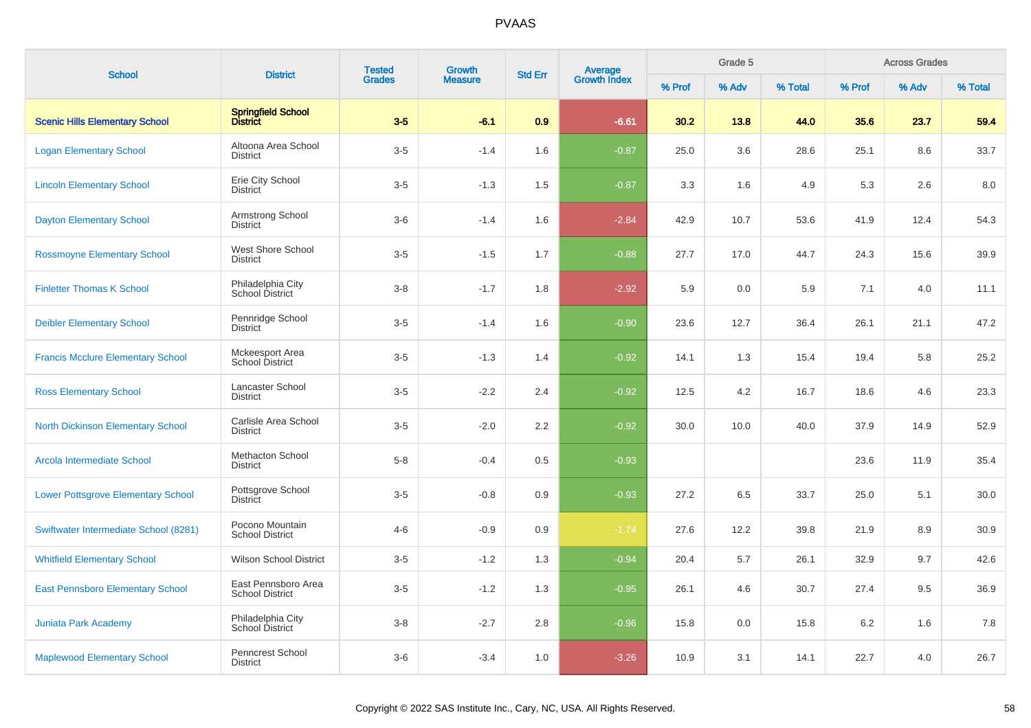# PVAAS

| School | District | Tested Grades | Growth Measure | Std Err | Average Growth Index | Grade 5 | | | Across Grades | | |
|---|---|---|---|---|---|---|---|---|---|---|---|
| | | | | | | % Prof | % Adv | % Total | % Prof | % Adv | % Total |
| **Scenic Hills Elementary School** | **Springfield School District** | **3-5** | **-6.1** | **0.9** | **-6.61** | **30.2** | **13.8** | **44.0** | **35.6** | **23.7** | **59.4** |
| Logan Elementary School | Altoona Area School District | 3-5 | -1.4 | 1.6 | -0.87 | 25.0 | 3.6 | 28.6 | 25.1 | 8.6 | 33.7 |
| Lincoln Elementary School | Erie City School District | 3-5 | -1.3 | 1.5 | -0.87 | 3.3 | 1.6 | 4.9 | 5.3 | 2.6 | 8.0 |
| Dayton Elementary School | Armstrong School District | 3-6 | -1.4 | 1.6 | -2.84 | 42.9 | 10.7 | 53.6 | 41.9 | 12.4 | 54.3 |
| Rossmoyne Elementary School | West Shore School District | 3-5 | -1.5 | 1.7 | -0.88 | 27.7 | 17.0 | 44.7 | 24.3 | 15.6 | 39.9 |
| Finletter Thomas K School | Philadelphia City School District | 3-8 | -1.7 | 1.8 | -2.92 | 5.9 | 0.0 | 5.9 | 7.1 | 4.0 | 11.1 |
| Deibler Elementary School | Pennridge School District | 3-5 | -1.4 | 1.6 | -0.90 | 23.6 | 12.7 | 36.4 | 26.1 | 21.1 | 47.2 |
| Francis Mcclure Elementary School | Mckeesport Area School District | 3-5 | -1.3 | 1.4 | -0.92 | 14.1 | 1.3 | 15.4 | 19.4 | 5.8 | 25.2 |
| Ross Elementary School | Lancaster School District | 3-5 | -2.2 | 2.4 | -0.92 | 12.5 | 4.2 | 16.7 | 18.6 | 4.6 | 23.3 |
| North Dickinson Elementary School | Carlisle Area School District | 3-5 | -2.0 | 2.2 | -0.92 | 30.0 | 10.0 | 40.0 | 37.9 | 14.9 | 52.9 |
| Arcola Intermediate School | Methacton School District | 5-8 | -0.4 | 0.5 | -0.93 | | | | 23.6 | 11.9 | 35.4 |
| Lower Pottsgrove Elementary School | Pottsgrove School District | 3-5 | -0.8 | 0.9 | -0.93 | 27.2 | 6.5 | 33.7 | 25.0 | 5.1 | 30.0 |
| Swiftwater Intermediate School (8281) | Pocono Mountain School District | 4-6 | -0.9 | 0.9 | -1.74 | 27.6 | 12.2 | 39.8 | 21.9 | 8.9 | 30.9 |
| Whitfield Elementary School | Wilson School District | 3-5 | -1.2 | 1.3 | -0.94 | 20.4 | 5.7 | 26.1 | 32.9 | 9.7 | 42.6 |
| East Pennsboro Elementary School | East Pennsboro Area School District | 3-5 | -1.2 | 1.3 | -0.95 | 26.1 | 4.6 | 30.7 | 27.4 | 9.5 | 36.9 |
| Juniata Park Academy | Philadelphia City School District | 3-8 | -2.7 | 2.8 | -0.96 | 15.8 | 0.0 | 15.8 | 6.2 | 1.6 | 7.8 |
| Maplewood Elementary School | Penncrest School District | 3-6 | -3.4 | 1.0 | -3.26 | 10.9 | 3.1 | 14.1 | 22.7 | 4.0 | 26.7 |

Copyright © 2022 SAS Institute Inc., Cary, NC, USA. All Rights Reserved.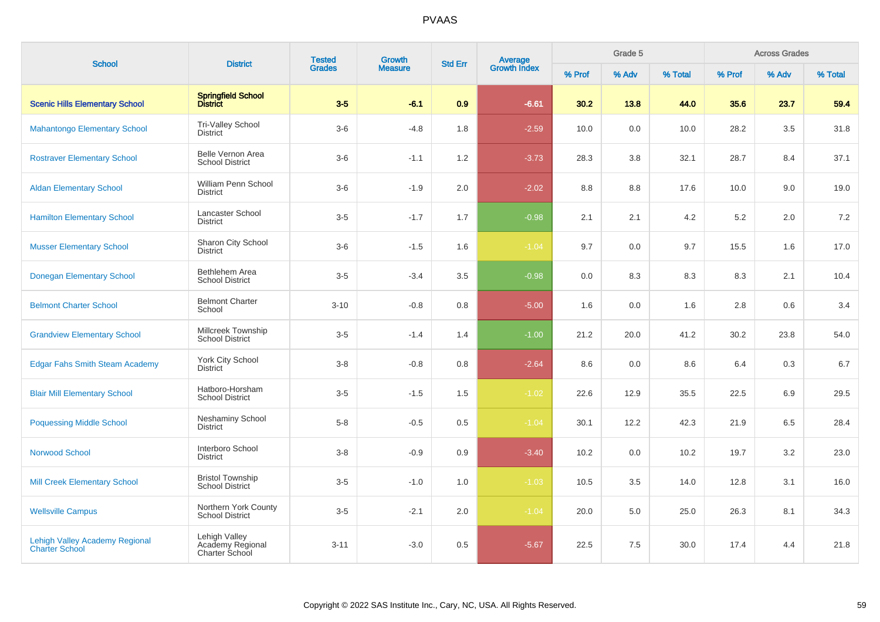# PVAAS

| School | District | Tested Grades | Growth Measure | Std Err | Average Growth Index | Grade 5 | | | Across Grades | | |
|---|---|---|---|---|---|---|---|---|---|---|---|
| | | | | | | % Prof | % Adv | % Total | % Prof | % Adv | % Total |
| **Scenic Hills Elementary School** | **Springfield School District** | **3-5** | **-6.1** | **0.9** | **-6.61** | **30.2** | **13.8** | **44.0** | **35.6** | **23.7** | **59.4** |
| Mahantongo Elementary School | Tri-Valley School District | 3-6 | -4.8 | 1.8 | -2.59 | 10.0 | 0.0 | 10.0 | 28.2 | 3.5 | 31.8 |
| Rostraver Elementary School | Belle Vernon Area School District | 3-6 | -1.1 | 1.2 | -3.73 | 28.3 | 3.8 | 32.1 | 28.7 | 8.4 | 37.1 |
| Aldan Elementary School | William Penn School District | 3-6 | -1.9 | 2.0 | -2.02 | 8.8 | 8.8 | 17.6 | 10.0 | 9.0 | 19.0 |
| Hamilton Elementary School | Lancaster School District | 3-5 | -1.7 | 1.7 | -0.98 | 2.1 | 2.1 | 4.2 | 5.2 | 2.0 | 7.2 |
| Musser Elementary School | Sharon City School District | 3-6 | -1.5 | 1.6 | -1.04 | 9.7 | 0.0 | 9.7 | 15.5 | 1.6 | 17.0 |
| Donegan Elementary School | Bethlehem Area School District | 3-5 | -3.4 | 3.5 | -0.98 | 0.0 | 8.3 | 8.3 | 8.3 | 2.1 | 10.4 |
| Belmont Charter School | Belmont Charter School | 3-10 | -0.8 | 0.8 | -5.00 | 1.6 | 0.0 | 1.6 | 2.8 | 0.6 | 3.4 |
| Grandview Elementary School | Millcreek Township School District | 3-5 | -1.4 | 1.4 | -1.00 | 21.2 | 20.0 | 41.2 | 30.2 | 23.8 | 54.0 |
| Edgar Fahs Smith Steam Academy | York City School District | 3-8 | -0.8 | 0.8 | -2.64 | 8.6 | 0.0 | 8.6 | 6.4 | 0.3 | 6.7 |
| Blair Mill Elementary School | Hatboro-Horsham School District | 3-5 | -1.5 | 1.5 | -1.02 | 22.6 | 12.9 | 35.5 | 22.5 | 6.9 | 29.5 |
| Poquessing Middle School | Neshaminy School District | 5-8 | -0.5 | 0.5 | -1.04 | 30.1 | 12.2 | 42.3 | 21.9 | 6.5 | 28.4 |
| Norwood School | Interboro School District | 3-8 | -0.9 | 0.9 | -3.40 | 10.2 | 0.0 | 10.2 | 19.7 | 3.2 | 23.0 |
| Mill Creek Elementary School | Bristol Township School District | 3-5 | -1.0 | 1.0 | -1.03 | 10.5 | 3.5 | 14.0 | 12.8 | 3.1 | 16.0 |
| Wellsville Campus | Northern York County School District | 3-5 | -2.1 | 2.0 | -1.04 | 20.0 | 5.0 | 25.0 | 26.3 | 8.1 | 34.3 |
| Lehigh Valley Academy Regional Charter School | Lehigh Valley Academy Regional Charter School | 3-11 | -3.0 | 0.5 | -5.67 | 22.5 | 7.5 | 30.0 | 17.4 | 4.4 | 21.8 |

Copyright © 2022 SAS Institute Inc., Cary, NC, USA. All Rights Reserved.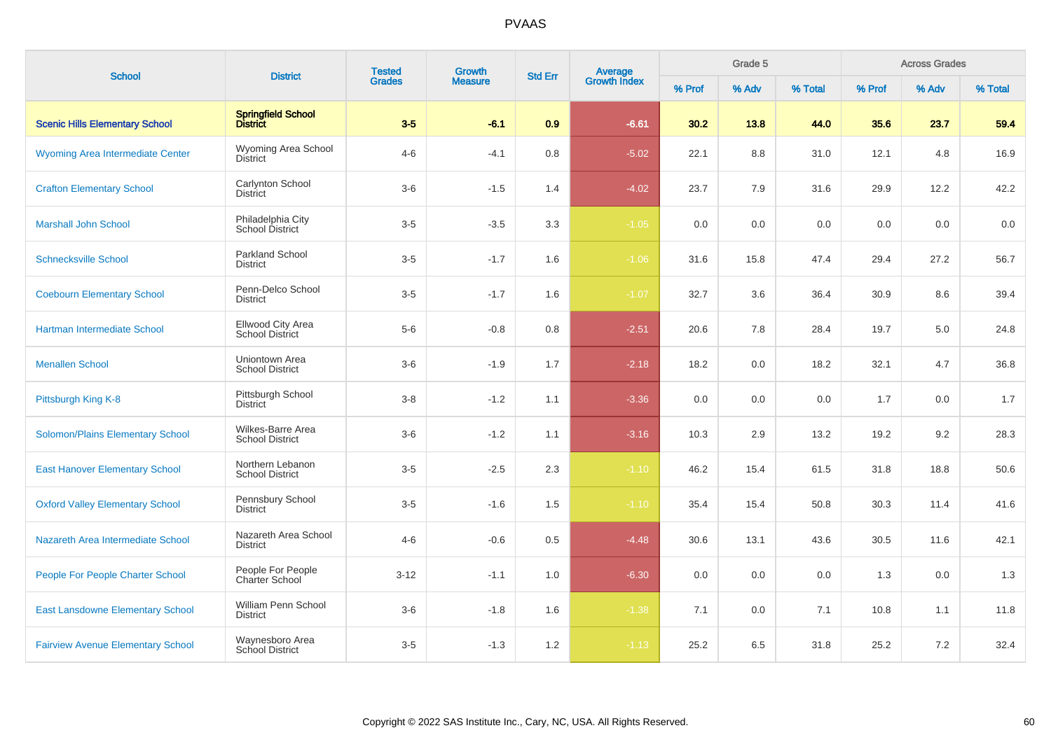# PVAAS

| School | District | Tested Grades | Growth Measure | Std Err | Average Growth Index | Grade 5 | | | Across Grades | | |
|---|---|---|---|---|---|---|---|---|---|---|---|
| | | | | | | % Prof | % Adv | % Total | % Prof | % Adv | % Total |
| **Scenic Hills Elementary School** | **Springfield School District** | **3-5** | **-6.1** | **0.9** | **-6.61** | **30.2** | **13.8** | **44.0** | **35.6** | **23.7** | **59.4** |
| Wyoming Area Intermediate Center | Wyoming Area School District | 4-6 | -4.1 | 0.8 | -5.02 | 22.1 | 8.8 | 31.0 | 12.1 | 4.8 | 16.9 |
| Crafton Elementary School | Carlynton School District | 3-6 | -1.5 | 1.4 | -4.02 | 23.7 | 7.9 | 31.6 | 29.9 | 12.2 | 42.2 |
| Marshall John School | Philadelphia City School District | 3-5 | -3.5 | 3.3 | -1.05 | 0.0 | 0.0 | 0.0 | 0.0 | 0.0 | 0.0 |
| Schnecksville School | Parkland School District | 3-5 | -1.7 | 1.6 | -1.06 | 31.6 | 15.8 | 47.4 | 29.4 | 27.2 | 56.7 |
| Coebourn Elementary School | Penn-Delco School District | 3-5 | -1.7 | 1.6 | -1.07 | 32.7 | 3.6 | 36.4 | 30.9 | 8.6 | 39.4 |
| Hartman Intermediate School | Ellwood City Area School District | 5-6 | -0.8 | 0.8 | -2.51 | 20.6 | 7.8 | 28.4 | 19.7 | 5.0 | 24.8 |
| Menallen School | Uniontown Area School District | 3-6 | -1.9 | 1.7 | -2.18 | 18.2 | 0.0 | 18.2 | 32.1 | 4.7 | 36.8 |
| Pittsburgh King K-8 | Pittsburgh School District | 3-8 | -1.2 | 1.1 | -3.36 | 0.0 | 0.0 | 0.0 | 1.7 | 0.0 | 1.7 |
| Solomon/Plains Elementary School | Wilkes-Barre Area School District | 3-6 | -1.2 | 1.1 | -3.16 | 10.3 | 2.9 | 13.2 | 19.2 | 9.2 | 28.3 |
| East Hanover Elementary School | Northern Lebanon School District | 3-5 | -2.5 | 2.3 | -1.10 | 46.2 | 15.4 | 61.5 | 31.8 | 18.8 | 50.6 |
| Oxford Valley Elementary School | Pennsbury School District | 3-5 | -1.6 | 1.5 | -1.10 | 35.4 | 15.4 | 50.8 | 30.3 | 11.4 | 41.6 |
| Nazareth Area Intermediate School | Nazareth Area School District | 4-6 | -0.6 | 0.5 | -4.48 | 30.6 | 13.1 | 43.6 | 30.5 | 11.6 | 42.1 |
| People For People Charter School | People For People Charter School | 3-12 | -1.1 | 1.0 | -6.30 | 0.0 | 0.0 | 0.0 | 1.3 | 0.0 | 1.3 |
| East Lansdowne Elementary School | William Penn School District | 3-6 | -1.8 | 1.6 | -1.38 | 7.1 | 0.0 | 7.1 | 10.8 | 1.1 | 11.8 |
| Fairview Avenue Elementary School | Waynesboro Area School District | 3-5 | -1.3 | 1.2 | -1.13 | 25.2 | 6.5 | 31.8 | 25.2 | 7.2 | 32.4 |

Copyright © 2022 SAS Institute Inc., Cary, NC, USA. All Rights Reserved.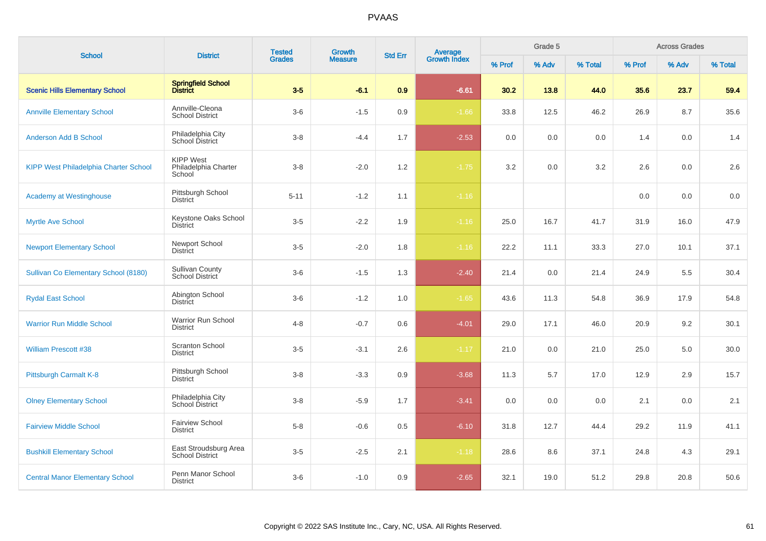# PVAAS

| School | District | Tested Grades | Growth Measure | Std Err | Average Growth Index | Grade 5 | | | Across Grades | | |
|---|---|---|---|---|---|---|---|---|---|---|---|
| | | | | | | % Prof | % Adv | % Total | % Prof | % Adv | % Total |
| **Scenic Hills Elementary School** | **Springfield School District** | **3-5** | **-6.1** | **0.9** | **-6.61** | **30.2** | **13.8** | **44.0** | **35.6** | **23.7** | **59.4** |
| Annville Elementary School | Annville-Cleona School District | 3-6 | -1.5 | 0.9 | -1.66 | 33.8 | 12.5 | 46.2 | 26.9 | 8.7 | 35.6 |
| Anderson Add B School | Philadelphia City School District | 3-8 | -4.4 | 1.7 | -2.53 | 0.0 | 0.0 | 0.0 | 1.4 | 0.0 | 1.4 |
| KIPP West Philadelphia Charter School | KIPP West Philadelphia Charter School | 3-8 | -2.0 | 1.2 | -1.75 | 3.2 | 0.0 | 3.2 | 2.6 | 0.0 | 2.6 |
| Academy at Westinghouse | Pittsburgh School District | 5-11 | -1.2 | 1.1 | -1.16 | | | | 0.0 | 0.0 | 0.0 |
| Myrtle Ave School | Keystone Oaks School District | 3-5 | -2.2 | 1.9 | -1.16 | 25.0 | 16.7 | 41.7 | 31.9 | 16.0 | 47.9 |
| Newport Elementary School | Newport School District | 3-5 | -2.0 | 1.8 | -1.16 | 22.2 | 11.1 | 33.3 | 27.0 | 10.1 | 37.1 |
| Sullivan Co Elementary School (8180) | Sullivan County School District | 3-6 | -1.5 | 1.3 | -2.40 | 21.4 | 0.0 | 21.4 | 24.9 | 5.5 | 30.4 |
| Rydal East School | Abington School District | 3-6 | -1.2 | 1.0 | -1.65 | 43.6 | 11.3 | 54.8 | 36.9 | 17.9 | 54.8 |
| Warrior Run Middle School | Warrior Run School District | 4-8 | -0.7 | 0.6 | -4.01 | 29.0 | 17.1 | 46.0 | 20.9 | 9.2 | 30.1 |
| William Prescott #38 | Scranton School District | 3-5 | -3.1 | 2.6 | -1.17 | 21.0 | 0.0 | 21.0 | 25.0 | 5.0 | 30.0 |
| Pittsburgh Carmalt K-8 | Pittsburgh School District | 3-8 | -3.3 | 0.9 | -3.68 | 11.3 | 5.7 | 17.0 | 12.9 | 2.9 | 15.7 |
| Olney Elementary School | Philadelphia City School District | 3-8 | -5.9 | 1.7 | -3.41 | 0.0 | 0.0 | 0.0 | 2.1 | 0.0 | 2.1 |
| Fairview Middle School | Fairview School District | 5-8 | -0.6 | 0.5 | -6.10 | 31.8 | 12.7 | 44.4 | 29.2 | 11.9 | 41.1 |
| Bushkill Elementary School | East Stroudsburg Area School District | 3-5 | -2.5 | 2.1 | -1.18 | 28.6 | 8.6 | 37.1 | 24.8 | 4.3 | 29.1 |
| Central Manor Elementary School | Penn Manor School District | 3-6 | -1.0 | 0.9 | -2.65 | 32.1 | 19.0 | 51.2 | 29.8 | 20.8 | 50.6 |

Copyright © 2022 SAS Institute Inc., Cary, NC, USA. All Rights Reserved.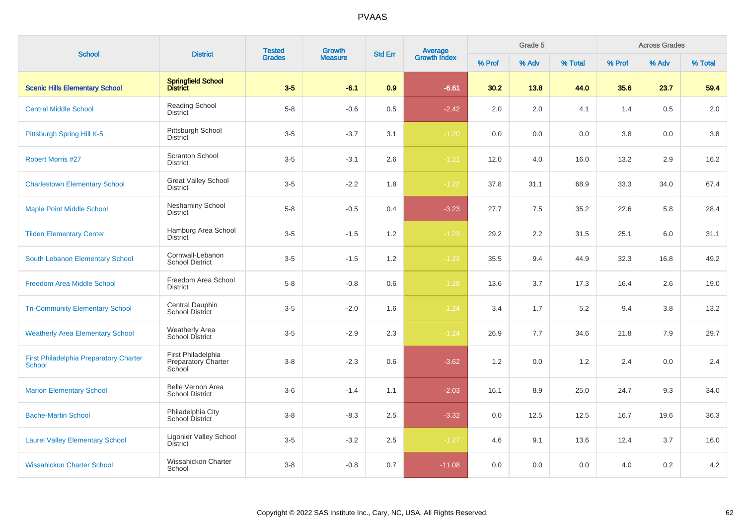# PVAAS

| School | District | Tested Grades | Growth Measure | Std Err | Average Growth Index | Grade 5 | | | Across Grades | | |
|---|---|---|---|---|---|---|---|---|---|---|---|
| | | | | | | % Prof | % Adv | % Total | % Prof | % Adv | % Total |
| **Scenic Hills Elementary School** | **Springfield School District** | **3-5** | **-6.1** | **0.9** | **-6.61** | **30.2** | **13.8** | **44.0** | **35.6** | **23.7** | **59.4** |
| Central Middle School | Reading School District | 5-8 | -0.6 | 0.5 | -2.42 | 2.0 | 2.0 | 4.1 | 1.4 | 0.5 | 2.0 |
| Pittsburgh Spring Hill K-5 | Pittsburgh School District | 3-5 | -3.7 | 3.1 | -1.20 | 0.0 | 0.0 | 0.0 | 3.8 | 0.0 | 3.8 |
| Robert Morris #27 | Scranton School District | 3-5 | -3.1 | 2.6 | -1.21 | 12.0 | 4.0 | 16.0 | 13.2 | 2.9 | 16.2 |
| Charlestown Elementary School | Great Valley School District | 3-5 | -2.2 | 1.8 | -1.22 | 37.8 | 31.1 | 68.9 | 33.3 | 34.0 | 67.4 |
| Maple Point Middle School | Neshaminy School District | 5-8 | -0.5 | 0.4 | -3.23 | 27.7 | 7.5 | 35.2 | 22.6 | 5.8 | 28.4 |
| Tilden Elementary Center | Hamburg Area School District | 3-5 | -1.5 | 1.2 | -1.23 | 29.2 | 2.2 | 31.5 | 25.1 | 6.0 | 31.1 |
| South Lebanon Elementary School | Cornwall-Lebanon School District | 3-5 | -1.5 | 1.2 | -1.23 | 35.5 | 9.4 | 44.9 | 32.3 | 16.8 | 49.2 |
| Freedom Area Middle School | Freedom Area School District | 5-8 | -0.8 | 0.6 | -1.28 | 13.6 | 3.7 | 17.3 | 16.4 | 2.6 | 19.0 |
| Tri-Community Elementary School | Central Dauphin School District | 3-5 | -2.0 | 1.6 | -1.24 | 3.4 | 1.7 | 5.2 | 9.4 | 3.8 | 13.2 |
| Weatherly Area Elementary School | Weatherly Area School District | 3-5 | -2.9 | 2.3 | -1.24 | 26.9 | 7.7 | 34.6 | 21.8 | 7.9 | 29.7 |
| First Philadelphia Preparatory Charter School | First Philadelphia Preparatory Charter School | 3-8 | -2.3 | 0.6 | -3.62 | 1.2 | 0.0 | 1.2 | 2.4 | 0.0 | 2.4 |
| Marion Elementary School | Belle Vernon Area School District | 3-6 | -1.4 | 1.1 | -2.03 | 16.1 | 8.9 | 25.0 | 24.7 | 9.3 | 34.0 |
| Bache-Martin School | Philadelphia City School District | 3-8 | -8.3 | 2.5 | -3.32 | 0.0 | 12.5 | 12.5 | 16.7 | 19.6 | 36.3 |
| Laurel Valley Elementary School | Ligonier Valley School District | 3-5 | -3.2 | 2.5 | -1.27 | 4.6 | 9.1 | 13.6 | 12.4 | 3.7 | 16.0 |
| Wissahickon Charter School | Wissahickon Charter School | 3-8 | -0.8 | 0.7 | -11.08 | 0.0 | 0.0 | 0.0 | 4.0 | 0.2 | 4.2 |

Copyright © 2022 SAS Institute Inc., Cary, NC, USA. All Rights Reserved.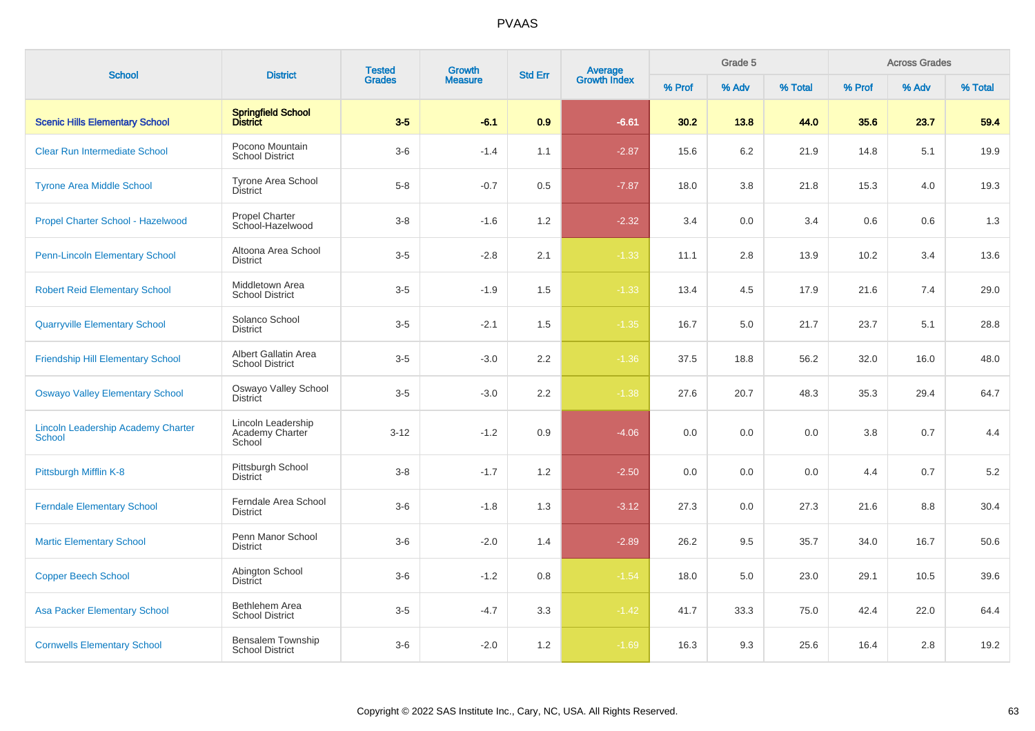# PVAAS

| School | District | Tested Grades | Growth Measure | Std Err | Average Growth Index | Grade 5 | | | Across Grades | | |
|---|---|---|---|---|---|---|---|---|---|---|---|
| | | | | | | % Prof | % Adv | % Total | % Prof | % Adv | % Total |
| **Scenic Hills Elementary School** | **Springfield School District** | **3-5** | **-6.1** | **0.9** | **-6.61** | **30.2** | **13.8** | **44.0** | **35.6** | **23.7** | **59.4** |
| Clear Run Intermediate School | Pocono Mountain School District | 3-6 | -1.4 | 1.1 | -2.87 | 15.6 | 6.2 | 21.9 | 14.8 | 5.1 | 19.9 |
| Tyrone Area Middle School | Tyrone Area School District | 5-8 | -0.7 | 0.5 | -7.87 | 18.0 | 3.8 | 21.8 | 15.3 | 4.0 | 19.3 |
| Propel Charter School - Hazelwood | Propel Charter School-Hazelwood | 3-8 | -1.6 | 1.2 | -2.32 | 3.4 | 0.0 | 3.4 | 0.6 | 0.6 | 1.3 |
| Penn-Lincoln Elementary School | Altoona Area School District | 3-5 | -2.8 | 2.1 | -1.33 | 11.1 | 2.8 | 13.9 | 10.2 | 3.4 | 13.6 |
| Robert Reid Elementary School | Middletown Area School District | 3-5 | -1.9 | 1.5 | -1.33 | 13.4 | 4.5 | 17.9 | 21.6 | 7.4 | 29.0 |
| Quarryville Elementary School | Solanco School District | 3-5 | -2.1 | 1.5 | -1.35 | 16.7 | 5.0 | 21.7 | 23.7 | 5.1 | 28.8 |
| Friendship Hill Elementary School | Albert Gallatin Area School District | 3-5 | -3.0 | 2.2 | -1.36 | 37.5 | 18.8 | 56.2 | 32.0 | 16.0 | 48.0 |
| Oswayo Valley Elementary School | Oswayo Valley School District | 3-5 | -3.0 | 2.2 | -1.38 | 27.6 | 20.7 | 48.3 | 35.3 | 29.4 | 64.7 |
| Lincoln Leadership Academy Charter School | Lincoln Leadership Academy Charter School | 3-12 | -1.2 | 0.9 | -4.06 | 0.0 | 0.0 | 0.0 | 3.8 | 0.7 | 4.4 |
| Pittsburgh Mifflin K-8 | Pittsburgh School District | 3-8 | -1.7 | 1.2 | -2.50 | 0.0 | 0.0 | 0.0 | 4.4 | 0.7 | 5.2 |
| Ferndale Elementary School | Ferndale Area School District | 3-6 | -1.8 | 1.3 | -3.12 | 27.3 | 0.0 | 27.3 | 21.6 | 8.8 | 30.4 |
| Martic Elementary School | Penn Manor School District | 3-6 | -2.0 | 1.4 | -2.89 | 26.2 | 9.5 | 35.7 | 34.0 | 16.7 | 50.6 |
| Copper Beech School | Abington School District | 3-6 | -1.2 | 0.8 | -1.54 | 18.0 | 5.0 | 23.0 | 29.1 | 10.5 | 39.6 |
| Asa Packer Elementary School | Bethlehem Area School District | 3-5 | -4.7 | 3.3 | -1.42 | 41.7 | 33.3 | 75.0 | 42.4 | 22.0 | 64.4 |
| Cornwells Elementary School | Bensalem Township School District | 3-6 | -2.0 | 1.2 | -1.69 | 16.3 | 9.3 | 25.6 | 16.4 | 2.8 | 19.2 |

Copyright © 2022 SAS Institute Inc., Cary, NC, USA. All Rights Reserved.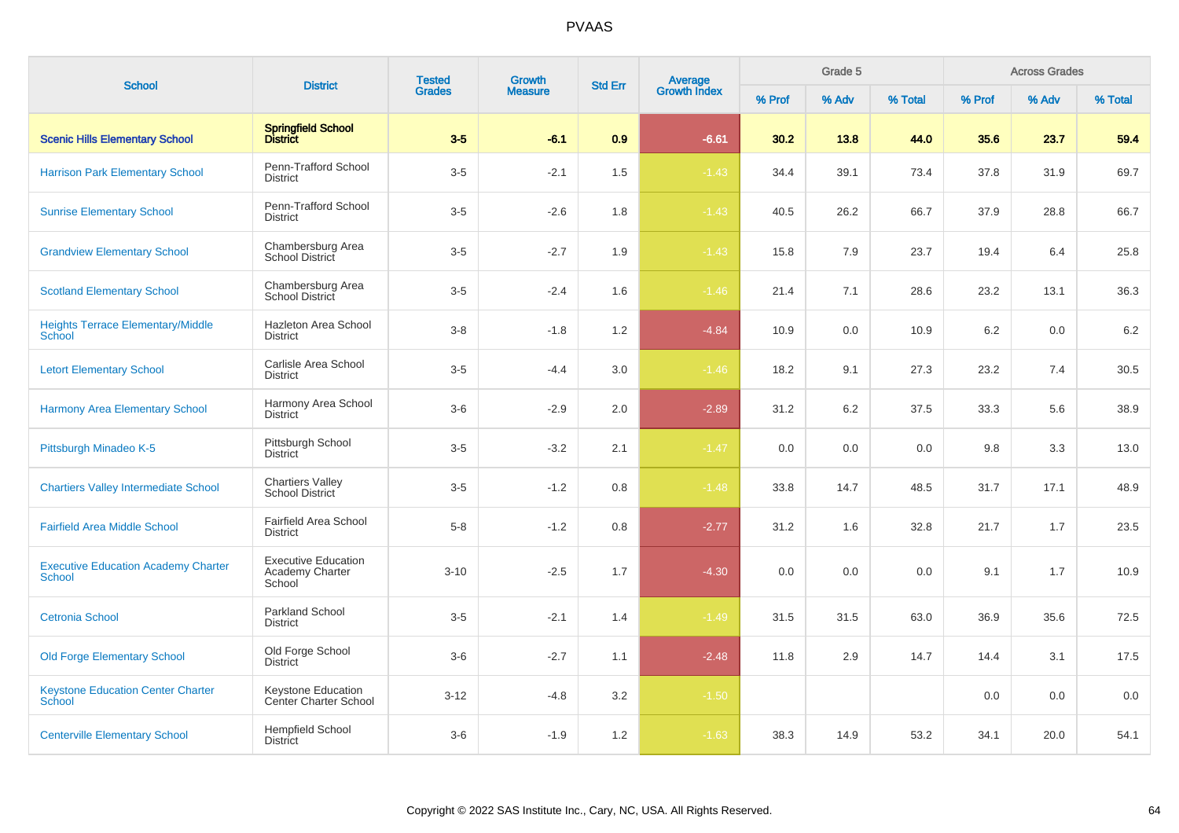# PVAAS

| School | District | Tested Grades | Growth Measure | Std Err | Average Growth Index | Grade 5 | | | Across Grades | | |
|---|---|---|---|---|---|---|---|---|---|---|---|
| | | | | | | % Prof | % Adv | % Total | % Prof | % Adv | % Total |
| **Scenic Hills Elementary School** | **Springfield School District** | **3-5** | **-6.1** | **0.9** | **-6.61** | **30.2** | **13.8** | **44.0** | **35.6** | **23.7** | **59.4** |
| Harrison Park Elementary School | Penn-Trafford School District | 3-5 | -2.1 | 1.5 | -1.43 | 34.4 | 39.1 | 73.4 | 37.8 | 31.9 | 69.7 |
| Sunrise Elementary School | Penn-Trafford School District | 3-5 | -2.6 | 1.8 | -1.43 | 40.5 | 26.2 | 66.7 | 37.9 | 28.8 | 66.7 |
| Grandview Elementary School | Chambersburg Area School District | 3-5 | -2.7 | 1.9 | -1.43 | 15.8 | 7.9 | 23.7 | 19.4 | 6.4 | 25.8 |
| Scotland Elementary School | Chambersburg Area School District | 3-5 | -2.4 | 1.6 | -1.46 | 21.4 | 7.1 | 28.6 | 23.2 | 13.1 | 36.3 |
| Heights Terrace Elementary/Middle School | Hazleton Area School District | 3-8 | -1.8 | 1.2 | -4.84 | 10.9 | 0.0 | 10.9 | 6.2 | 0.0 | 6.2 |
| Letort Elementary School | Carlisle Area School District | 3-5 | -4.4 | 3.0 | -1.46 | 18.2 | 9.1 | 27.3 | 23.2 | 7.4 | 30.5 |
| Harmony Area Elementary School | Harmony Area School District | 3-6 | -2.9 | 2.0 | -2.89 | 31.2 | 6.2 | 37.5 | 33.3 | 5.6 | 38.9 |
| Pittsburgh Minadeo K-5 | Pittsburgh School District | 3-5 | -3.2 | 2.1 | -1.47 | 0.0 | 0.0 | 0.0 | 9.8 | 3.3 | 13.0 |
| Chartiers Valley Intermediate School | Chartiers Valley School District | 3-5 | -1.2 | 0.8 | -1.48 | 33.8 | 14.7 | 48.5 | 31.7 | 17.1 | 48.9 |
| Fairfield Area Middle School | Fairfield Area School District | 5-8 | -1.2 | 0.8 | -2.77 | 31.2 | 1.6 | 32.8 | 21.7 | 1.7 | 23.5 |
| Executive Education Academy Charter School | Executive Education Academy Charter School | 3-10 | -2.5 | 1.7 | -4.30 | 0.0 | 0.0 | 0.0 | 9.1 | 1.7 | 10.9 |
| Cetronia School | Parkland School District | 3-5 | -2.1 | 1.4 | -1.49 | 31.5 | 31.5 | 63.0 | 36.9 | 35.6 | 72.5 |
| Old Forge Elementary School | Old Forge School District | 3-6 | -2.7 | 1.1 | -2.48 | 11.8 | 2.9 | 14.7 | 14.4 | 3.1 | 17.5 |
| Keystone Education Center Charter School | Keystone Education Center Charter School | 3-12 | -4.8 | 3.2 | -1.50 | | | | 0.0 | 0.0 | 0.0 |
| Centerville Elementary School | Hempfield School District | 3-6 | -1.9 | 1.2 | -1.63 | 38.3 | 14.9 | 53.2 | 34.1 | 20.0 | 54.1 |

Copyright © 2022 SAS Institute Inc., Cary, NC, USA. All Rights Reserved.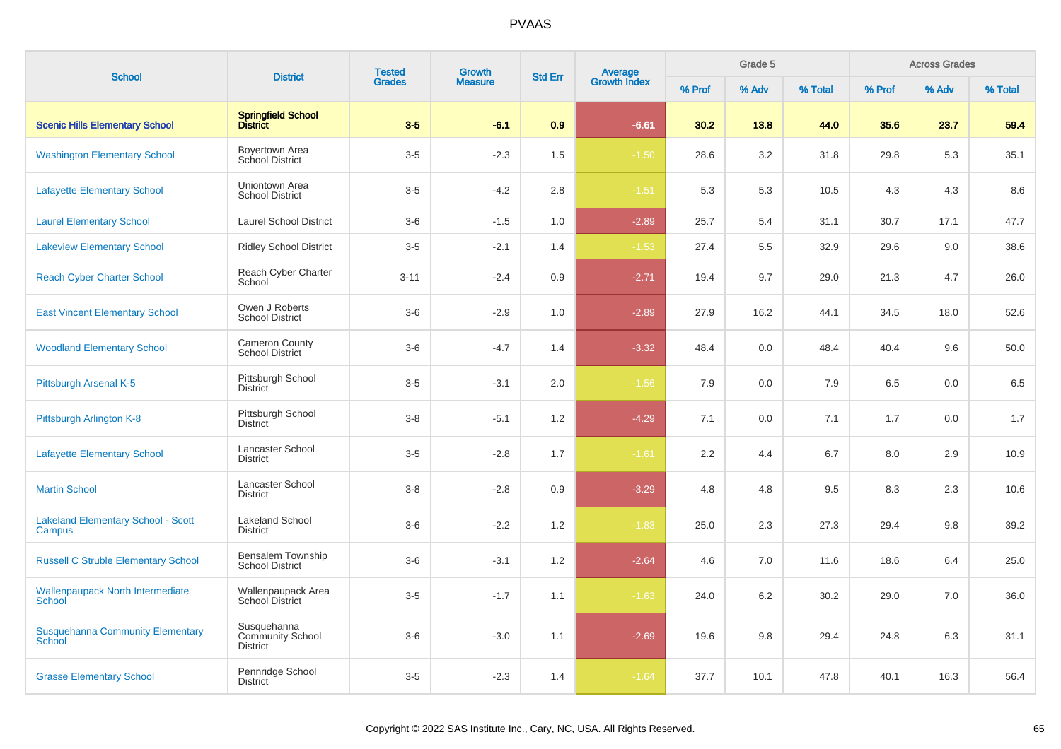PVAAS

| School | District | Tested Grades | Growth Measure | Std Err | Average Growth Index | Grade 5 | | | Across Grades | | |
|---|---|---|---|---|---|---|---|---|---|---|---|
| | | | | | | % Prof | % Adv | % Total | % Prof | % Adv | % Total |
| **Scenic Hills Elementary School** | **Springfield School District** | **3-5** | **-6.1** | **0.9** | **-6.61** | **30.2** | **13.8** | **44.0** | **35.6** | **23.7** | **59.4** |
| Washington Elementary School | Boyertown Area School District | 3-5 | -2.3 | 1.5 | -1.50 | 28.6 | 3.2 | 31.8 | 29.8 | 5.3 | 35.1 |
| Lafayette Elementary School | Uniontown Area School District | 3-5 | -4.2 | 2.8 | -1.51 | 5.3 | 5.3 | 10.5 | 4.3 | 4.3 | 8.6 |
| Laurel Elementary School | Laurel School District | 3-6 | -1.5 | 1.0 | -2.89 | 25.7 | 5.4 | 31.1 | 30.7 | 17.1 | 47.7 |
| Lakeview Elementary School | Ridley School District | 3-5 | -2.1 | 1.4 | -1.53 | 27.4 | 5.5 | 32.9 | 29.6 | 9.0 | 38.6 |
| Reach Cyber Charter School | Reach Cyber Charter School | 3-11 | -2.4 | 0.9 | -2.71 | 19.4 | 9.7 | 29.0 | 21.3 | 4.7 | 26.0 |
| East Vincent Elementary School | Owen J Roberts School District | 3-6 | -2.9 | 1.0 | -2.89 | 27.9 | 16.2 | 44.1 | 34.5 | 18.0 | 52.6 |
| Woodland Elementary School | Cameron County School District | 3-6 | -4.7 | 1.4 | -3.32 | 48.4 | 0.0 | 48.4 | 40.4 | 9.6 | 50.0 |
| Pittsburgh Arsenal K-5 | Pittsburgh School District | 3-5 | -3.1 | 2.0 | -1.56 | 7.9 | 0.0 | 7.9 | 6.5 | 0.0 | 6.5 |
| Pittsburgh Arlington K-8 | Pittsburgh School District | 3-8 | -5.1 | 1.2 | -4.29 | 7.1 | 0.0 | 7.1 | 1.7 | 0.0 | 1.7 |
| Lafayette Elementary School | Lancaster School District | 3-5 | -2.8 | 1.7 | -1.61 | 2.2 | 4.4 | 6.7 | 8.0 | 2.9 | 10.9 |
| Martin School | Lancaster School District | 3-8 | -2.8 | 0.9 | -3.29 | 4.8 | 4.8 | 9.5 | 8.3 | 2.3 | 10.6 |
| Lakeland Elementary School - Scott Campus | Lakeland School District | 3-6 | -2.2 | 1.2 | -1.83 | 25.0 | 2.3 | 27.3 | 29.4 | 9.8 | 39.2 |
| Russell C Struble Elementary School | Bensalem Township School District | 3-6 | -3.1 | 1.2 | -2.64 | 4.6 | 7.0 | 11.6 | 18.6 | 6.4 | 25.0 |
| Wallenpaupack North Intermediate School | Wallenpaupack Area School District | 3-5 | -1.7 | 1.1 | -1.63 | 24.0 | 6.2 | 30.2 | 29.0 | 7.0 | 36.0 |
| Susquehanna Community Elementary School | Susquehanna Community School District | 3-6 | -3.0 | 1.1 | -2.69 | 19.6 | 9.8 | 29.4 | 24.8 | 6.3 | 31.1 |
| Grasse Elementary School | Pennridge School District | 3-5 | -2.3 | 1.4 | -1.64 | 37.7 | 10.1 | 47.8 | 40.1 | 16.3 | 56.4 |

Copyright © 2022 SAS Institute Inc., Cary, NC, USA. All Rights Reserved.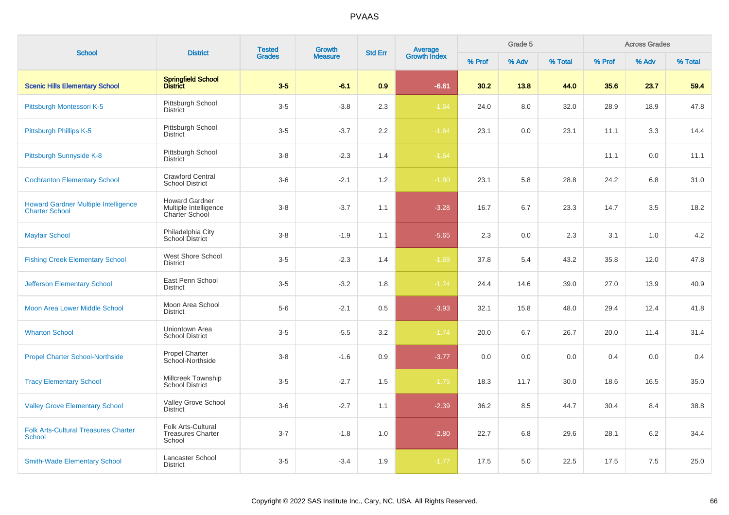# PVAAS

| School | District | Tested Grades | Growth Measure | Std Err | Average Growth Index | Grade 5 | | | Across Grades | | |
|---|---|---|---|---|---|---|---|---|---|---|---|
| | | | | | | % Prof | % Adv | % Total | % Prof | % Adv | % Total |
| **Scenic Hills Elementary School** | **Springfield School District** | **3-5** | **-6.1** | **0.9** | **-6.61** | **30.2** | **13.8** | **44.0** | **35.6** | **23.7** | **59.4** |
| Pittsburgh Montessori K-5 | Pittsburgh School District | 3-5 | -3.8 | 2.3 | -1.64 | 24.0 | 8.0 | 32.0 | 28.9 | 18.9 | 47.8 |
| Pittsburgh Phillips K-5 | Pittsburgh School District | 3-5 | -3.7 | 2.2 | -1.64 | 23.1 | 0.0 | 23.1 | 11.1 | 3.3 | 14.4 |
| Pittsburgh Sunnyside K-8 | Pittsburgh School District | 3-8 | -2.3 | 1.4 | -1.64 | | | | 11.1 | 0.0 | 11.1 |
| Cochranton Elementary School | Crawford Central School District | 3-6 | -2.1 | 1.2 | -1.80 | 23.1 | 5.8 | 28.8 | 24.2 | 6.8 | 31.0 |
| Howard Gardner Multiple Intelligence Charter School | Howard Gardner Multiple Intelligence Charter School | 3-8 | -3.7 | 1.1 | -3.28 | 16.7 | 6.7 | 23.3 | 14.7 | 3.5 | 18.2 |
| Mayfair School | Philadelphia City School District | 3-8 | -1.9 | 1.1 | -5.65 | 2.3 | 0.0 | 2.3 | 3.1 | 1.0 | 4.2 |
| Fishing Creek Elementary School | West Shore School District | 3-5 | -2.3 | 1.4 | -1.69 | 37.8 | 5.4 | 43.2 | 35.8 | 12.0 | 47.8 |
| Jefferson Elementary School | East Penn School District | 3-5 | -3.2 | 1.8 | -1.74 | 24.4 | 14.6 | 39.0 | 27.0 | 13.9 | 40.9 |
| Moon Area Lower Middle School | Moon Area School District | 5-6 | -2.1 | 0.5 | -3.93 | 32.1 | 15.8 | 48.0 | 29.4 | 12.4 | 41.8 |
| Wharton School | Uniontown Area School District | 3-5 | -5.5 | 3.2 | -1.74 | 20.0 | 6.7 | 26.7 | 20.0 | 11.4 | 31.4 |
| Propel Charter School-Northside | Propel Charter School-Northside | 3-8 | -1.6 | 0.9 | -3.77 | 0.0 | 0.0 | 0.0 | 0.4 | 0.0 | 0.4 |
| Tracy Elementary School | Millcreek Township School District | 3-5 | -2.7 | 1.5 | -1.75 | 18.3 | 11.7 | 30.0 | 18.6 | 16.5 | 35.0 |
| Valley Grove Elementary School | Valley Grove School District | 3-6 | -2.7 | 1.1 | -2.39 | 36.2 | 8.5 | 44.7 | 30.4 | 8.4 | 38.8 |
| Folk Arts-Cultural Treasures Charter School | Folk Arts-Cultural Treasures Charter School | 3-7 | -1.8 | 1.0 | -2.80 | 22.7 | 6.8 | 29.6 | 28.1 | 6.2 | 34.4 |
| Smith-Wade Elementary School | Lancaster School District | 3-5 | -3.4 | 1.9 | -1.77 | 17.5 | 5.0 | 22.5 | 17.5 | 7.5 | 25.0 |

Copyright © 2022 SAS Institute Inc., Cary, NC, USA. All Rights Reserved.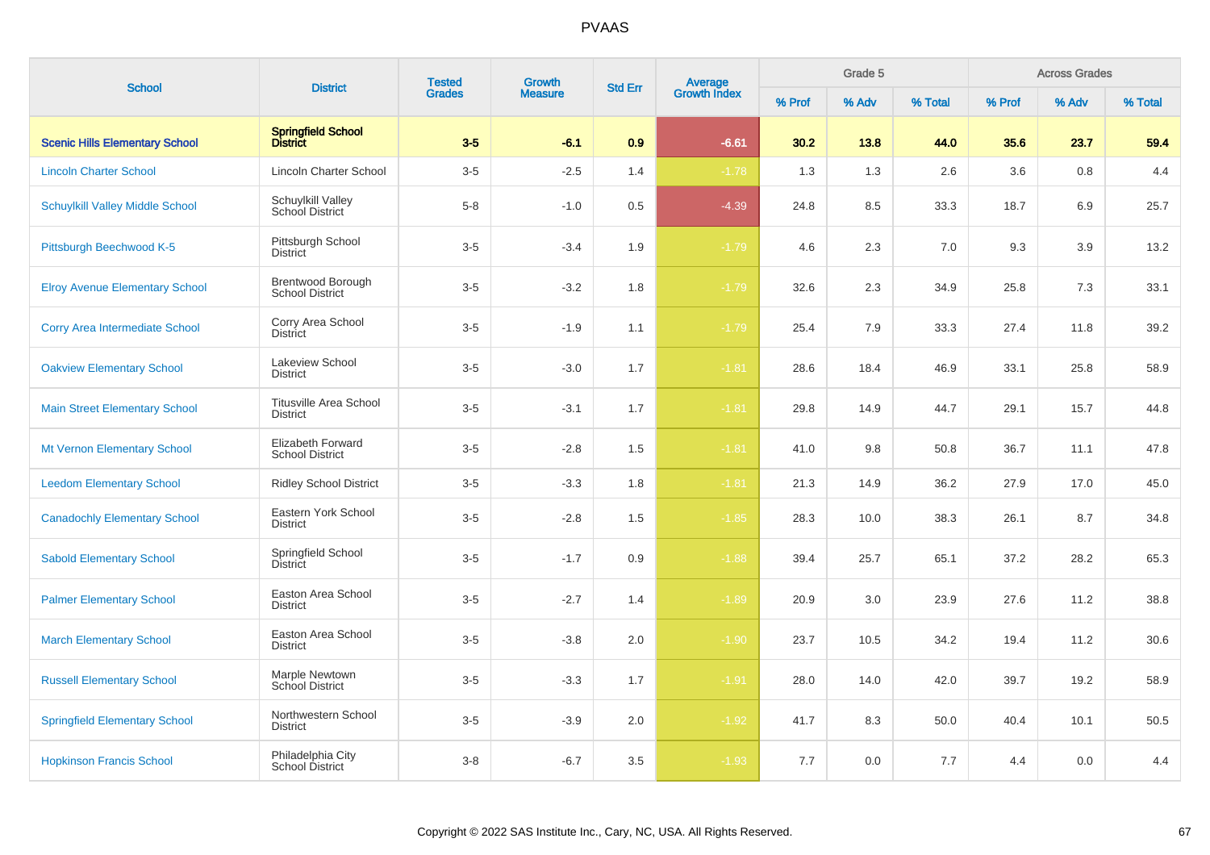# PVAAS

| School | District | Tested Grades | Growth Measure | Std Err | Average Growth Index | Grade 5 | | | Across Grades | | |
|---|---|---|---|---|---|---|---|---|---|---|---|
| | | | | | | % Prof | % Adv | % Total | % Prof | % Adv | % Total |
| **Scenic Hills Elementary School** | **Springfield School District** | **3-5** | **-6.1** | **0.9** | **-6.61** | **30.2** | **13.8** | **44.0** | **35.6** | **23.7** | **59.4** |
| Lincoln Charter School | Lincoln Charter School | 3-5 | -2.5 | 1.4 | -1.78 | 1.3 | 1.3 | 2.6 | 3.6 | 0.8 | 4.4 |
| Schuylkill Valley Middle School | Schuylkill Valley School District | 5-8 | -1.0 | 0.5 | -4.39 | 24.8 | 8.5 | 33.3 | 18.7 | 6.9 | 25.7 |
| Pittsburgh Beechwood K-5 | Pittsburgh School District | 3-5 | -3.4 | 1.9 | -1.79 | 4.6 | 2.3 | 7.0 | 9.3 | 3.9 | 13.2 |
| Elroy Avenue Elementary School | Brentwood Borough School District | 3-5 | -3.2 | 1.8 | -1.79 | 32.6 | 2.3 | 34.9 | 25.8 | 7.3 | 33.1 |
| Corry Area Intermediate School | Corry Area School District | 3-5 | -1.9 | 1.1 | -1.79 | 25.4 | 7.9 | 33.3 | 27.4 | 11.8 | 39.2 |
| Oakview Elementary School | Lakeview School District | 3-5 | -3.0 | 1.7 | -1.81 | 28.6 | 18.4 | 46.9 | 33.1 | 25.8 | 58.9 |
| Main Street Elementary School | Titusville Area School District | 3-5 | -3.1 | 1.7 | -1.81 | 29.8 | 14.9 | 44.7 | 29.1 | 15.7 | 44.8 |
| Mt Vernon Elementary School | Elizabeth Forward School District | 3-5 | -2.8 | 1.5 | -1.81 | 41.0 | 9.8 | 50.8 | 36.7 | 11.1 | 47.8 |
| Leedom Elementary School | Ridley School District | 3-5 | -3.3 | 1.8 | -1.81 | 21.3 | 14.9 | 36.2 | 27.9 | 17.0 | 45.0 |
| Canadochly Elementary School | Eastern York School District | 3-5 | -2.8 | 1.5 | -1.85 | 28.3 | 10.0 | 38.3 | 26.1 | 8.7 | 34.8 |
| Sabold Elementary School | Springfield School District | 3-5 | -1.7 | 0.9 | -1.88 | 39.4 | 25.7 | 65.1 | 37.2 | 28.2 | 65.3 |
| Palmer Elementary School | Easton Area School District | 3-5 | -2.7 | 1.4 | -1.89 | 20.9 | 3.0 | 23.9 | 27.6 | 11.2 | 38.8 |
| March Elementary School | Easton Area School District | 3-5 | -3.8 | 2.0 | -1.90 | 23.7 | 10.5 | 34.2 | 19.4 | 11.2 | 30.6 |
| Russell Elementary School | Marple Newtown School District | 3-5 | -3.3 | 1.7 | -1.91 | 28.0 | 14.0 | 42.0 | 39.7 | 19.2 | 58.9 |
| Springfield Elementary School | Northwestern School District | 3-5 | -3.9 | 2.0 | -1.92 | 41.7 | 8.3 | 50.0 | 40.4 | 10.1 | 50.5 |
| Hopkinson Francis School | Philadelphia City School District | 3-8 | -6.7 | 3.5 | -1.93 | 7.7 | 0.0 | 7.7 | 4.4 | 0.0 | 4.4 |

Copyright © 2022 SAS Institute Inc., Cary, NC, USA. All Rights Reserved.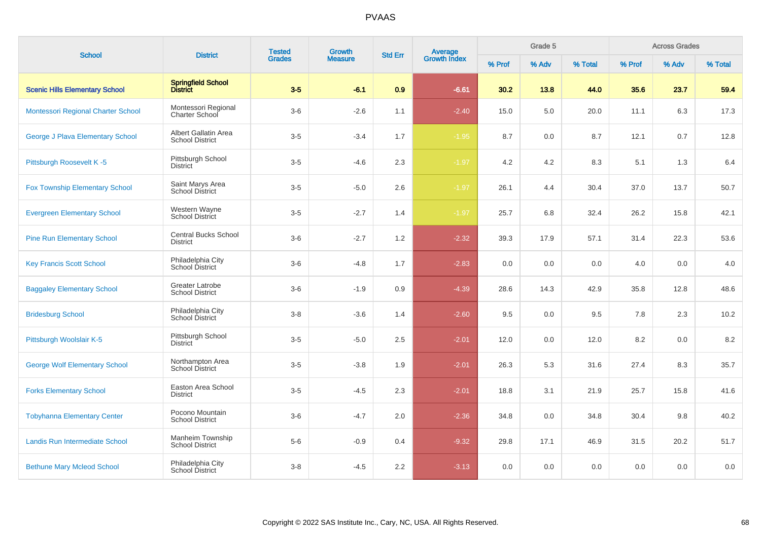# PVAAS

| School | District | Tested Grades | Growth Measure | Std Err | Average Growth Index | Grade 5 | | | Across Grades | | |
|---|---|---|---|---|---|---|---|---|---|---|---|
| | | | | | | % Prof | % Adv | % Total | % Prof | % Adv | % Total |
| **Scenic Hills Elementary School** | **Springfield School District** | **3-5** | **-6.1** | **0.9** | **-6.61** | **30.2** | **13.8** | **44.0** | **35.6** | **23.7** | **59.4** |
| Montessori Regional Charter School | Montessori Regional Charter School | 3-6 | -2.6 | 1.1 | -2.40 | 15.0 | 5.0 | 20.0 | 11.1 | 6.3 | 17.3 |
| George J Plava Elementary School | Albert Gallatin Area School District | 3-5 | -3.4 | 1.7 | -1.95 | 8.7 | 0.0 | 8.7 | 12.1 | 0.7 | 12.8 |
| Pittsburgh Roosevelt K -5 | Pittsburgh School District | 3-5 | -4.6 | 2.3 | -1.97 | 4.2 | 4.2 | 8.3 | 5.1 | 1.3 | 6.4 |
| Fox Township Elementary School | Saint Marys Area School District | 3-5 | -5.0 | 2.6 | -1.97 | 26.1 | 4.4 | 30.4 | 37.0 | 13.7 | 50.7 |
| Evergreen Elementary School | Western Wayne School District | 3-5 | -2.7 | 1.4 | -1.97 | 25.7 | 6.8 | 32.4 | 26.2 | 15.8 | 42.1 |
| Pine Run Elementary School | Central Bucks School District | 3-6 | -2.7 | 1.2 | -2.32 | 39.3 | 17.9 | 57.1 | 31.4 | 22.3 | 53.6 |
| Key Francis Scott School | Philadelphia City School District | 3-6 | -4.8 | 1.7 | -2.83 | 0.0 | 0.0 | 0.0 | 4.0 | 0.0 | 4.0 |
| Baggaley Elementary School | Greater Latrobe School District | 3-6 | -1.9 | 0.9 | -4.39 | 28.6 | 14.3 | 42.9 | 35.8 | 12.8 | 48.6 |
| Bridesburg School | Philadelphia City School District | 3-8 | -3.6 | 1.4 | -2.60 | 9.5 | 0.0 | 9.5 | 7.8 | 2.3 | 10.2 |
| Pittsburgh Woolslair K-5 | Pittsburgh School District | 3-5 | -5.0 | 2.5 | -2.01 | 12.0 | 0.0 | 12.0 | 8.2 | 0.0 | 8.2 |
| George Wolf Elementary School | Northampton Area School District | 3-5 | -3.8 | 1.9 | -2.01 | 26.3 | 5.3 | 31.6 | 27.4 | 8.3 | 35.7 |
| Forks Elementary School | Easton Area School District | 3-5 | -4.5 | 2.3 | -2.01 | 18.8 | 3.1 | 21.9 | 25.7 | 15.8 | 41.6 |
| Tobyhanna Elementary Center | Pocono Mountain School District | 3-6 | -4.7 | 2.0 | -2.36 | 34.8 | 0.0 | 34.8 | 30.4 | 9.8 | 40.2 |
| Landis Run Intermediate School | Manheim Township School District | 5-6 | -0.9 | 0.4 | -9.32 | 29.8 | 17.1 | 46.9 | 31.5 | 20.2 | 51.7 |
| Bethune Mary Mcleod School | Philadelphia City School District | 3-8 | -4.5 | 2.2 | -3.13 | 0.0 | 0.0 | 0.0 | 0.0 | 0.0 | 0.0 |

Copyright © 2022 SAS Institute Inc., Cary, NC, USA. All Rights Reserved.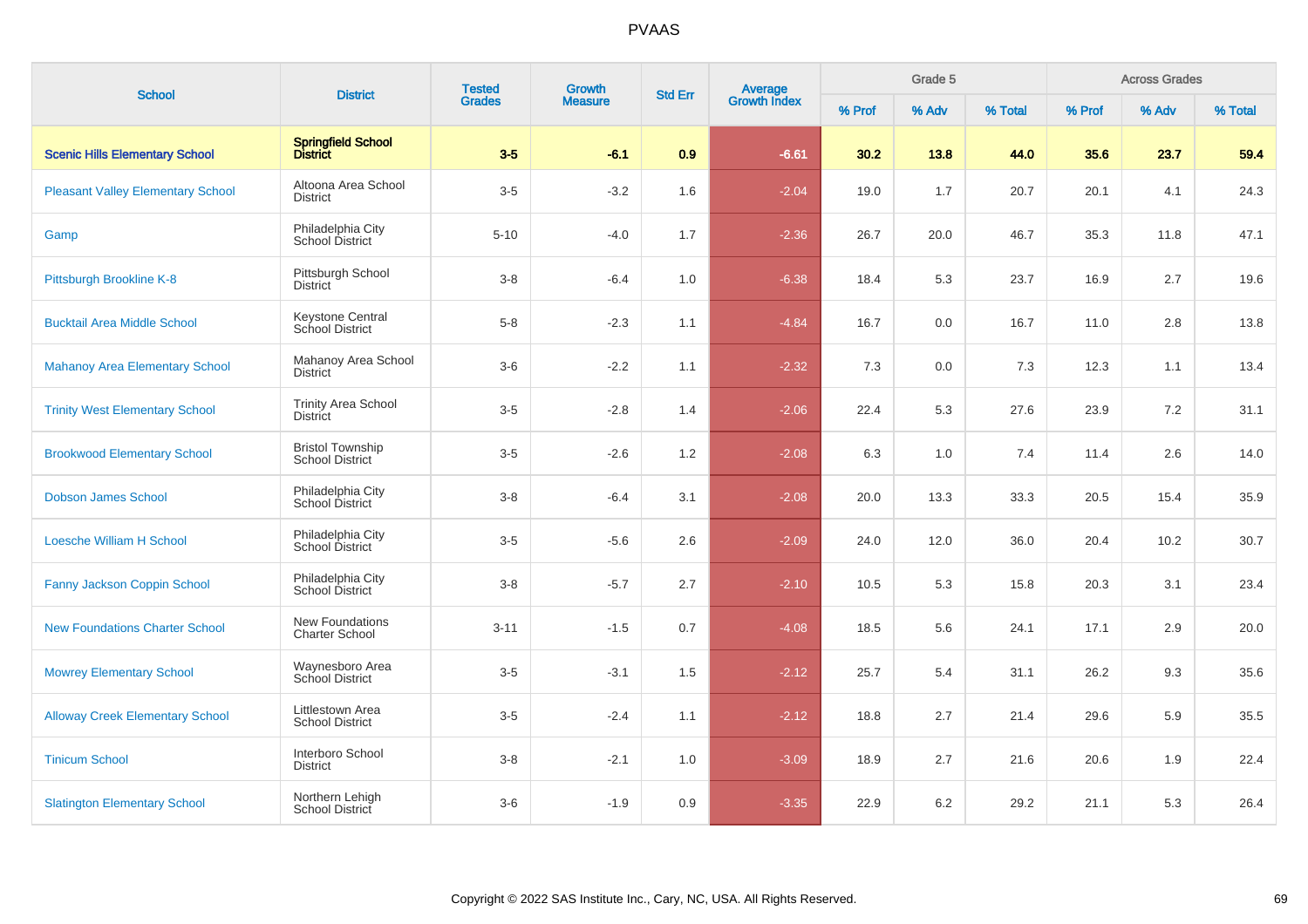# PVAAS

| School | District | Tested Grades | Growth Measure | Std Err | Average Growth Index | Grade 5 | | | Across Grades | | |
|---|---|---|---|---|---|---|---|---|---|---|---|
| | | | | | | % Prof | % Adv | % Total | % Prof | % Adv | % Total |
| **Scenic Hills Elementary School** | **Springfield School District** | **3-5** | **-6.1** | **0.9** | **-6.61** | **30.2** | **13.8** | **44.0** | **35.6** | **23.7** | **59.4** |
| Pleasant Valley Elementary School | Altoona Area School District | 3-5 | -3.2 | 1.6 | -2.04 | 19.0 | 1.7 | 20.7 | 20.1 | 4.1 | 24.3 |
| Gamp | Philadelphia City School District | 5-10 | -4.0 | 1.7 | -2.36 | 26.7 | 20.0 | 46.7 | 35.3 | 11.8 | 47.1 |
| Pittsburgh Brookline K-8 | Pittsburgh School District | 3-8 | -6.4 | 1.0 | -6.38 | 18.4 | 5.3 | 23.7 | 16.9 | 2.7 | 19.6 |
| Bucktail Area Middle School | Keystone Central School District | 5-8 | -2.3 | 1.1 | -4.84 | 16.7 | 0.0 | 16.7 | 11.0 | 2.8 | 13.8 |
| Mahanoy Area Elementary School | Mahanoy Area School District | 3-6 | -2.2 | 1.1 | -2.32 | 7.3 | 0.0 | 7.3 | 12.3 | 1.1 | 13.4 |
| Trinity West Elementary School | Trinity Area School District | 3-5 | -2.8 | 1.4 | -2.06 | 22.4 | 5.3 | 27.6 | 23.9 | 7.2 | 31.1 |
| Brookwood Elementary School | Bristol Township School District | 3-5 | -2.6 | 1.2 | -2.08 | 6.3 | 1.0 | 7.4 | 11.4 | 2.6 | 14.0 |
| Dobson James School | Philadelphia City School District | 3-8 | -6.4 | 3.1 | -2.08 | 20.0 | 13.3 | 33.3 | 20.5 | 15.4 | 35.9 |
| Loesche William H School | Philadelphia City School District | 3-5 | -5.6 | 2.6 | -2.09 | 24.0 | 12.0 | 36.0 | 20.4 | 10.2 | 30.7 |
| Fanny Jackson Coppin School | Philadelphia City School District | 3-8 | -5.7 | 2.7 | -2.10 | 10.5 | 5.3 | 15.8 | 20.3 | 3.1 | 23.4 |
| New Foundations Charter School | New Foundations Charter School | 3-11 | -1.5 | 0.7 | -4.08 | 18.5 | 5.6 | 24.1 | 17.1 | 2.9 | 20.0 |
| Mowrey Elementary School | Waynesboro Area School District | 3-5 | -3.1 | 1.5 | -2.12 | 25.7 | 5.4 | 31.1 | 26.2 | 9.3 | 35.6 |
| Alloway Creek Elementary School | Littlestown Area School District | 3-5 | -2.4 | 1.1 | -2.12 | 18.8 | 2.7 | 21.4 | 29.6 | 5.9 | 35.5 |
| Tinicum School | Interboro School District | 3-8 | -2.1 | 1.0 | -3.09 | 18.9 | 2.7 | 21.6 | 20.6 | 1.9 | 22.4 |
| Slatington Elementary School | Northern Lehigh School District | 3-6 | -1.9 | 0.9 | -3.35 | 22.9 | 6.2 | 29.2 | 21.1 | 5.3 | 26.4 |

Copyright © 2022 SAS Institute Inc., Cary, NC, USA. All Rights Reserved.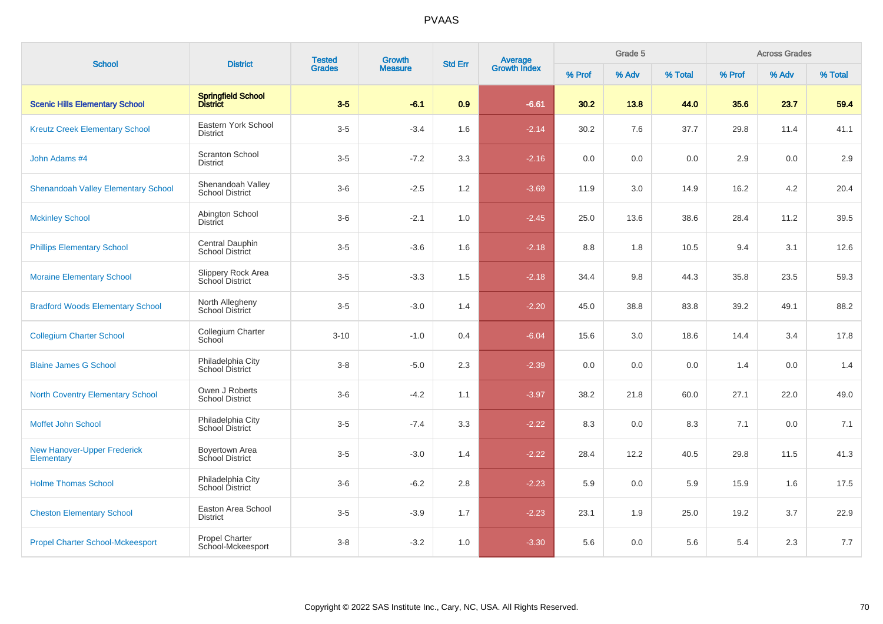# PVAAS

| School | District | Tested Grades | Growth Measure | Std Err | Average Growth Index | Grade 5 | | | Across Grades | | |
|---|---|---|---|---|---|---|---|---|---|---|---|
| | | | | | | % Prof | % Adv | % Total | % Prof | % Adv | % Total |
| **Scenic Hills Elementary School** | **Springfield School District** | **3-5** | **-6.1** | **0.9** | **-6.61** | **30.2** | **13.8** | **44.0** | **35.6** | **23.7** | **59.4** |
| Kreutz Creek Elementary School | Eastern York School District | 3-5 | -3.4 | 1.6 | -2.14 | 30.2 | 7.6 | 37.7 | 29.8 | 11.4 | 41.1 |
| John Adams #4 | Scranton School District | 3-5 | -7.2 | 3.3 | -2.16 | 0.0 | 0.0 | 0.0 | 2.9 | 0.0 | 2.9 |
| Shenandoah Valley Elementary School | Shenandoah Valley School District | 3-6 | -2.5 | 1.2 | -3.69 | 11.9 | 3.0 | 14.9 | 16.2 | 4.2 | 20.4 |
| Mckinley School | Abington School District | 3-6 | -2.1 | 1.0 | -2.45 | 25.0 | 13.6 | 38.6 | 28.4 | 11.2 | 39.5 |
| Phillips Elementary School | Central Dauphin School District | 3-5 | -3.6 | 1.6 | -2.18 | 8.8 | 1.8 | 10.5 | 9.4 | 3.1 | 12.6 |
| Moraine Elementary School | Slippery Rock Area School District | 3-5 | -3.3 | 1.5 | -2.18 | 34.4 | 9.8 | 44.3 | 35.8 | 23.5 | 59.3 |
| Bradford Woods Elementary School | North Allegheny School District | 3-5 | -3.0 | 1.4 | -2.20 | 45.0 | 38.8 | 83.8 | 39.2 | 49.1 | 88.2 |
| Collegium Charter School | Collegium Charter School | 3-10 | -1.0 | 0.4 | -6.04 | 15.6 | 3.0 | 18.6 | 14.4 | 3.4 | 17.8 |
| Blaine James G School | Philadelphia City School District | 3-8 | -5.0 | 2.3 | -2.39 | 0.0 | 0.0 | 0.0 | 1.4 | 0.0 | 1.4 |
| North Coventry Elementary School | Owen J Roberts School District | 3-6 | -4.2 | 1.1 | -3.97 | 38.2 | 21.8 | 60.0 | 27.1 | 22.0 | 49.0 |
| Moffet John School | Philadelphia City School District | 3-5 | -7.4 | 3.3 | -2.22 | 8.3 | 0.0 | 8.3 | 7.1 | 0.0 | 7.1 |
| New Hanover-Upper Frederick Elementary | Boyertown Area School District | 3-5 | -3.0 | 1.4 | -2.22 | 28.4 | 12.2 | 40.5 | 29.8 | 11.5 | 41.3 |
| Holme Thomas School | Philadelphia City School District | 3-6 | -6.2 | 2.8 | -2.23 | 5.9 | 0.0 | 5.9 | 15.9 | 1.6 | 17.5 |
| Cheston Elementary School | Easton Area School District | 3-5 | -3.9 | 1.7 | -2.23 | 23.1 | 1.9 | 25.0 | 19.2 | 3.7 | 22.9 |
| Propel Charter School-Mckeesport | Propel Charter School-Mckeesport | 3-8 | -3.2 | 1.0 | -3.30 | 5.6 | 0.0 | 5.6 | 5.4 | 2.3 | 7.7 |

Copyright © 2022 SAS Institute Inc., Cary, NC, USA. All Rights Reserved.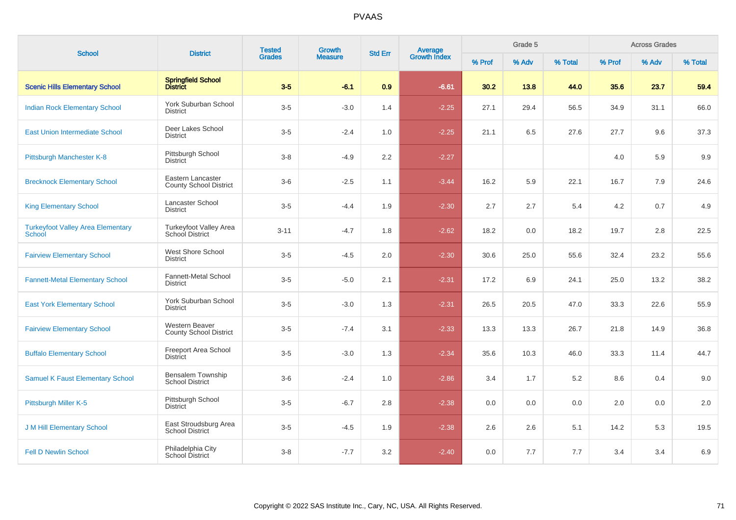# PVAAS

| School | District | Tested Grades | Growth Measure | Std Err | Average Growth Index | Grade 5 | | | Across Grades | | |
|---|---|---|---|---|---|---|---|---|---|---|---|
| | | | | | | % Prof | % Adv | % Total | % Prof | % Adv | % Total |
| **Scenic Hills Elementary School** | **Springfield School District** | **3-5** | **-6.1** | **0.9** | **-6.61** | **30.2** | **13.8** | **44.0** | **35.6** | **23.7** | **59.4** |
| Indian Rock Elementary School | York Suburban School District | 3-5 | -3.0 | 1.4 | -2.25 | 27.1 | 29.4 | 56.5 | 34.9 | 31.1 | 66.0 |
| East Union Intermediate School | Deer Lakes School District | 3-5 | -2.4 | 1.0 | -2.25 | 21.1 | 6.5 | 27.6 | 27.7 | 9.6 | 37.3 |
| Pittsburgh Manchester K-8 | Pittsburgh School District | 3-8 | -4.9 | 2.2 | -2.27 | | | | 4.0 | 5.9 | 9.9 |
| Brecknock Elementary School | Eastern Lancaster County School District | 3-6 | -2.5 | 1.1 | -3.44 | 16.2 | 5.9 | 22.1 | 16.7 | 7.9 | 24.6 |
| King Elementary School | Lancaster School District | 3-5 | -4.4 | 1.9 | -2.30 | 2.7 | 2.7 | 5.4 | 4.2 | 0.7 | 4.9 |
| Turkeyfoot Valley Area Elementary School | Turkeyfoot Valley Area School District | 3-11 | -4.7 | 1.8 | -2.62 | 18.2 | 0.0 | 18.2 | 19.7 | 2.8 | 22.5 |
| Fairview Elementary School | West Shore School District | 3-5 | -4.5 | 2.0 | -2.30 | 30.6 | 25.0 | 55.6 | 32.4 | 23.2 | 55.6 |
| Fannett-Metal Elementary School | Fannett-Metal School District | 3-5 | -5.0 | 2.1 | -2.31 | 17.2 | 6.9 | 24.1 | 25.0 | 13.2 | 38.2 |
| East York Elementary School | York Suburban School District | 3-5 | -3.0 | 1.3 | -2.31 | 26.5 | 20.5 | 47.0 | 33.3 | 22.6 | 55.9 |
| Fairview Elementary School | Western Beaver County School District | 3-5 | -7.4 | 3.1 | -2.33 | 13.3 | 13.3 | 26.7 | 21.8 | 14.9 | 36.8 |
| Buffalo Elementary School | Freeport Area School District | 3-5 | -3.0 | 1.3 | -2.34 | 35.6 | 10.3 | 46.0 | 33.3 | 11.4 | 44.7 |
| Samuel K Faust Elementary School | Bensalem Township School District | 3-6 | -2.4 | 1.0 | -2.86 | 3.4 | 1.7 | 5.2 | 8.6 | 0.4 | 9.0 |
| Pittsburgh Miller K-5 | Pittsburgh School District | 3-5 | -6.7 | 2.8 | -2.38 | 0.0 | 0.0 | 0.0 | 2.0 | 0.0 | 2.0 |
| J M Hill Elementary School | East Stroudsburg Area School District | 3-5 | -4.5 | 1.9 | -2.38 | 2.6 | 2.6 | 5.1 | 14.2 | 5.3 | 19.5 |
| Fell D Newlin School | Philadelphia City School District | 3-8 | -7.7 | 3.2 | -2.40 | 0.0 | 7.7 | 7.7 | 3.4 | 3.4 | 6.9 |

Copyright © 2022 SAS Institute Inc., Cary, NC, USA. All Rights Reserved.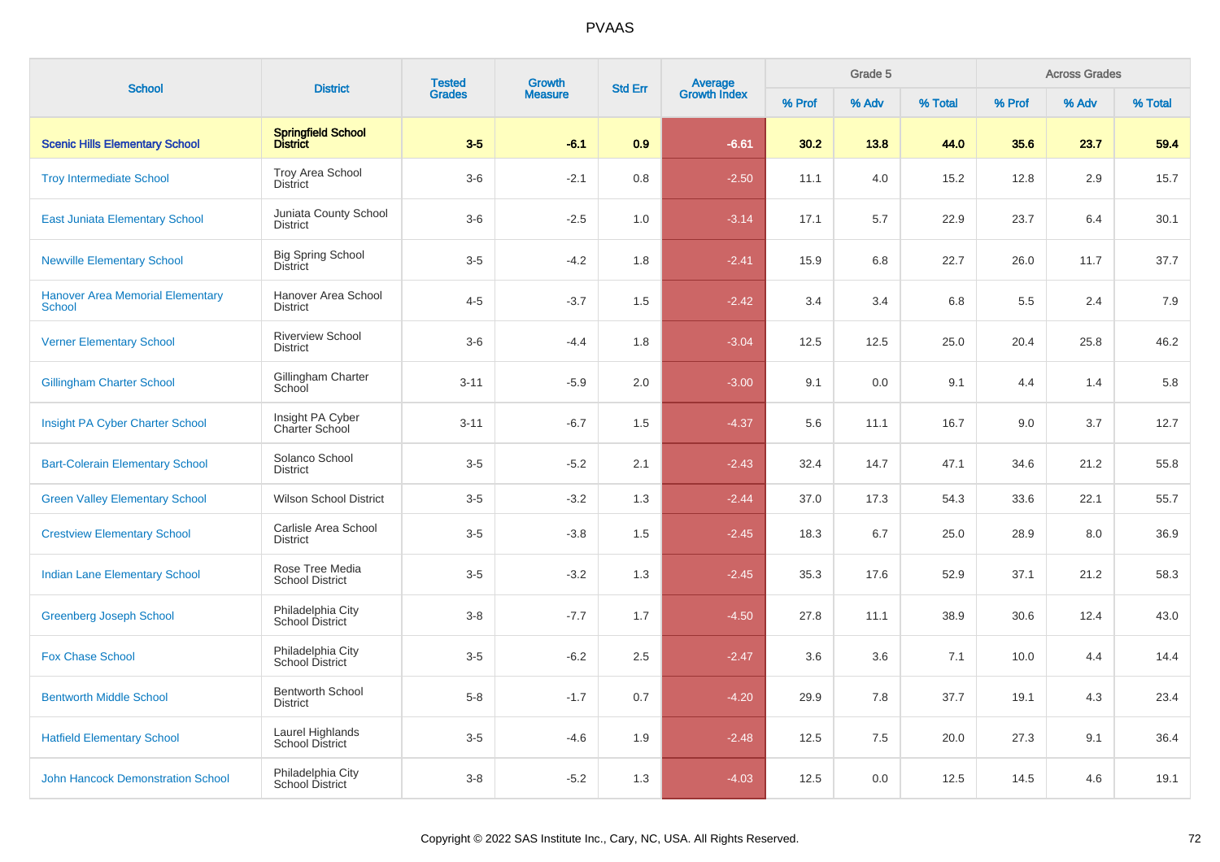# PVAAS

| School | District | Tested Grades | Growth Measure | Std Err | Average Growth Index | Grade 5 | | | Across Grades | | |
|---|---|---|---|---|---|---|---|---|---|---|---|
| | | | | | | % Prof | % Adv | % Total | % Prof | % Adv | % Total |
| **Scenic Hills Elementary School** | **Springfield School District** | **3-5** | **-6.1** | **0.9** | **-6.61** | **30.2** | **13.8** | **44.0** | **35.6** | **23.7** | **59.4** |
| Troy Intermediate School | Troy Area School District | 3-6 | -2.1 | 0.8 | -2.50 | 11.1 | 4.0 | 15.2 | 12.8 | 2.9 | 15.7 |
| East Juniata Elementary School | Juniata County School District | 3-6 | -2.5 | 1.0 | -3.14 | 17.1 | 5.7 | 22.9 | 23.7 | 6.4 | 30.1 |
| Newville Elementary School | Big Spring School District | 3-5 | -4.2 | 1.8 | -2.41 | 15.9 | 6.8 | 22.7 | 26.0 | 11.7 | 37.7 |
| Hanover Area Memorial Elementary School | Hanover Area School District | 4-5 | -3.7 | 1.5 | -2.42 | 3.4 | 3.4 | 6.8 | 5.5 | 2.4 | 7.9 |
| Verner Elementary School | Riverview School District | 3-6 | -4.4 | 1.8 | -3.04 | 12.5 | 12.5 | 25.0 | 20.4 | 25.8 | 46.2 |
| Gillingham Charter School | Gillingham Charter School | 3-11 | -5.9 | 2.0 | -3.00 | 9.1 | 0.0 | 9.1 | 4.4 | 1.4 | 5.8 |
| Insight PA Cyber Charter School | Insight PA Cyber Charter School | 3-11 | -6.7 | 1.5 | -4.37 | 5.6 | 11.1 | 16.7 | 9.0 | 3.7 | 12.7 |
| Bart-Colerain Elementary School | Solanco School District | 3-5 | -5.2 | 2.1 | -2.43 | 32.4 | 14.7 | 47.1 | 34.6 | 21.2 | 55.8 |
| Green Valley Elementary School | Wilson School District | 3-5 | -3.2 | 1.3 | -2.44 | 37.0 | 17.3 | 54.3 | 33.6 | 22.1 | 55.7 |
| Crestview Elementary School | Carlisle Area School District | 3-5 | -3.8 | 1.5 | -2.45 | 18.3 | 6.7 | 25.0 | 28.9 | 8.0 | 36.9 |
| Indian Lane Elementary School | Rose Tree Media School District | 3-5 | -3.2 | 1.3 | -2.45 | 35.3 | 17.6 | 52.9 | 37.1 | 21.2 | 58.3 |
| Greenberg Joseph School | Philadelphia City School District | 3-8 | -7.7 | 1.7 | -4.50 | 27.8 | 11.1 | 38.9 | 30.6 | 12.4 | 43.0 |
| Fox Chase School | Philadelphia City School District | 3-5 | -6.2 | 2.5 | -2.47 | 3.6 | 3.6 | 7.1 | 10.0 | 4.4 | 14.4 |
| Bentworth Middle School | Bentworth School District | 5-8 | -1.7 | 0.7 | -4.20 | 29.9 | 7.8 | 37.7 | 19.1 | 4.3 | 23.4 |
| Hatfield Elementary School | Laurel Highlands School District | 3-5 | -4.6 | 1.9 | -2.48 | 12.5 | 7.5 | 20.0 | 27.3 | 9.1 | 36.4 |
| John Hancock Demonstration School | Philadelphia City School District | 3-8 | -5.2 | 1.3 | -4.03 | 12.5 | 0.0 | 12.5 | 14.5 | 4.6 | 19.1 |

Copyright © 2022 SAS Institute Inc., Cary, NC, USA. All Rights Reserved.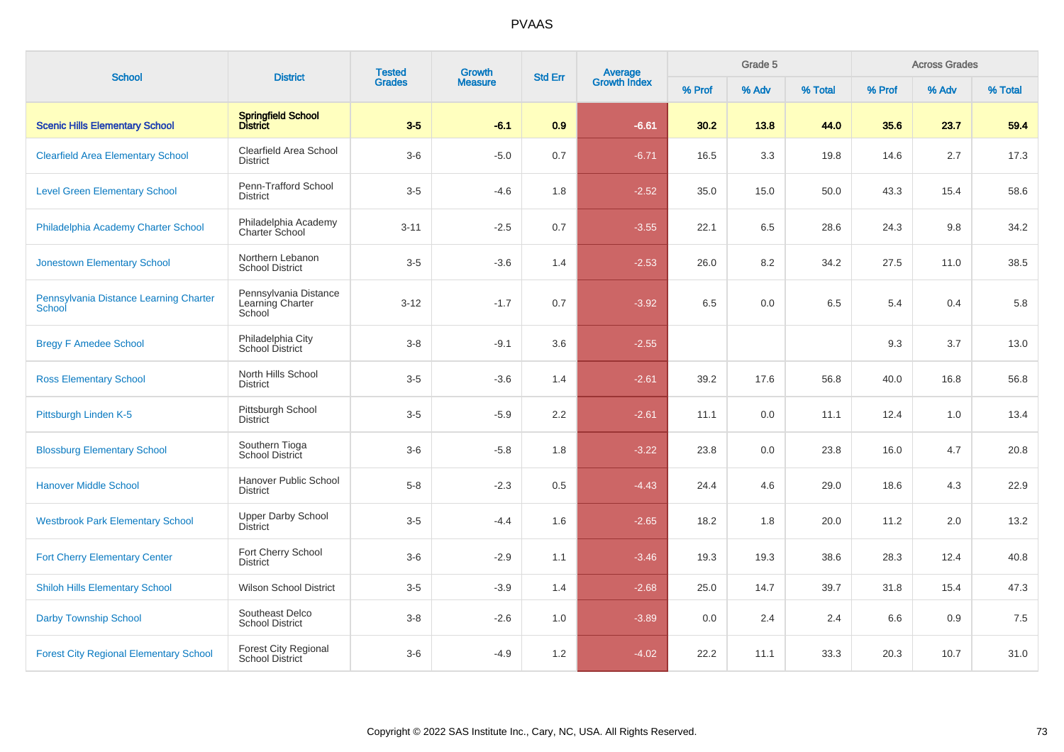# PVAAS

| School | District | Tested Grades | Growth Measure | Std Err | Average Growth Index | Grade 5 | | | Across Grades | | |
|---|---|---|---|---|---|---|---|---|---|---|---|
| | | | | | | % Prof | % Adv | % Total | % Prof | % Adv | % Total |
| **Scenic Hills Elementary School** | **Springfield School District** | **3-5** | **-6.1** | **0.9** | **-6.61** | **30.2** | **13.8** | **44.0** | **35.6** | **23.7** | **59.4** |
| Clearfield Area Elementary School | Clearfield Area School District | 3-6 | -5.0 | 0.7 | -6.71 | 16.5 | 3.3 | 19.8 | 14.6 | 2.7 | 17.3 |
| Level Green Elementary School | Penn-Trafford School District | 3-5 | -4.6 | 1.8 | -2.52 | 35.0 | 15.0 | 50.0 | 43.3 | 15.4 | 58.6 |
| Philadelphia Academy Charter School | Philadelphia Academy Charter School | 3-11 | -2.5 | 0.7 | -3.55 | 22.1 | 6.5 | 28.6 | 24.3 | 9.8 | 34.2 |
| Jonestown Elementary School | Northern Lebanon School District | 3-5 | -3.6 | 1.4 | -2.53 | 26.0 | 8.2 | 34.2 | 27.5 | 11.0 | 38.5 |
| Pennsylvania Distance Learning Charter School | Pennsylvania Distance Learning Charter School | 3-12 | -1.7 | 0.7 | -3.92 | 6.5 | 0.0 | 6.5 | 5.4 | 0.4 | 5.8 |
| Bregy F Amedee School | Philadelphia City School District | 3-8 | -9.1 | 3.6 | -2.55 | | | | 9.3 | 3.7 | 13.0 |
| Ross Elementary School | North Hills School District | 3-5 | -3.6 | 1.4 | -2.61 | 39.2 | 17.6 | 56.8 | 40.0 | 16.8 | 56.8 |
| Pittsburgh Linden K-5 | Pittsburgh School District | 3-5 | -5.9 | 2.2 | -2.61 | 11.1 | 0.0 | 11.1 | 12.4 | 1.0 | 13.4 |
| Blossburg Elementary School | Southern Tioga School District | 3-6 | -5.8 | 1.8 | -3.22 | 23.8 | 0.0 | 23.8 | 16.0 | 4.7 | 20.8 |
| Hanover Middle School | Hanover Public School District | 5-8 | -2.3 | 0.5 | -4.43 | 24.4 | 4.6 | 29.0 | 18.6 | 4.3 | 22.9 |
| Westbrook Park Elementary School | Upper Darby School District | 3-5 | -4.4 | 1.6 | -2.65 | 18.2 | 1.8 | 20.0 | 11.2 | 2.0 | 13.2 |
| Fort Cherry Elementary Center | Fort Cherry School District | 3-6 | -2.9 | 1.1 | -3.46 | 19.3 | 19.3 | 38.6 | 28.3 | 12.4 | 40.8 |
| Shiloh Hills Elementary School | Wilson School District | 3-5 | -3.9 | 1.4 | -2.68 | 25.0 | 14.7 | 39.7 | 31.8 | 15.4 | 47.3 |
| Darby Township School | Southeast Delco School District | 3-8 | -2.6 | 1.0 | -3.89 | 0.0 | 2.4 | 2.4 | 6.6 | 0.9 | 7.5 |
| Forest City Regional Elementary School | Forest City Regional School District | 3-6 | -4.9 | 1.2 | -4.02 | 22.2 | 11.1 | 33.3 | 20.3 | 10.7 | 31.0 |

Copyright © 2022 SAS Institute Inc., Cary, NC, USA. All Rights Reserved.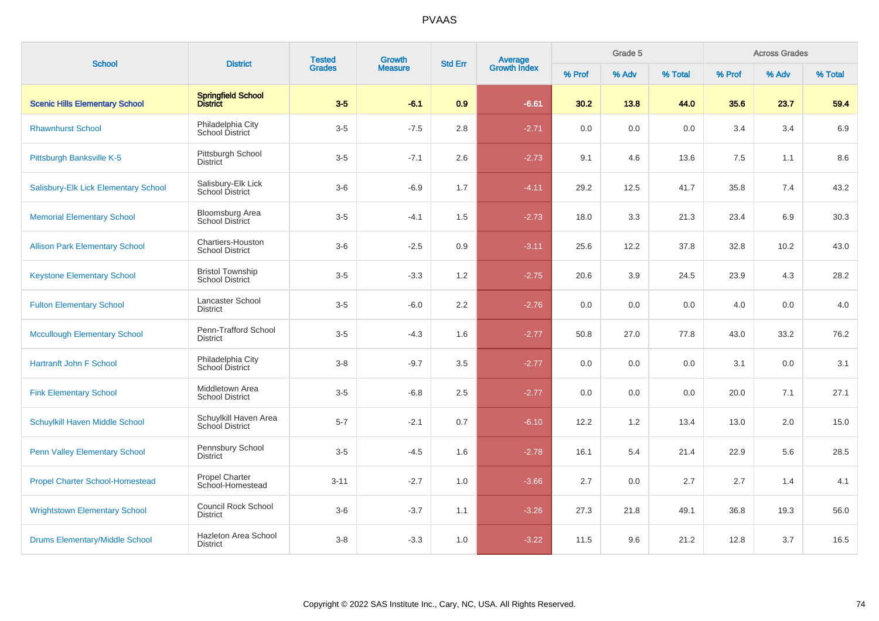# PVAAS

| School | District | Tested Grades | Growth Measure | Std Err | Average Growth Index | Grade 5 | | | Across Grades | | |
|---|---|---|---|---|---|---|---|---|---|---|---|
| | | | | | | % Prof | % Adv | % Total | % Prof | % Adv | % Total |
| **Scenic Hills Elementary School** | **Springfield School District** | **3-5** | **-6.1** | **0.9** | **-6.61** | **30.2** | **13.8** | **44.0** | **35.6** | **23.7** | **59.4** |
| Rhawnhurst School | Philadelphia City School District | 3-5 | -7.5 | 2.8 | -2.71 | 0.0 | 0.0 | 0.0 | 3.4 | 3.4 | 6.9 |
| Pittsburgh Banksville K-5 | Pittsburgh School District | 3-5 | -7.1 | 2.6 | -2.73 | 9.1 | 4.6 | 13.6 | 7.5 | 1.1 | 8.6 |
| Salisbury-Elk Lick Elementary School | Salisbury-Elk Lick School District | 3-6 | -6.9 | 1.7 | -4.11 | 29.2 | 12.5 | 41.7 | 35.8 | 7.4 | 43.2 |
| Memorial Elementary School | Bloomsburg Area School District | 3-5 | -4.1 | 1.5 | -2.73 | 18.0 | 3.3 | 21.3 | 23.4 | 6.9 | 30.3 |
| Allison Park Elementary School | Chartiers-Houston School District | 3-6 | -2.5 | 0.9 | -3.11 | 25.6 | 12.2 | 37.8 | 32.8 | 10.2 | 43.0 |
| Keystone Elementary School | Bristol Township School District | 3-5 | -3.3 | 1.2 | -2.75 | 20.6 | 3.9 | 24.5 | 23.9 | 4.3 | 28.2 |
| Fulton Elementary School | Lancaster School District | 3-5 | -6.0 | 2.2 | -2.76 | 0.0 | 0.0 | 0.0 | 4.0 | 0.0 | 4.0 |
| Mccullough Elementary School | Penn-Trafford School District | 3-5 | -4.3 | 1.6 | -2.77 | 50.8 | 27.0 | 77.8 | 43.0 | 33.2 | 76.2 |
| Hartranft John F School | Philadelphia City School District | 3-8 | -9.7 | 3.5 | -2.77 | 0.0 | 0.0 | 0.0 | 3.1 | 0.0 | 3.1 |
| Fink Elementary School | Middletown Area School District | 3-5 | -6.8 | 2.5 | -2.77 | 0.0 | 0.0 | 0.0 | 20.0 | 7.1 | 27.1 |
| Schuylkill Haven Middle School | Schuylkill Haven Area School District | 5-7 | -2.1 | 0.7 | -6.10 | 12.2 | 1.2 | 13.4 | 13.0 | 2.0 | 15.0 |
| Penn Valley Elementary School | Pennsbury School District | 3-5 | -4.5 | 1.6 | -2.78 | 16.1 | 5.4 | 21.4 | 22.9 | 5.6 | 28.5 |
| Propel Charter School-Homestead | Propel Charter School-Homestead | 3-11 | -2.7 | 1.0 | -3.66 | 2.7 | 0.0 | 2.7 | 2.7 | 1.4 | 4.1 |
| Wrightstown Elementary School | Council Rock School District | 3-6 | -3.7 | 1.1 | -3.26 | 27.3 | 21.8 | 49.1 | 36.8 | 19.3 | 56.0 |
| Drums Elementary/Middle School | Hazleton Area School District | 3-8 | -3.3 | 1.0 | -3.22 | 11.5 | 9.6 | 21.2 | 12.8 | 3.7 | 16.5 |

Copyright © 2022 SAS Institute Inc., Cary, NC, USA. All Rights Reserved.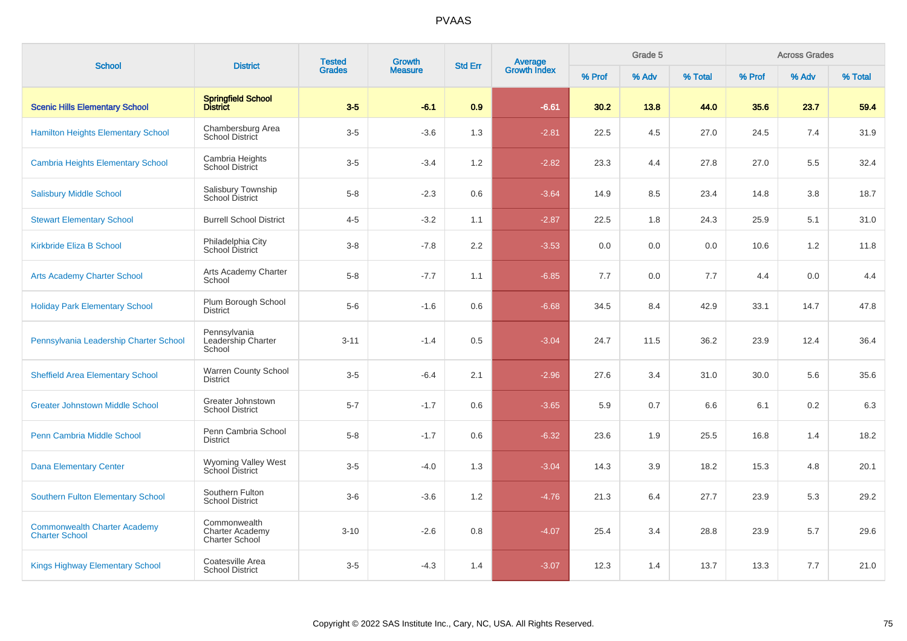# PVAAS

| School | District | Tested Grades | Growth Measure | Std Err | Average Growth Index | Grade 5 | | | Across Grades | | |
|---|---|---|---|---|---|---|---|---|---|---|---|
| | | | | | | % Prof | % Adv | % Total | % Prof | % Adv | % Total |
| **Scenic Hills Elementary School** | **Springfield School District** | **3-5** | **-6.1** | **0.9** | **-6.61** | **30.2** | **13.8** | **44.0** | **35.6** | **23.7** | **59.4** |
| Hamilton Heights Elementary School | Chambersburg Area School District | 3-5 | -3.6 | 1.3 | -2.81 | 22.5 | 4.5 | 27.0 | 24.5 | 7.4 | 31.9 |
| Cambria Heights Elementary School | Cambria Heights School District | 3-5 | -3.4 | 1.2 | -2.82 | 23.3 | 4.4 | 27.8 | 27.0 | 5.5 | 32.4 |
| Salisbury Middle School | Salisbury Township School District | 5-8 | -2.3 | 0.6 | -3.64 | 14.9 | 8.5 | 23.4 | 14.8 | 3.8 | 18.7 |
| Stewart Elementary School | Burrell School District | 4-5 | -3.2 | 1.1 | -2.87 | 22.5 | 1.8 | 24.3 | 25.9 | 5.1 | 31.0 |
| Kirkbride Eliza B School | Philadelphia City School District | 3-8 | -7.8 | 2.2 | -3.53 | 0.0 | 0.0 | 0.0 | 10.6 | 1.2 | 11.8 |
| Arts Academy Charter School | Arts Academy Charter School | 5-8 | -7.7 | 1.1 | -6.85 | 7.7 | 0.0 | 7.7 | 4.4 | 0.0 | 4.4 |
| Holiday Park Elementary School | Plum Borough School District | 5-6 | -1.6 | 0.6 | -6.68 | 34.5 | 8.4 | 42.9 | 33.1 | 14.7 | 47.8 |
| Pennsylvania Leadership Charter School | Pennsylvania Leadership Charter School | 3-11 | -1.4 | 0.5 | -3.04 | 24.7 | 11.5 | 36.2 | 23.9 | 12.4 | 36.4 |
| Sheffield Area Elementary School | Warren County School District | 3-5 | -6.4 | 2.1 | -2.96 | 27.6 | 3.4 | 31.0 | 30.0 | 5.6 | 35.6 |
| Greater Johnstown Middle School | Greater Johnstown School District | 5-7 | -1.7 | 0.6 | -3.65 | 5.9 | 0.7 | 6.6 | 6.1 | 0.2 | 6.3 |
| Penn Cambria Middle School | Penn Cambria School District | 5-8 | -1.7 | 0.6 | -6.32 | 23.6 | 1.9 | 25.5 | 16.8 | 1.4 | 18.2 |
| Dana Elementary Center | Wyoming Valley West School District | 3-5 | -4.0 | 1.3 | -3.04 | 14.3 | 3.9 | 18.2 | 15.3 | 4.8 | 20.1 |
| Southern Fulton Elementary School | Southern Fulton School District | 3-6 | -3.6 | 1.2 | -4.76 | 21.3 | 6.4 | 27.7 | 23.9 | 5.3 | 29.2 |
| Commonwealth Charter Academy Charter School | Commonwealth Charter Academy Charter School | 3-10 | -2.6 | 0.8 | -4.07 | 25.4 | 3.4 | 28.8 | 23.9 | 5.7 | 29.6 |
| Kings Highway Elementary School | Coatesville Area School District | 3-5 | -4.3 | 1.4 | -3.07 | 12.3 | 1.4 | 13.7 | 13.3 | 7.7 | 21.0 |

Copyright © 2022 SAS Institute Inc., Cary, NC, USA. All Rights Reserved.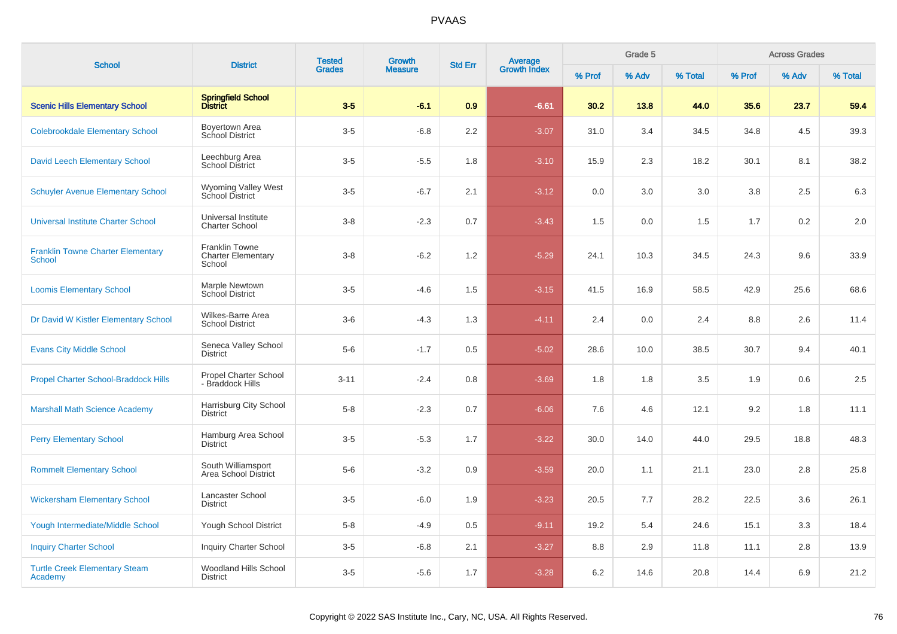# PVAAS

| School | District | Tested Grades | Growth Measure | Std Err | Average Growth Index | Grade 5 | | | Across Grades | | |
|---|---|---|---|---|---|---|---|---|---|---|---|
| | | | | | | % Prof | % Adv | % Total | % Prof | % Adv | % Total |
| **Scenic Hills Elementary School** | **Springfield School District** | **3-5** | **-6.1** | **0.9** | **-6.61** | **30.2** | **13.8** | **44.0** | **35.6** | **23.7** | **59.4** |
| Colebrookdale Elementary School | Boyertown Area School District | 3-5 | -6.8 | 2.2 | -3.07 | 31.0 | 3.4 | 34.5 | 34.8 | 4.5 | 39.3 |
| David Leech Elementary School | Leechburg Area School District | 3-5 | -5.5 | 1.8 | -3.10 | 15.9 | 2.3 | 18.2 | 30.1 | 8.1 | 38.2 |
| Schuyler Avenue Elementary School | Wyoming Valley West School District | 3-5 | -6.7 | 2.1 | -3.12 | 0.0 | 3.0 | 3.0 | 3.8 | 2.5 | 6.3 |
| Universal Institute Charter School | Universal Institute Charter School | 3-8 | -2.3 | 0.7 | -3.43 | 1.5 | 0.0 | 1.5 | 1.7 | 0.2 | 2.0 |
| Franklin Towne Charter Elementary School | Franklin Towne Charter Elementary School | 3-8 | -6.2 | 1.2 | -5.29 | 24.1 | 10.3 | 34.5 | 24.3 | 9.6 | 33.9 |
| Loomis Elementary School | Marple Newtown School District | 3-5 | -4.6 | 1.5 | -3.15 | 41.5 | 16.9 | 58.5 | 42.9 | 25.6 | 68.6 |
| Dr David W Kistler Elementary School | Wilkes-Barre Area School District | 3-6 | -4.3 | 1.3 | -4.11 | 2.4 | 0.0 | 2.4 | 8.8 | 2.6 | 11.4 |
| Evans City Middle School | Seneca Valley School District | 5-6 | -1.7 | 0.5 | -5.02 | 28.6 | 10.0 | 38.5 | 30.7 | 9.4 | 40.1 |
| Propel Charter School-Braddock Hills | Propel Charter School - Braddock Hills | 3-11 | -2.4 | 0.8 | -3.69 | 1.8 | 1.8 | 3.5 | 1.9 | 0.6 | 2.5 |
| Marshall Math Science Academy | Harrisburg City School District | 5-8 | -2.3 | 0.7 | -6.06 | 7.6 | 4.6 | 12.1 | 9.2 | 1.8 | 11.1 |
| Perry Elementary School | Hamburg Area School District | 3-5 | -5.3 | 1.7 | -3.22 | 30.0 | 14.0 | 44.0 | 29.5 | 18.8 | 48.3 |
| Rommelt Elementary School | South Williamsport Area School District | 5-6 | -3.2 | 0.9 | -3.59 | 20.0 | 1.1 | 21.1 | 23.0 | 2.8 | 25.8 |
| Wickersham Elementary School | Lancaster School District | 3-5 | -6.0 | 1.9 | -3.23 | 20.5 | 7.7 | 28.2 | 22.5 | 3.6 | 26.1 |
| Yough Intermediate/Middle School | Yough School District | 5-8 | -4.9 | 0.5 | -9.11 | 19.2 | 5.4 | 24.6 | 15.1 | 3.3 | 18.4 |
| Inquiry Charter School | Inquiry Charter School | 3-5 | -6.8 | 2.1 | -3.27 | 8.8 | 2.9 | 11.8 | 11.1 | 2.8 | 13.9 |
| Turtle Creek Elementary Steam Academy | Woodland Hills School District | 3-5 | -5.6 | 1.7 | -3.28 | 6.2 | 14.6 | 20.8 | 14.4 | 6.9 | 21.2 |

Copyright © 2022 SAS Institute Inc., Cary, NC, USA. All Rights Reserved.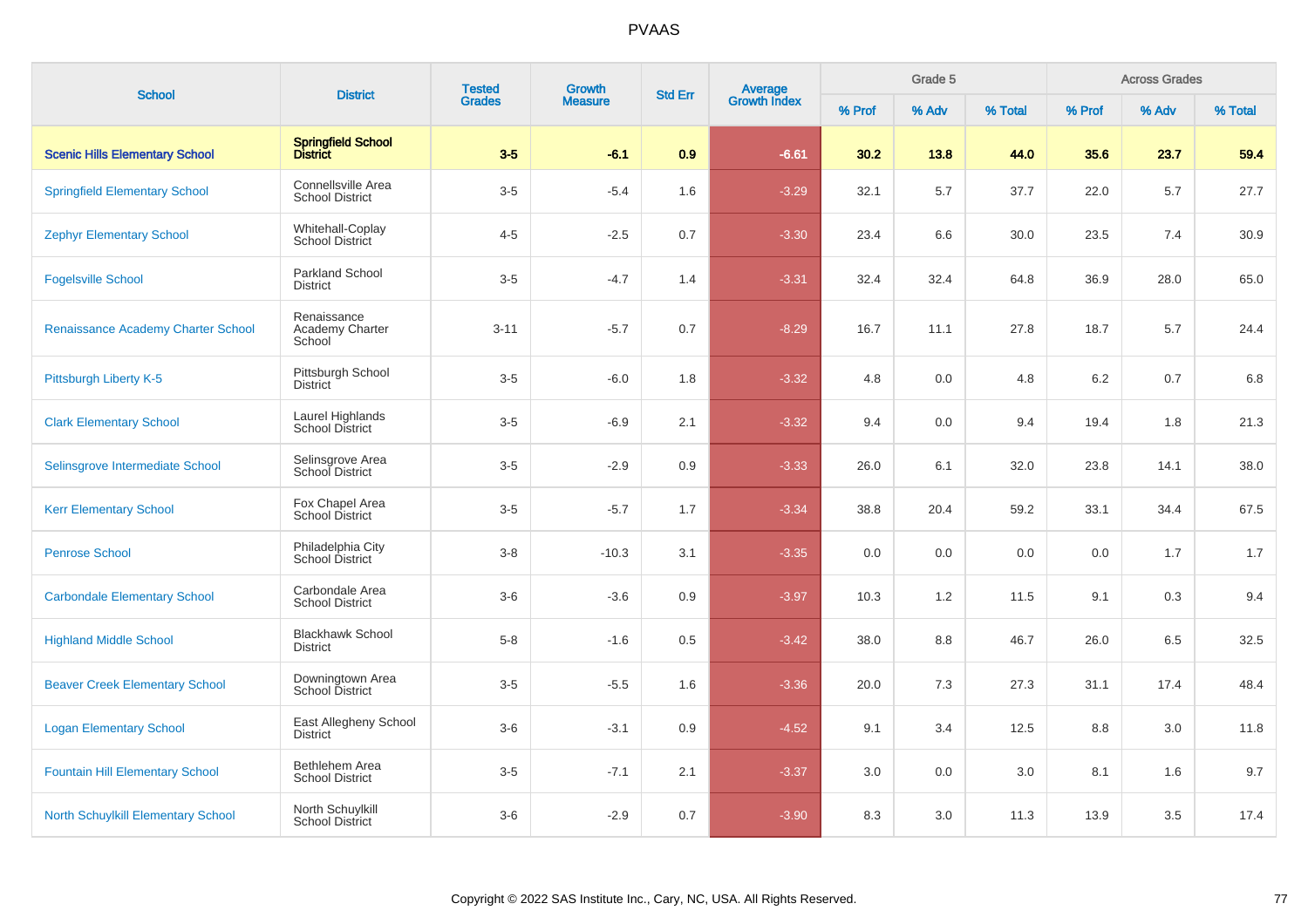# PVAAS

| School | District | Tested Grades | Growth Measure | Std Err | Average Growth Index | Grade 5 | | | Across Grades | | |
|---|---|---|---|---|---|---|---|---|---|---|---|
| | | | | | | % Prof | % Adv | % Total | % Prof | % Adv | % Total |
| **Scenic Hills Elementary School** | **Springfield School District** | **3-5** | **-6.1** | **0.9** | **-6.61** | **30.2** | **13.8** | **44.0** | **35.6** | **23.7** | **59.4** |
| Springfield Elementary School | Connellsville Area School District | 3-5 | -5.4 | 1.6 | -3.29 | 32.1 | 5.7 | 37.7 | 22.0 | 5.7 | 27.7 |
| Zephyr Elementary School | Whitehall-Coplay School District | 4-5 | -2.5 | 0.7 | -3.30 | 23.4 | 6.6 | 30.0 | 23.5 | 7.4 | 30.9 |
| Fogelsville School | Parkland School District | 3-5 | -4.7 | 1.4 | -3.31 | 32.4 | 32.4 | 64.8 | 36.9 | 28.0 | 65.0 |
| Renaissance Academy Charter School | Renaissance Academy Charter School | 3-11 | -5.7 | 0.7 | -8.29 | 16.7 | 11.1 | 27.8 | 18.7 | 5.7 | 24.4 |
| Pittsburgh Liberty K-5 | Pittsburgh School District | 3-5 | -6.0 | 1.8 | -3.32 | 4.8 | 0.0 | 4.8 | 6.2 | 0.7 | 6.8 |
| Clark Elementary School | Laurel Highlands School District | 3-5 | -6.9 | 2.1 | -3.32 | 9.4 | 0.0 | 9.4 | 19.4 | 1.8 | 21.3 |
| Selinsgrove Intermediate School | Selinsgrove Area School District | 3-5 | -2.9 | 0.9 | -3.33 | 26.0 | 6.1 | 32.0 | 23.8 | 14.1 | 38.0 |
| Kerr Elementary School | Fox Chapel Area School District | 3-5 | -5.7 | 1.7 | -3.34 | 38.8 | 20.4 | 59.2 | 33.1 | 34.4 | 67.5 |
| Penrose School | Philadelphia City School District | 3-8 | -10.3 | 3.1 | -3.35 | 0.0 | 0.0 | 0.0 | 0.0 | 1.7 | 1.7 |
| Carbondale Elementary School | Carbondale Area School District | 3-6 | -3.6 | 0.9 | -3.97 | 10.3 | 1.2 | 11.5 | 9.1 | 0.3 | 9.4 |
| Highland Middle School | Blackhawk School District | 5-8 | -1.6 | 0.5 | -3.42 | 38.0 | 8.8 | 46.7 | 26.0 | 6.5 | 32.5 |
| Beaver Creek Elementary School | Downingtown Area School District | 3-5 | -5.5 | 1.6 | -3.36 | 20.0 | 7.3 | 27.3 | 31.1 | 17.4 | 48.4 |
| Logan Elementary School | East Allegheny School District | 3-6 | -3.1 | 0.9 | -4.52 | 9.1 | 3.4 | 12.5 | 8.8 | 3.0 | 11.8 |
| Fountain Hill Elementary School | Bethlehem Area School District | 3-5 | -7.1 | 2.1 | -3.37 | 3.0 | 0.0 | 3.0 | 8.1 | 1.6 | 9.7 |
| North Schuylkill Elementary School | North Schuylkill School District | 3-6 | -2.9 | 0.7 | -3.90 | 8.3 | 3.0 | 11.3 | 13.9 | 3.5 | 17.4 |

Copyright © 2022 SAS Institute Inc., Cary, NC, USA. All Rights Reserved.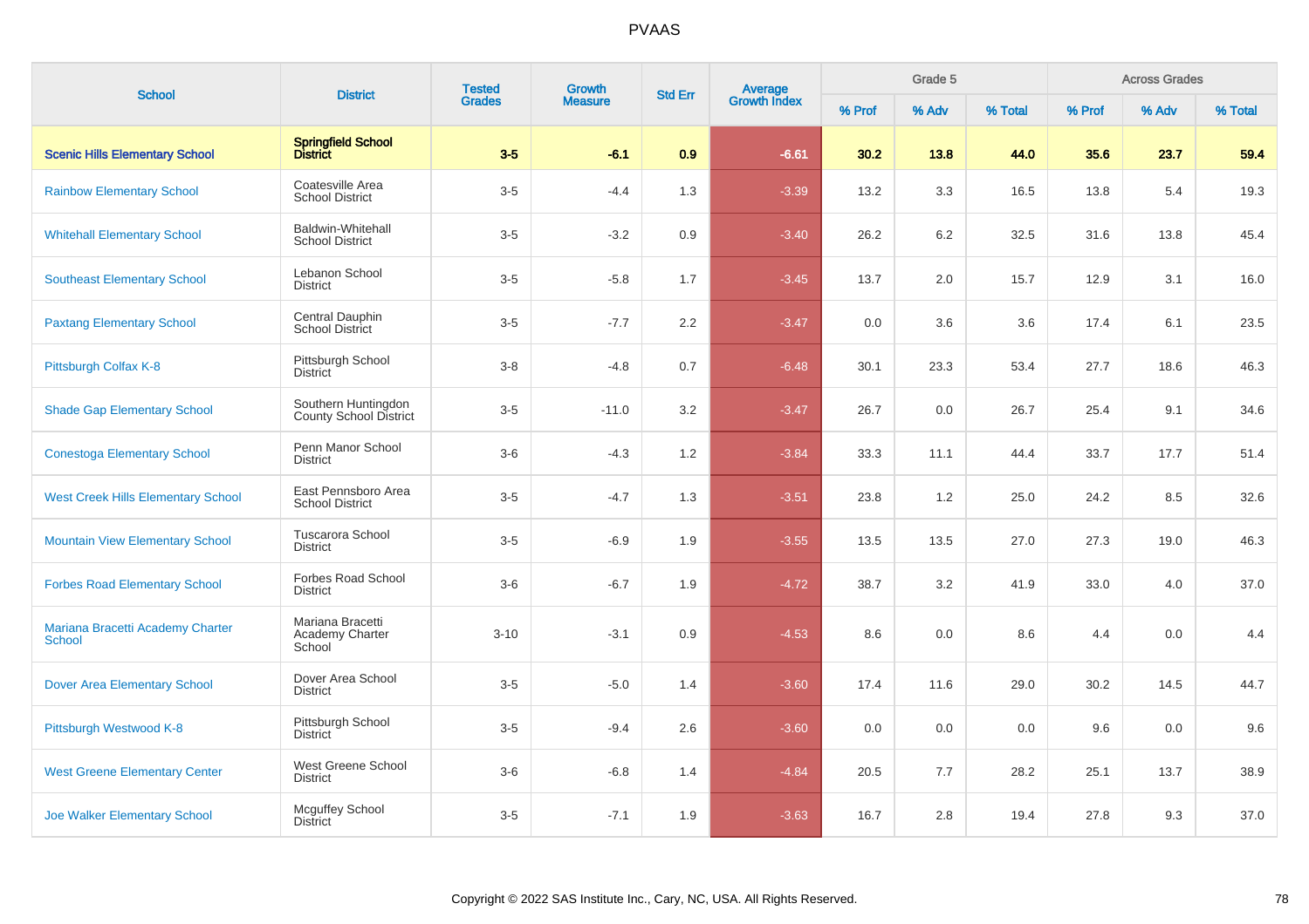# PVAAS

| School | District | Tested Grades | Growth Measure | Std Err | Average Growth Index | Grade 5 | | | Across Grades | | |
|---|---|---|---|---|---|---|---|---|---|---|---|
| | | | | | | % Prof | % Adv | % Total | % Prof | % Adv | % Total |
| **Scenic Hills Elementary School** | **Springfield School District** | **3-5** | **-6.1** | **0.9** | **-6.61** | **30.2** | **13.8** | **44.0** | **35.6** | **23.7** | **59.4** |
| Rainbow Elementary School | Coatesville Area School District | 3-5 | -4.4 | 1.3 | -3.39 | 13.2 | 3.3 | 16.5 | 13.8 | 5.4 | 19.3 |
| Whitehall Elementary School | Baldwin-Whitehall School District | 3-5 | -3.2 | 0.9 | -3.40 | 26.2 | 6.2 | 32.5 | 31.6 | 13.8 | 45.4 |
| Southeast Elementary School | Lebanon School District | 3-5 | -5.8 | 1.7 | -3.45 | 13.7 | 2.0 | 15.7 | 12.9 | 3.1 | 16.0 |
| Paxtang Elementary School | Central Dauphin School District | 3-5 | -7.7 | 2.2 | -3.47 | 0.0 | 3.6 | 3.6 | 17.4 | 6.1 | 23.5 |
| Pittsburgh Colfax K-8 | Pittsburgh School District | 3-8 | -4.8 | 0.7 | -6.48 | 30.1 | 23.3 | 53.4 | 27.7 | 18.6 | 46.3 |
| Shade Gap Elementary School | Southern Huntingdon County School District | 3-5 | -11.0 | 3.2 | -3.47 | 26.7 | 0.0 | 26.7 | 25.4 | 9.1 | 34.6 |
| Conestoga Elementary School | Penn Manor School District | 3-6 | -4.3 | 1.2 | -3.84 | 33.3 | 11.1 | 44.4 | 33.7 | 17.7 | 51.4 |
| West Creek Hills Elementary School | East Pennsboro Area School District | 3-5 | -4.7 | 1.3 | -3.51 | 23.8 | 1.2 | 25.0 | 24.2 | 8.5 | 32.6 |
| Mountain View Elementary School | Tuscarora School District | 3-5 | -6.9 | 1.9 | -3.55 | 13.5 | 13.5 | 27.0 | 27.3 | 19.0 | 46.3 |
| Forbes Road Elementary School | Forbes Road School District | 3-6 | -6.7 | 1.9 | -4.72 | 38.7 | 3.2 | 41.9 | 33.0 | 4.0 | 37.0 |
| Mariana Bracetti Academy Charter School | Mariana Bracetti Academy Charter School | 3-10 | -3.1 | 0.9 | -4.53 | 8.6 | 0.0 | 8.6 | 4.4 | 0.0 | 4.4 |
| Dover Area Elementary School | Dover Area School District | 3-5 | -5.0 | 1.4 | -3.60 | 17.4 | 11.6 | 29.0 | 30.2 | 14.5 | 44.7 |
| Pittsburgh Westwood K-8 | Pittsburgh School District | 3-5 | -9.4 | 2.6 | -3.60 | 0.0 | 0.0 | 0.0 | 9.6 | 0.0 | 9.6 |
| West Greene Elementary Center | West Greene School District | 3-6 | -6.8 | 1.4 | -4.84 | 20.5 | 7.7 | 28.2 | 25.1 | 13.7 | 38.9 |
| Joe Walker Elementary School | Mcguffey School District | 3-5 | -7.1 | 1.9 | -3.63 | 16.7 | 2.8 | 19.4 | 27.8 | 9.3 | 37.0 |

Copyright © 2022 SAS Institute Inc., Cary, NC, USA. All Rights Reserved.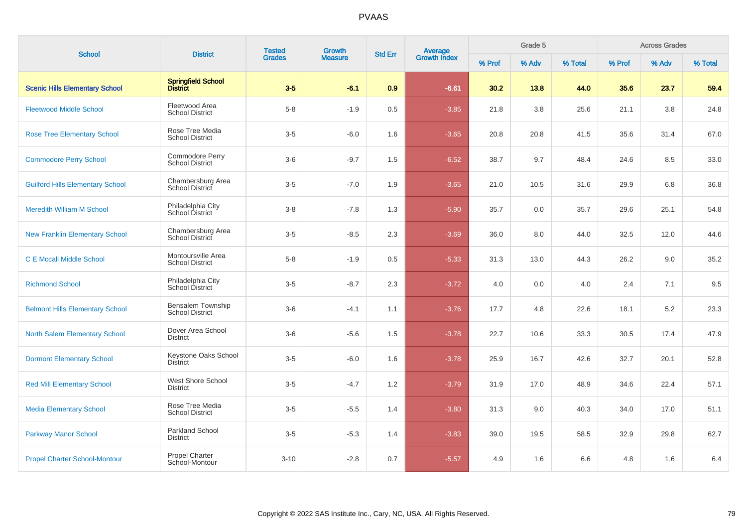PVAAS

| School | District | Tested Grades | Growth Measure | Std Err | Average Growth Index | Grade 5 | | | Across Grades | | |
|---|---|---|---|---|---|---|---|---|---|---|---|
| | | | | | | % Prof | % Adv | % Total | % Prof | % Adv | % Total |
| **Scenic Hills Elementary School** | **Springfield School District** | **3-5** | **-6.1** | **0.9** | **-6.61** | **30.2** | **13.8** | **44.0** | **35.6** | **23.7** | **59.4** |
| Fleetwood Middle School | Fleetwood Area School District | 5-8 | -1.9 | 0.5 | -3.85 | 21.8 | 3.8 | 25.6 | 21.1 | 3.8 | 24.8 |
| Rose Tree Elementary School | Rose Tree Media School District | 3-5 | -6.0 | 1.6 | -3.65 | 20.8 | 20.8 | 41.5 | 35.6 | 31.4 | 67.0 |
| Commodore Perry School | Commodore Perry School District | 3-6 | -9.7 | 1.5 | -6.52 | 38.7 | 9.7 | 48.4 | 24.6 | 8.5 | 33.0 |
| Guilford Hills Elementary School | Chambersburg Area School District | 3-5 | -7.0 | 1.9 | -3.65 | 21.0 | 10.5 | 31.6 | 29.9 | 6.8 | 36.8 |
| Meredith William M School | Philadelphia City School District | 3-8 | -7.8 | 1.3 | -5.90 | 35.7 | 0.0 | 35.7 | 29.6 | 25.1 | 54.8 |
| New Franklin Elementary School | Chambersburg Area School District | 3-5 | -8.5 | 2.3 | -3.69 | 36.0 | 8.0 | 44.0 | 32.5 | 12.0 | 44.6 |
| C E Mccall Middle School | Montoursville Area School District | 5-8 | -1.9 | 0.5 | -5.33 | 31.3 | 13.0 | 44.3 | 26.2 | 9.0 | 35.2 |
| Richmond School | Philadelphia City School District | 3-5 | -8.7 | 2.3 | -3.72 | 4.0 | 0.0 | 4.0 | 2.4 | 7.1 | 9.5 |
| Belmont Hills Elementary School | Bensalem Township School District | 3-6 | -4.1 | 1.1 | -3.76 | 17.7 | 4.8 | 22.6 | 18.1 | 5.2 | 23.3 |
| North Salem Elementary School | Dover Area School District | 3-6 | -5.6 | 1.5 | -3.78 | 22.7 | 10.6 | 33.3 | 30.5 | 17.4 | 47.9 |
| Dormont Elementary School | Keystone Oaks School District | 3-5 | -6.0 | 1.6 | -3.78 | 25.9 | 16.7 | 42.6 | 32.7 | 20.1 | 52.8 |
| Red Mill Elementary School | West Shore School District | 3-5 | -4.7 | 1.2 | -3.79 | 31.9 | 17.0 | 48.9 | 34.6 | 22.4 | 57.1 |
| Media Elementary School | Rose Tree Media School District | 3-5 | -5.5 | 1.4 | -3.80 | 31.3 | 9.0 | 40.3 | 34.0 | 17.0 | 51.1 |
| Parkway Manor School | Parkland School District | 3-5 | -5.3 | 1.4 | -3.83 | 39.0 | 19.5 | 58.5 | 32.9 | 29.8 | 62.7 |
| Propel Charter School-Montour | Propel Charter School-Montour | 3-10 | -2.8 | 0.7 | -5.57 | 4.9 | 1.6 | 6.6 | 4.8 | 1.6 | 6.4 |

Copyright © 2022 SAS Institute Inc., Cary, NC, USA. All Rights Reserved.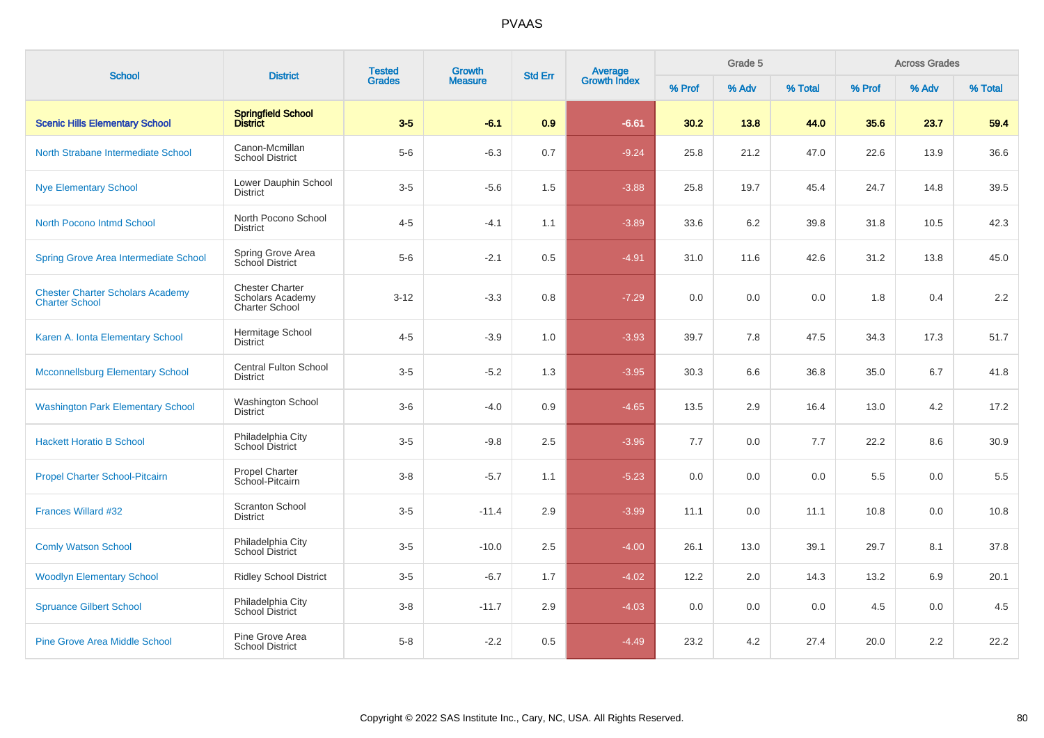# PVAAS

| School | District | Tested Grades | Growth Measure | Std Err | Average Growth Index | Grade 5 | | | Across Grades | | |
|---|---|---|---|---|---|---|---|---|---|---|---|
| | | | | | | % Prof | % Adv | % Total | % Prof | % Adv | % Total |
| **Scenic Hills Elementary School** | **Springfield School District** | **3-5** | **-6.1** | **0.9** | **-6.61** | **30.2** | **13.8** | **44.0** | **35.6** | **23.7** | **59.4** |
| North Strabane Intermediate School | Canon-Mcmillan School District | 5-6 | -6.3 | 0.7 | -9.24 | 25.8 | 21.2 | 47.0 | 22.6 | 13.9 | 36.6 |
| Nye Elementary School | Lower Dauphin School District | 3-5 | -5.6 | 1.5 | -3.88 | 25.8 | 19.7 | 45.4 | 24.7 | 14.8 | 39.5 |
| North Pocono Intmd School | North Pocono School District | 4-5 | -4.1 | 1.1 | -3.89 | 33.6 | 6.2 | 39.8 | 31.8 | 10.5 | 42.3 |
| Spring Grove Area Intermediate School | Spring Grove Area School District | 5-6 | -2.1 | 0.5 | -4.91 | 31.0 | 11.6 | 42.6 | 31.2 | 13.8 | 45.0 |
| Chester Charter Scholars Academy Charter School | Chester Charter Scholars Academy Charter School | 3-12 | -3.3 | 0.8 | -7.29 | 0.0 | 0.0 | 0.0 | 1.8 | 0.4 | 2.2 |
| Karen A. Ionta Elementary School | Hermitage School District | 4-5 | -3.9 | 1.0 | -3.93 | 39.7 | 7.8 | 47.5 | 34.3 | 17.3 | 51.7 |
| Mcconnellsburg Elementary School | Central Fulton School District | 3-5 | -5.2 | 1.3 | -3.95 | 30.3 | 6.6 | 36.8 | 35.0 | 6.7 | 41.8 |
| Washington Park Elementary School | Washington School District | 3-6 | -4.0 | 0.9 | -4.65 | 13.5 | 2.9 | 16.4 | 13.0 | 4.2 | 17.2 |
| Hackett Horatio B School | Philadelphia City School District | 3-5 | -9.8 | 2.5 | -3.96 | 7.7 | 0.0 | 7.7 | 22.2 | 8.6 | 30.9 |
| Propel Charter School-Pitcairn | Propel Charter School-Pitcairn | 3-8 | -5.7 | 1.1 | -5.23 | 0.0 | 0.0 | 0.0 | 5.5 | 0.0 | 5.5 |
| Frances Willard #32 | Scranton School District | 3-5 | -11.4 | 2.9 | -3.99 | 11.1 | 0.0 | 11.1 | 10.8 | 0.0 | 10.8 |
| Comly Watson School | Philadelphia City School District | 3-5 | -10.0 | 2.5 | -4.00 | 26.1 | 13.0 | 39.1 | 29.7 | 8.1 | 37.8 |
| Woodlyn Elementary School | Ridley School District | 3-5 | -6.7 | 1.7 | -4.02 | 12.2 | 2.0 | 14.3 | 13.2 | 6.9 | 20.1 |
| Spruance Gilbert School | Philadelphia City School District | 3-8 | -11.7 | 2.9 | -4.03 | 0.0 | 0.0 | 0.0 | 4.5 | 0.0 | 4.5 |
| Pine Grove Area Middle School | Pine Grove Area School District | 5-8 | -2.2 | 0.5 | -4.49 | 23.2 | 4.2 | 27.4 | 20.0 | 2.2 | 22.2 |

Copyright © 2022 SAS Institute Inc., Cary, NC, USA. All Rights Reserved.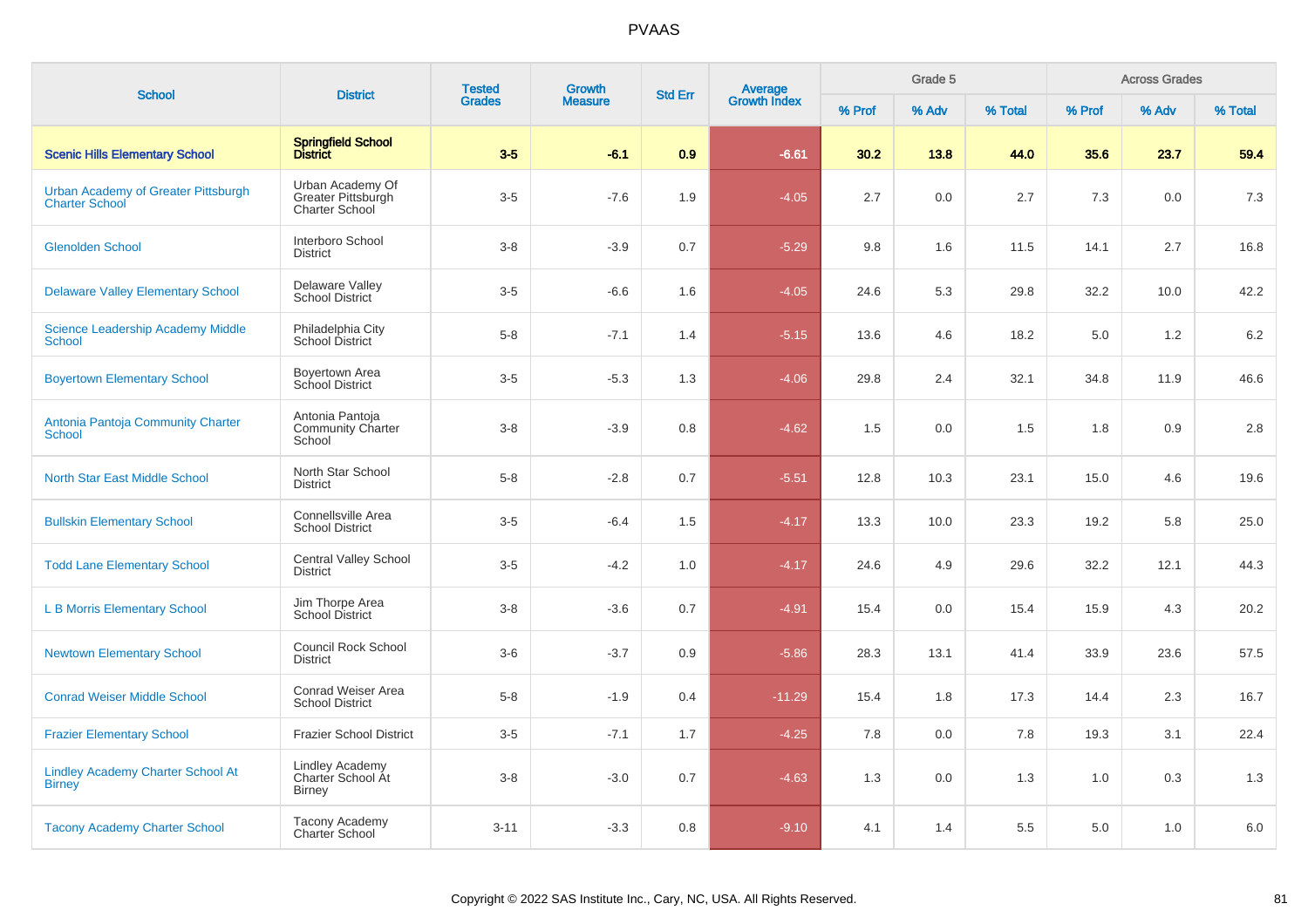# PVAAS

| School | District | Tested Grades | Growth Measure | Std Err | Average Growth Index | Grade 5 | | | Across Grades | | |
|---|---|---|---|---|---|---|---|---|---|---|---|
| | | | | | | % Prof | % Adv | % Total | % Prof | % Adv | % Total |
| **Scenic Hills Elementary School** | **Springfield School District** | **3-5** | **-6.1** | **0.9** | **-6.61** | **30.2** | **13.8** | **44.0** | **35.6** | **23.7** | **59.4** |
| Urban Academy of Greater Pittsburgh Charter School | Urban Academy Of Greater Pittsburgh Charter School | 3-5 | -7.6 | 1.9 | -4.05 | 2.7 | 0.0 | 2.7 | 7.3 | 0.0 | 7.3 |
| Glenolden School | Interboro School District | 3-8 | -3.9 | 0.7 | -5.29 | 9.8 | 1.6 | 11.5 | 14.1 | 2.7 | 16.8 |
| Delaware Valley Elementary School | Delaware Valley School District | 3-5 | -6.6 | 1.6 | -4.05 | 24.6 | 5.3 | 29.8 | 32.2 | 10.0 | 42.2 |
| Science Leadership Academy Middle School | Philadelphia City School District | 5-8 | -7.1 | 1.4 | -5.15 | 13.6 | 4.6 | 18.2 | 5.0 | 1.2 | 6.2 |
| Boyertown Elementary School | Boyertown Area School District | 3-5 | -5.3 | 1.3 | -4.06 | 29.8 | 2.4 | 32.1 | 34.8 | 11.9 | 46.6 |
| Antonia Pantoja Community Charter School | Antonia Pantoja Community Charter School | 3-8 | -3.9 | 0.8 | -4.62 | 1.5 | 0.0 | 1.5 | 1.8 | 0.9 | 2.8 |
| North Star East Middle School | North Star School District | 5-8 | -2.8 | 0.7 | -5.51 | 12.8 | 10.3 | 23.1 | 15.0 | 4.6 | 19.6 |
| Bullskin Elementary School | Connellsville Area School District | 3-5 | -6.4 | 1.5 | -4.17 | 13.3 | 10.0 | 23.3 | 19.2 | 5.8 | 25.0 |
| Todd Lane Elementary School | Central Valley School District | 3-5 | -4.2 | 1.0 | -4.17 | 24.6 | 4.9 | 29.6 | 32.2 | 12.1 | 44.3 |
| L B Morris Elementary School | Jim Thorpe Area School District | 3-8 | -3.6 | 0.7 | -4.91 | 15.4 | 0.0 | 15.4 | 15.9 | 4.3 | 20.2 |
| Newtown Elementary School | Council Rock School District | 3-6 | -3.7 | 0.9 | -5.86 | 28.3 | 13.1 | 41.4 | 33.9 | 23.6 | 57.5 |
| Conrad Weiser Middle School | Conrad Weiser Area School District | 5-8 | -1.9 | 0.4 | -11.29 | 15.4 | 1.8 | 17.3 | 14.4 | 2.3 | 16.7 |
| Frazier Elementary School | Frazier School District | 3-5 | -7.1 | 1.7 | -4.25 | 7.8 | 0.0 | 7.8 | 19.3 | 3.1 | 22.4 |
| Lindley Academy Charter School At Birney | Lindley Academy Charter School At Birney | 3-8 | -3.0 | 0.7 | -4.63 | 1.3 | 0.0 | 1.3 | 1.0 | 0.3 | 1.3 |
| Tacony Academy Charter School | Tacony Academy Charter School | 3-11 | -3.3 | 0.8 | -9.10 | 4.1 | 1.4 | 5.5 | 5.0 | 1.0 | 6.0 |

Copyright © 2022 SAS Institute Inc., Cary, NC, USA. All Rights Reserved.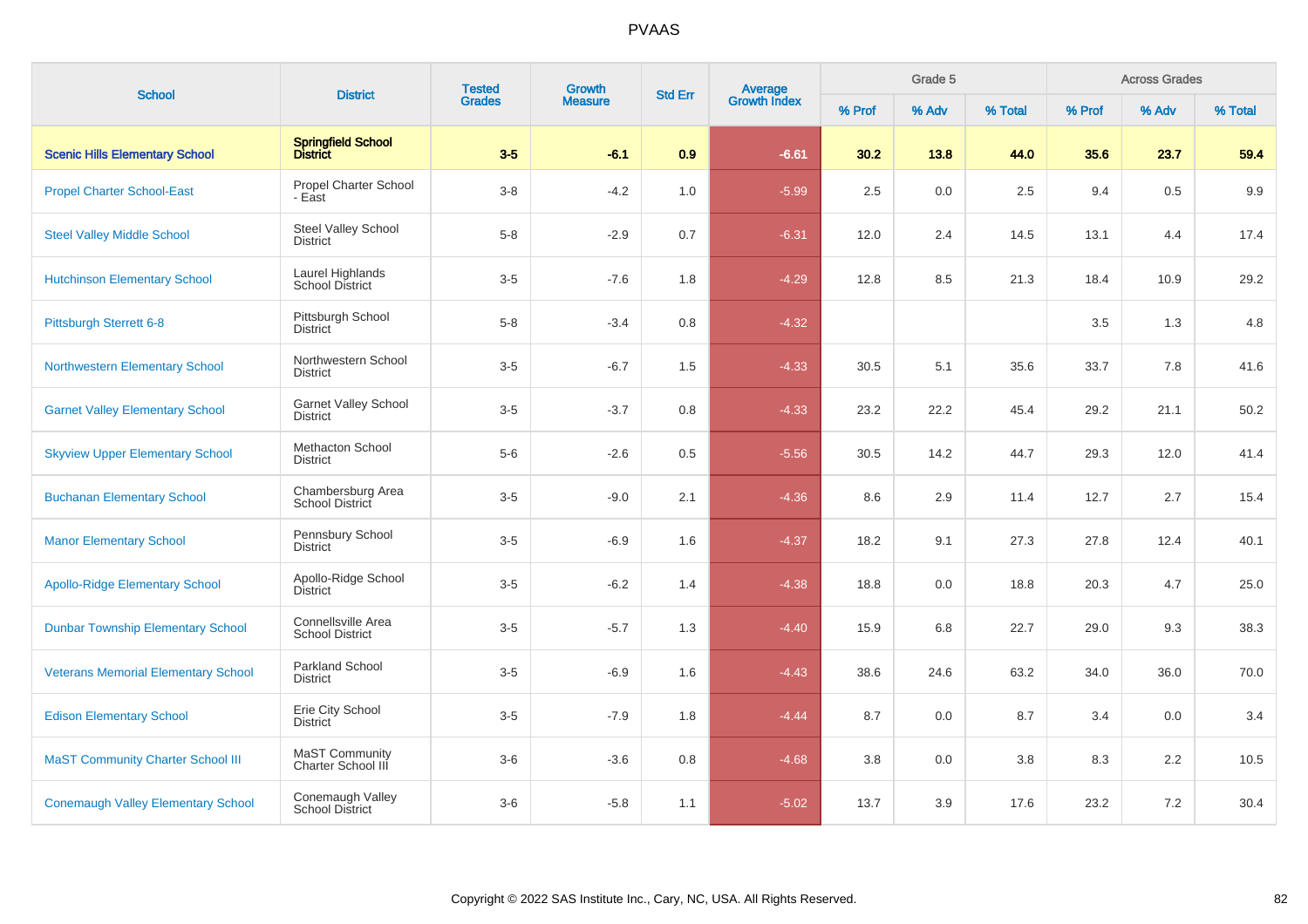PVAAS

| School | District | Tested Grades | Growth Measure | Std Err | Average Growth Index | Grade 5 | | | Across Grades | | |
|---|---|---|---|---|---|---|---|---|---|---|---|
| | | | | | | % Prof | % Adv | % Total | % Prof | % Adv | % Total |
| **Scenic Hills Elementary School** | **Springfield School District** | **3-5** | **-6.1** | **0.9** | **-6.61** | **30.2** | **13.8** | **44.0** | **35.6** | **23.7** | **59.4** |
| Propel Charter School-East | Propel Charter School - East | 3-8 | -4.2 | 1.0 | -5.99 | 2.5 | 0.0 | 2.5 | 9.4 | 0.5 | 9.9 |
| Steel Valley Middle School | Steel Valley School District | 5-8 | -2.9 | 0.7 | -6.31 | 12.0 | 2.4 | 14.5 | 13.1 | 4.4 | 17.4 |
| Hutchinson Elementary School | Laurel Highlands School District | 3-5 | -7.6 | 1.8 | -4.29 | 12.8 | 8.5 | 21.3 | 18.4 | 10.9 | 29.2 |
| Pittsburgh Sterrett 6-8 | Pittsburgh School District | 5-8 | -3.4 | 0.8 | -4.32 | | | | 3.5 | 1.3 | 4.8 |
| Northwestern Elementary School | Northwestern School District | 3-5 | -6.7 | 1.5 | -4.33 | 30.5 | 5.1 | 35.6 | 33.7 | 7.8 | 41.6 |
| Garnet Valley Elementary School | Garnet Valley School District | 3-5 | -3.7 | 0.8 | -4.33 | 23.2 | 22.2 | 45.4 | 29.2 | 21.1 | 50.2 |
| Skyview Upper Elementary School | Methacton School District | 5-6 | -2.6 | 0.5 | -5.56 | 30.5 | 14.2 | 44.7 | 29.3 | 12.0 | 41.4 |
| Buchanan Elementary School | Chambersburg Area School District | 3-5 | -9.0 | 2.1 | -4.36 | 8.6 | 2.9 | 11.4 | 12.7 | 2.7 | 15.4 |
| Manor Elementary School | Pennsbury School District | 3-5 | -6.9 | 1.6 | -4.37 | 18.2 | 9.1 | 27.3 | 27.8 | 12.4 | 40.1 |
| Apollo-Ridge Elementary School | Apollo-Ridge School District | 3-5 | -6.2 | 1.4 | -4.38 | 18.8 | 0.0 | 18.8 | 20.3 | 4.7 | 25.0 |
| Dunbar Township Elementary School | Connellsville Area School District | 3-5 | -5.7 | 1.3 | -4.40 | 15.9 | 6.8 | 22.7 | 29.0 | 9.3 | 38.3 |
| Veterans Memorial Elementary School | Parkland School District | 3-5 | -6.9 | 1.6 | -4.43 | 38.6 | 24.6 | 63.2 | 34.0 | 36.0 | 70.0 |
| Edison Elementary School | Erie City School District | 3-5 | -7.9 | 1.8 | -4.44 | 8.7 | 0.0 | 8.7 | 3.4 | 0.0 | 3.4 |
| MaST Community Charter School III | MaST Community Charter School III | 3-6 | -3.6 | 0.8 | -4.68 | 3.8 | 0.0 | 3.8 | 8.3 | 2.2 | 10.5 |
| Conemaugh Valley Elementary School | Conemaugh Valley School District | 3-6 | -5.8 | 1.1 | -5.02 | 13.7 | 3.9 | 17.6 | 23.2 | 7.2 | 30.4 |

Copyright © 2022 SAS Institute Inc., Cary, NC, USA. All Rights Reserved.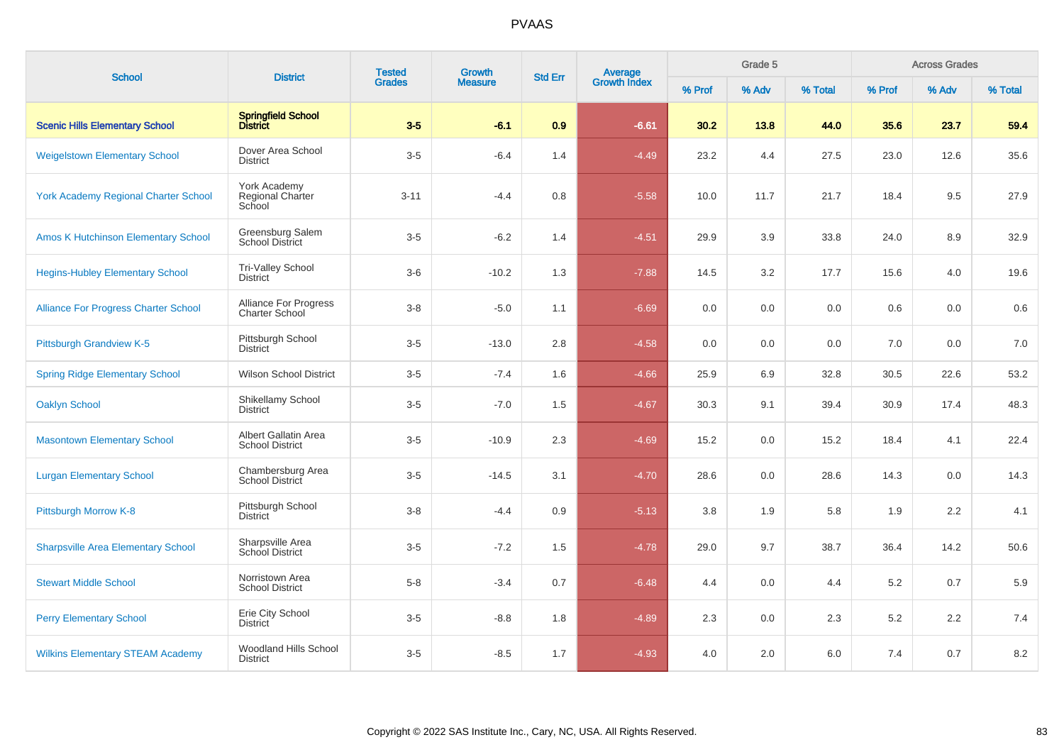PVAAS

| School | District | Tested Grades | Growth Measure | Std Err | Average Growth Index | Grade 5 | | | Across Grades | | |
|---|---|---|---|---|---|---|---|---|---|---|---|
| | | | | | | % Prof | % Adv | % Total | % Prof | % Adv | % Total |
| **Scenic Hills Elementary School** | **Springfield School District** | **3-5** | **-6.1** | **0.9** | **-6.61** | **30.2** | **13.8** | **44.0** | **35.6** | **23.7** | **59.4** |
| Weigelstown Elementary School | Dover Area School District | 3-5 | -6.4 | 1.4 | -4.49 | 23.2 | 4.4 | 27.5 | 23.0 | 12.6 | 35.6 |
| York Academy Regional Charter School | York Academy Regional Charter School | 3-11 | -4.4 | 0.8 | -5.58 | 10.0 | 11.7 | 21.7 | 18.4 | 9.5 | 27.9 |
| Amos K Hutchinson Elementary School | Greensburg Salem School District | 3-5 | -6.2 | 1.4 | -4.51 | 29.9 | 3.9 | 33.8 | 24.0 | 8.9 | 32.9 |
| Hegins-Hubley Elementary School | Tri-Valley School District | 3-6 | -10.2 | 1.3 | -7.88 | 14.5 | 3.2 | 17.7 | 15.6 | 4.0 | 19.6 |
| Alliance For Progress Charter School | Alliance For Progress Charter School | 3-8 | -5.0 | 1.1 | -6.69 | 0.0 | 0.0 | 0.0 | 0.6 | 0.0 | 0.6 |
| Pittsburgh Grandview K-5 | Pittsburgh School District | 3-5 | -13.0 | 2.8 | -4.58 | 0.0 | 0.0 | 0.0 | 7.0 | 0.0 | 7.0 |
| Spring Ridge Elementary School | Wilson School District | 3-5 | -7.4 | 1.6 | -4.66 | 25.9 | 6.9 | 32.8 | 30.5 | 22.6 | 53.2 |
| Oaklyn School | Shikellamy School District | 3-5 | -7.0 | 1.5 | -4.67 | 30.3 | 9.1 | 39.4 | 30.9 | 17.4 | 48.3 |
| Masontown Elementary School | Albert Gallatin Area School District | 3-5 | -10.9 | 2.3 | -4.69 | 15.2 | 0.0 | 15.2 | 18.4 | 4.1 | 22.4 |
| Lurgan Elementary School | Chambersburg Area School District | 3-5 | -14.5 | 3.1 | -4.70 | 28.6 | 0.0 | 28.6 | 14.3 | 0.0 | 14.3 |
| Pittsburgh Morrow K-8 | Pittsburgh School District | 3-8 | -4.4 | 0.9 | -5.13 | 3.8 | 1.9 | 5.8 | 1.9 | 2.2 | 4.1 |
| Sharpsville Area Elementary School | Sharpsville Area School District | 3-5 | -7.2 | 1.5 | -4.78 | 29.0 | 9.7 | 38.7 | 36.4 | 14.2 | 50.6 |
| Stewart Middle School | Norristown Area School District | 5-8 | -3.4 | 0.7 | -6.48 | 4.4 | 0.0 | 4.4 | 5.2 | 0.7 | 5.9 |
| Perry Elementary School | Erie City School District | 3-5 | -8.8 | 1.8 | -4.89 | 2.3 | 0.0 | 2.3 | 5.2 | 2.2 | 7.4 |
| Wilkins Elementary STEAM Academy | Woodland Hills School District | 3-5 | -8.5 | 1.7 | -4.93 | 4.0 | 2.0 | 6.0 | 7.4 | 0.7 | 8.2 |

Copyright © 2022 SAS Institute Inc., Cary, NC, USA. All Rights Reserved.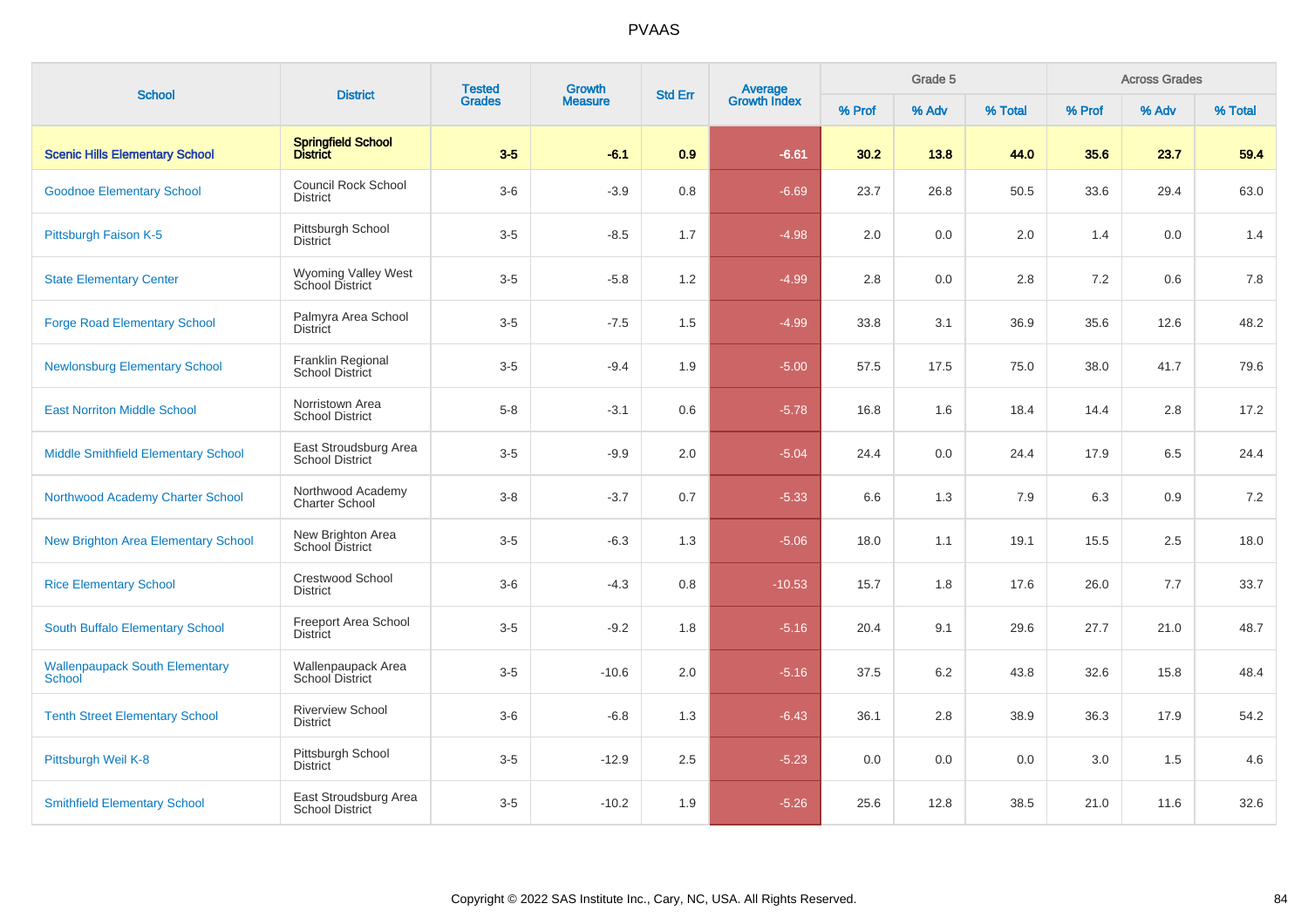# PVAAS

| School | District | Tested Grades | Growth Measure | Std Err | Average Growth Index | Grade 5 | | | Across Grades | | |
|---|---|---|---|---|---|---|---|---|---|---|---|
| | | | | | | % Prof | % Adv | % Total | % Prof | % Adv | % Total |
| **Scenic Hills Elementary School** | **Springfield School District** | **3-5** | **-6.1** | **0.9** | **-6.61** | **30.2** | **13.8** | **44.0** | **35.6** | **23.7** | **59.4** |
| Goodnoe Elementary School | Council Rock School District | 3-6 | -3.9 | 0.8 | -6.69 | 23.7 | 26.8 | 50.5 | 33.6 | 29.4 | 63.0 |
| Pittsburgh Faison K-5 | Pittsburgh School District | 3-5 | -8.5 | 1.7 | -4.98 | 2.0 | 0.0 | 2.0 | 1.4 | 0.0 | 1.4 |
| State Elementary Center | Wyoming Valley West School District | 3-5 | -5.8 | 1.2 | -4.99 | 2.8 | 0.0 | 2.8 | 7.2 | 0.6 | 7.8 |
| Forge Road Elementary School | Palmyra Area School District | 3-5 | -7.5 | 1.5 | -4.99 | 33.8 | 3.1 | 36.9 | 35.6 | 12.6 | 48.2 |
| Newlonsburg Elementary School | Franklin Regional School District | 3-5 | -9.4 | 1.9 | -5.00 | 57.5 | 17.5 | 75.0 | 38.0 | 41.7 | 79.6 |
| East Norriton Middle School | Norristown Area School District | 5-8 | -3.1 | 0.6 | -5.78 | 16.8 | 1.6 | 18.4 | 14.4 | 2.8 | 17.2 |
| Middle Smithfield Elementary School | East Stroudsburg Area School District | 3-5 | -9.9 | 2.0 | -5.04 | 24.4 | 0.0 | 24.4 | 17.9 | 6.5 | 24.4 |
| Northwood Academy Charter School | Northwood Academy Charter School | 3-8 | -3.7 | 0.7 | -5.33 | 6.6 | 1.3 | 7.9 | 6.3 | 0.9 | 7.2 |
| New Brighton Area Elementary School | New Brighton Area School District | 3-5 | -6.3 | 1.3 | -5.06 | 18.0 | 1.1 | 19.1 | 15.5 | 2.5 | 18.0 |
| Rice Elementary School | Crestwood School District | 3-6 | -4.3 | 0.8 | -10.53 | 15.7 | 1.8 | 17.6 | 26.0 | 7.7 | 33.7 |
| South Buffalo Elementary School | Freeport Area School District | 3-5 | -9.2 | 1.8 | -5.16 | 20.4 | 9.1 | 29.6 | 27.7 | 21.0 | 48.7 |
| Wallenpaupack South Elementary School | Wallenpaupack Area School District | 3-5 | -10.6 | 2.0 | -5.16 | 37.5 | 6.2 | 43.8 | 32.6 | 15.8 | 48.4 |
| Tenth Street Elementary School | Riverview School District | 3-6 | -6.8 | 1.3 | -6.43 | 36.1 | 2.8 | 38.9 | 36.3 | 17.9 | 54.2 |
| Pittsburgh Weil K-8 | Pittsburgh School District | 3-5 | -12.9 | 2.5 | -5.23 | 0.0 | 0.0 | 0.0 | 3.0 | 1.5 | 4.6 |
| Smithfield Elementary School | East Stroudsburg Area School District | 3-5 | -10.2 | 1.9 | -5.26 | 25.6 | 12.8 | 38.5 | 21.0 | 11.6 | 32.6 |

Copyright © 2022 SAS Institute Inc., Cary, NC, USA. All Rights Reserved.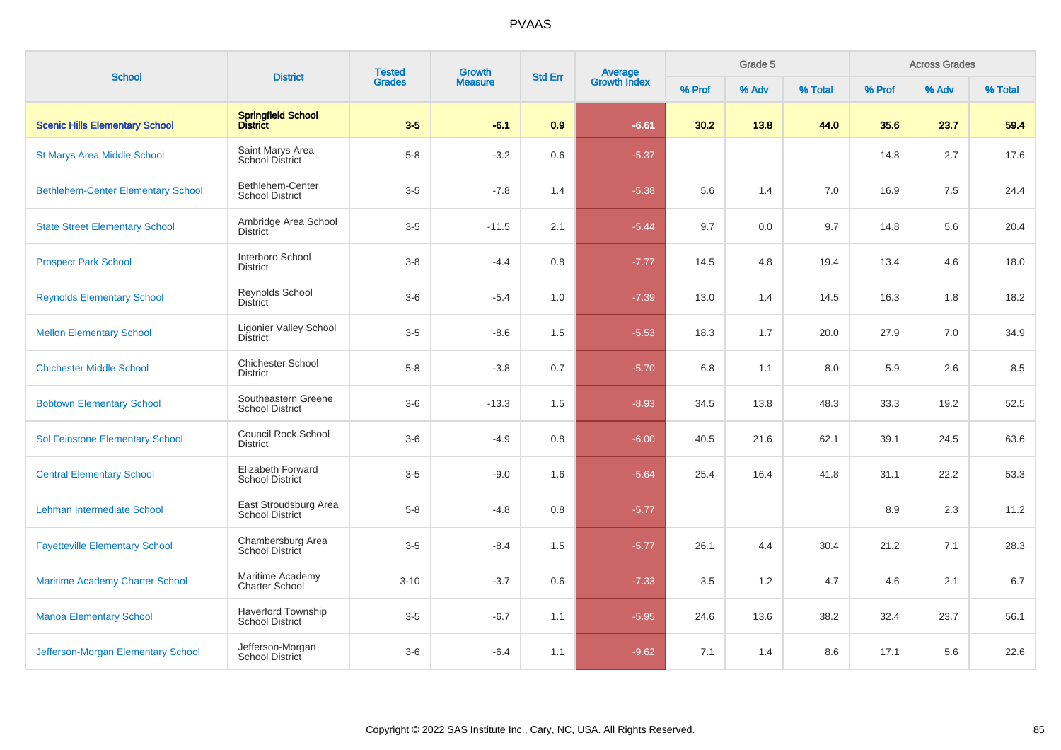# PVAAS

| School | District | Tested Grades | Growth Measure | Std Err | Average Growth Index | Grade 5 | | | Across Grades | | |
|---|---|---|---|---|---|---|---|---|---|---|---|
| | | | | | | % Prof | % Adv | % Total | % Prof | % Adv | % Total |
| **Scenic Hills Elementary School** | **Springfield School District** | **3-5** | **-6.1** | **0.9** | **-6.61** | **30.2** | **13.8** | **44.0** | **35.6** | **23.7** | **59.4** |
| St Marys Area Middle School | Saint Marys Area School District | 5-8 | -3.2 | 0.6 | -5.37 | | | | 14.8 | 2.7 | 17.6 |
| Bethlehem-Center Elementary School | Bethlehem-Center School District | 3-5 | -7.8 | 1.4 | -5.38 | 5.6 | 1.4 | 7.0 | 16.9 | 7.5 | 24.4 |
| State Street Elementary School | Ambridge Area School District | 3-5 | -11.5 | 2.1 | -5.44 | 9.7 | 0.0 | 9.7 | 14.8 | 5.6 | 20.4 |
| Prospect Park School | Interboro School District | 3-8 | -4.4 | 0.8 | -7.77 | 14.5 | 4.8 | 19.4 | 13.4 | 4.6 | 18.0 |
| Reynolds Elementary School | Reynolds School District | 3-6 | -5.4 | 1.0 | -7.39 | 13.0 | 1.4 | 14.5 | 16.3 | 1.8 | 18.2 |
| Mellon Elementary School | Ligonier Valley School District | 3-5 | -8.6 | 1.5 | -5.53 | 18.3 | 1.7 | 20.0 | 27.9 | 7.0 | 34.9 |
| Chichester Middle School | Chichester School District | 5-8 | -3.8 | 0.7 | -5.70 | 6.8 | 1.1 | 8.0 | 5.9 | 2.6 | 8.5 |
| Bobtown Elementary School | Southeastern Greene School District | 3-6 | -13.3 | 1.5 | -8.93 | 34.5 | 13.8 | 48.3 | 33.3 | 19.2 | 52.5 |
| Sol Feinstone Elementary School | Council Rock School District | 3-6 | -4.9 | 0.8 | -6.00 | 40.5 | 21.6 | 62.1 | 39.1 | 24.5 | 63.6 |
| Central Elementary School | Elizabeth Forward School District | 3-5 | -9.0 | 1.6 | -5.64 | 25.4 | 16.4 | 41.8 | 31.1 | 22.2 | 53.3 |
| Lehman Intermediate School | East Stroudsburg Area School District | 5-8 | -4.8 | 0.8 | -5.77 | | | | 8.9 | 2.3 | 11.2 |
| Fayetteville Elementary School | Chambersburg Area School District | 3-5 | -8.4 | 1.5 | -5.77 | 26.1 | 4.4 | 30.4 | 21.2 | 7.1 | 28.3 |
| Maritime Academy Charter School | Maritime Academy Charter School | 3-10 | -3.7 | 0.6 | -7.33 | 3.5 | 1.2 | 4.7 | 4.6 | 2.1 | 6.7 |
| Manoa Elementary School | Haverford Township School District | 3-5 | -6.7 | 1.1 | -5.95 | 24.6 | 13.6 | 38.2 | 32.4 | 23.7 | 56.1 |
| Jefferson-Morgan Elementary School | Jefferson-Morgan School District | 3-6 | -6.4 | 1.1 | -9.62 | 7.1 | 1.4 | 8.6 | 17.1 | 5.6 | 22.6 |

Copyright © 2022 SAS Institute Inc., Cary, NC, USA. All Rights Reserved.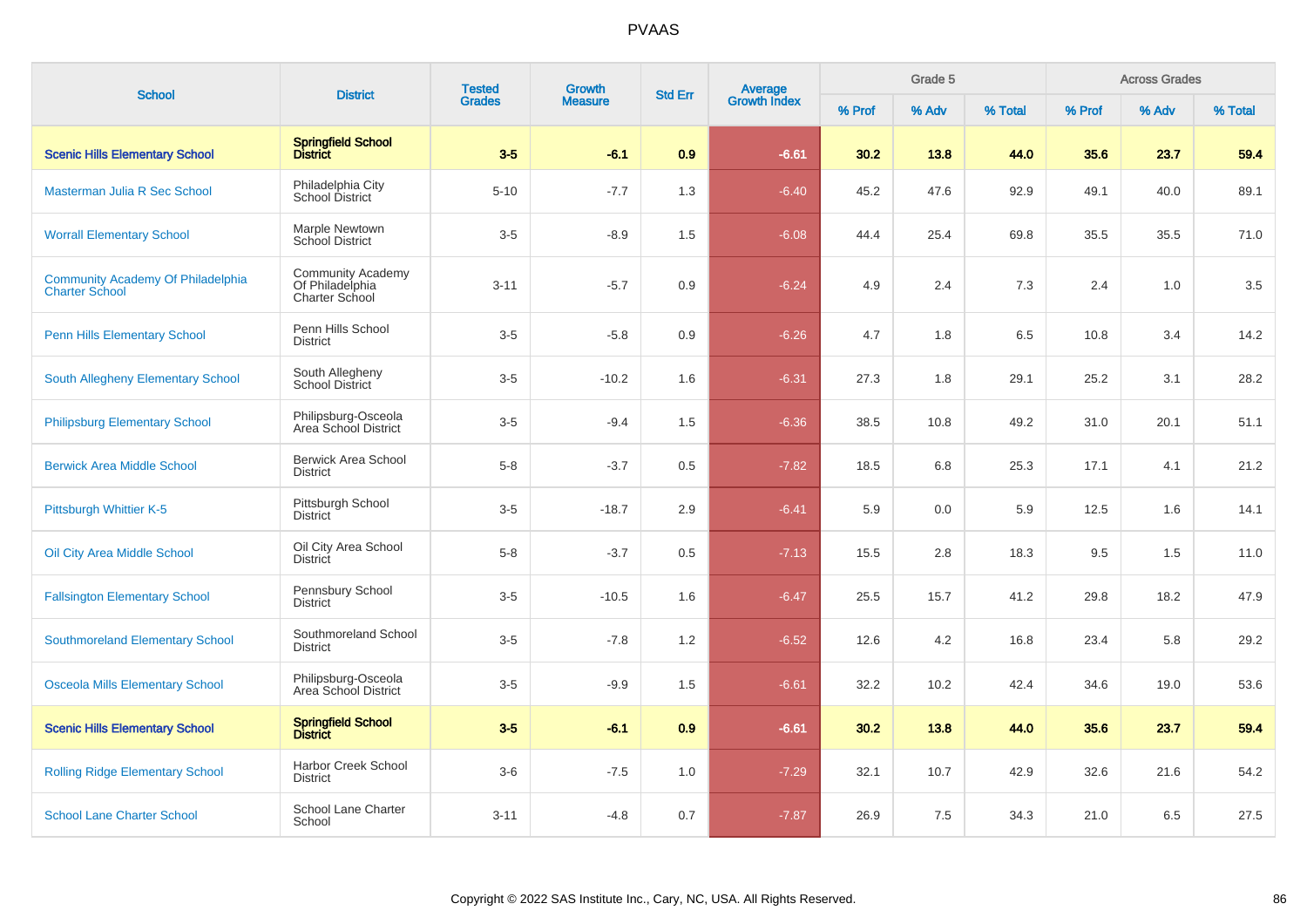# PVAAS

| School | District | Tested Grades | Growth Measure | Std Err | Average Growth Index | Grade 5 | | | Across Grades | | |
|---|---|---|---|---|---|---|---|---|---|---|---|
| | | | | | | % Prof | % Adv | % Total | % Prof | % Adv | % Total |
| **Scenic Hills Elementary School** | **Springfield School District** | **3-5** | **-6.1** | **0.9** | **-6.61** | **30.2** | **13.8** | **44.0** | **35.6** | **23.7** | **59.4** |
| Masterman Julia R Sec School | Philadelphia City School District | 5-10 | -7.7 | 1.3 | -6.40 | 45.2 | 47.6 | 92.9 | 49.1 | 40.0 | 89.1 |
| Worrall Elementary School | Marple Newtown School District | 3-5 | -8.9 | 1.5 | -6.08 | 44.4 | 25.4 | 69.8 | 35.5 | 35.5 | 71.0 |
| Community Academy Of Philadelphia Charter School | Community Academy Of Philadelphia Charter School | 3-11 | -5.7 | 0.9 | -6.24 | 4.9 | 2.4 | 7.3 | 2.4 | 1.0 | 3.5 |
| Penn Hills Elementary School | Penn Hills School District | 3-5 | -5.8 | 0.9 | -6.26 | 4.7 | 1.8 | 6.5 | 10.8 | 3.4 | 14.2 |
| South Allegheny Elementary School | South Allegheny School District | 3-5 | -10.2 | 1.6 | -6.31 | 27.3 | 1.8 | 29.1 | 25.2 | 3.1 | 28.2 |
| Philipsburg Elementary School | Philipsburg-Osceola Area School District | 3-5 | -9.4 | 1.5 | -6.36 | 38.5 | 10.8 | 49.2 | 31.0 | 20.1 | 51.1 |
| Berwick Area Middle School | Berwick Area School District | 5-8 | -3.7 | 0.5 | -7.82 | 18.5 | 6.8 | 25.3 | 17.1 | 4.1 | 21.2 |
| Pittsburgh Whittier K-5 | Pittsburgh School District | 3-5 | -18.7 | 2.9 | -6.41 | 5.9 | 0.0 | 5.9 | 12.5 | 1.6 | 14.1 |
| Oil City Area Middle School | Oil City Area School District | 5-8 | -3.7 | 0.5 | -7.13 | 15.5 | 2.8 | 18.3 | 9.5 | 1.5 | 11.0 |
| Fallsington Elementary School | Pennsbury School District | 3-5 | -10.5 | 1.6 | -6.47 | 25.5 | 15.7 | 41.2 | 29.8 | 18.2 | 47.9 |
| Southmoreland Elementary School | Southmoreland School District | 3-5 | -7.8 | 1.2 | -6.52 | 12.6 | 4.2 | 16.8 | 23.4 | 5.8 | 29.2 |
| Osceola Mills Elementary School | Philipsburg-Osceola Area School District | 3-5 | -9.9 | 1.5 | -6.61 | 32.2 | 10.2 | 42.4 | 34.6 | 19.0 | 53.6 |
| **Scenic Hills Elementary School** | **Springfield School District** | **3-5** | **-6.1** | **0.9** | **-6.61** | **30.2** | **13.8** | **44.0** | **35.6** | **23.7** | **59.4** |
| Rolling Ridge Elementary School | Harbor Creek School District | 3-6 | -7.5 | 1.0 | -7.29 | 32.1 | 10.7 | 42.9 | 32.6 | 21.6 | 54.2 |
| School Lane Charter School | School Lane Charter School | 3-11 | -4.8 | 0.7 | -7.87 | 26.9 | 7.5 | 34.3 | 21.0 | 6.5 | 27.5 |

Copyright © 2022 SAS Institute Inc., Cary, NC, USA. All Rights Reserved.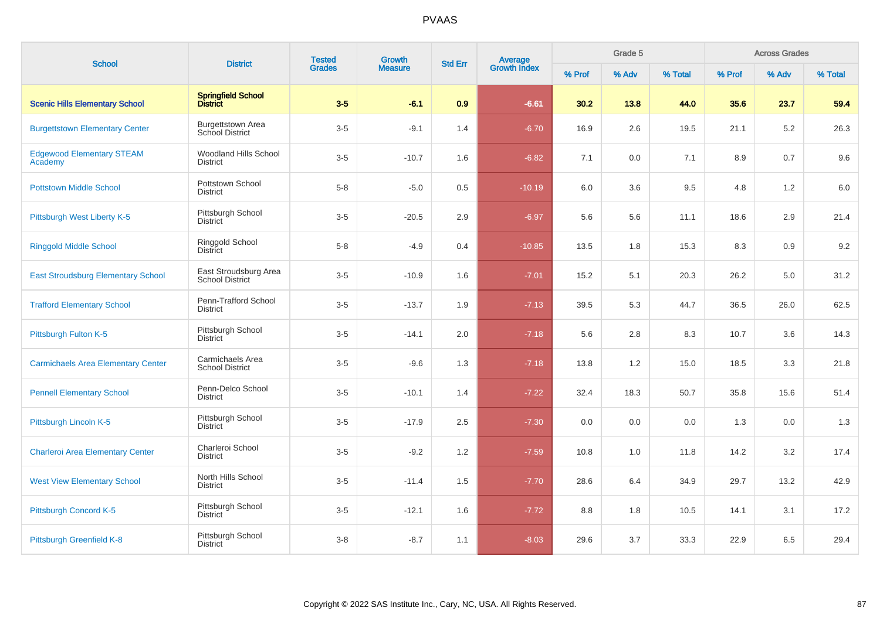# PVAAS

| School | District | Tested Grades | Growth Measure | Std Err | Average Growth Index | Grade 5 | | | Across Grades | | |
|---|---|---|---|---|---|---|---|---|---|---|---|
| | | | | | | % Prof | % Adv | % Total | % Prof | % Adv | % Total |
| **Scenic Hills Elementary School** | **Springfield School District** | **3-5** | **-6.1** | **0.9** | **-6.61** | **30.2** | **13.8** | **44.0** | **35.6** | **23.7** | **59.4** |
| Burgettstown Elementary Center | Burgettstown Area School District | 3-5 | -9.1 | 1.4 | -6.70 | 16.9 | 2.6 | 19.5 | 21.1 | 5.2 | 26.3 |
| Edgewood Elementary STEAM Academy | Woodland Hills School District | 3-5 | -10.7 | 1.6 | -6.82 | 7.1 | 0.0 | 7.1 | 8.9 | 0.7 | 9.6 |
| Pottstown Middle School | Pottstown School District | 5-8 | -5.0 | 0.5 | -10.19 | 6.0 | 3.6 | 9.5 | 4.8 | 1.2 | 6.0 |
| Pittsburgh West Liberty K-5 | Pittsburgh School District | 3-5 | -20.5 | 2.9 | -6.97 | 5.6 | 5.6 | 11.1 | 18.6 | 2.9 | 21.4 |
| Ringgold Middle School | Ringgold School District | 5-8 | -4.9 | 0.4 | -10.85 | 13.5 | 1.8 | 15.3 | 8.3 | 0.9 | 9.2 |
| East Stroudsburg Elementary School | East Stroudsburg Area School District | 3-5 | -10.9 | 1.6 | -7.01 | 15.2 | 5.1 | 20.3 | 26.2 | 5.0 | 31.2 |
| Trafford Elementary School | Penn-Trafford School District | 3-5 | -13.7 | 1.9 | -7.13 | 39.5 | 5.3 | 44.7 | 36.5 | 26.0 | 62.5 |
| Pittsburgh Fulton K-5 | Pittsburgh School District | 3-5 | -14.1 | 2.0 | -7.18 | 5.6 | 2.8 | 8.3 | 10.7 | 3.6 | 14.3 |
| Carmichaels Area Elementary Center | Carmichaels Area School District | 3-5 | -9.6 | 1.3 | -7.18 | 13.8 | 1.2 | 15.0 | 18.5 | 3.3 | 21.8 |
| Pennell Elementary School | Penn-Delco School District | 3-5 | -10.1 | 1.4 | -7.22 | 32.4 | 18.3 | 50.7 | 35.8 | 15.6 | 51.4 |
| Pittsburgh Lincoln K-5 | Pittsburgh School District | 3-5 | -17.9 | 2.5 | -7.30 | 0.0 | 0.0 | 0.0 | 1.3 | 0.0 | 1.3 |
| Charleroi Area Elementary Center | Charleroi School District | 3-5 | -9.2 | 1.2 | -7.59 | 10.8 | 1.0 | 11.8 | 14.2 | 3.2 | 17.4 |
| West View Elementary School | North Hills School District | 3-5 | -11.4 | 1.5 | -7.70 | 28.6 | 6.4 | 34.9 | 29.7 | 13.2 | 42.9 |
| Pittsburgh Concord K-5 | Pittsburgh School District | 3-5 | -12.1 | 1.6 | -7.72 | 8.8 | 1.8 | 10.5 | 14.1 | 3.1 | 17.2 |
| Pittsburgh Greenfield K-8 | Pittsburgh School District | 3-8 | -8.7 | 1.1 | -8.03 | 29.6 | 3.7 | 33.3 | 22.9 | 6.5 | 29.4 |

Copyright © 2022 SAS Institute Inc., Cary, NC, USA. All Rights Reserved.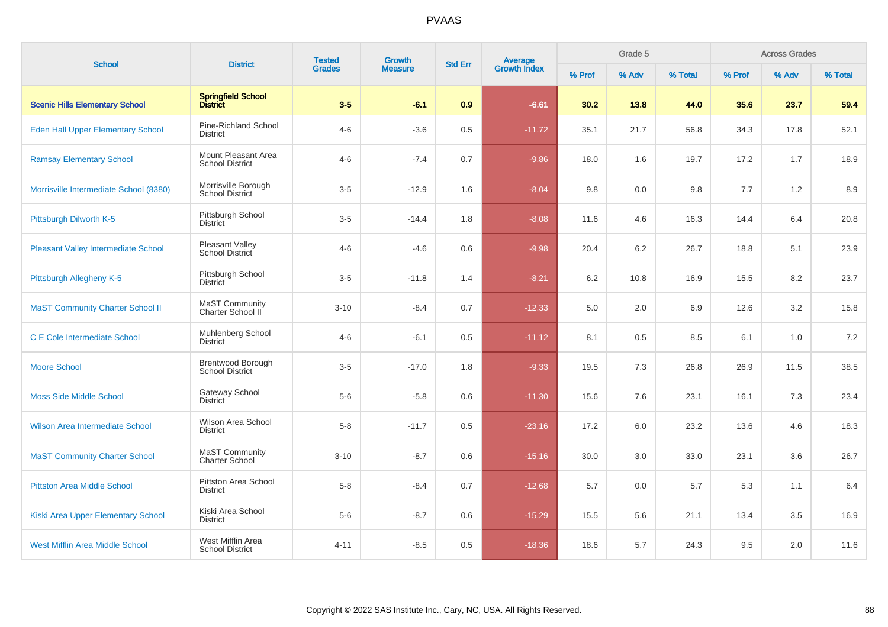# PVAAS

| School | District | Tested Grades | Growth Measure | Std Err | Average Growth Index | Grade 5 | | | Across Grades | | |
|---|---|---|---|---|---|---|---|---|---|---|---|
| | | | | | | % Prof | % Adv | % Total | % Prof | % Adv | % Total |
| **Scenic Hills Elementary School** | **Springfield School District** | **3-5** | **-6.1** | **0.9** | **-6.61** | **30.2** | **13.8** | **44.0** | **35.6** | **23.7** | **59.4** |
| Eden Hall Upper Elementary School | Pine-Richland School District | 4-6 | -3.6 | 0.5 | -11.72 | 35.1 | 21.7 | 56.8 | 34.3 | 17.8 | 52.1 |
| Ramsay Elementary School | Mount Pleasant Area School District | 4-6 | -7.4 | 0.7 | -9.86 | 18.0 | 1.6 | 19.7 | 17.2 | 1.7 | 18.9 |
| Morrisville Intermediate School (8380) | Morrisville Borough School District | 3-5 | -12.9 | 1.6 | -8.04 | 9.8 | 0.0 | 9.8 | 7.7 | 1.2 | 8.9 |
| Pittsburgh Dilworth K-5 | Pittsburgh School District | 3-5 | -14.4 | 1.8 | -8.08 | 11.6 | 4.6 | 16.3 | 14.4 | 6.4 | 20.8 |
| Pleasant Valley Intermediate School | Pleasant Valley School District | 4-6 | -4.6 | 0.6 | -9.98 | 20.4 | 6.2 | 26.7 | 18.8 | 5.1 | 23.9 |
| Pittsburgh Allegheny K-5 | Pittsburgh School District | 3-5 | -11.8 | 1.4 | -8.21 | 6.2 | 10.8 | 16.9 | 15.5 | 8.2 | 23.7 |
| MaST Community Charter School II | MaST Community Charter School II | 3-10 | -8.4 | 0.7 | -12.33 | 5.0 | 2.0 | 6.9 | 12.6 | 3.2 | 15.8 |
| C E Cole Intermediate School | Muhlenberg School District | 4-6 | -6.1 | 0.5 | -11.12 | 8.1 | 0.5 | 8.5 | 6.1 | 1.0 | 7.2 |
| Moore School | Brentwood Borough School District | 3-5 | -17.0 | 1.8 | -9.33 | 19.5 | 7.3 | 26.8 | 26.9 | 11.5 | 38.5 |
| Moss Side Middle School | Gateway School District | 5-6 | -5.8 | 0.6 | -11.30 | 15.6 | 7.6 | 23.1 | 16.1 | 7.3 | 23.4 |
| Wilson Area Intermediate School | Wilson Area School District | 5-8 | -11.7 | 0.5 | -23.16 | 17.2 | 6.0 | 23.2 | 13.6 | 4.6 | 18.3 |
| MaST Community Charter School | MaST Community Charter School | 3-10 | -8.7 | 0.6 | -15.16 | 30.0 | 3.0 | 33.0 | 23.1 | 3.6 | 26.7 |
| Pittston Area Middle School | Pittston Area School District | 5-8 | -8.4 | 0.7 | -12.68 | 5.7 | 0.0 | 5.7 | 5.3 | 1.1 | 6.4 |
| Kiski Area Upper Elementary School | Kiski Area School District | 5-6 | -8.7 | 0.6 | -15.29 | 15.5 | 5.6 | 21.1 | 13.4 | 3.5 | 16.9 |
| West Mifflin Area Middle School | West Mifflin Area School District | 4-11 | -8.5 | 0.5 | -18.36 | 18.6 | 5.7 | 24.3 | 9.5 | 2.0 | 11.6 |

Copyright © 2022 SAS Institute Inc., Cary, NC, USA. All Rights Reserved.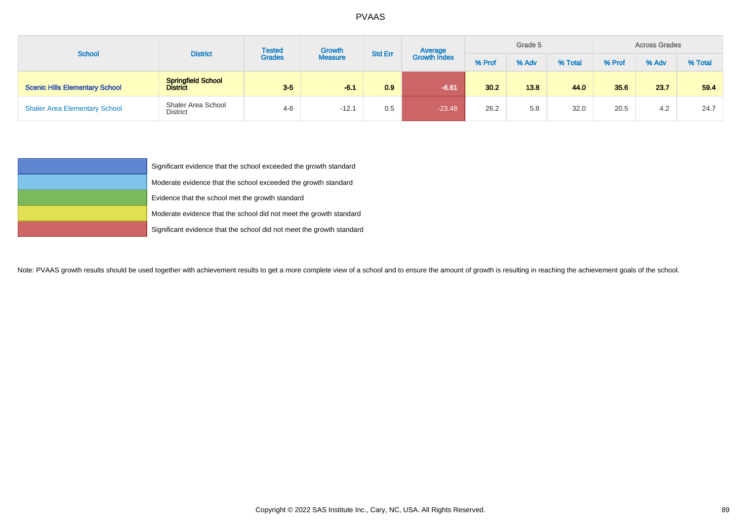# PVAAS

| School | District | Tested Grades | Growth Measure | Std Err | Average Growth Index | Grade 5 | | | Across Grades | | |
|---|---|---|---|---|---|---|---|---|---|---|---|
| | | | | | | % Prof | % Adv | % Total | % Prof | % Adv | % Total |
| **Scenic Hills Elementary School** | **Springfield School District** | **3-5** | **-6.1** | **0.9** | **-6.61** | **30.2** | **13.8** | **44.0** | **35.6** | **23.7** | **59.4** |
| Shaler Area Elementary School | Shaler Area School District | 4-6 | -12.1 | 0.5 | -23.48 | 26.2 | 5.8 | 32.0 | 20.5 | 4.2 | 24.7 |

Significant evidence that the school exceeded the growth standard

Moderate evidence that the school exceeded the growth standard

Evidence that the school met the growth standard

Moderate evidence that the school did not meet the growth standard

Significant evidence that the school did not meet the growth standard

Note: PVAAS growth results should be used together with achievement results to get a more complete view of a school and to ensure the amount of growth is resulting in reaching the achievement goals of the school.

Copyright © 2022 SAS Institute Inc., Cary, NC, USA. All Rights Reserved.